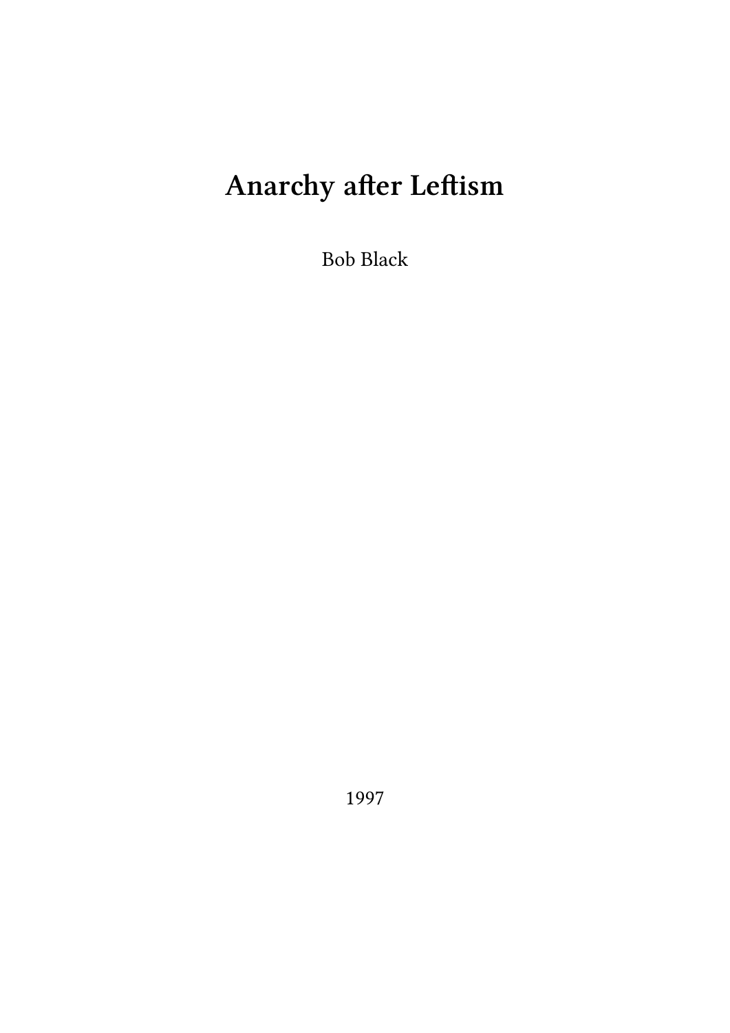# Anarchy after Leftism

Bob Black

1997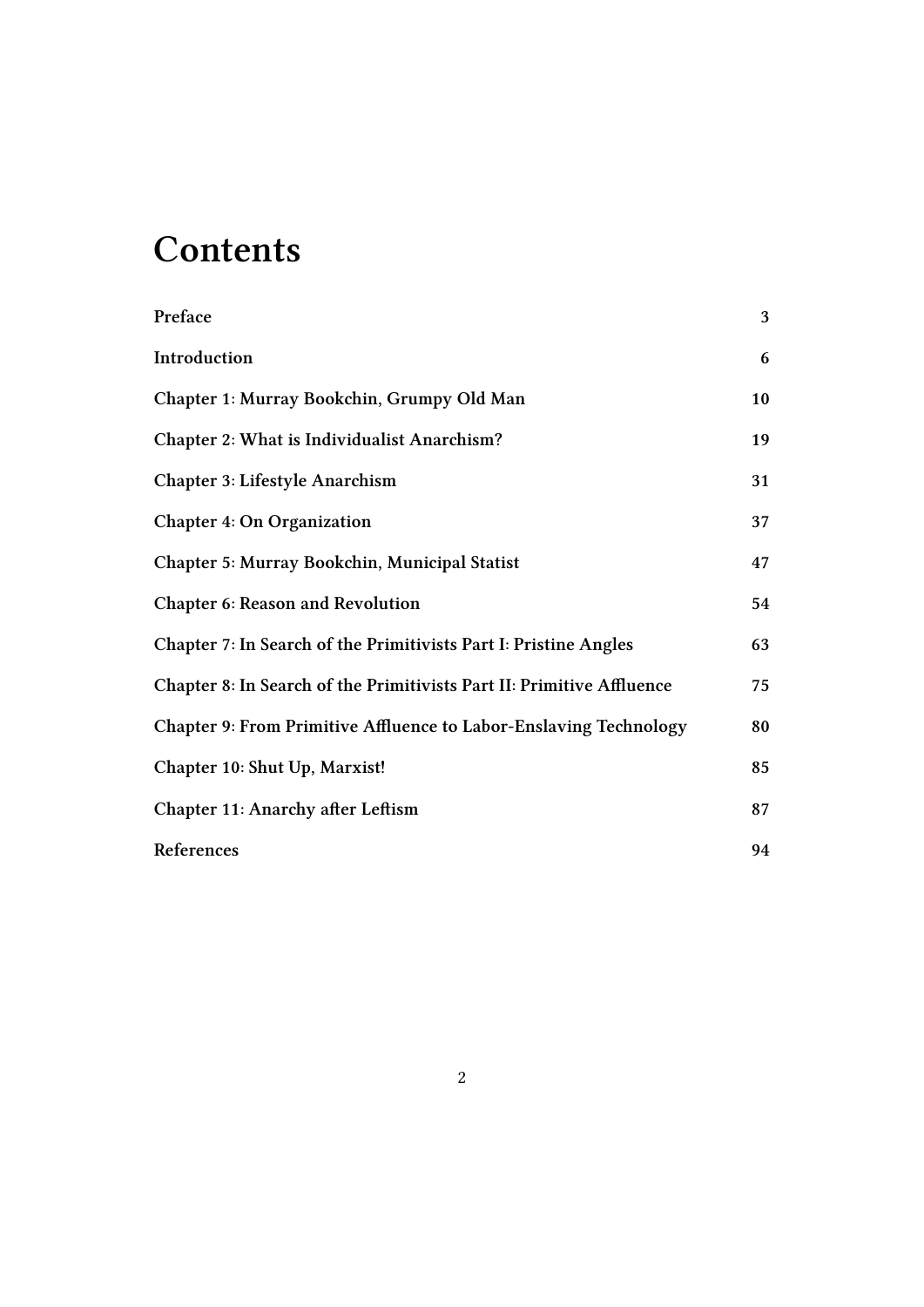# Contents

| | |
|---|---|
| **Preface** | **3** |
| **Introduction** | **6** |
| **Chapter 1: Murray Bookchin, Grumpy Old Man** | **10** |
| **Chapter 2: What is Individualist Anarchism?** | **19** |
| **Chapter 3: Lifestyle Anarchism** | **31** |
| **Chapter 4: On Organization** | **37** |
| **Chapter 5: Murray Bookchin, Municipal Statist** | **47** |
| **Chapter 6: Reason and Revolution** | **54** |
| **Chapter 7: In Search of the Primitivists Part I: Pristine Angles** | **63** |
| **Chapter 8: In Search of the Primitivists Part II: Primitive Affluence** | **75** |
| **Chapter 9: From Primitive Affluence to Labor-Enslaving Technology** | **80** |
| **Chapter 10: Shut Up, Marxist!** | **85** |
| **Chapter 11: Anarchy after Leftism** | **87** |
| **References** | **94** |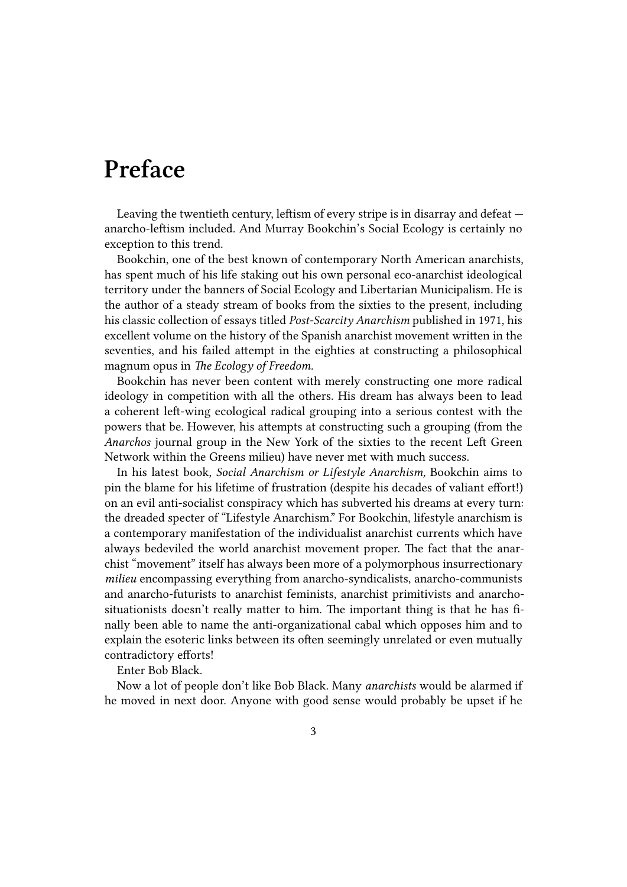# Preface

Leaving the twentieth century, leftism of every stripe is in disarray and defeat — anarcho-leftism included. And Murray Bookchin's Social Ecology is certainly no exception to this trend.

Bookchin, one of the best known of contemporary North American anarchists, has spent much of his life staking out his own personal eco-anarchist ideological territory under the banners of Social Ecology and Libertarian Municipalism. He is the author of a steady stream of books from the sixties to the present, including his classic collection of essays titled *Post-Scarcity Anarchism* published in 1971, his excellent volume on the history of the Spanish anarchist movement written in the seventies, and his failed attempt in the eighties at constructing a philosophical magnum opus in *The Ecology of Freedom.*

Bookchin has never been content with merely constructing one more radical ideology in competition with all the others. His dream has always been to lead a coherent left-wing ecological radical grouping into a serious contest with the powers that be. However, his attempts at constructing such a grouping (from the *Anarchos* journal group in the New York of the sixties to the recent Left Green Network within the Greens milieu) have never met with much success.

In his latest book, *Social Anarchism or Lifestyle Anarchism,* Bookchin aims to pin the blame for his lifetime of frustration (despite his decades of valiant effort!) on an evil anti-socialist conspiracy which has subverted his dreams at every turn: the dreaded specter of "Lifestyle Anarchism." For Bookchin, lifestyle anarchism is a contemporary manifestation of the individualist anarchist currents which have always bedeviled the world anarchist movement proper. The fact that the anarchist "movement" itself has always been more of a polymorphous insurrectionary *milieu* encompassing everything from anarcho-syndicalists, anarcho-communists and anarcho-futurists to anarchist feminists, anarchist primitivists and anarcho-situationists doesn't really matter to him. The important thing is that he has finally been able to name the anti-organizational cabal which opposes him and to explain the esoteric links between its often seemingly unrelated or even mutually contradictory efforts!

Enter Bob Black.

Now a lot of people don't like Bob Black. Many *anarchists* would be alarmed if he moved in next door. Anyone with good sense would probably be upset if he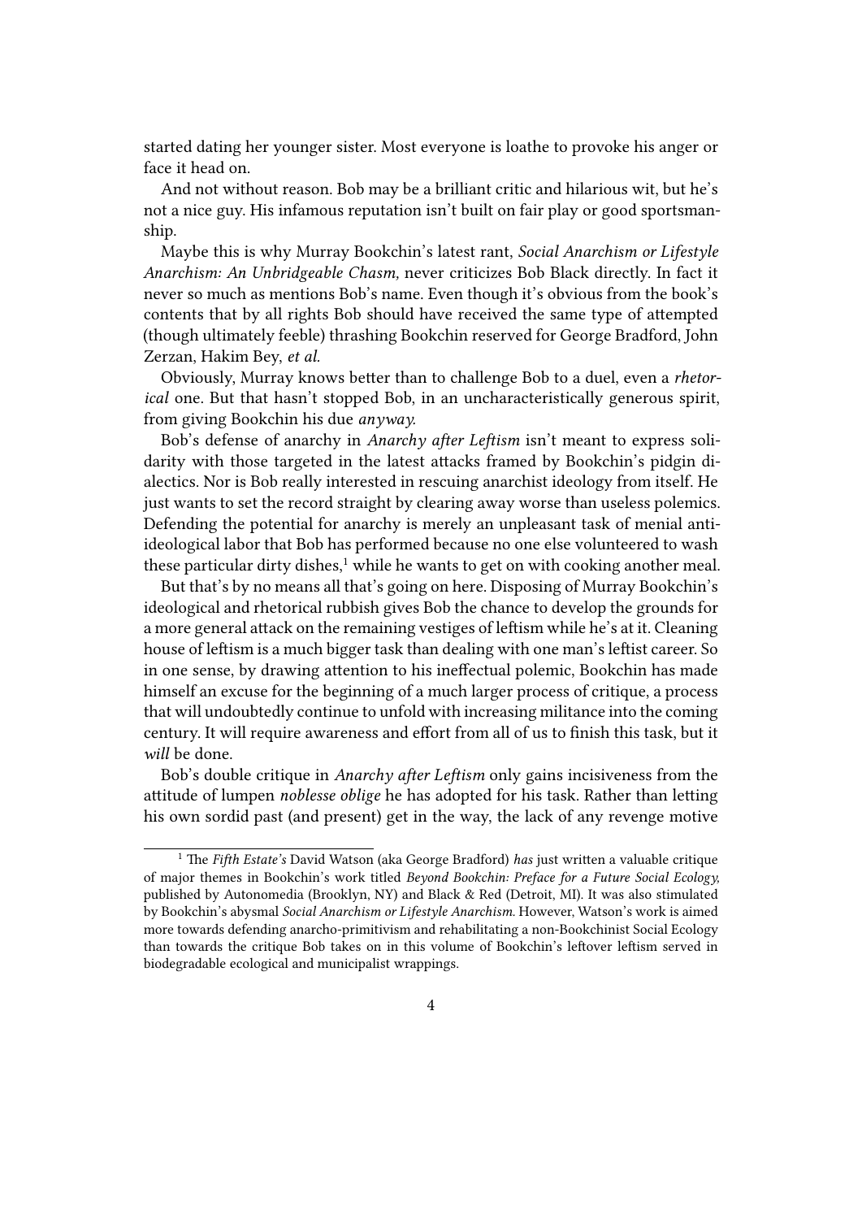started dating her younger sister. Most everyone is loathe to provoke his anger or face it head on.

And not without reason. Bob may be a brilliant critic and hilarious wit, but he's not a nice guy. His infamous reputation isn't built on fair play or good sportsmanship.

Maybe this is why Murray Bookchin's latest rant, *Social Anarchism or Lifestyle Anarchism: An Unbridgeable Chasm,* never criticizes Bob Black directly. In fact it never so much as mentions Bob's name. Even though it's obvious from the book's contents that by all rights Bob should have received the same type of attempted (though ultimately feeble) thrashing Bookchin reserved for George Bradford, John Zerzan, Hakim Bey, *et al.*

Obviously, Murray knows better than to challenge Bob to a duel, even a *rhetorical* one. But that hasn't stopped Bob, in an uncharacteristically generous spirit, from giving Bookchin his due *anyway.*

Bob's defense of anarchy in *Anarchy after Leftism* isn't meant to express solidarity with those targeted in the latest attacks framed by Bookchin's pidgin dialectics. Nor is Bob really interested in rescuing anarchist ideology from itself. He just wants to set the record straight by clearing away worse than useless polemics. Defending the potential for anarchy is merely an unpleasant task of menial anti-ideological labor that Bob has performed because no one else volunteered to wash these particular dirty dishes,[1] while he wants to get on with cooking another meal.

But that's by no means all that's going on here. Disposing of Murray Bookchin's ideological and rhetorical rubbish gives Bob the chance to develop the grounds for a more general attack on the remaining vestiges of leftism while he's at it. Cleaning house of leftism is a much bigger task than dealing with one man's leftist career. So in one sense, by drawing attention to his ineffectual polemic, Bookchin has made himself an excuse for the beginning of a much larger process of critique, a process that will undoubtedly continue to unfold with increasing militance into the coming century. It will require awareness and effort from all of us to finish this task, but it *will* be done.

Bob's double critique in *Anarchy after Leftism* only gains incisiveness from the attitude of lumpen *noblesse oblige* he has adopted for his task. Rather than letting his own sordid past (and present) get in the way, the lack of any revenge motive

[1] The *Fifth Estate's* David Watson (aka George Bradford) *has* just written a valuable critique of major themes in Bookchin's work titled *Beyond Bookchin: Preface for a Future Social Ecology,* published by Autonomedia (Brooklyn, NY) and Black & Red (Detroit, MI). It was also stimulated by Bookchin's abysmal *Social Anarchism or Lifestyle Anarchism.* However, Watson's work is aimed more towards defending anarcho-primitivism and rehabilitating a non-Bookchinist Social Ecology than towards the critique Bob takes on in this volume of Bookchin's leftover leftism served in biodegradable ecological and municipalist wrappings.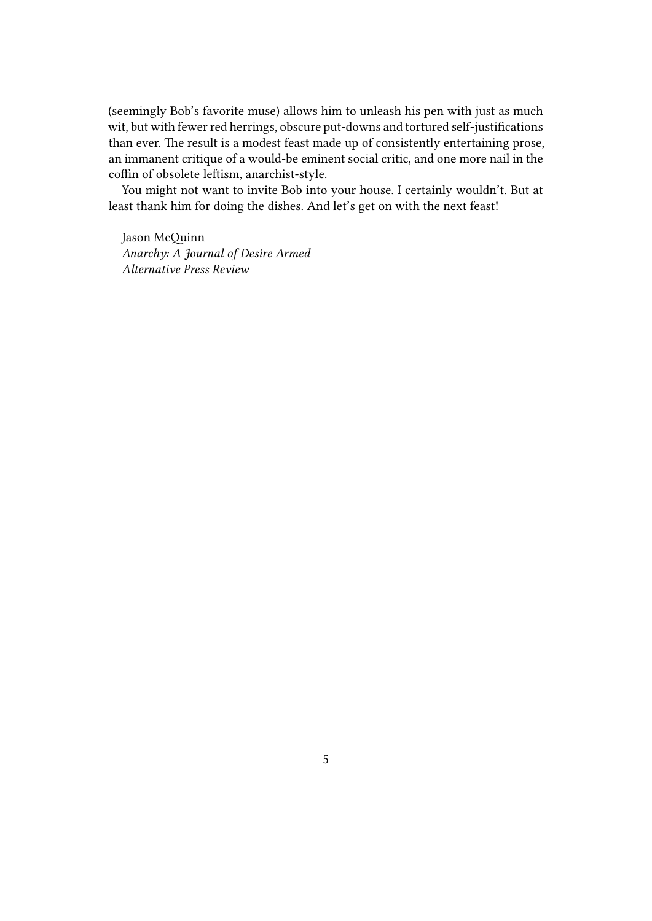(seemingly Bob's favorite muse) allows him to unleash his pen with just as much wit, but with fewer red herrings, obscure put-downs and tortured self-justifications than ever. The result is a modest feast made up of consistently entertaining prose, an immanent critique of a would-be eminent social critic, and one more nail in the coffin of obsolete leftism, anarchist-style.

You might not want to invite Bob into your house. I certainly wouldn't. But at least thank him for doing the dishes. And let's get on with the next feast!

Jason McQuinn
*Anarchy: A Journal of Desire Armed*
*Alternative Press Review*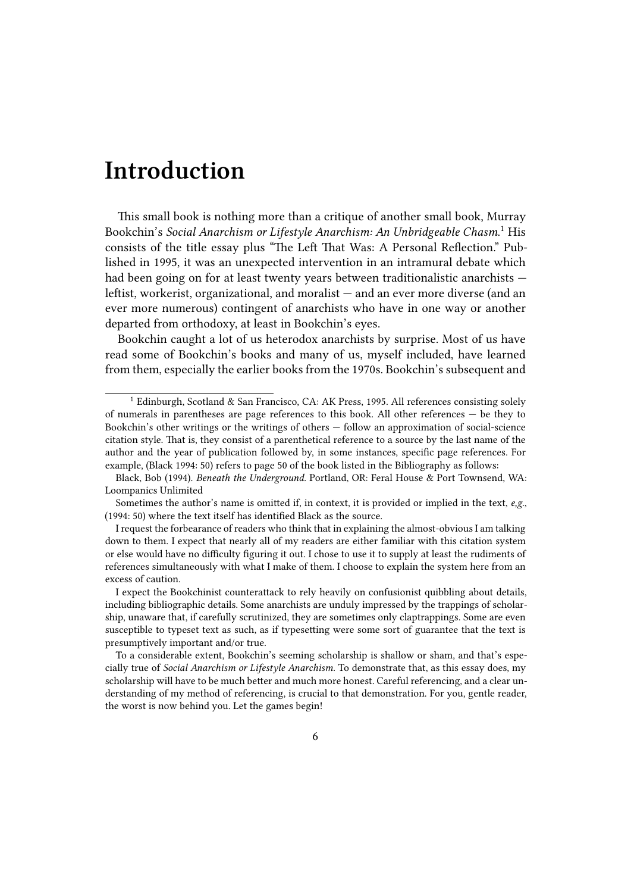# Introduction

This small book is nothing more than a critique of another small book, Murray Bookchin's *Social Anarchism or Lifestyle Anarchism: An Unbridgeable Chasm*.[1] His consists of the title essay plus "The Left That Was: A Personal Reflection." Published in 1995, it was an unexpected intervention in an intramural debate which had been going on for at least twenty years between traditionalistic anarchists — leftist, workerist, organizational, and moralist — and an ever more diverse (and an ever more numerous) contingent of anarchists who have in one way or another departed from orthodoxy, at least in Bookchin's eyes.

Bookchin caught a lot of us heterodox anarchists by surprise. Most of us have read some of Bookchin's books and many of us, myself included, have learned from them, especially the earlier books from the 1970s. Bookchin's subsequent and

---

[1] Edinburgh, Scotland & San Francisco, CA: AK Press, 1995. All references consisting solely of numerals in parentheses are page references to this book. All other references — be they to Bookchin's other writings or the writings of others — follow an approximation of social-science citation style. That is, they consist of a parenthetical reference to a source by the last name of the author and the year of publication followed by, in some instances, specific page references. For example, (Black 1994: 50) refers to page 50 of the book listed in the Bibliography as follows:

Black, Bob (1994). *Beneath the Underground*. Portland, OR: Feral House & Port Townsend, WA: Loompanics Unlimited

Sometimes the author's name is omitted if, in context, it is provided or implied in the text, *e.g.*, (1994: 50) where the text itself has identified Black as the source.

I request the forbearance of readers who think that in explaining the almost-obvious I am talking down to them. I expect that nearly all of my readers are either familiar with this citation system or else would have no difficulty figuring it out. I chose to use it to supply at least the rudiments of references simultaneously with what I make of them. I choose to explain the system here from an excess of caution.

I expect the Bookchinist counterattack to rely heavily on confusionist quibbling about details, including bibliographic details. Some anarchists are unduly impressed by the trappings of scholarship, unaware that, if carefully scrutinized, they are sometimes only claptrappings. Some are even susceptible to typeset text as such, as if typesetting were some sort of guarantee that the text is presumptively important and/or true.

To a considerable extent, Bookchin's seeming scholarship is shallow or sham, and that's especially true of *Social Anarchism or Lifestyle Anarchism*. To demonstrate that, as this essay does, my scholarship will have to be much better and much more honest. Careful referencing, and a clear understanding of my method of referencing, is crucial to that demonstration. For you, gentle reader, the worst is now behind you. Let the games begin!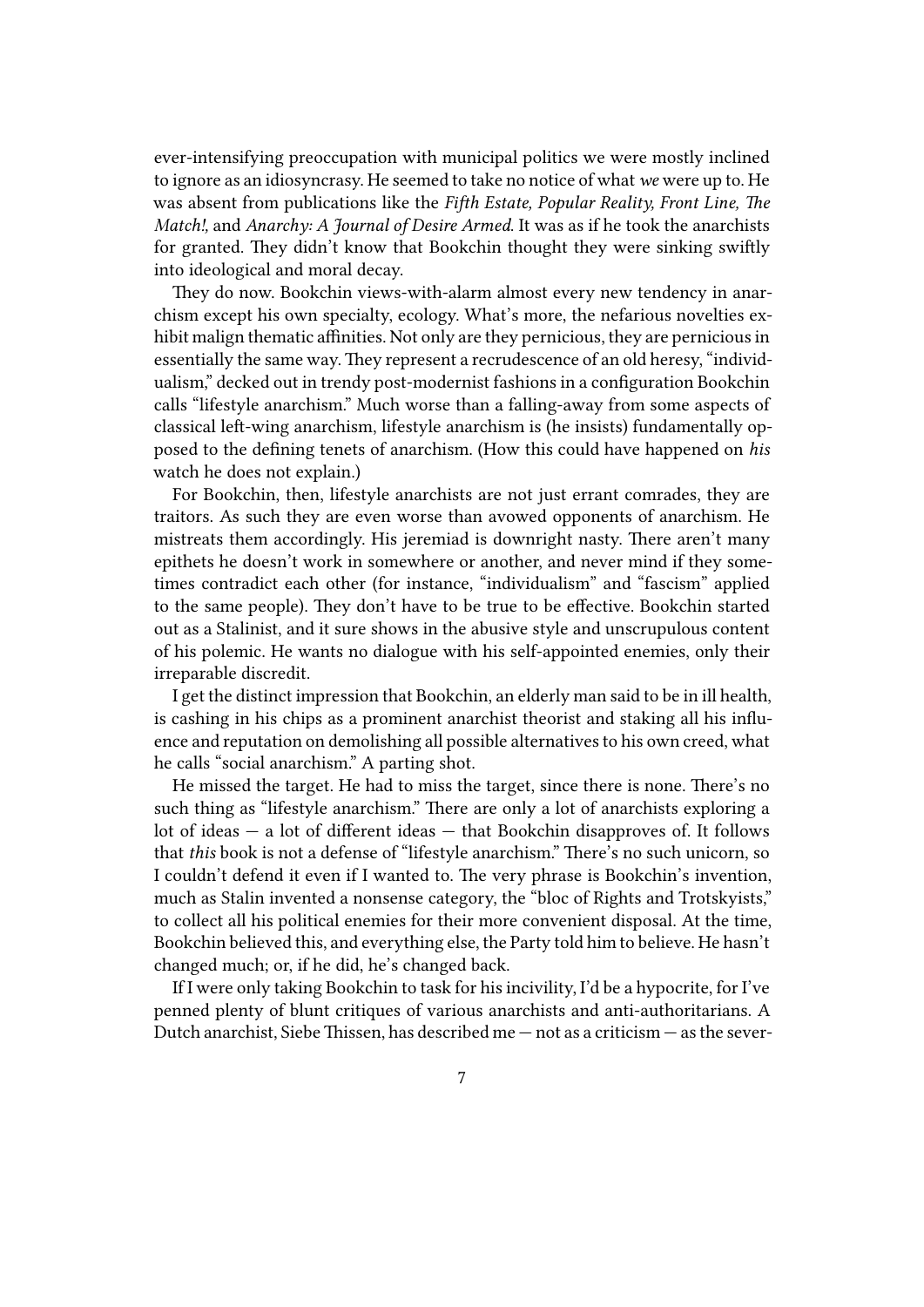ever-intensifying preoccupation with municipal politics we were mostly inclined to ignore as an idiosyncrasy. He seemed to take no notice of what *we* were up to. He was absent from publications like the *Fifth Estate, Popular Reality, Front Line, The Match!,* and *Anarchy: A Journal of Desire Armed.* It was as if he took the anarchists for granted. They didn't know that Bookchin thought they were sinking swiftly into ideological and moral decay.

They do now. Bookchin views-with-alarm almost every new tendency in anarchism except his own specialty, ecology. What's more, the nefarious novelties exhibit malign thematic affinities. Not only are they pernicious, they are pernicious in essentially the same way. They represent a recrudescence of an old heresy, "individualism," decked out in trendy post-modernist fashions in a configuration Bookchin calls "lifestyle anarchism." Much worse than a falling-away from some aspects of classical left-wing anarchism, lifestyle anarchism is (he insists) fundamentally opposed to the defining tenets of anarchism. (How this could have happened on *his* watch he does not explain.)

For Bookchin, then, lifestyle anarchists are not just errant comrades, they are traitors. As such they are even worse than avowed opponents of anarchism. He mistreats them accordingly. His jeremiad is downright nasty. There aren't many epithets he doesn't work in somewhere or another, and never mind if they sometimes contradict each other (for instance, "individualism" and "fascism" applied to the same people). They don't have to be true to be effective. Bookchin started out as a Stalinist, and it sure shows in the abusive style and unscrupulous content of his polemic. He wants no dialogue with his self-appointed enemies, only their irreparable discredit.

I get the distinct impression that Bookchin, an elderly man said to be in ill health, is cashing in his chips as a prominent anarchist theorist and staking all his influence and reputation on demolishing all possible alternatives to his own creed, what he calls "social anarchism." A parting shot.

He missed the target. He had to miss the target, since there is none. There's no such thing as "lifestyle anarchism." There are only a lot of anarchists exploring a lot of ideas — a lot of different ideas — that Bookchin disapproves of. It follows that *this* book is not a defense of "lifestyle anarchism." There's no such unicorn, so I couldn't defend it even if I wanted to. The very phrase is Bookchin's invention, much as Stalin invented a nonsense category, the "bloc of Rights and Trotskyists," to collect all his political enemies for their more convenient disposal. At the time, Bookchin believed this, and everything else, the Party told him to believe. He hasn't changed much; or, if he did, he's changed back.

If I were only taking Bookchin to task for his incivility, I'd be a hypocrite, for I've penned plenty of blunt critiques of various anarchists and anti-authoritarians. A Dutch anarchist, Siebe Thissen, has described me — not as a criticism — as the sever-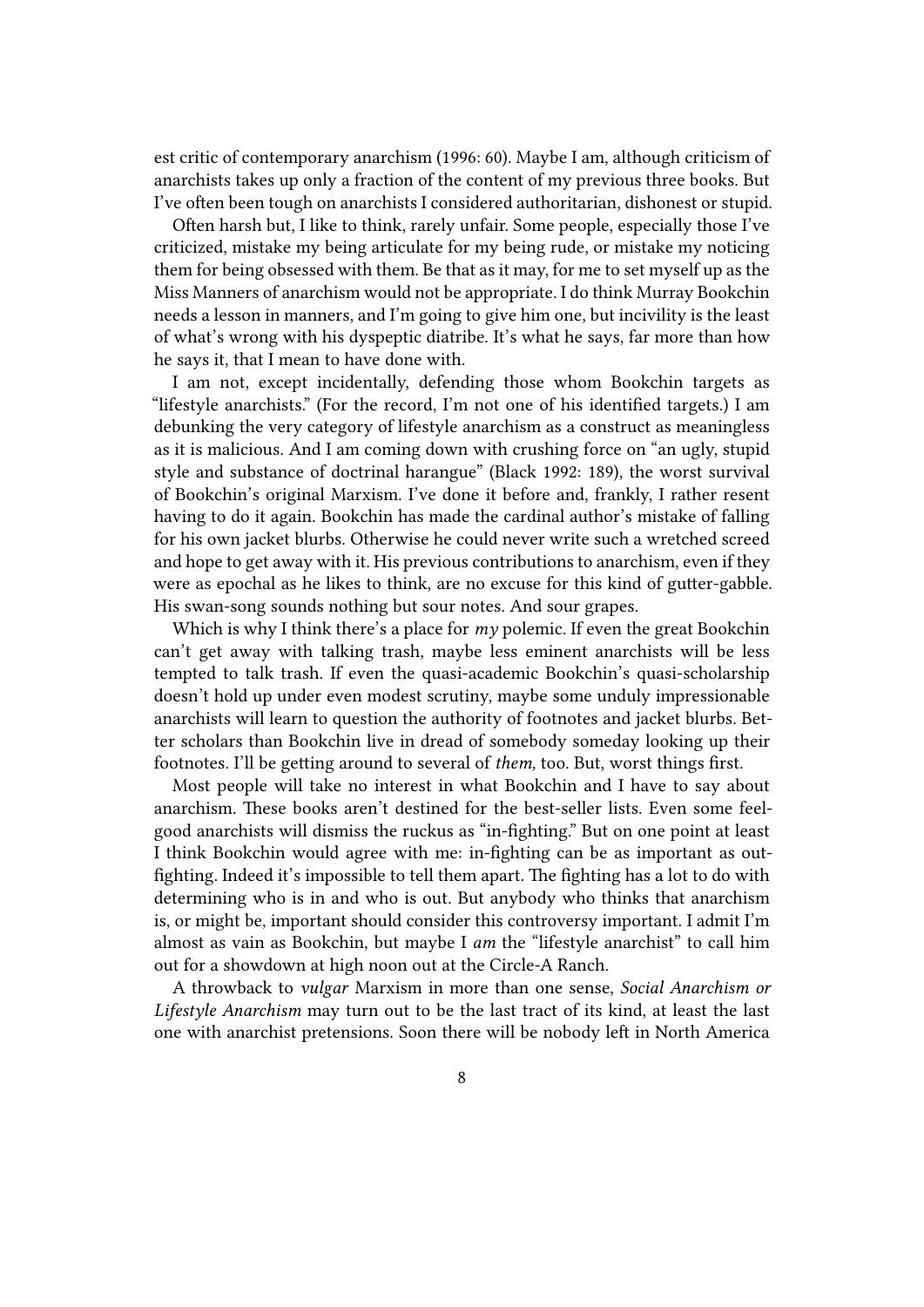est critic of contemporary anarchism (1996: 60). Maybe I am, although criticism of anarchists takes up only a fraction of the content of my previous three books. But I've often been tough on anarchists I considered authoritarian, dishonest or stupid.

Often harsh but, I like to think, rarely unfair. Some people, especially those I've criticized, mistake my being articulate for my being rude, or mistake my noticing them for being obsessed with them. Be that as it may, for me to set myself up as the Miss Manners of anarchism would not be appropriate. I do think Murray Bookchin needs a lesson in manners, and I'm going to give him one, but incivility is the least of what's wrong with his dyspeptic diatribe. It's what he says, far more than how he says it, that I mean to have done with.

I am not, except incidentally, defending those whom Bookchin targets as "lifestyle anarchists." (For the record, I'm not one of his identified targets.) I am debunking the very category of lifestyle anarchism as a construct as meaningless as it is malicious. And I am coming down with crushing force on "an ugly, stupid style and substance of doctrinal harangue" (Black 1992: 189), the worst survival of Bookchin's original Marxism. I've done it before and, frankly, I rather resent having to do it again. Bookchin has made the cardinal author's mistake of falling for his own jacket blurbs. Otherwise he could never write such a wretched screed and hope to get away with it. His previous contributions to anarchism, even if they were as epochal as he likes to think, are no excuse for this kind of gutter-gabble. His swan-song sounds nothing but sour notes. And sour grapes.

Which is why I think there's a place for *my* polemic. If even the great Bookchin can't get away with talking trash, maybe less eminent anarchists will be less tempted to talk trash. If even the quasi-academic Bookchin's quasi-scholarship doesn't hold up under even modest scrutiny, maybe some unduly impressionable anarchists will learn to question the authority of footnotes and jacket blurbs. Better scholars than Bookchin live in dread of somebody someday looking up their footnotes. I'll be getting around to several of *them,* too. But, worst things first.

Most people will take no interest in what Bookchin and I have to say about anarchism. These books aren't destined for the best-seller lists. Even some feel-good anarchists will dismiss the ruckus as "in-fighting." But on one point at least I think Bookchin would agree with me: in-fighting can be as important as out-fighting. Indeed it's impossible to tell them apart. The fighting has a lot to do with determining who is in and who is out. But anybody who thinks that anarchism is, or might be, important should consider this controversy important. I admit I'm almost as vain as Bookchin, but maybe I *am* the "lifestyle anarchist" to call him out for a showdown at high noon out at the Circle-A Ranch.

A throwback to *vulgar* Marxism in more than one sense, *Social Anarchism or Lifestyle Anarchism* may turn out to be the last tract of its kind, at least the last one with anarchist pretensions. Soon there will be nobody left in North America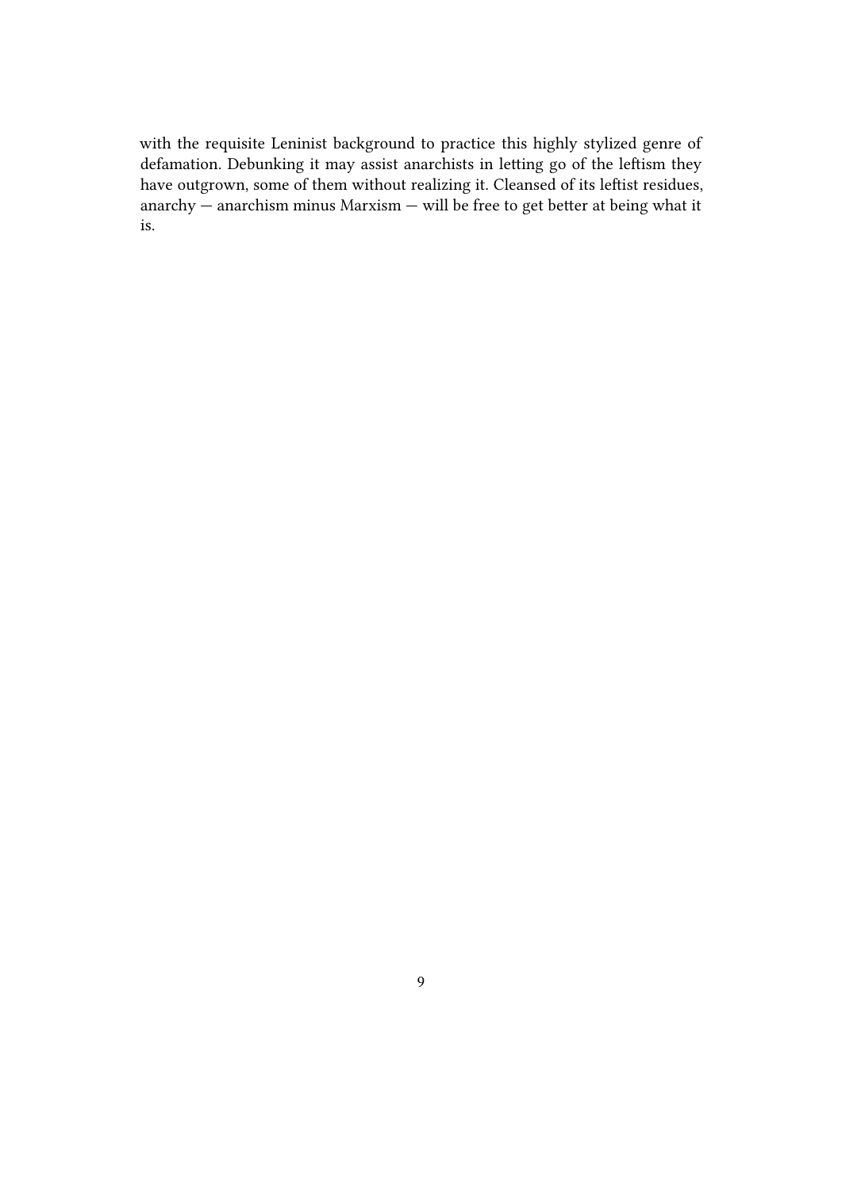with the requisite Leninist background to practice this highly stylized genre of defamation. Debunking it may assist anarchists in letting go of the leftism they have outgrown, some of them without realizing it. Cleansed of its leftist residues, anarchy — anarchism minus Marxism — will be free to get better at being what it is.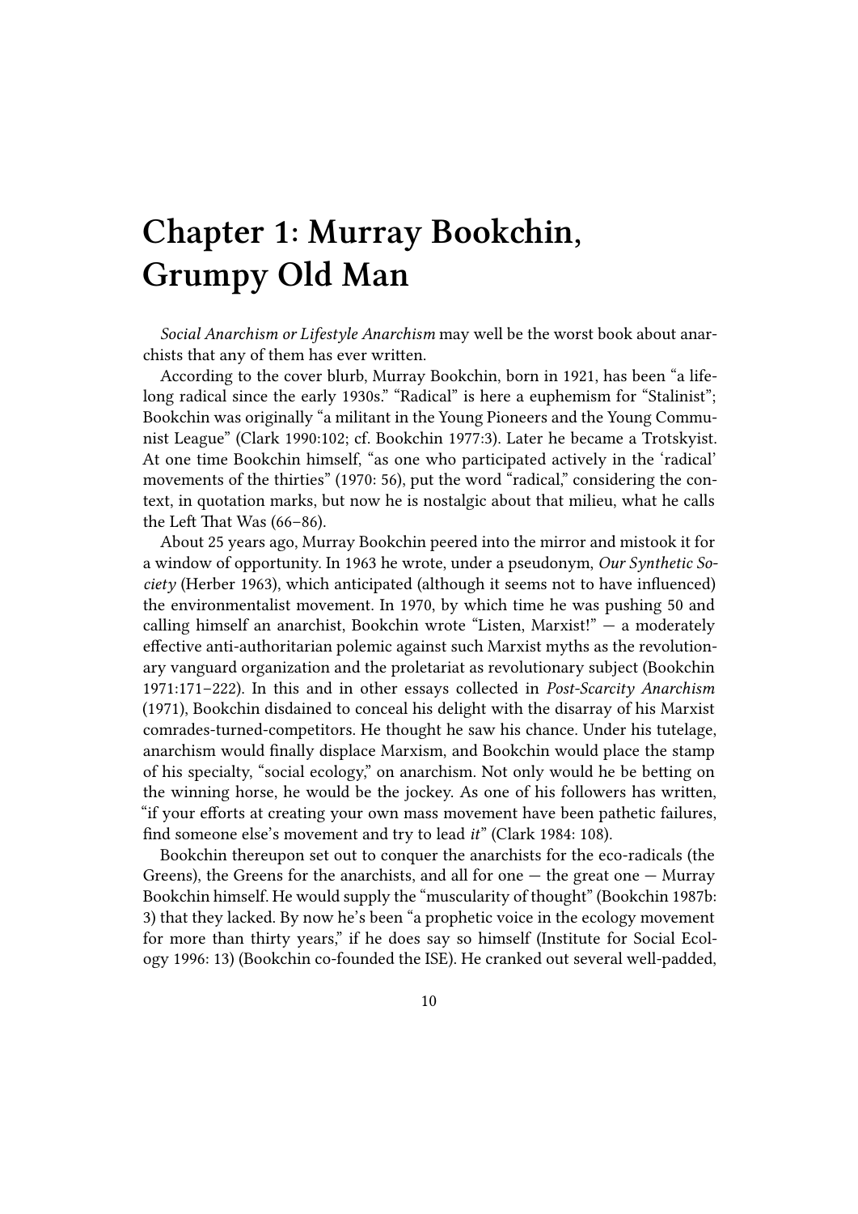# Chapter 1: Murray Bookchin, Grumpy Old Man

*Social Anarchism or Lifestyle Anarchism* may well be the worst book about anarchists that any of them has ever written.

According to the cover blurb, Murray Bookchin, born in 1921, has been "a lifelong radical since the early 1930s." "Radical" is here a euphemism for "Stalinist"; Bookchin was originally "a militant in the Young Pioneers and the Young Communist League" (Clark 1990:102; cf. Bookchin 1977:3). Later he became a Trotskyist. At one time Bookchin himself, "as one who participated actively in the 'radical' movements of the thirties" (1970: 56), put the word "radical," considering the context, in quotation marks, but now he is nostalgic about that milieu, what he calls the Left That Was (66–86).

About 25 years ago, Murray Bookchin peered into the mirror and mistook it for a window of opportunity. In 1963 he wrote, under a pseudonym, *Our Synthetic Society* (Herber 1963), which anticipated (although it seems not to have influenced) the environmentalist movement. In 1970, by which time he was pushing 50 and calling himself an anarchist, Bookchin wrote "Listen, Marxist!" — a moderately effective anti-authoritarian polemic against such Marxist myths as the revolutionary vanguard organization and the proletariat as revolutionary subject (Bookchin 1971:171–222). In this and in other essays collected in *Post-Scarcity Anarchism* (1971), Bookchin disdained to conceal his delight with the disarray of his Marxist comrades-turned-competitors. He thought he saw his chance. Under his tutelage, anarchism would finally displace Marxism, and Bookchin would place the stamp of his specialty, "social ecology," on anarchism. Not only would he be betting on the winning horse, he would be the jockey. As one of his followers has written, "if your efforts at creating your own mass movement have been pathetic failures, find someone else's movement and try to lead *it*" (Clark 1984: 108).

Bookchin thereupon set out to conquer the anarchists for the eco-radicals (the Greens), the Greens for the anarchists, and all for one — the great one — Murray Bookchin himself. He would supply the "muscularity of thought" (Bookchin 1987b: 3) that they lacked. By now he's been "a prophetic voice in the ecology movement for more than thirty years," if he does say so himself (Institute for Social Ecology 1996: 13) (Bookchin co-founded the ISE). He cranked out several well-padded,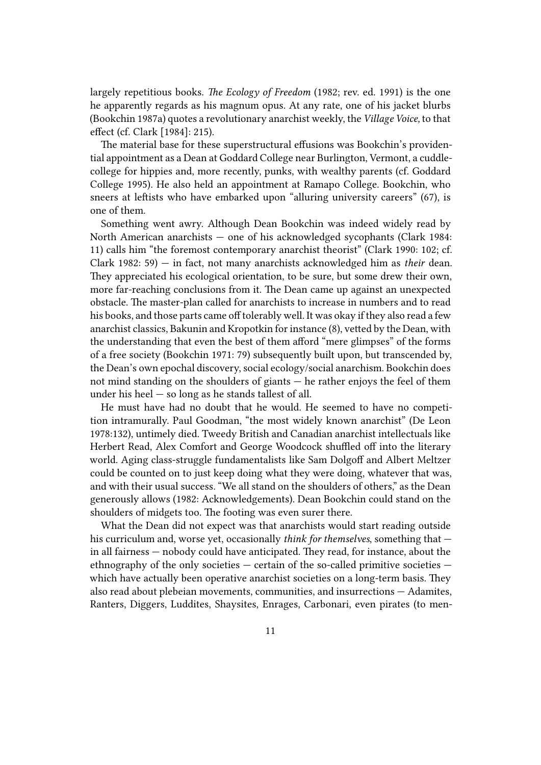largely repetitious books. *The Ecology of Freedom* (1982; rev. ed. 1991) is the one he apparently regards as his magnum opus. At any rate, one of his jacket blurbs (Bookchin 1987a) quotes a revolutionary anarchist weekly, the *Village Voice,* to that effect (cf. Clark [1984]: 215).

The material base for these superstructural effusions was Bookchin's providential appointment as a Dean at Goddard College near Burlington, Vermont, a cuddle-college for hippies and, more recently, punks, with wealthy parents (cf. Goddard College 1995). He also held an appointment at Ramapo College. Bookchin, who sneers at leftists who have embarked upon "alluring university careers" (67), is one of them.

Something went awry. Although Dean Bookchin was indeed widely read by North American anarchists — one of his acknowledged sycophants (Clark 1984: 11) calls him "the foremost contemporary anarchist theorist" (Clark 1990: 102; cf. Clark 1982: 59) — in fact, not many anarchists acknowledged him as *their* dean. They appreciated his ecological orientation, to be sure, but some drew their own, more far-reaching conclusions from it. The Dean came up against an unexpected obstacle. The master-plan called for anarchists to increase in numbers and to read his books, and those parts came off tolerably well. It was okay if they also read a few anarchist classics, Bakunin and Kropotkin for instance (8), vetted by the Dean, with the understanding that even the best of them afford "mere glimpses" of the forms of a free society (Bookchin 1971: 79) subsequently built upon, but transcended by, the Dean's own epochal discovery, social ecology/social anarchism. Bookchin does not mind standing on the shoulders of giants — he rather enjoys the feel of them under his heel — so long as he stands tallest of all.

He must have had no doubt that he would. He seemed to have no competition intramurally. Paul Goodman, "the most widely known anarchist" (De Leon 1978:132), untimely died. Tweedy British and Canadian anarchist intellectuals like Herbert Read, Alex Comfort and George Woodcock shuffled off into the literary world. Aging class-struggle fundamentalists like Sam Dolgoff and Albert Meltzer could be counted on to just keep doing what they were doing, whatever that was, and with their usual success. "We all stand on the shoulders of others," as the Dean generously allows (1982: Acknowledgements). Dean Bookchin could stand on the shoulders of midgets too. The footing was even surer there.

What the Dean did not expect was that anarchists would start reading outside his curriculum and, worse yet, occasionally *think for themselves*, something that — in all fairness — nobody could have anticipated. They read, for instance, about the ethnography of the only societies — certain of the so-called primitive societies — which have actually been operative anarchist societies on a long-term basis. They also read about plebeian movements, communities, and insurrections — Adamites, Ranters, Diggers, Luddites, Shaysites, Enrages, Carbonari, even pirates (to men-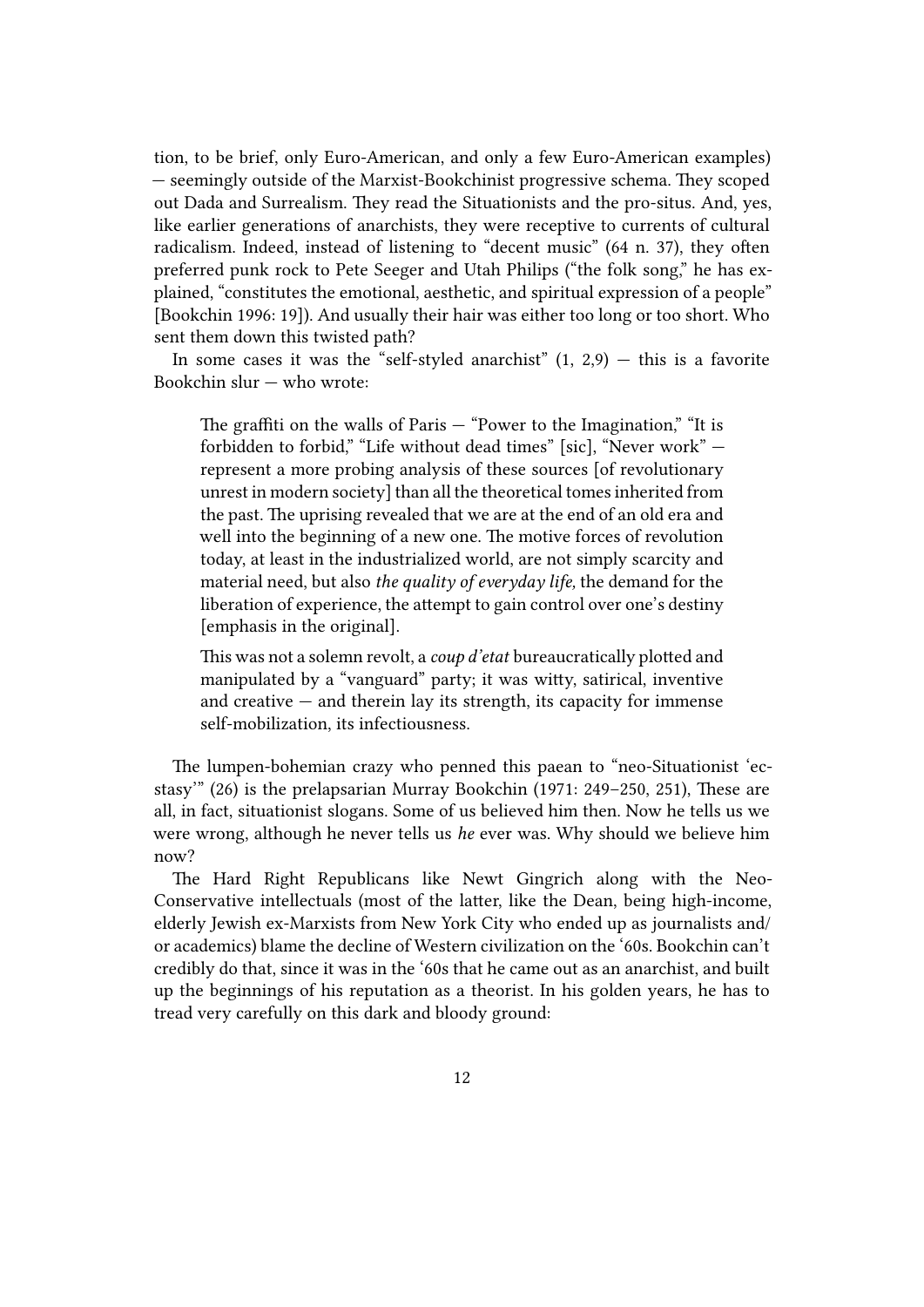tion, to be brief, only Euro-American, and only a few Euro-American examples) — seemingly outside of the Marxist-Bookchinist progressive schema. They scoped out Dada and Surrealism. They read the Situationists and the pro-situs. And, yes, like earlier generations of anarchists, they were receptive to currents of cultural radicalism. Indeed, instead of listening to "decent music" (64 n. 37), they often preferred punk rock to Pete Seeger and Utah Philips ("the folk song," he has explained, "constitutes the emotional, aesthetic, and spiritual expression of a people" [Bookchin 1996: 19]). And usually their hair was either too long or too short. Who sent them down this twisted path?

In some cases it was the "self-styled anarchist" (1, 2,9) — this is a favorite Bookchin slur — who wrote:

> The graffiti on the walls of Paris — "Power to the Imagination," "It is forbidden to forbid," "Life without dead times" [sic], "Never work" — represent a more probing analysis of these sources [of revolutionary unrest in modern society] than all the theoretical tomes inherited from the past. The uprising revealed that we are at the end of an old era and well into the beginning of a new one. The motive forces of revolution today, at least in the industrialized world, are not simply scarcity and material need, but also *the quality of everyday life,* the demand for the liberation of experience, the attempt to gain control over one's destiny [emphasis in the original].
>
> This was not a solemn revolt, a *coup d'etat* bureaucratically plotted and manipulated by a "vanguard" party; it was witty, satirical, inventive and creative — and therein lay its strength, its capacity for immense self-mobilization, its infectiousness.

The lumpen-bohemian crazy who penned this paean to "neo-Situationist 'ecstasy'" (26) is the prelapsarian Murray Bookchin (1971: 249–250, 251), These are all, in fact, situationist slogans. Some of us believed him then. Now he tells us we were wrong, although he never tells us *he* ever was. Why should we believe him now?

The Hard Right Republicans like Newt Gingrich along with the Neo-Conservative intellectuals (most of the latter, like the Dean, being high-income, elderly Jewish ex-Marxists from New York City who ended up as journalists and/or academics) blame the decline of Western civilization on the '60s. Bookchin can't credibly do that, since it was in the '60s that he came out as an anarchist, and built up the beginnings of his reputation as a theorist. In his golden years, he has to tread very carefully on this dark and bloody ground: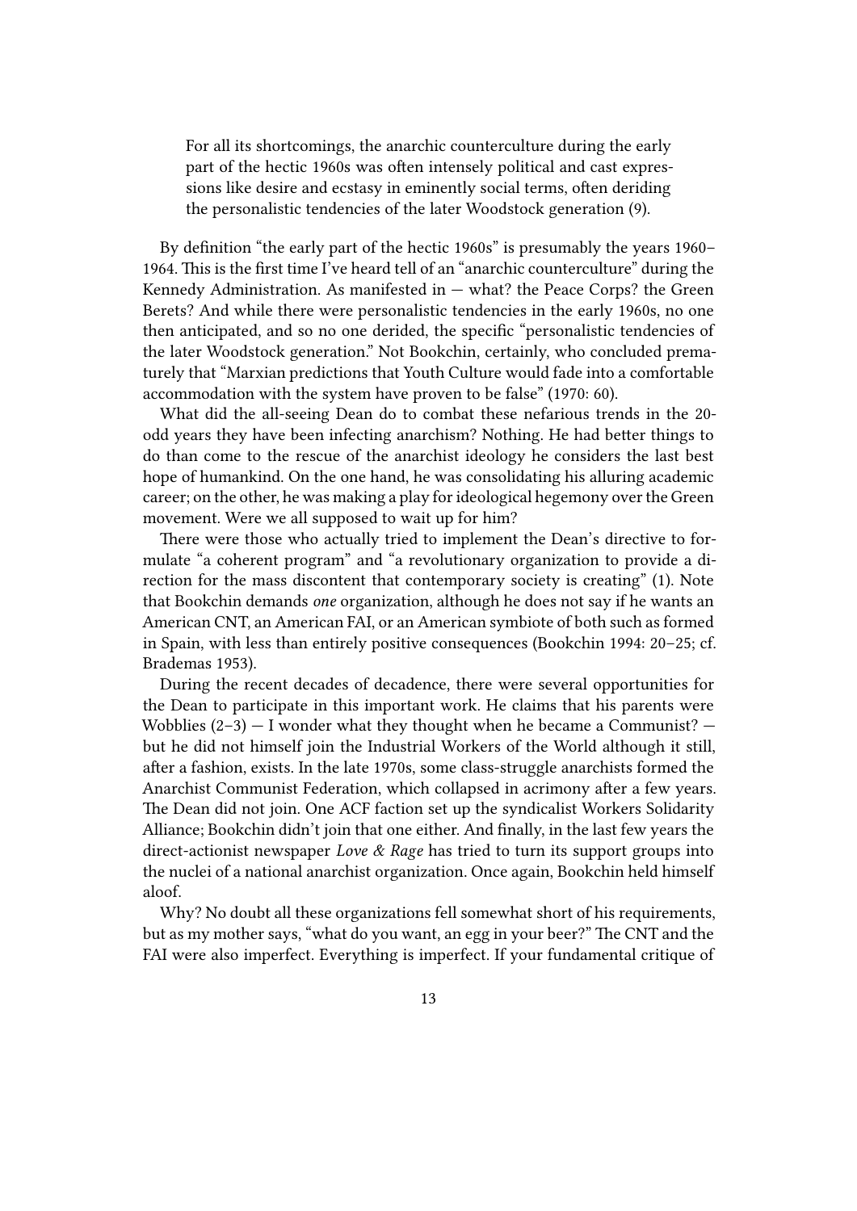> For all its shortcomings, the anarchic counterculture during the early part of the hectic 1960s was often intensely political and cast expressions like desire and ecstasy in eminently social terms, often deriding the personalistic tendencies of the later Woodstock generation (9).

By definition "the early part of the hectic 1960s" is presumably the years 1960–1964. This is the first time I've heard tell of an "anarchic counterculture" during the Kennedy Administration. As manifested in — what? the Peace Corps? the Green Berets? And while there were personalistic tendencies in the early 1960s, no one then anticipated, and so no one derided, the specific "personalistic tendencies of the later Woodstock generation." Not Bookchin, certainly, who concluded prematurely that "Marxian predictions that Youth Culture would fade into a comfortable accommodation with the system have proven to be false" (1970: 60).

What did the all-seeing Dean do to combat these nefarious trends in the 20-odd years they have been infecting anarchism? Nothing. He had better things to do than come to the rescue of the anarchist ideology he considers the last best hope of humankind. On the one hand, he was consolidating his alluring academic career; on the other, he was making a play for ideological hegemony over the Green movement. Were we all supposed to wait up for him?

There were those who actually tried to implement the Dean's directive to formulate "a coherent program" and "a revolutionary organization to provide a direction for the mass discontent that contemporary society is creating" (1). Note that Bookchin demands *one* organization, although he does not say if he wants an American CNT, an American FAI, or an American symbiote of both such as formed in Spain, with less than entirely positive consequences (Bookchin 1994: 20–25; cf. Brademas 1953).

During the recent decades of decadence, there were several opportunities for the Dean to participate in this important work. He claims that his parents were Wobblies (2–3) — I wonder what they thought when he became a Communist? — but he did not himself join the Industrial Workers of the World although it still, after a fashion, exists. In the late 1970s, some class-struggle anarchists formed the Anarchist Communist Federation, which collapsed in acrimony after a few years. The Dean did not join. One ACF faction set up the syndicalist Workers Solidarity Alliance; Bookchin didn't join that one either. And finally, in the last few years the direct-actionist newspaper *Love & Rage* has tried to turn its support groups into the nuclei of a national anarchist organization. Once again, Bookchin held himself aloof.

Why? No doubt all these organizations fell somewhat short of his requirements, but as my mother says, "what do you want, an egg in your beer?" The CNT and the FAI were also imperfect. Everything is imperfect. If your fundamental critique of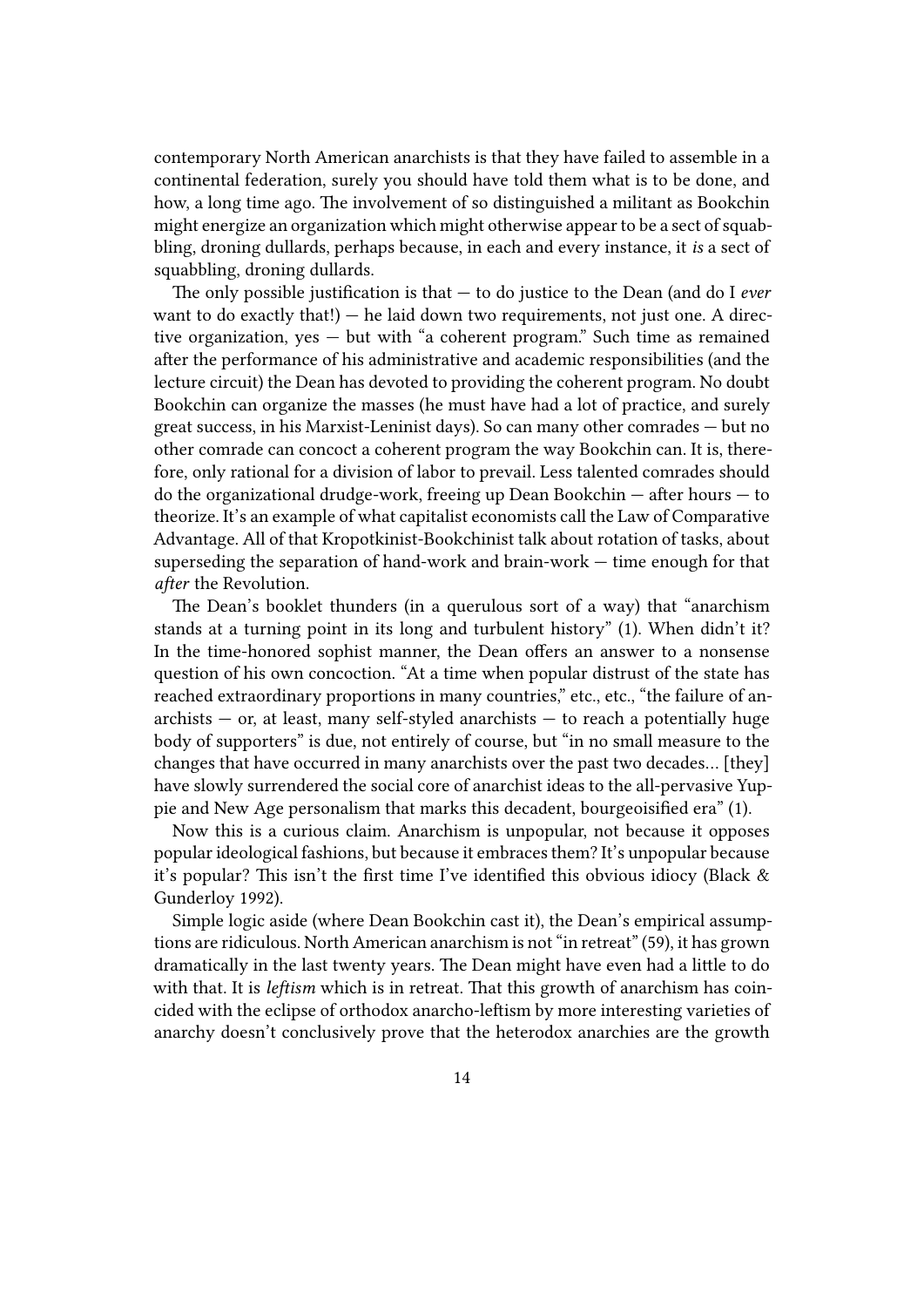contemporary North American anarchists is that they have failed to assemble in a continental federation, surely you should have told them what is to be done, and how, a long time ago. The involvement of so distinguished a militant as Bookchin might energize an organization which might otherwise appear to be a sect of squabbling, droning dullards, perhaps because, in each and every instance, it *is* a sect of squabbling, droning dullards.

The only possible justification is that — to do justice to the Dean (and do I *ever* want to do exactly that!) — he laid down two requirements, not just one. A directive organization, yes — but with "a coherent program." Such time as remained after the performance of his administrative and academic responsibilities (and the lecture circuit) the Dean has devoted to providing the coherent program. No doubt Bookchin can organize the masses (he must have had a lot of practice, and surely great success, in his Marxist-Leninist days). So can many other comrades — but no other comrade can concoct a coherent program the way Bookchin can. It is, therefore, only rational for a division of labor to prevail. Less talented comrades should do the organizational drudge-work, freeing up Dean Bookchin — after hours — to theorize. It's an example of what capitalist economists call the Law of Comparative Advantage. All of that Kropotkinist-Bookchinist talk about rotation of tasks, about superseding the separation of hand-work and brain-work — time enough for that *after* the Revolution.

The Dean's booklet thunders (in a querulous sort of a way) that "anarchism stands at a turning point in its long and turbulent history" (1). When didn't it? In the time-honored sophist manner, the Dean offers an answer to a nonsense question of his own concoction. "At a time when popular distrust of the state has reached extraordinary proportions in many countries," etc., etc., "the failure of anarchists — or, at least, many self-styled anarchists — to reach a potentially huge body of supporters" is due, not entirely of course, but "in no small measure to the changes that have occurred in many anarchists over the past two decades… [they] have slowly surrendered the social core of anarchist ideas to the all-pervasive Yuppie and New Age personalism that marks this decadent, bourgeoisified era" (1).

Now this is a curious claim. Anarchism is unpopular, not because it opposes popular ideological fashions, but because it embraces them? It's unpopular because it's popular? This isn't the first time I've identified this obvious idiocy (Black & Gunderloy 1992).

Simple logic aside (where Dean Bookchin cast it), the Dean's empirical assumptions are ridiculous. North American anarchism is not "in retreat" (59), it has grown dramatically in the last twenty years. The Dean might have even had a little to do with that. It is *leftism* which is in retreat. That this growth of anarchism has coincided with the eclipse of orthodox anarcho-leftism by more interesting varieties of anarchy doesn't conclusively prove that the heterodox anarchies are the growth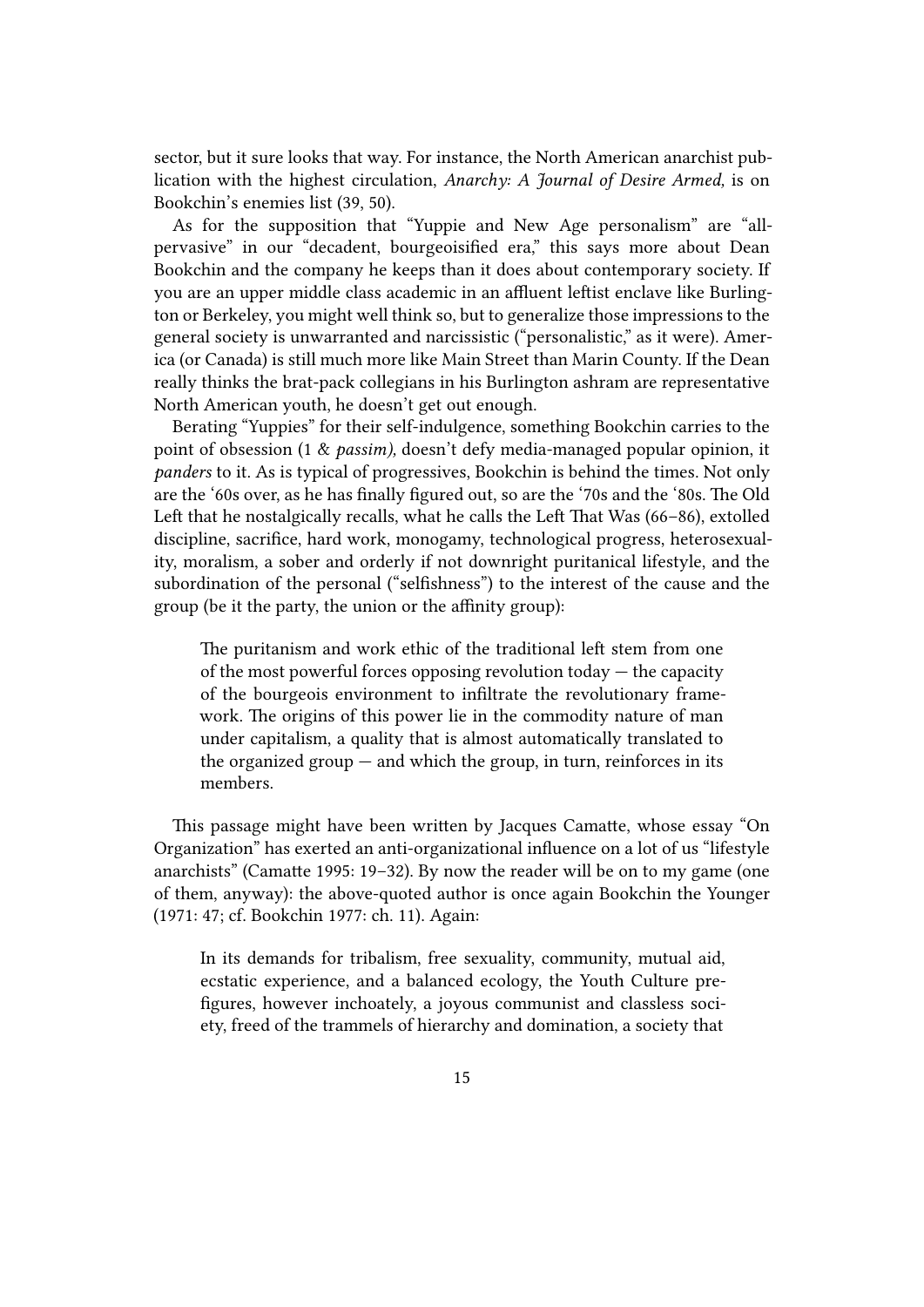sector, but it sure looks that way. For instance, the North American anarchist publication with the highest circulation, *Anarchy: A Journal of Desire Armed,* is on Bookchin's enemies list (39, 50).

As for the supposition that "Yuppie and New Age personalism" are "all-pervasive" in our "decadent, bourgeoisified era," this says more about Dean Bookchin and the company he keeps than it does about contemporary society. If you are an upper middle class academic in an affluent leftist enclave like Burlington or Berkeley, you might well think so, but to generalize those impressions to the general society is unwarranted and narcissistic ("personalistic," as it were). America (or Canada) is still much more like Main Street than Marin County. If the Dean really thinks the brat-pack collegians in his Burlington ashram are representative North American youth, he doesn't get out enough.

Berating "Yuppies" for their self-indulgence, something Bookchin carries to the point of obsession (1 & *passim),* doesn't defy media-managed popular opinion, it *panders* to it. As is typical of progressives, Bookchin is behind the times. Not only are the '60s over, as he has finally figured out, so are the '70s and the '80s. The Old Left that he nostalgically recalls, what he calls the Left That Was (66–86), extolled discipline, sacrifice, hard work, monogamy, technological progress, heterosexuality, moralism, a sober and orderly if not downright puritanical lifestyle, and the subordination of the personal ("selfishness") to the interest of the cause and the group (be it the party, the union or the affinity group):

> The puritanism and work ethic of the traditional left stem from one of the most powerful forces opposing revolution today — the capacity of the bourgeois environment to infiltrate the revolutionary framework. The origins of this power lie in the commodity nature of man under capitalism, a quality that is almost automatically translated to the organized group — and which the group, in turn, reinforces in its members.

This passage might have been written by Jacques Camatte, whose essay "On Organization" has exerted an anti-organizational influence on a lot of us "lifestyle anarchists" (Camatte 1995: 19–32). By now the reader will be on to my game (one of them, anyway): the above-quoted author is once again Bookchin the Younger (1971: 47; cf. Bookchin 1977: ch. 11). Again:

> In its demands for tribalism, free sexuality, community, mutual aid, ecstatic experience, and a balanced ecology, the Youth Culture prefigures, however inchoately, a joyous communist and classless society, freed of the trammels of hierarchy and domination, a society that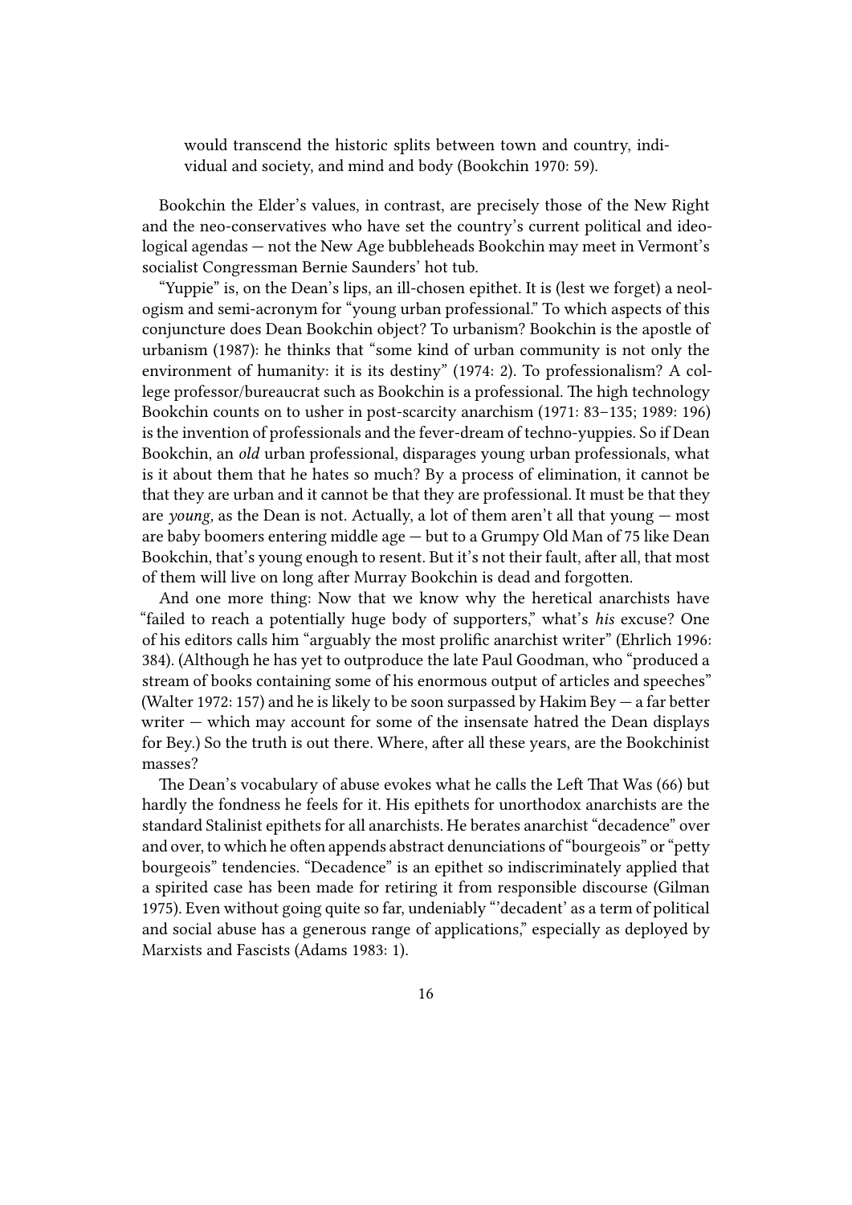> would transcend the historic splits between town and country, individual and society, and mind and body (Bookchin 1970: 59).

Bookchin the Elder's values, in contrast, are precisely those of the New Right and the neo-conservatives who have set the country's current political and ideological agendas — not the New Age bubbleheads Bookchin may meet in Vermont's socialist Congressman Bernie Saunders' hot tub.

"Yuppie" is, on the Dean's lips, an ill-chosen epithet. It is (lest we forget) a neologism and semi-acronym for "young urban professional." To which aspects of this conjuncture does Dean Bookchin object? To urbanism? Bookchin is the apostle of urbanism (1987): he thinks that "some kind of urban community is not only the environment of humanity: it is its destiny" (1974: 2). To professionalism? A college professor/bureaucrat such as Bookchin is a professional. The high technology Bookchin counts on to usher in post-scarcity anarchism (1971: 83–135; 1989: 196) is the invention of professionals and the fever-dream of techno-yuppies. So if Dean Bookchin, an *old* urban professional, disparages young urban professionals, what is it about them that he hates so much? By a process of elimination, it cannot be that they are urban and it cannot be that they are professional. It must be that they are *young*, as the Dean is not. Actually, a lot of them aren't all that young — most are baby boomers entering middle age — but to a Grumpy Old Man of 75 like Dean Bookchin, that's young enough to resent. But it's not their fault, after all, that most of them will live on long after Murray Bookchin is dead and forgotten.

And one more thing: Now that we know why the heretical anarchists have "failed to reach a potentially huge body of supporters," what's *his* excuse? One of his editors calls him "arguably the most prolific anarchist writer" (Ehrlich 1996: 384). (Although he has yet to outproduce the late Paul Goodman, who "produced a stream of books containing some of his enormous output of articles and speeches" (Walter 1972: 157) and he is likely to be soon surpassed by Hakim Bey — a far better writer — which may account for some of the insensate hatred the Dean displays for Bey.) So the truth is out there. Where, after all these years, are the Bookchinist masses?

The Dean's vocabulary of abuse evokes what he calls the Left That Was (66) but hardly the fondness he feels for it. His epithets for unorthodox anarchists are the standard Stalinist epithets for all anarchists. He berates anarchist "decadence" over and over, to which he often appends abstract denunciations of "bourgeois" or "petty bourgeois" tendencies. "Decadence" is an epithet so indiscriminately applied that a spirited case has been made for retiring it from responsible discourse (Gilman 1975). Even without going quite so far, undeniably "'decadent' as a term of political and social abuse has a generous range of applications," especially as deployed by Marxists and Fascists (Adams 1983: 1).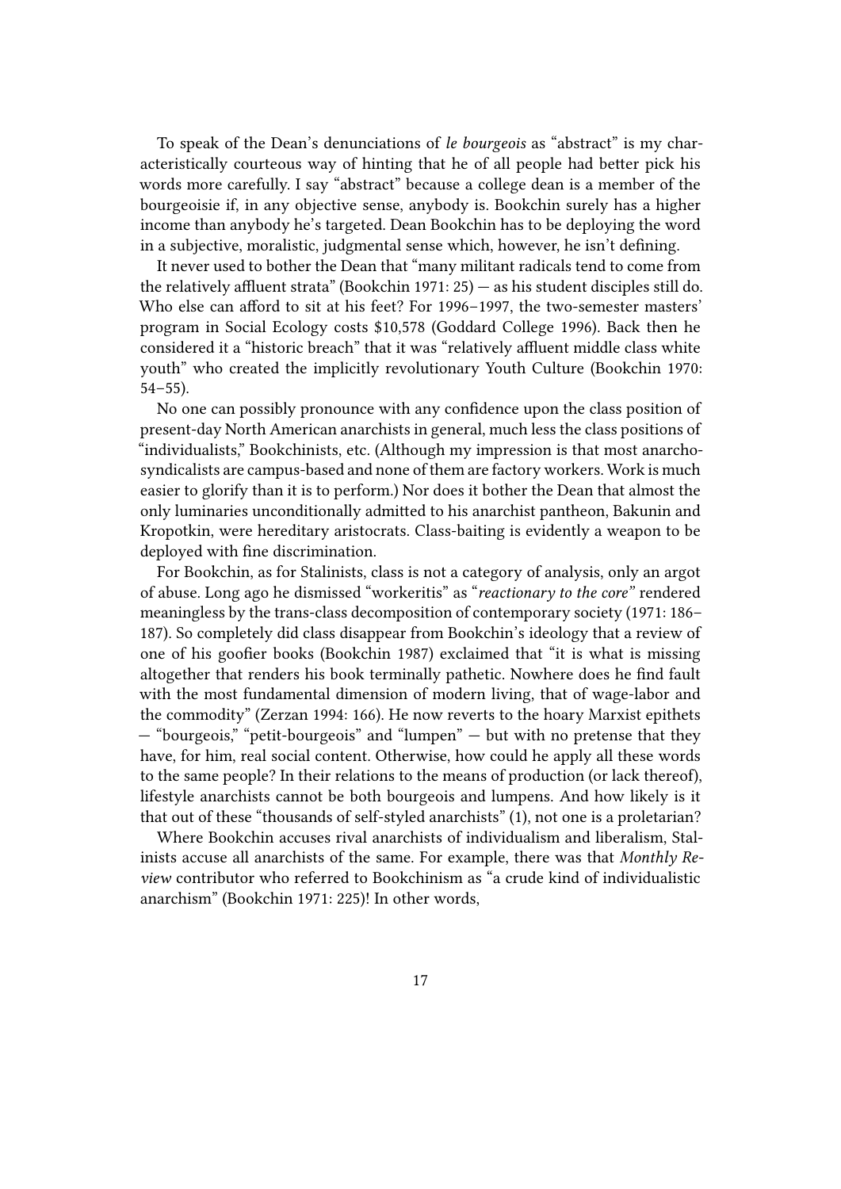To speak of the Dean's denunciations of *le bourgeois* as "abstract" is my characteristically courteous way of hinting that he of all people had better pick his words more carefully. I say "abstract" because a college dean is a member of the bourgeoisie if, in any objective sense, anybody is. Bookchin surely has a higher income than anybody he's targeted. Dean Bookchin has to be deploying the word in a subjective, moralistic, judgmental sense which, however, he isn't defining.

It never used to bother the Dean that "many militant radicals tend to come from the relatively affluent strata" (Bookchin 1971: 25) — as his student disciples still do. Who else can afford to sit at his feet? For 1996–1997, the two-semester masters' program in Social Ecology costs $10,578 (Goddard College 1996). Back then he considered it a "historic breach" that it was "relatively affluent middle class white youth" who created the implicitly revolutionary Youth Culture (Bookchin 1970: 54–55).

No one can possibly pronounce with any confidence upon the class position of present-day North American anarchists in general, much less the class positions of "individualists," Bookchinists, etc. (Although my impression is that most anarcho-syndicalists are campus-based and none of them are factory workers. Work is much easier to glorify than it is to perform.) Nor does it bother the Dean that almost the only luminaries unconditionally admitted to his anarchist pantheon, Bakunin and Kropotkin, were hereditary aristocrats. Class-baiting is evidently a weapon to be deployed with fine discrimination.

For Bookchin, as for Stalinists, class is not a category of analysis, only an argot of abuse. Long ago he dismissed "workeritis" as "*reactionary to the core*" rendered meaningless by the trans-class decomposition of contemporary society (1971: 186–187). So completely did class disappear from Bookchin's ideology that a review of one of his goofier books (Bookchin 1987) exclaimed that "it is what is missing altogether that renders his book terminally pathetic. Nowhere does he find fault with the most fundamental dimension of modern living, that of wage-labor and the commodity" (Zerzan 1994: 166). He now reverts to the hoary Marxist epithets — "bourgeois," "petit-bourgeois" and "lumpen" — but with no pretense that they have, for him, real social content. Otherwise, how could he apply all these words to the same people? In their relations to the means of production (or lack thereof), lifestyle anarchists cannot be both bourgeois and lumpens. And how likely is it that out of these "thousands of self-styled anarchists" (1), not one is a proletarian?

Where Bookchin accuses rival anarchists of individualism and liberalism, Stalinists accuse all anarchists of the same. For example, there was that *Monthly Review* contributor who referred to Bookchinism as "a crude kind of individualistic anarchism" (Bookchin 1971: 225)! In other words,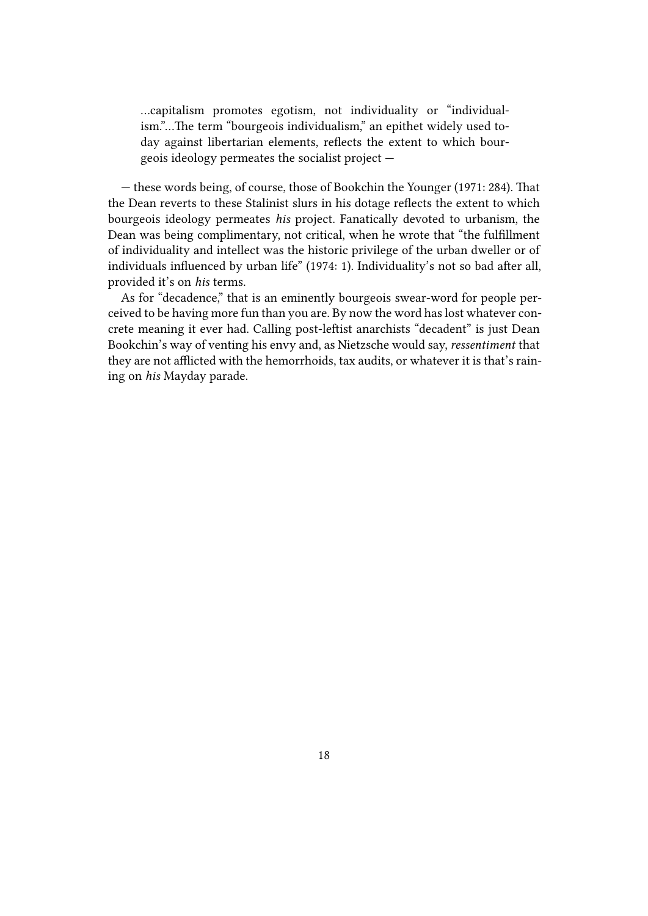> …capitalism promotes egotism, not individuality or "individualism."…The term "bourgeois individualism," an epithet widely used today against libertarian elements, reflects the extent to which bourgeois ideology permeates the socialist project —

— these words being, of course, those of Bookchin the Younger (1971: 284). That the Dean reverts to these Stalinist slurs in his dotage reflects the extent to which bourgeois ideology permeates *his* project. Fanatically devoted to urbanism, the Dean was being complimentary, not critical, when he wrote that "the fulfillment of individuality and intellect was the historic privilege of the urban dweller or of individuals influenced by urban life" (1974: 1). Individuality's not so bad after all, provided it's on *his* terms.

As for "decadence," that is an eminently bourgeois swear-word for people perceived to be having more fun than you are. By now the word has lost whatever concrete meaning it ever had. Calling post-leftist anarchists "decadent" is just Dean Bookchin's way of venting his envy and, as Nietzsche would say, *ressentiment* that they are not afflicted with the hemorrhoids, tax audits, or whatever it is that's raining on *his* Mayday parade.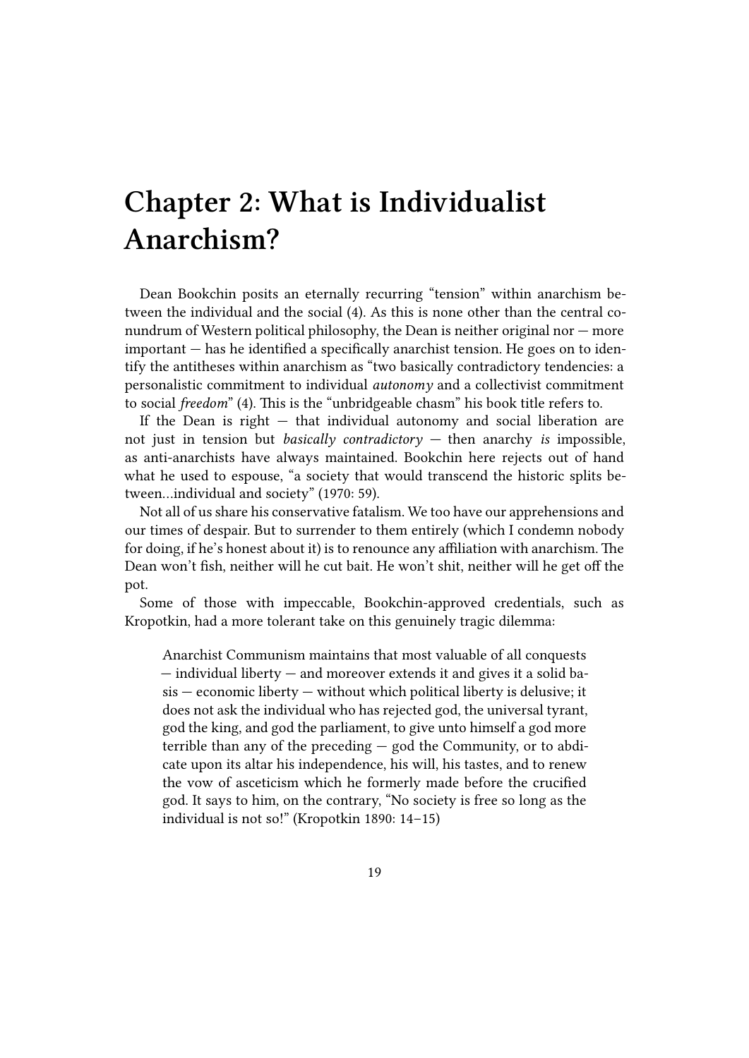# Chapter 2: What is Individualist Anarchism?

Dean Bookchin posits an eternally recurring "tension" within anarchism between the individual and the social (4). As this is none other than the central conundrum of Western political philosophy, the Dean is neither original nor — more important — has he identified a specifically anarchist tension. He goes on to identify the antitheses within anarchism as "two basically contradictory tendencies: a personalistic commitment to individual *autonomy* and a collectivist commitment to social *freedom*" (4). This is the "unbridgeable chasm" his book title refers to.

If the Dean is right — that individual autonomy and social liberation are not just in tension but *basically contradictory* — then anarchy *is* impossible, as anti-anarchists have always maintained. Bookchin here rejects out of hand what he used to espouse, "a society that would transcend the historic splits between…individual and society" (1970: 59).

Not all of us share his conservative fatalism. We too have our apprehensions and our times of despair. But to surrender to them entirely (which I condemn nobody for doing, if he's honest about it) is to renounce any affiliation with anarchism. The Dean won't fish, neither will he cut bait. He won't shit, neither will he get off the pot.

Some of those with impeccable, Bookchin-approved credentials, such as Kropotkin, had a more tolerant take on this genuinely tragic dilemma:

> Anarchist Communism maintains that most valuable of all conquests — individual liberty — and moreover extends it and gives it a solid basis — economic liberty — without which political liberty is delusive; it does not ask the individual who has rejected god, the universal tyrant, god the king, and god the parliament, to give unto himself a god more terrible than any of the preceding — god the Community, or to abdicate upon its altar his independence, his will, his tastes, and to renew the vow of asceticism which he formerly made before the crucified god. It says to him, on the contrary, "No society is free so long as the individual is not so!" (Kropotkin 1890: 14–15)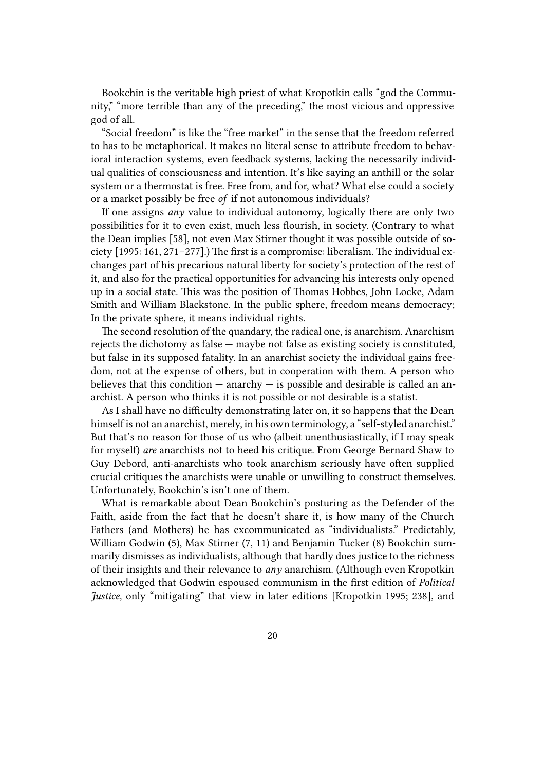Bookchin is the veritable high priest of what Kropotkin calls "god the Community," "more terrible than any of the preceding," the most vicious and oppressive god of all.

"Social freedom" is like the "free market" in the sense that the freedom referred to has to be metaphorical. It makes no literal sense to attribute freedom to behavioral interaction systems, even feedback systems, lacking the necessarily individual qualities of consciousness and intention. It's like saying an anthill or the solar system or a thermostat is free. Free from, and for, what? What else could a society or a market possibly be free *of* if not autonomous individuals?

If one assigns *any* value to individual autonomy, logically there are only two possibilities for it to even exist, much less flourish, in society. (Contrary to what the Dean implies [58], not even Max Stirner thought it was possible outside of society [1995: 161, 271–277].) The first is a compromise: liberalism. The individual exchanges part of his precarious natural liberty for society's protection of the rest of it, and also for the practical opportunities for advancing his interests only opened up in a social state. This was the position of Thomas Hobbes, John Locke, Adam Smith and William Blackstone. In the public sphere, freedom means democracy; In the private sphere, it means individual rights.

The second resolution of the quandary, the radical one, is anarchism. Anarchism rejects the dichotomy as false — maybe not false as existing society is constituted, but false in its supposed fatality. In an anarchist society the individual gains freedom, not at the expense of others, but in cooperation with them. A person who believes that this condition — anarchy — is possible and desirable is called an anarchist. A person who thinks it is not possible or not desirable is a statist.

As I shall have no difficulty demonstrating later on, it so happens that the Dean himself is not an anarchist, merely, in his own terminology, a "self-styled anarchist." But that's no reason for those of us who (albeit unenthusiastically, if I may speak for myself) *are* anarchists not to heed his critique. From George Bernard Shaw to Guy Debord, anti-anarchists who took anarchism seriously have often supplied crucial critiques the anarchists were unable or unwilling to construct themselves. Unfortunately, Bookchin's isn't one of them.

What is remarkable about Dean Bookchin's posturing as the Defender of the Faith, aside from the fact that he doesn't share it, is how many of the Church Fathers (and Mothers) he has excommunicated as "individualists." Predictably, William Godwin (5), Max Stirner (7, 11) and Benjamin Tucker (8) Bookchin summarily dismisses as individualists, although that hardly does justice to the richness of their insights and their relevance to *any* anarchism. (Although even Kropotkin acknowledged that Godwin espoused communism in the first edition of *Political Justice,* only "mitigating" that view in later editions [Kropotkin 1995; 238], and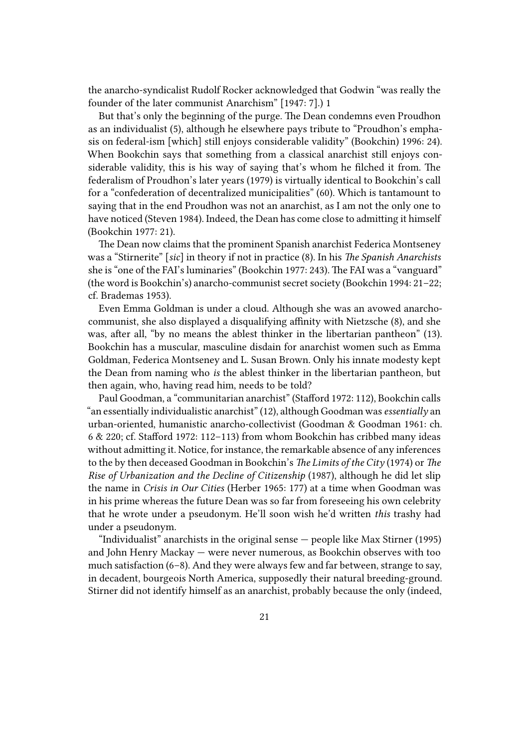the anarcho-syndicalist Rudolf Rocker acknowledged that Godwin "was really the founder of the later communist Anarchism" [1947: 7].) 1

But that's only the beginning of the purge. The Dean condemns even Proudhon as an individualist (5), although he elsewhere pays tribute to "Proudhon's emphasis on federal-ism [which] still enjoys considerable validity" (Bookchin) 1996: 24). When Bookchin says that something from a classical anarchist still enjoys considerable validity, this is his way of saying that's whom he filched it from. The federalism of Proudhon's later years (1979) is virtually identical to Bookchin's call for a "confederation of decentralized municipalities" (60). Which is tantamount to saying that in the end Proudhon was not an anarchist, as I am not the only one to have noticed (Steven 1984). Indeed, the Dean has come close to admitting it himself (Bookchin 1977: 21).

The Dean now claims that the prominent Spanish anarchist Federica Montseney was a "Stirnerite" [*sic*] in theory if not in practice (8). In his *The Spanish Anarchists* she is "one of the FAI's luminaries" (Bookchin 1977: 243). The FAI was a "vanguard" (the word is Bookchin's) anarcho-communist secret society (Bookchin 1994: 21–22; cf. Brademas 1953).

Even Emma Goldman is under a cloud. Although she was an avowed anarcho-communist, she also displayed a disqualifying affinity with Nietzsche (8), and she was, after all, "by no means the ablest thinker in the libertarian pantheon" (13). Bookchin has a muscular, masculine disdain for anarchist women such as Emma Goldman, Federica Montseney and L. Susan Brown. Only his innate modesty kept the Dean from naming who *is* the ablest thinker in the libertarian pantheon, but then again, who, having read him, needs to be told?

Paul Goodman, a "communitarian anarchist" (Stafford 1972: 112), Bookchin calls "an essentially individualistic anarchist" (12), although Goodman was *essentially* an urban-oriented, humanistic anarcho-collectivist (Goodman & Goodman 1961: ch. 6 & 220; cf. Stafford 1972: 112–113) from whom Bookchin has cribbed many ideas without admitting it. Notice, for instance, the remarkable absence of any inferences to the by then deceased Goodman in Bookchin's *The Limits of the City* (1974) or *The Rise of Urbanization and the Decline of Citizenship* (1987), although he did let slip the name in *Crisis in Our Cities* (Herber 1965: 177) at a time when Goodman was in his prime whereas the future Dean was so far from foreseeing his own celebrity that he wrote under a pseudonym. He'll soon wish he'd written *this* trashy had under a pseudonym.

"Individualist" anarchists in the original sense — people like Max Stirner (1995) and John Henry Mackay — were never numerous, as Bookchin observes with too much satisfaction (6–8). And they were always few and far between, strange to say, in decadent, bourgeois North America, supposedly their natural breeding-ground. Stirner did not identify himself as an anarchist, probably because the only (indeed,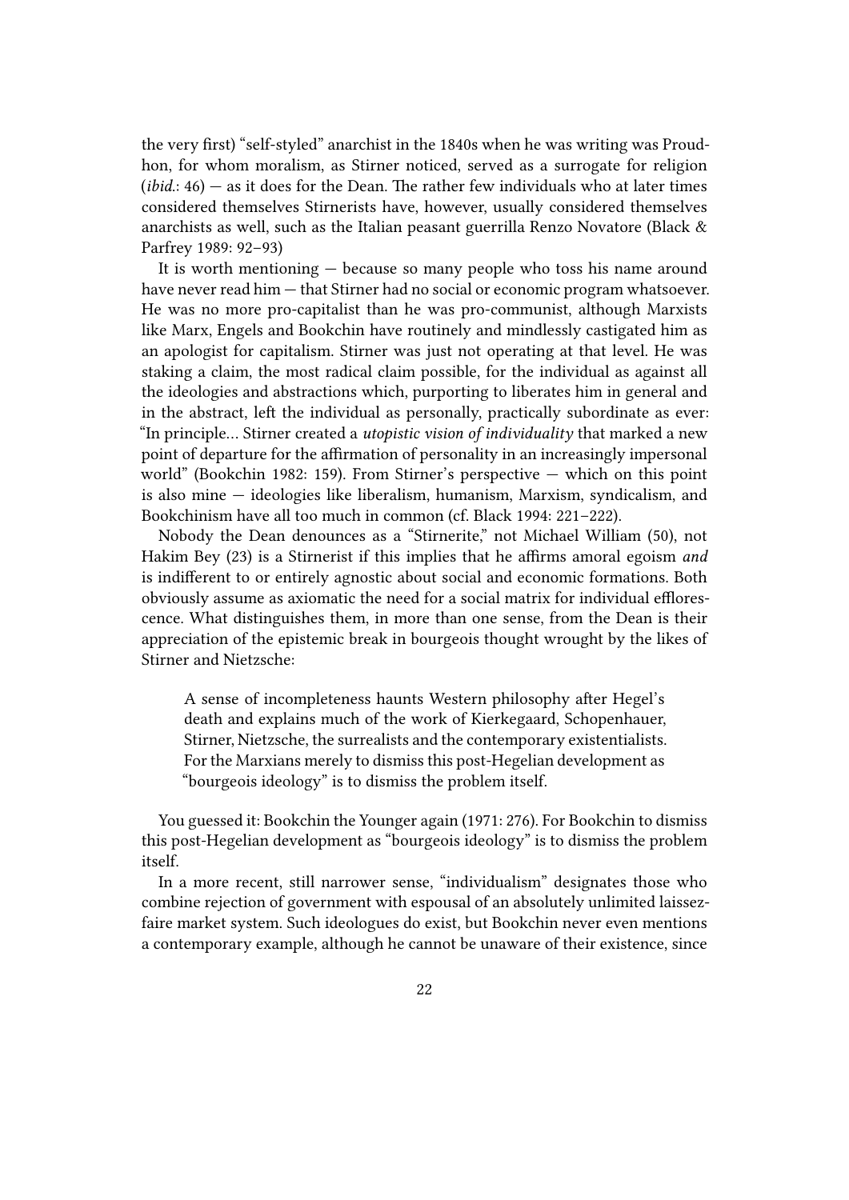the very first) "self-styled" anarchist in the 1840s when he was writing was Proudhon, for whom moralism, as Stirner noticed, served as a surrogate for religion (*ibid.*: 46) — as it does for the Dean. The rather few individuals who at later times considered themselves Stirnerists have, however, usually considered themselves anarchists as well, such as the Italian peasant guerrilla Renzo Novatore (Black & Parfrey 1989: 92–93)

It is worth mentioning — because so many people who toss his name around have never read him — that Stirner had no social or economic program whatsoever. He was no more pro-capitalist than he was pro-communist, although Marxists like Marx, Engels and Bookchin have routinely and mindlessly castigated him as an apologist for capitalism. Stirner was just not operating at that level. He was staking a claim, the most radical claim possible, for the individual as against all the ideologies and abstractions which, purporting to liberates him in general and in the abstract, left the individual as personally, practically subordinate as ever: "In principle… Stirner created a *utopistic vision of individuality* that marked a new point of departure for the affirmation of personality in an increasingly impersonal world" (Bookchin 1982: 159). From Stirner's perspective — which on this point is also mine — ideologies like liberalism, humanism, Marxism, syndicalism, and Bookchinism have all too much in common (cf. Black 1994: 221–222).

Nobody the Dean denounces as a "Stirnerite," not Michael William (50), not Hakim Bey (23) is a Stirnerist if this implies that he affirms amoral egoism *and* is indifferent to or entirely agnostic about social and economic formations. Both obviously assume as axiomatic the need for a social matrix for individual efflorescence. What distinguishes them, in more than one sense, from the Dean is their appreciation of the epistemic break in bourgeois thought wrought by the likes of Stirner and Nietzsche:

> A sense of incompleteness haunts Western philosophy after Hegel's death and explains much of the work of Kierkegaard, Schopenhauer, Stirner, Nietzsche, the surrealists and the contemporary existentialists. For the Marxians merely to dismiss this post-Hegelian development as "bourgeois ideology" is to dismiss the problem itself.

You guessed it: Bookchin the Younger again (1971: 276). For Bookchin to dismiss this post-Hegelian development as "bourgeois ideology" is to dismiss the problem itself.

In a more recent, still narrower sense, "individualism" designates those who combine rejection of government with espousal of an absolutely unlimited laissez-faire market system. Such ideologues do exist, but Bookchin never even mentions a contemporary example, although he cannot be unaware of their existence, since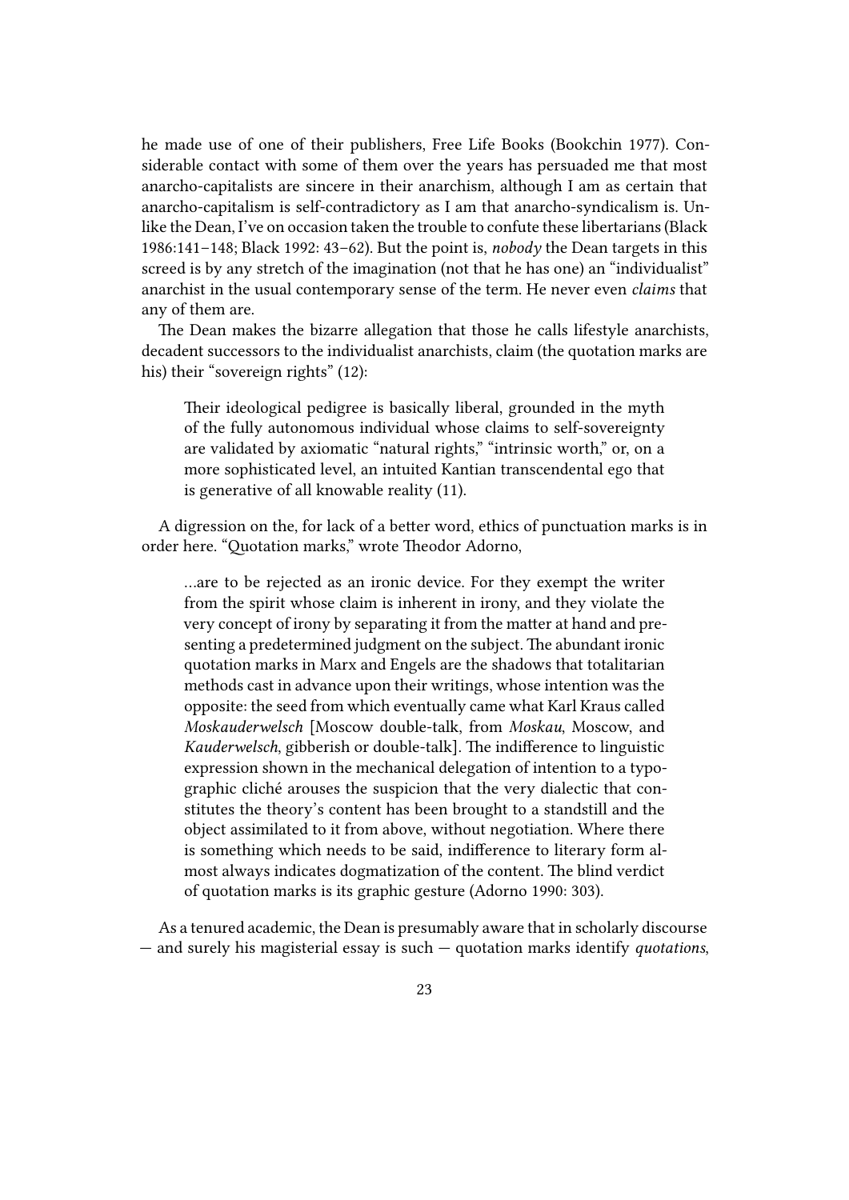he made use of one of their publishers, Free Life Books (Bookchin 1977). Considerable contact with some of them over the years has persuaded me that most anarcho-capitalists are sincere in their anarchism, although I am as certain that anarcho-capitalism is self-contradictory as I am that anarcho-syndicalism is. Unlike the Dean, I've on occasion taken the trouble to confute these libertarians (Black 1986:141–148; Black 1992: 43–62). But the point is, *nobody* the Dean targets in this screed is by any stretch of the imagination (not that he has one) an "individualist" anarchist in the usual contemporary sense of the term. He never even *claims* that any of them are.

The Dean makes the bizarre allegation that those he calls lifestyle anarchists, decadent successors to the individualist anarchists, claim (the quotation marks are his) their "sovereign rights" (12):

> Their ideological pedigree is basically liberal, grounded in the myth of the fully autonomous individual whose claims to self-sovereignty are validated by axiomatic "natural rights," "intrinsic worth," or, on a more sophisticated level, an intuited Kantian transcendental ego that is generative of all knowable reality (11).

A digression on the, for lack of a better word, ethics of punctuation marks is in order here. "Quotation marks," wrote Theodor Adorno,

> …are to be rejected as an ironic device. For they exempt the writer from the spirit whose claim is inherent in irony, and they violate the very concept of irony by separating it from the matter at hand and presenting a predetermined judgment on the subject. The abundant ironic quotation marks in Marx and Engels are the shadows that totalitarian methods cast in advance upon their writings, whose intention was the opposite: the seed from which eventually came what Karl Kraus called *Moskauderwelsch* [Moscow double-talk, from *Moskau*, Moscow, and *Kauderwelsch*, gibberish or double-talk]. The indifference to linguistic expression shown in the mechanical delegation of intention to a typographic cliché arouses the suspicion that the very dialectic that constitutes the theory's content has been brought to a standstill and the object assimilated to it from above, without negotiation. Where there is something which needs to be said, indifference to literary form almost always indicates dogmatization of the content. The blind verdict of quotation marks is its graphic gesture (Adorno 1990: 303).

As a tenured academic, the Dean is presumably aware that in scholarly discourse — and surely his magisterial essay is such — quotation marks identify *quotations*,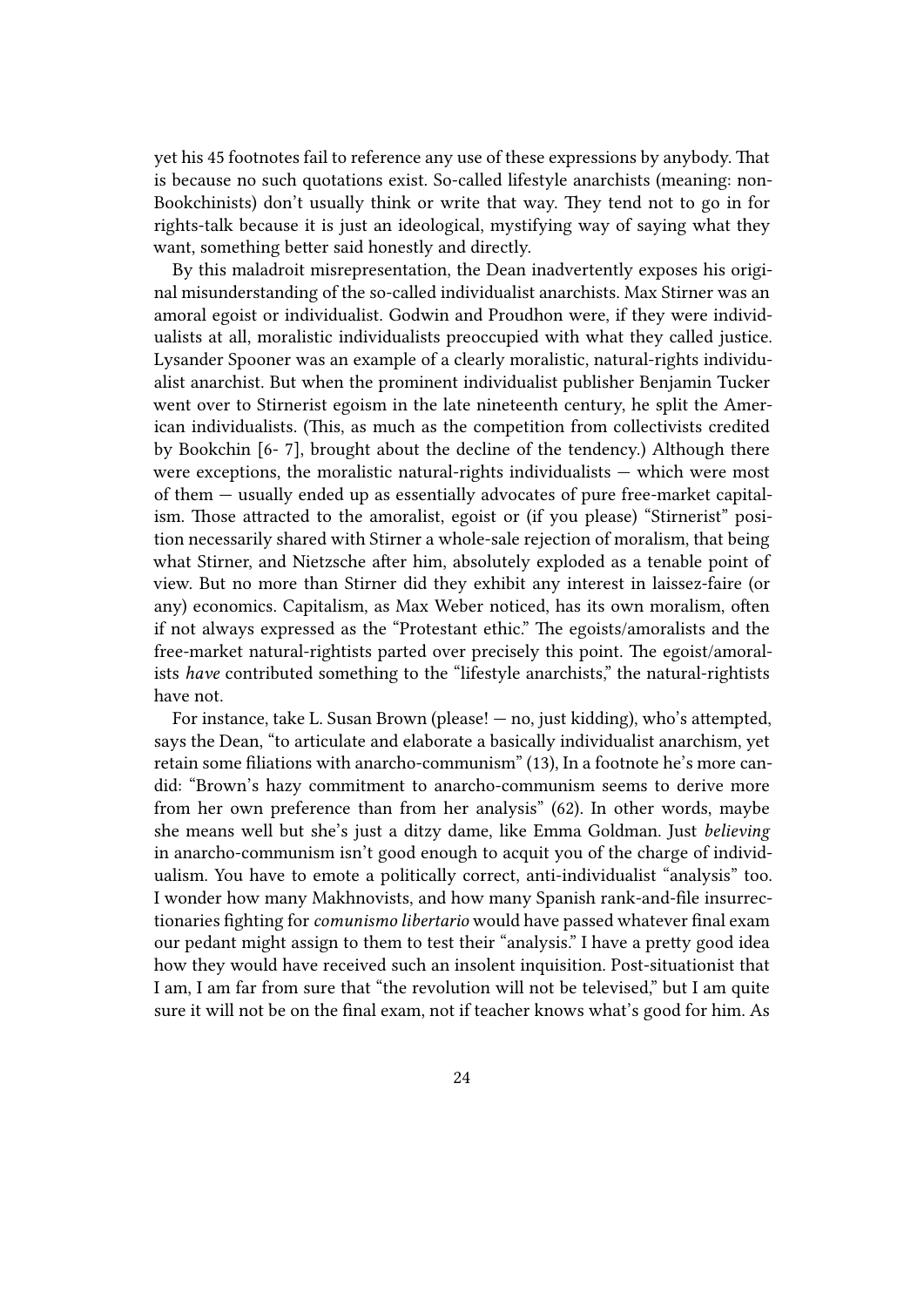yet his 45 footnotes fail to reference any use of these expressions by anybody. That is because no such quotations exist. So-called lifestyle anarchists (meaning: non-Bookchinists) don't usually think or write that way. They tend not to go in for rights-talk because it is just an ideological, mystifying way of saying what they want, something better said honestly and directly.

By this maladroit misrepresentation, the Dean inadvertently exposes his original misunderstanding of the so-called individualist anarchists. Max Stirner was an amoral egoist or individualist. Godwin and Proudhon were, if they were individualists at all, moralistic individualists preoccupied with what they called justice. Lysander Spooner was an example of a clearly moralistic, natural-rights individualist anarchist. But when the prominent individualist publisher Benjamin Tucker went over to Stirnerist egoism in the late nineteenth century, he split the American individualists. (This, as much as the competition from collectivists credited by Bookchin [6- 7], brought about the decline of the tendency.) Although there were exceptions, the moralistic natural-rights individualists — which were most of them — usually ended up as essentially advocates of pure free-market capitalism. Those attracted to the amoralist, egoist or (if you please) "Stirnerist" position necessarily shared with Stirner a whole-sale rejection of moralism, that being what Stirner, and Nietzsche after him, absolutely exploded as a tenable point of view. But no more than Stirner did they exhibit any interest in laissez-faire (or any) economics. Capitalism, as Max Weber noticed, has its own moralism, often if not always expressed as the "Protestant ethic." The egoists/amoralists and the free-market natural-rightists parted over precisely this point. The egoist/amoralists *have* contributed something to the "lifestyle anarchists," the natural-rightists have not.

For instance, take L. Susan Brown (please! — no, just kidding), who's attempted, says the Dean, "to articulate and elaborate a basically individualist anarchism, yet retain some filiations with anarcho-communism" (13), In a footnote he's more candid: "Brown's hazy commitment to anarcho-communism seems to derive more from her own preference than from her analysis" (62). In other words, maybe she means well but she's just a ditzy dame, like Emma Goldman. Just *believing* in anarcho-communism isn't good enough to acquit you of the charge of individualism. You have to emote a politically correct, anti-individualist "analysis" too. I wonder how many Makhnovists, and how many Spanish rank-and-file insurrectionaries fighting for *comunismo libertario* would have passed whatever final exam our pedant might assign to them to test their "analysis." I have a pretty good idea how they would have received such an insolent inquisition. Post-situationist that I am, I am far from sure that "the revolution will not be televised," but I am quite sure it will not be on the final exam, not if teacher knows what's good for him. As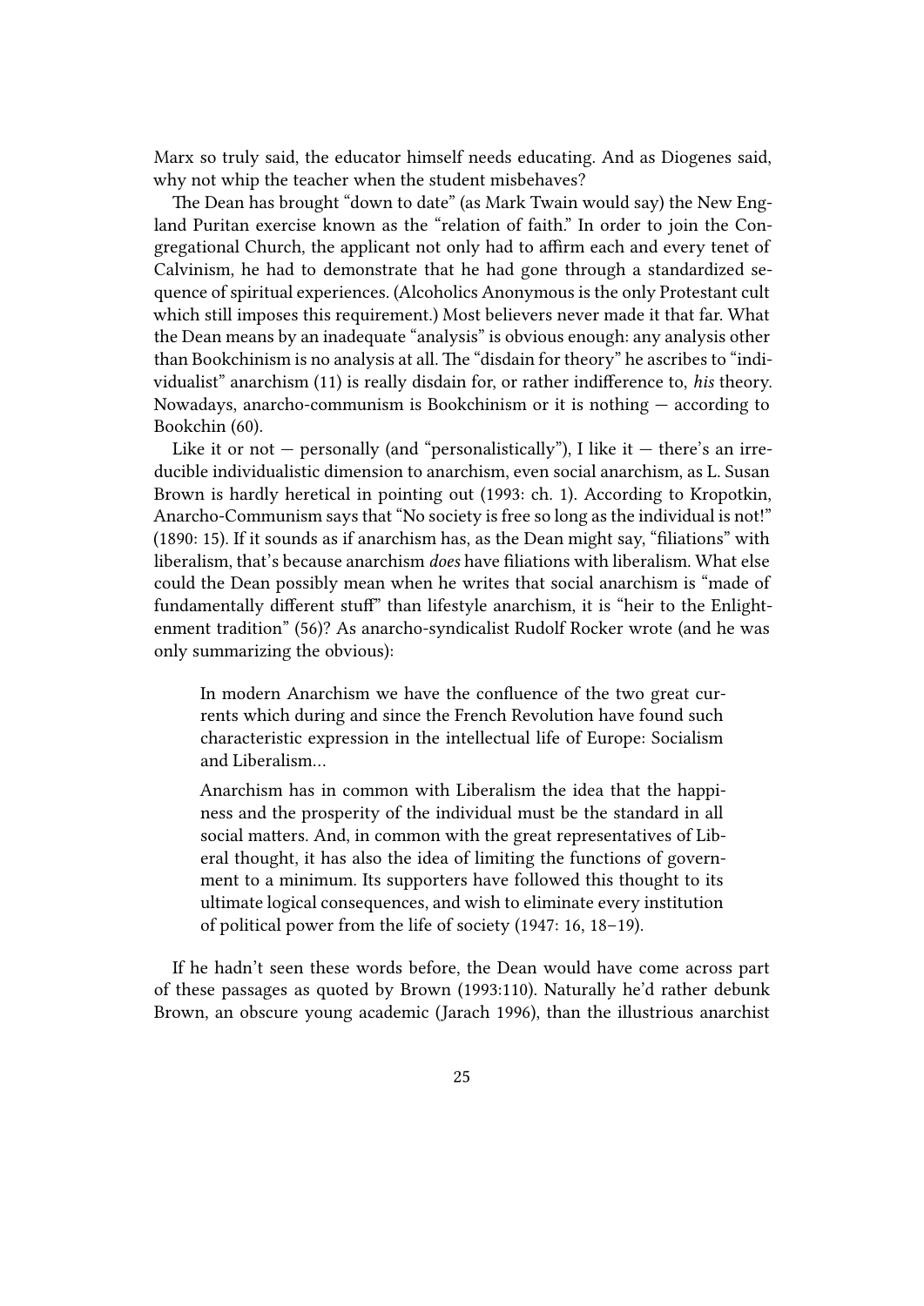Marx so truly said, the educator himself needs educating. And as Diogenes said, why not whip the teacher when the student misbehaves?

The Dean has brought "down to date" (as Mark Twain would say) the New England Puritan exercise known as the "relation of faith." In order to join the Congregational Church, the applicant not only had to affirm each and every tenet of Calvinism, he had to demonstrate that he had gone through a standardized sequence of spiritual experiences. (Alcoholics Anonymous is the only Protestant cult which still imposes this requirement.) Most believers never made it that far. What the Dean means by an inadequate "analysis" is obvious enough: any analysis other than Bookchinism is no analysis at all. The "disdain for theory" he ascribes to "individualist" anarchism (11) is really disdain for, or rather indifference to, *his* theory. Nowadays, anarcho-communism is Bookchinism or it is nothing — according to Bookchin (60).

Like it or not — personally (and "personalistically"), I like it — there's an irreducible individualistic dimension to anarchism, even social anarchism, as L. Susan Brown is hardly heretical in pointing out (1993: ch. 1). According to Kropotkin, Anarcho-Communism says that "No society is free so long as the individual is not!" (1890: 15). If it sounds as if anarchism has, as the Dean might say, "filiations" with liberalism, that's because anarchism *does* have filiations with liberalism. What else could the Dean possibly mean when he writes that social anarchism is "made of fundamentally different stuff" than lifestyle anarchism, it is "heir to the Enlightenment tradition" (56)? As anarcho-syndicalist Rudolf Rocker wrote (and he was only summarizing the obvious):

> In modern Anarchism we have the confluence of the two great currents which during and since the French Revolution have found such characteristic expression in the intellectual life of Europe: Socialism and Liberalism…
>
> Anarchism has in common with Liberalism the idea that the happiness and the prosperity of the individual must be the standard in all social matters. And, in common with the great representatives of Liberal thought, it has also the idea of limiting the functions of government to a minimum. Its supporters have followed this thought to its ultimate logical consequences, and wish to eliminate every institution of political power from the life of society (1947: 16, 18–19).

If he hadn't seen these words before, the Dean would have come across part of these passages as quoted by Brown (1993:110). Naturally he'd rather debunk Brown, an obscure young academic (Jarach 1996), than the illustrious anarchist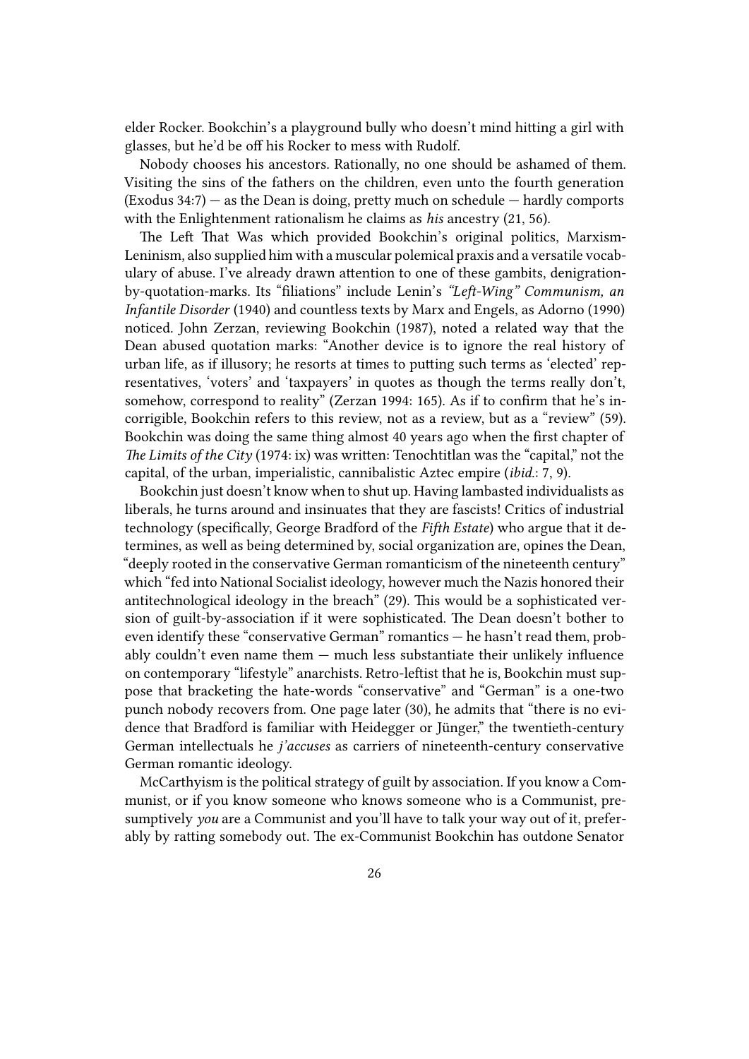elder Rocker. Bookchin's a playground bully who doesn't mind hitting a girl with glasses, but he'd be off his Rocker to mess with Rudolf.

Nobody chooses his ancestors. Rationally, no one should be ashamed of them. Visiting the sins of the fathers on the children, even unto the fourth generation (Exodus 34:7) — as the Dean is doing, pretty much on schedule — hardly comports with the Enlightenment rationalism he claims as *his* ancestry (21, 56).

The Left That Was which provided Bookchin's original politics, Marxism-Leninism, also supplied him with a muscular polemical praxis and a versatile vocabulary of abuse. I've already drawn attention to one of these gambits, denigration-by-quotation-marks. Its "filiations" include Lenin's *"Left-Wing" Communism, an Infantile Disorder* (1940) and countless texts by Marx and Engels, as Adorno (1990) noticed. John Zerzan, reviewing Bookchin (1987), noted a related way that the Dean abused quotation marks: "Another device is to ignore the real history of urban life, as if illusory; he resorts at times to putting such terms as 'elected' representatives, 'voters' and 'taxpayers' in quotes as though the terms really don't, somehow, correspond to reality" (Zerzan 1994: 165). As if to confirm that he's incorrigible, Bookchin refers to this review, not as a review, but as a "review" (59). Bookchin was doing the same thing almost 40 years ago when the first chapter of *The Limits of the City* (1974: ix) was written: Tenochtitlan was the "capital," not the capital, of the urban, imperialistic, cannibalistic Aztec empire (*ibid.*: 7, 9).

Bookchin just doesn't know when to shut up. Having lambasted individualists as liberals, he turns around and insinuates that they are fascists! Critics of industrial technology (specifically, George Bradford of the *Fifth Estate*) who argue that it determines, as well as being determined by, social organization are, opines the Dean, "deeply rooted in the conservative German romanticism of the nineteenth century" which "fed into National Socialist ideology, however much the Nazis honored their antitechnological ideology in the breach" (29). This would be a sophisticated version of guilt-by-association if it were sophisticated. The Dean doesn't bother to even identify these "conservative German" romantics — he hasn't read them, probably couldn't even name them — much less substantiate their unlikely influence on contemporary "lifestyle" anarchists. Retro-leftist that he is, Bookchin must suppose that bracketing the hate-words "conservative" and "German" is a one-two punch nobody recovers from. One page later (30), he admits that "there is no evidence that Bradford is familiar with Heidegger or Jünger," the twentieth-century German intellectuals he *j'accuses* as carriers of nineteenth-century conservative German romantic ideology.

McCarthyism is the political strategy of guilt by association. If you know a Communist, or if you know someone who knows someone who is a Communist, presumptively *you* are a Communist and you'll have to talk your way out of it, preferably by ratting somebody out. The ex-Communist Bookchin has outdone Senator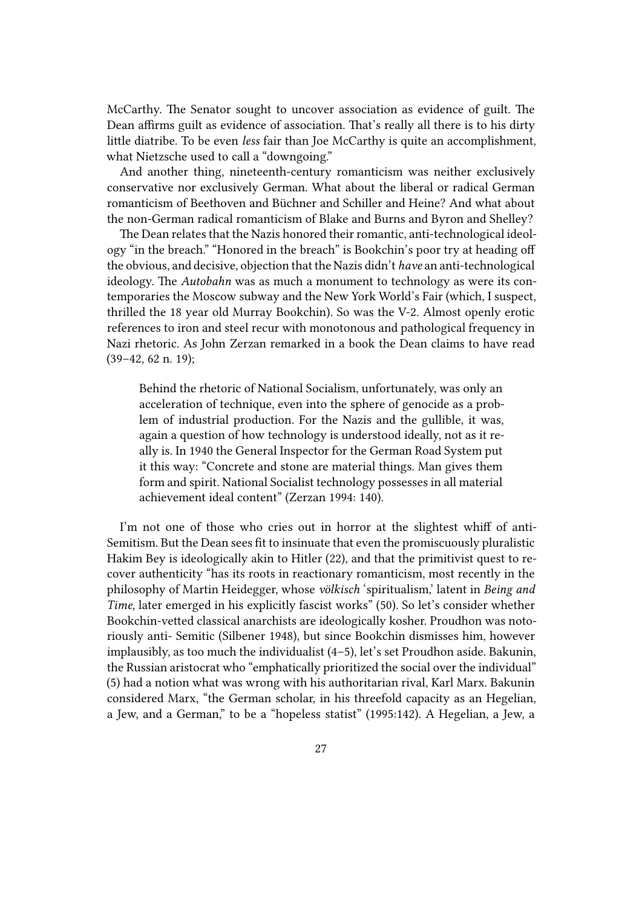McCarthy. The Senator sought to uncover association as evidence of guilt. The Dean affirms guilt as evidence of association. That's really all there is to his dirty little diatribe. To be even *less* fair than Joe McCarthy is quite an accomplishment, what Nietzsche used to call a "downgoing."

And another thing, nineteenth-century romanticism was neither exclusively conservative nor exclusively German. What about the liberal or radical German romanticism of Beethoven and Büchner and Schiller and Heine? And what about the non-German radical romanticism of Blake and Burns and Byron and Shelley?

The Dean relates that the Nazis honored their romantic, anti-technological ideology "in the breach." "Honored in the breach" is Bookchin's poor try at heading off the obvious, and decisive, objection that the Nazis didn't *have* an anti-technological ideology. The *Autobahn* was as much a monument to technology as were its contemporaries the Moscow subway and the New York World's Fair (which, I suspect, thrilled the 18 year old Murray Bookchin). So was the V-2. Almost openly erotic references to iron and steel recur with monotonous and pathological frequency in Nazi rhetoric. As John Zerzan remarked in a book the Dean claims to have read (39–42, 62 n. 19);

> Behind the rhetoric of National Socialism, unfortunately, was only an acceleration of technique, even into the sphere of genocide as a problem of industrial production. For the Nazis and the gullible, it was, again a question of how technology is understood ideally, not as it really is. In 1940 the General Inspector for the German Road System put it this way: "Concrete and stone are material things. Man gives them form and spirit. National Socialist technology possesses in all material achievement ideal content" (Zerzan 1994: 140).

I'm not one of those who cries out in horror at the slightest whiff of anti-Semitism. But the Dean sees fit to insinuate that even the promiscuously pluralistic Hakim Bey is ideologically akin to Hitler (22), and that the primitivist quest to recover authenticity "has its roots in reactionary romanticism, most recently in the philosophy of Martin Heidegger, whose *völkisch* 'spiritualism,' latent in *Being and Time,* later emerged in his explicitly fascist works" (50). So let's consider whether Bookchin-vetted classical anarchists are ideologically kosher. Proudhon was notoriously anti- Semitic (Silbener 1948), but since Bookchin dismisses him, however implausibly, as too much the individualist (4–5), let's set Proudhon aside. Bakunin, the Russian aristocrat who "emphatically prioritized the social over the individual" (5) had a notion what was wrong with his authoritarian rival, Karl Marx. Bakunin considered Marx, "the German scholar, in his threefold capacity as an Hegelian, a Jew, and a German," to be a "hopeless statist" (1995:142). A Hegelian, a Jew, a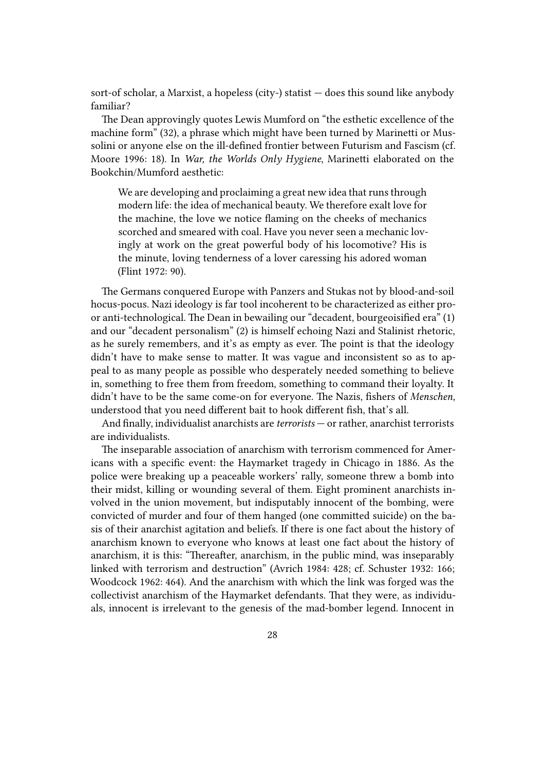sort-of scholar, a Marxist, a hopeless (city-) statist — does this sound like anybody familiar?

The Dean approvingly quotes Lewis Mumford on "the esthetic excellence of the machine form" (32), a phrase which might have been turned by Marinetti or Mussolini or anyone else on the ill-defined frontier between Futurism and Fascism (cf. Moore 1996: 18). In *War, the Worlds Only Hygiene*, Marinetti elaborated on the Bookchin/Mumford aesthetic:

> We are developing and proclaiming a great new idea that runs through modern life: the idea of mechanical beauty. We therefore exalt love for the machine, the love we notice flaming on the cheeks of mechanics scorched and smeared with coal. Have you never seen a mechanic lovingly at work on the great powerful body of his locomotive? His is the minute, loving tenderness of a lover caressing his adored woman (Flint 1972: 90).

The Germans conquered Europe with Panzers and Stukas not by blood-and-soil hocus-pocus. Nazi ideology is far tool incoherent to be characterized as either pro- or anti-technological. The Dean in bewailing our "decadent, bourgeoisified era" (1) and our "decadent personalism" (2) is himself echoing Nazi and Stalinist rhetoric, as he surely remembers, and it's as empty as ever. The point is that the ideology didn't have to make sense to matter. It was vague and inconsistent so as to appeal to as many people as possible who desperately needed something to believe in, something to free them from freedom, something to command their loyalty. It didn't have to be the same come-on for everyone. The Nazis, fishers of *Menschen,* understood that you need different bait to hook different fish, that's all.

And finally, individualist anarchists are *terrorists* — or rather, anarchist terrorists are individualists.

The inseparable association of anarchism with terrorism commenced for Americans with a specific event: the Haymarket tragedy in Chicago in 1886. As the police were breaking up a peaceable workers' rally, someone threw a bomb into their midst, killing or wounding several of them. Eight prominent anarchists involved in the union movement, but indisputably innocent of the bombing, were convicted of murder and four of them hanged (one committed suicide) on the basis of their anarchist agitation and beliefs. If there is one fact about the history of anarchism known to everyone who knows at least one fact about the history of anarchism, it is this: "Thereafter, anarchism, in the public mind, was inseparably linked with terrorism and destruction" (Avrich 1984: 428; cf. Schuster 1932: 166; Woodcock 1962: 464). And the anarchism with which the link was forged was the collectivist anarchism of the Haymarket defendants. That they were, as individuals, innocent is irrelevant to the genesis of the mad-bomber legend. Innocent in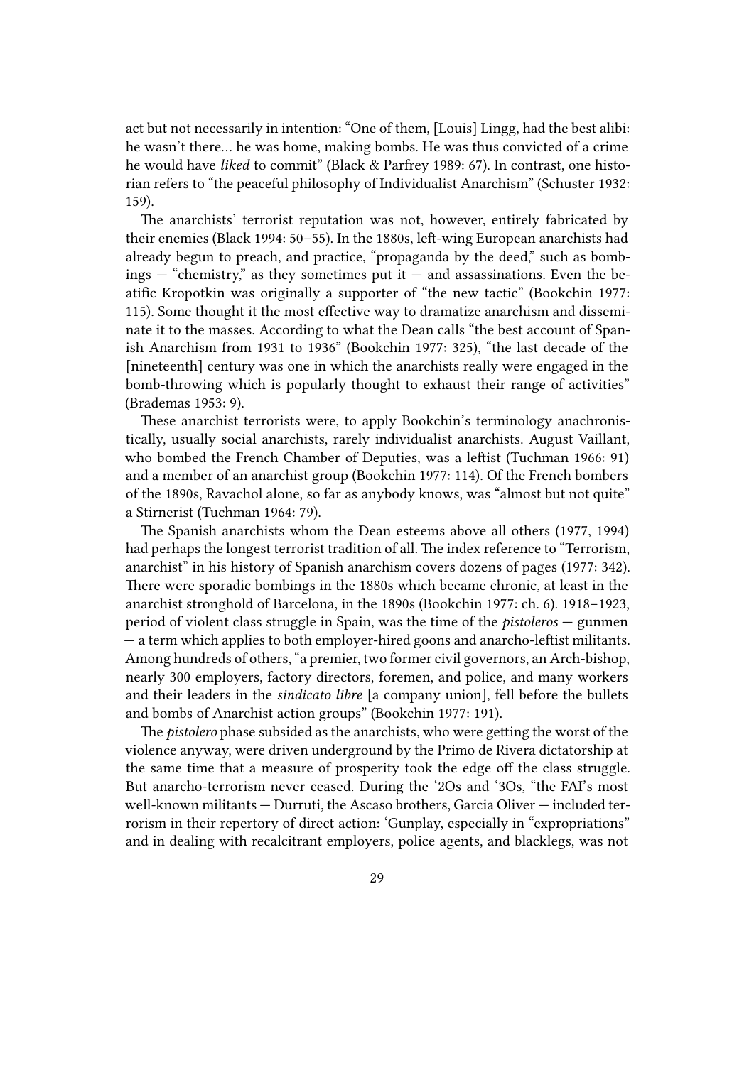act but not necessarily in intention: "One of them, [Louis] Lingg, had the best alibi: he wasn't there… he was home, making bombs. He was thus convicted of a crime he would have *liked* to commit" (Black & Parfrey 1989: 67). In contrast, one historian refers to "the peaceful philosophy of Individualist Anarchism" (Schuster 1932: 159).

The anarchists' terrorist reputation was not, however, entirely fabricated by their enemies (Black 1994: 50–55). In the 1880s, left-wing European anarchists had already begun to preach, and practice, "propaganda by the deed," such as bombings — "chemistry," as they sometimes put it — and assassinations. Even the beatific Kropotkin was originally a supporter of "the new tactic" (Bookchin 1977: 115). Some thought it the most effective way to dramatize anarchism and disseminate it to the masses. According to what the Dean calls "the best account of Spanish Anarchism from 1931 to 1936" (Bookchin 1977: 325), "the last decade of the [nineteenth] century was one in which the anarchists really were engaged in the bomb-throwing which is popularly thought to exhaust their range of activities" (Brademas 1953: 9).

These anarchist terrorists were, to apply Bookchin's terminology anachronistically, usually social anarchists, rarely individualist anarchists. August Vaillant, who bombed the French Chamber of Deputies, was a leftist (Tuchman 1966: 91) and a member of an anarchist group (Bookchin 1977: 114). Of the French bombers of the 1890s, Ravachol alone, so far as anybody knows, was "almost but not quite" a Stirnerist (Tuchman 1964: 79).

The Spanish anarchists whom the Dean esteems above all others (1977, 1994) had perhaps the longest terrorist tradition of all. The index reference to "Terrorism, anarchist" in his history of Spanish anarchism covers dozens of pages (1977: 342). There were sporadic bombings in the 1880s which became chronic, at least in the anarchist stronghold of Barcelona, in the 1890s (Bookchin 1977: ch. 6). 1918–1923, period of violent class struggle in Spain, was the time of the *pistoleros* — gunmen — a term which applies to both employer-hired goons and anarcho-leftist militants. Among hundreds of others, "a premier, two former civil governors, an Arch-bishop, nearly 300 employers, factory directors, foremen, and police, and many workers and their leaders in the *sindicato libre* [a company union], fell before the bullets and bombs of Anarchist action groups" (Bookchin 1977: 191).

The *pistolero* phase subsided as the anarchists, who were getting the worst of the violence anyway, were driven underground by the Primo de Rivera dictatorship at the same time that a measure of prosperity took the edge off the class struggle. But anarcho-terrorism never ceased. During the '2Os and '3Os, "the FAI's most well-known militants — Durruti, the Ascaso brothers, Garcia Oliver — included terrorism in their repertory of direct action: 'Gunplay, especially in "expropriations" and in dealing with recalcitrant employers, police agents, and blacklegs, was not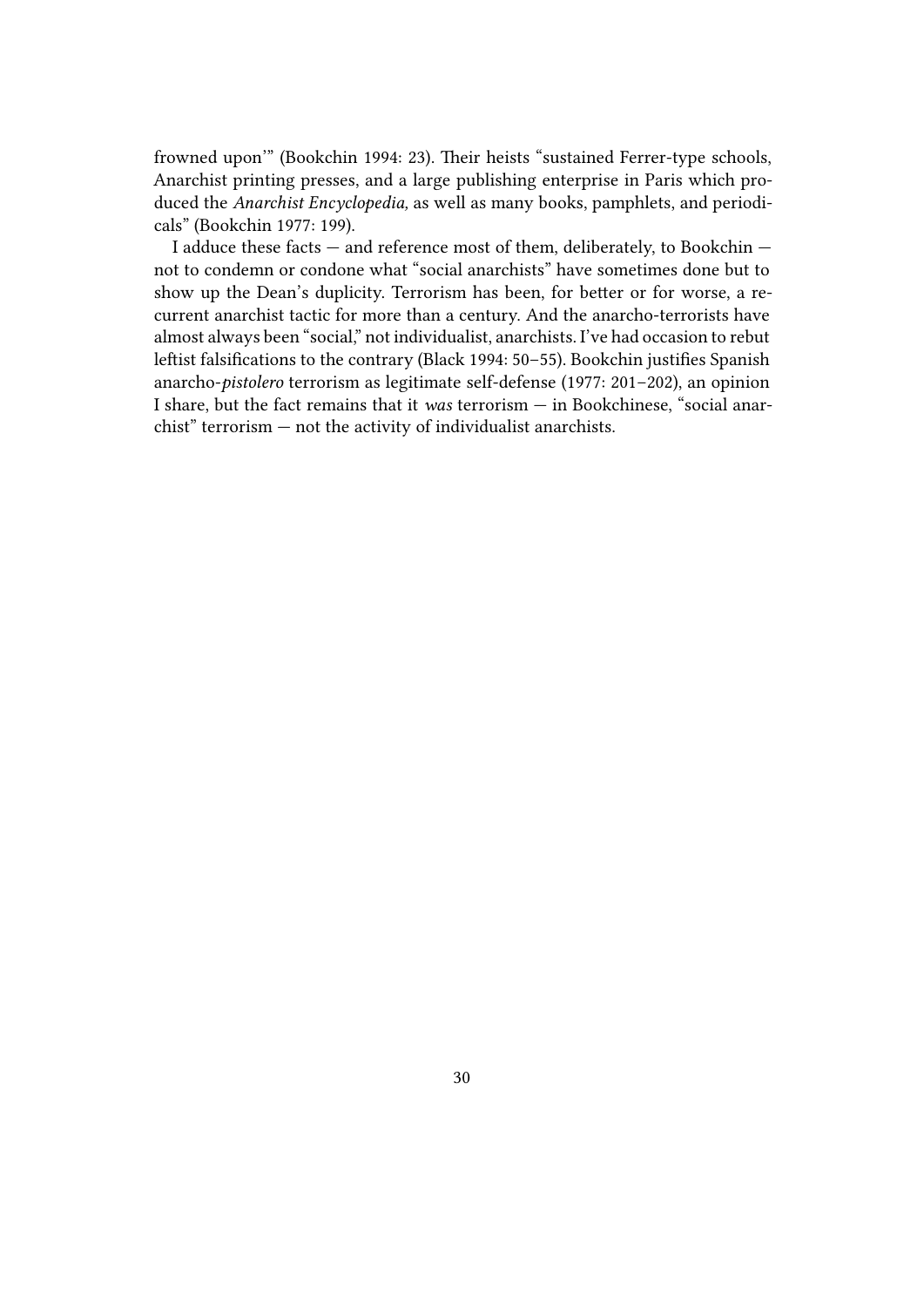frowned upon'" (Bookchin 1994: 23). Their heists "sustained Ferrer-type schools, Anarchist printing presses, and a large publishing enterprise in Paris which produced the *Anarchist Encyclopedia,* as well as many books, pamphlets, and periodicals" (Bookchin 1977: 199).

I adduce these facts — and reference most of them, deliberately, to Bookchin — not to condemn or condone what "social anarchists" have sometimes done but to show up the Dean's duplicity. Terrorism has been, for better or for worse, a recurrent anarchist tactic for more than a century. And the anarcho-terrorists have almost always been "social," not individualist, anarchists. I've had occasion to rebut leftist falsifications to the contrary (Black 1994: 50–55). Bookchin justifies Spanish anarcho-*pistolero* terrorism as legitimate self-defense (1977: 201–202), an opinion I share, but the fact remains that it *was* terrorism — in Bookchinese, "social anarchist" terrorism — not the activity of individualist anarchists.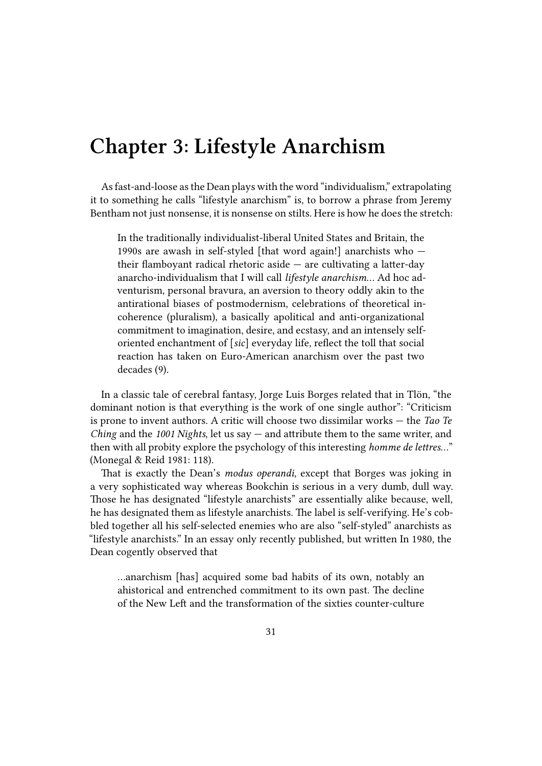# Chapter 3: Lifestyle Anarchism

As fast-and-loose as the Dean plays with the word "individualism," extrapolating it to something he calls "lifestyle anarchism" is, to borrow a phrase from Jeremy Bentham not just nonsense, it is nonsense on stilts. Here is how he does the stretch:

> In the traditionally individualist-liberal United States and Britain, the 1990s are awash in self-styled [that word again!] anarchists who — their flamboyant radical rhetoric aside — are cultivating a latter-day anarcho-individualism that I will call *lifestyle anarchism*… Ad hoc adventurism, personal bravura, an aversion to theory oddly akin to the antirational biases of postmodernism, celebrations of theoretical incoherence (pluralism), a basically apolitical and anti-organizational commitment to imagination, desire, and ecstasy, and an intensely self-oriented enchantment of [*sic*] everyday life, reflect the toll that social reaction has taken on Euro-American anarchism over the past two decades (9).

In a classic tale of cerebral fantasy, Jorge Luis Borges related that in Tlön, "the dominant notion is that everything is the work of one single author": "Criticism is prone to invent authors. A critic will choose two dissimilar works — the *Tao Te Ching* and the *1001 Nights*, let us say — and attribute them to the same writer, and then with all probity explore the psychology of this interesting *homme de lettres…*" (Monegal & Reid 1981: 118).

That is exactly the Dean's *modus operandi,* except that Borges was joking in a very sophisticated way whereas Bookchin is serious in a very dumb, dull way. Those he has designated "lifestyle anarchists" are essentially alike because, well, he has designated them as lifestyle anarchists. The label is self-verifying. He's cobbled together all his self-selected enemies who are also "self-styled" anarchists as "lifestyle anarchists." In an essay only recently published, but written In 1980, the Dean cogently observed that

> …anarchism [has] acquired some bad habits of its own, notably an ahistorical and entrenched commitment to its own past. The decline of the New Left and the transformation of the sixties counter-culture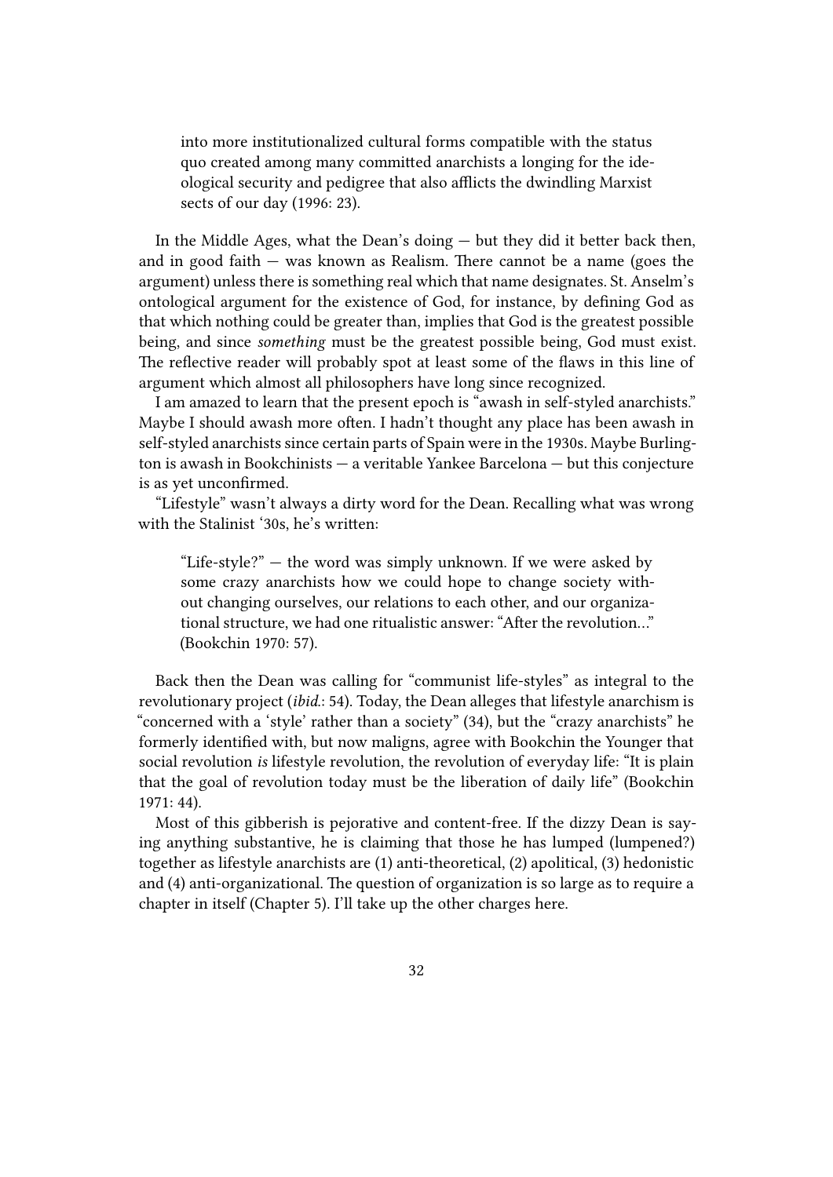> into more institutionalized cultural forms compatible with the status quo created among many committed anarchists a longing for the ideological security and pedigree that also afflicts the dwindling Marxist sects of our day (1996: 23).

In the Middle Ages, what the Dean's doing — but they did it better back then, and in good faith — was known as Realism. There cannot be a name (goes the argument) unless there is something real which that name designates. St. Anselm's ontological argument for the existence of God, for instance, by defining God as that which nothing could be greater than, implies that God is the greatest possible being, and since *something* must be the greatest possible being, God must exist. The reflective reader will probably spot at least some of the flaws in this line of argument which almost all philosophers have long since recognized.

I am amazed to learn that the present epoch is "awash in self-styled anarchists." Maybe I should awash more often. I hadn't thought any place has been awash in self-styled anarchists since certain parts of Spain were in the 1930s. Maybe Burlington is awash in Bookchinists — a veritable Yankee Barcelona — but this conjecture is as yet unconfirmed.

"Lifestyle" wasn't always a dirty word for the Dean. Recalling what was wrong with the Stalinist '30s, he's written:

> "Life-style?" — the word was simply unknown. If we were asked by some crazy anarchists how we could hope to change society without changing ourselves, our relations to each other, and our organizational structure, we had one ritualistic answer: "After the revolution…" (Bookchin 1970: 57).

Back then the Dean was calling for "communist life-styles" as integral to the revolutionary project (*ibid.*: 54). Today, the Dean alleges that lifestyle anarchism is "concerned with a 'style' rather than a society" (34), but the "crazy anarchists" he formerly identified with, but now maligns, agree with Bookchin the Younger that social revolution *is* lifestyle revolution, the revolution of everyday life: "It is plain that the goal of revolution today must be the liberation of daily life" (Bookchin 1971: 44).

Most of this gibberish is pejorative and content-free. If the dizzy Dean is saying anything substantive, he is claiming that those he has lumped (lumpened?) together as lifestyle anarchists are (1) anti-theoretical, (2) apolitical, (3) hedonistic and (4) anti-organizational. The question of organization is so large as to require a chapter in itself (Chapter 5). I'll take up the other charges here.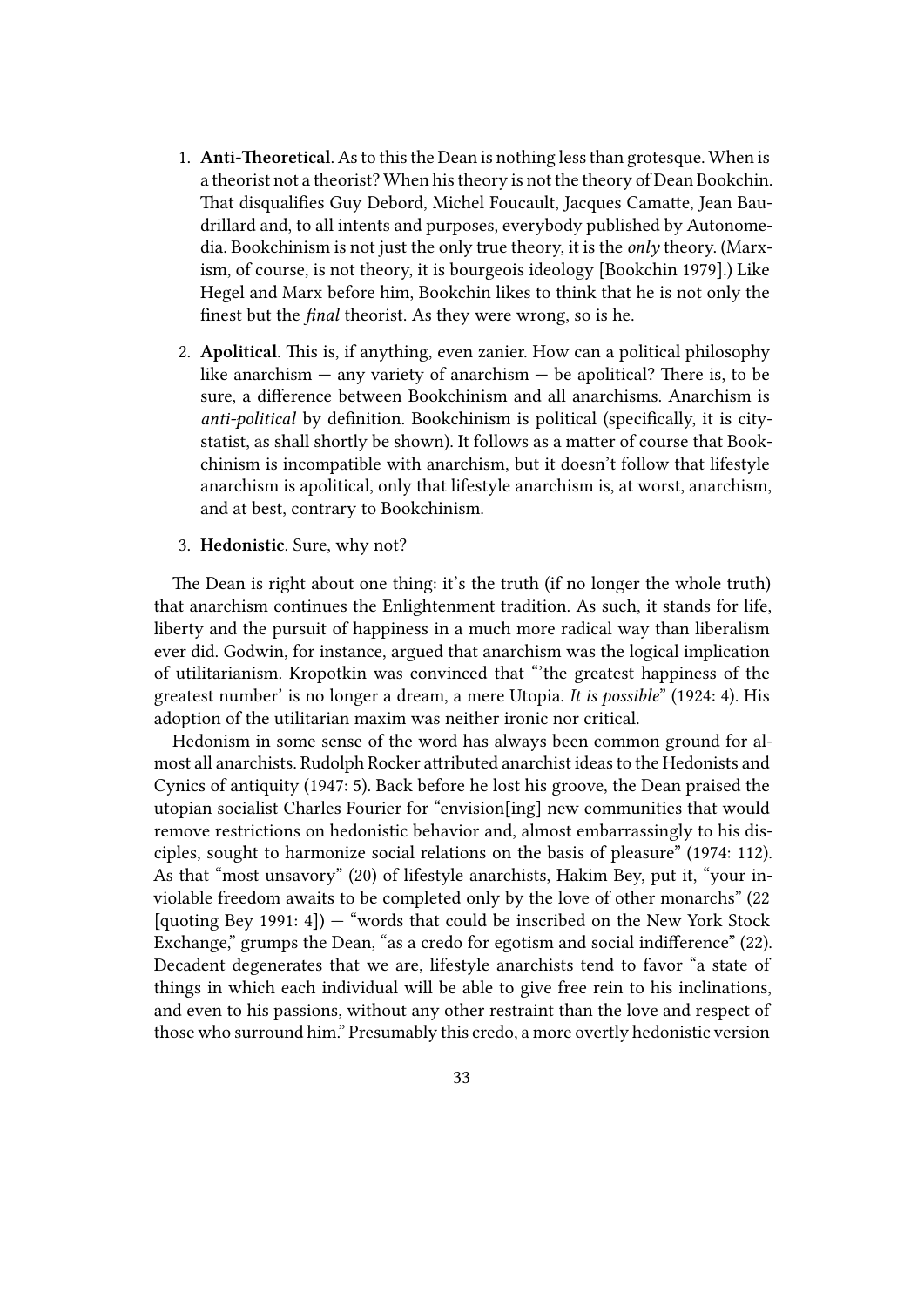1. **Anti-Theoretical**. As to this the Dean is nothing less than grotesque. When is a theorist not a theorist? When his theory is not the theory of Dean Bookchin. That disqualifies Guy Debord, Michel Foucault, Jacques Camatte, Jean Baudrillard and, to all intents and purposes, everybody published by Autonomedia. Bookchinism is not just the only true theory, it is the *only* theory. (Marxism, of course, is not theory, it is bourgeois ideology [Bookchin 1979].) Like Hegel and Marx before him, Bookchin likes to think that he is not only the finest but the *final* theorist. As they were wrong, so is he.

2. **Apolitical**. This is, if anything, even zanier. How can a political philosophy like anarchism — any variety of anarchism — be apolitical? There is, to be sure, a difference between Bookchinism and all anarchisms. Anarchism is *anti-political* by definition. Bookchinism is political (specifically, it is city-statist, as shall shortly be shown). It follows as a matter of course that Bookchinism is incompatible with anarchism, but it doesn't follow that lifestyle anarchism is apolitical, only that lifestyle anarchism is, at worst, anarchism, and at best, contrary to Bookchinism.

3. **Hedonistic**. Sure, why not?

The Dean is right about one thing: it's the truth (if no longer the whole truth) that anarchism continues the Enlightenment tradition. As such, it stands for life, liberty and the pursuit of happiness in a much more radical way than liberalism ever did. Godwin, for instance, argued that anarchism was the logical implication of utilitarianism. Kropotkin was convinced that "'the greatest happiness of the greatest number' is no longer a dream, a mere Utopia. *It is possible*" (1924: 4). His adoption of the utilitarian maxim was neither ironic nor critical.

Hedonism in some sense of the word has always been common ground for almost all anarchists. Rudolph Rocker attributed anarchist ideas to the Hedonists and Cynics of antiquity (1947: 5). Back before he lost his groove, the Dean praised the utopian socialist Charles Fourier for "envision[ing] new communities that would remove restrictions on hedonistic behavior and, almost embarrassingly to his disciples, sought to harmonize social relations on the basis of pleasure" (1974: 112). As that "most unsavory" (20) of lifestyle anarchists, Hakim Bey, put it, "your inviolable freedom awaits to be completed only by the love of other monarchs" (22 [quoting Bey 1991: 4]) — "words that could be inscribed on the New York Stock Exchange," grumps the Dean, "as a credo for egotism and social indifference" (22). Decadent degenerates that we are, lifestyle anarchists tend to favor "a state of things in which each individual will be able to give free rein to his inclinations, and even to his passions, without any other restraint than the love and respect of those who surround him." Presumably this credo, a more overtly hedonistic version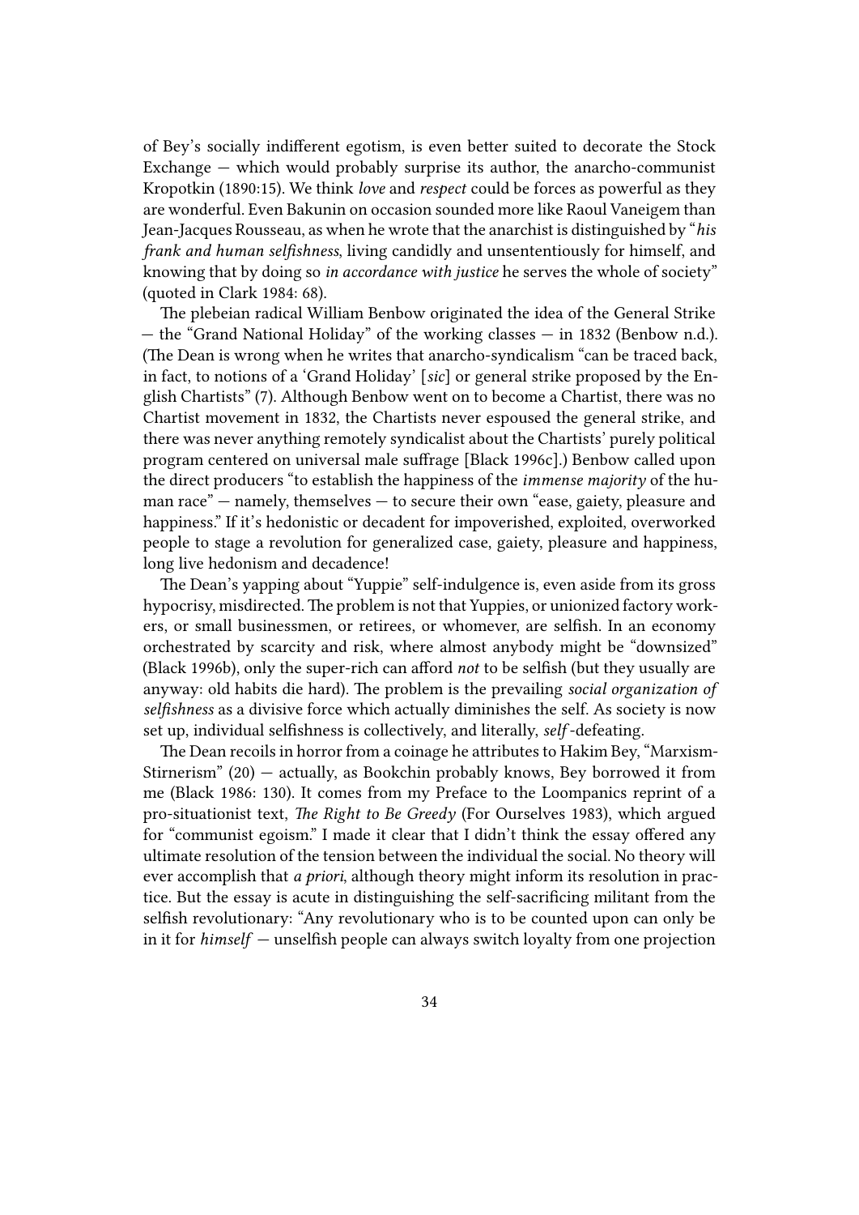of Bey's socially indifferent egotism, is even better suited to decorate the Stock Exchange — which would probably surprise its author, the anarcho-communist Kropotkin (1890:15). We think *love* and *respect* could be forces as powerful as they are wonderful. Even Bakunin on occasion sounded more like Raoul Vaneigem than Jean-Jacques Rousseau, as when he wrote that the anarchist is distinguished by "*his frank and human selfishness*, living candidly and unsententiously for himself, and knowing that by doing so *in accordance with justice* he serves the whole of society" (quoted in Clark 1984: 68).

The plebeian radical William Benbow originated the idea of the General Strike — the "Grand National Holiday" of the working classes — in 1832 (Benbow n.d.). (The Dean is wrong when he writes that anarcho-syndicalism "can be traced back, in fact, to notions of a 'Grand Holiday' [*sic*] or general strike proposed by the English Chartists" (7). Although Benbow went on to become a Chartist, there was no Chartist movement in 1832, the Chartists never espoused the general strike, and there was never anything remotely syndicalist about the Chartists' purely political program centered on universal male suffrage [Black 1996c].) Benbow called upon the direct producers "to establish the happiness of the *immense majority* of the human race" — namely, themselves — to secure their own "ease, gaiety, pleasure and happiness." If it's hedonistic or decadent for impoverished, exploited, overworked people to stage a revolution for generalized case, gaiety, pleasure and happiness, long live hedonism and decadence!

The Dean's yapping about "Yuppie" self-indulgence is, even aside from its gross hypocrisy, misdirected. The problem is not that Yuppies, or unionized factory workers, or small businessmen, or retirees, or whomever, are selfish. In an economy orchestrated by scarcity and risk, where almost anybody might be "downsized" (Black 1996b), only the super-rich can afford *not* to be selfish (but they usually are anyway: old habits die hard). The problem is the prevailing *social organization of selfishness* as a divisive force which actually diminishes the self. As society is now set up, individual selfishness is collectively, and literally, *self*-defeating.

The Dean recoils in horror from a coinage he attributes to Hakim Bey, "Marxism-Stirnerism" (20) — actually, as Bookchin probably knows, Bey borrowed it from me (Black 1986: 130). It comes from my Preface to the Loompanics reprint of a pro-situationist text, *The Right to Be Greedy* (For Ourselves 1983), which argued for "communist egoism." I made it clear that I didn't think the essay offered any ultimate resolution of the tension between the individual the social. No theory will ever accomplish that *a priori*, although theory might inform its resolution in practice. But the essay is acute in distinguishing the self-sacrificing militant from the selfish revolutionary: "Any revolutionary who is to be counted upon can only be in it for *himself* — unselfish people can always switch loyalty from one projection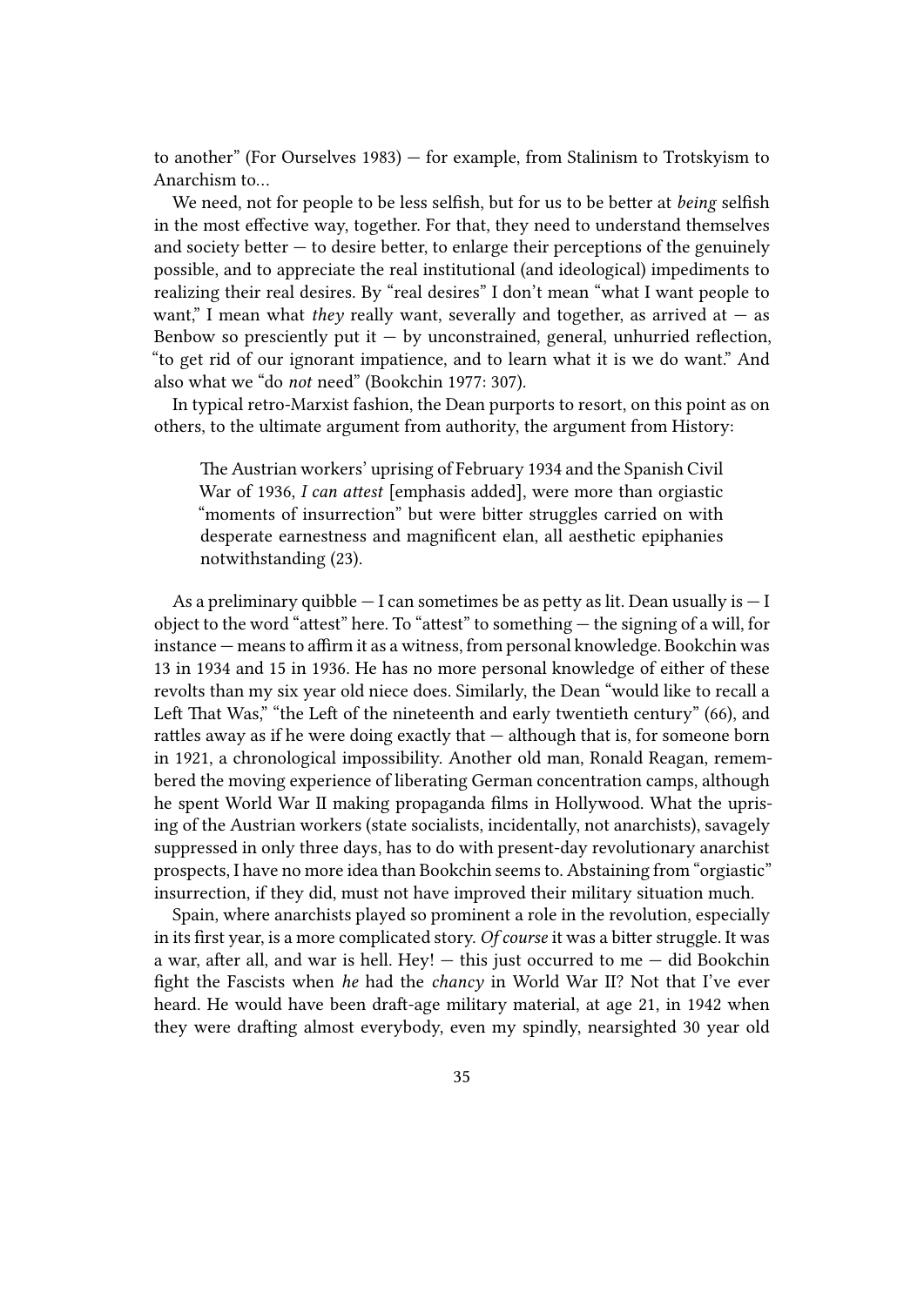to another" (For Ourselves 1983) — for example, from Stalinism to Trotskyism to Anarchism to…

We need, not for people to be less selfish, but for us to be better at *being* selfish in the most effective way, together. For that, they need to understand themselves and society better — to desire better, to enlarge their perceptions of the genuinely possible, and to appreciate the real institutional (and ideological) impediments to realizing their real desires. By "real desires" I don't mean "what I want people to want," I mean what *they* really want, severally and together, as arrived at — as Benbow so presciently put it — by unconstrained, general, unhurried reflection, "to get rid of our ignorant impatience, and to learn what it is we do want." And also what we "do *not* need" (Bookchin 1977: 307).

In typical retro-Marxist fashion, the Dean purports to resort, on this point as on others, to the ultimate argument from authority, the argument from History:

> The Austrian workers' uprising of February 1934 and the Spanish Civil War of 1936, *I can attest* [emphasis added], were more than orgiastic "moments of insurrection" but were bitter struggles carried on with desperate earnestness and magnificent elan, all aesthetic epiphanies notwithstanding (23).

As a preliminary quibble — I can sometimes be as petty as lit. Dean usually is — I object to the word "attest" here. To "attest" to something — the signing of a will, for instance — means to affirm it as a witness, from personal knowledge. Bookchin was 13 in 1934 and 15 in 1936. He has no more personal knowledge of either of these revolts than my six year old niece does. Similarly, the Dean "would like to recall a Left That Was," "the Left of the nineteenth and early twentieth century" (66), and rattles away as if he were doing exactly that — although that is, for someone born in 1921, a chronological impossibility. Another old man, Ronald Reagan, remembered the moving experience of liberating German concentration camps, although he spent World War II making propaganda films in Hollywood. What the uprising of the Austrian workers (state socialists, incidentally, not anarchists), savagely suppressed in only three days, has to do with present-day revolutionary anarchist prospects, I have no more idea than Bookchin seems to. Abstaining from "orgiastic" insurrection, if they did, must not have improved their military situation much.

Spain, where anarchists played so prominent a role in the revolution, especially in its first year, is a more complicated story. *Of course* it was a bitter struggle. It was a war, after all, and war is hell. Hey! — this just occurred to me — did Bookchin fight the Fascists when *he* had the *chancy* in World War II? Not that I've ever heard. He would have been draft-age military material, at age 21, in 1942 when they were drafting almost everybody, even my spindly, nearsighted 30 year old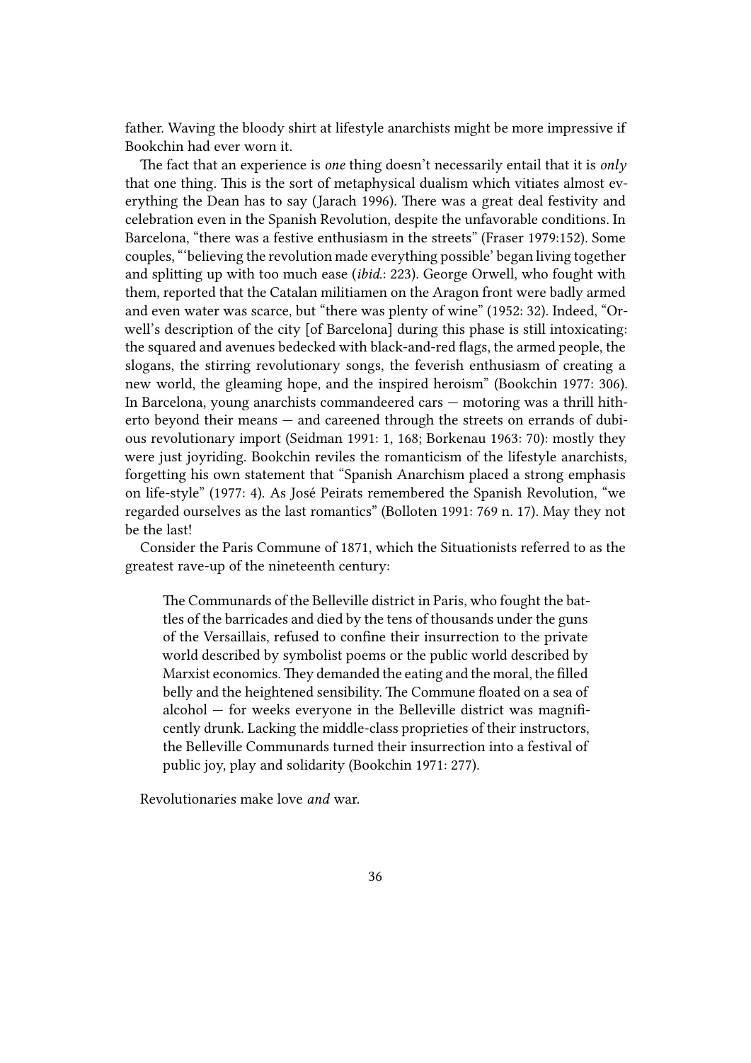father. Waving the bloody shirt at lifestyle anarchists might be more impressive if Bookchin had ever worn it.

The fact that an experience is *one* thing doesn't necessarily entail that it is *only* that one thing. This is the sort of metaphysical dualism which vitiates almost everything the Dean has to say (Jarach 1996). There was a great deal festivity and celebration even in the Spanish Revolution, despite the unfavorable conditions. In Barcelona, "there was a festive enthusiasm in the streets" (Fraser 1979:152). Some couples, "'believing the revolution made everything possible' began living together and splitting up with too much ease (*ibid.*: 223). George Orwell, who fought with them, reported that the Catalan militiamen on the Aragon front were badly armed and even water was scarce, but "there was plenty of wine" (1952: 32). Indeed, "Orwell's description of the city [of Barcelona] during this phase is still intoxicating: the squared and avenues bedecked with black-and-red flags, the armed people, the slogans, the stirring revolutionary songs, the feverish enthusiasm of creating a new world, the gleaming hope, and the inspired heroism" (Bookchin 1977: 306). In Barcelona, young anarchists commandeered cars — motoring was a thrill hitherto beyond their means — and careened through the streets on errands of dubious revolutionary import (Seidman 1991: 1, 168; Borkenau 1963: 70): mostly they were just joyriding. Bookchin reviles the romanticism of the lifestyle anarchists, forgetting his own statement that "Spanish Anarchism placed a strong emphasis on life-style" (1977: 4). As José Peirats remembered the Spanish Revolution, "we regarded ourselves as the last romantics" (Bolloten 1991: 769 n. 17). May they not be the last!

Consider the Paris Commune of 1871, which the Situationists referred to as the greatest rave-up of the nineteenth century:

> The Communards of the Belleville district in Paris, who fought the battles of the barricades and died by the tens of thousands under the guns of the Versaillais, refused to confine their insurrection to the private world described by symbolist poems or the public world described by Marxist economics. They demanded the eating and the moral, the filled belly and the heightened sensibility. The Commune floated on a sea of alcohol — for weeks everyone in the Belleville district was magnificently drunk. Lacking the middle-class proprieties of their instructors, the Belleville Communards turned their insurrection into a festival of public joy, play and solidarity (Bookchin 1971: 277).

Revolutionaries make love *and* war.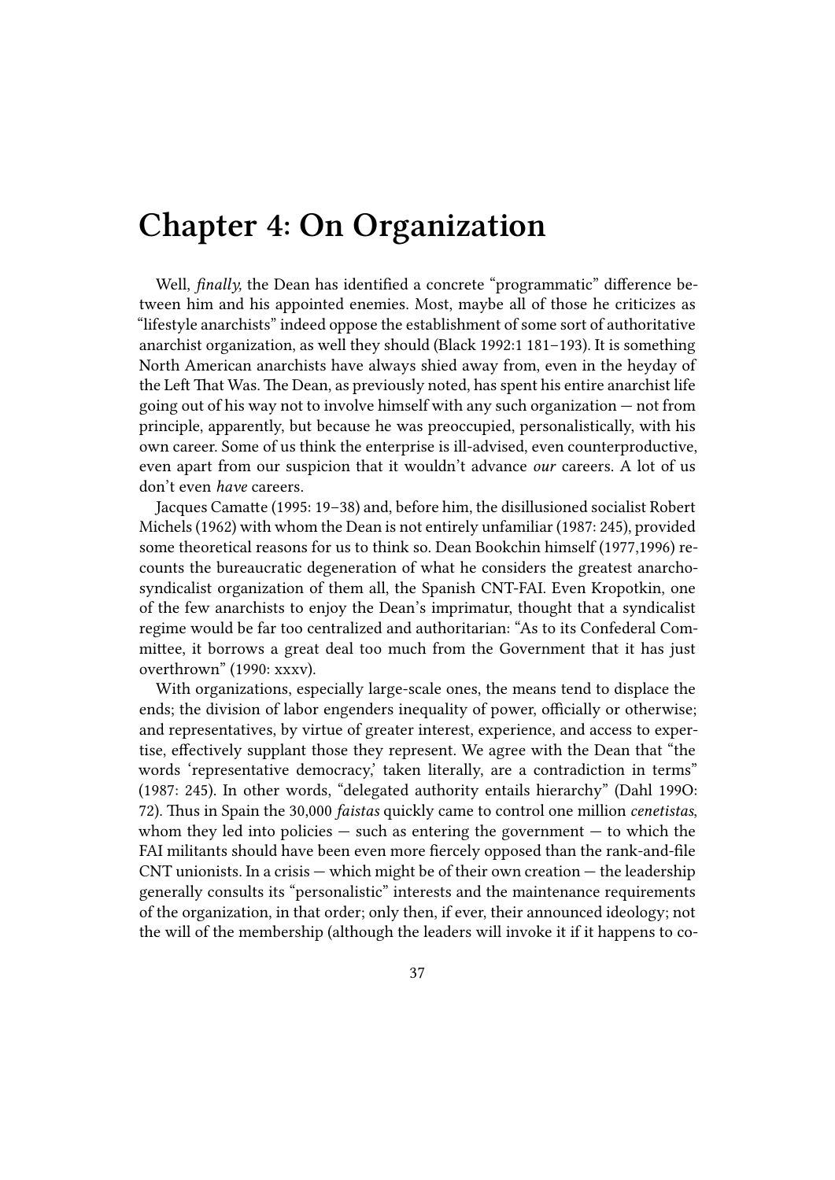# Chapter 4: On Organization

Well, *finally,* the Dean has identified a concrete "programmatic" difference between him and his appointed enemies. Most, maybe all of those he criticizes as "lifestyle anarchists" indeed oppose the establishment of some sort of authoritative anarchist organization, as well they should (Black 1992:1 181–193). It is something North American anarchists have always shied away from, even in the heyday of the Left That Was. The Dean, as previously noted, has spent his entire anarchist life going out of his way not to involve himself with any such organization — not from principle, apparently, but because he was preoccupied, personalistically, with his own career. Some of us think the enterprise is ill-advised, even counterproductive, even apart from our suspicion that it wouldn't advance *our* careers. A lot of us don't even *have* careers.

Jacques Camatte (1995: 19–38) and, before him, the disillusioned socialist Robert Michels (1962) with whom the Dean is not entirely unfamiliar (1987: 245), provided some theoretical reasons for us to think so. Dean Bookchin himself (1977,1996) recounts the bureaucratic degeneration of what he considers the greatest anarcho-syndicalist organization of them all, the Spanish CNT-FAI. Even Kropotkin, one of the few anarchists to enjoy the Dean's imprimatur, thought that a syndicalist regime would be far too centralized and authoritarian: "As to its Confederal Committee, it borrows a great deal too much from the Government that it has just overthrown" (1990: xxxv).

With organizations, especially large-scale ones, the means tend to displace the ends; the division of labor engenders inequality of power, officially or otherwise; and representatives, by virtue of greater interest, experience, and access to expertise, effectively supplant those they represent. We agree with the Dean that "the words 'representative democracy,' taken literally, are a contradiction in terms" (1987: 245). In other words, "delegated authority entails hierarchy" (Dahl 199O: 72). Thus in Spain the 30,000 *faistas* quickly came to control one million *cenetistas*, whom they led into policies — such as entering the government — to which the FAI militants should have been even more fiercely opposed than the rank-and-file CNT unionists. In a crisis — which might be of their own creation — the leadership generally consults its "personalistic" interests and the maintenance requirements of the organization, in that order; only then, if ever, their announced ideology; not the will of the membership (although the leaders will invoke it if it happens to co-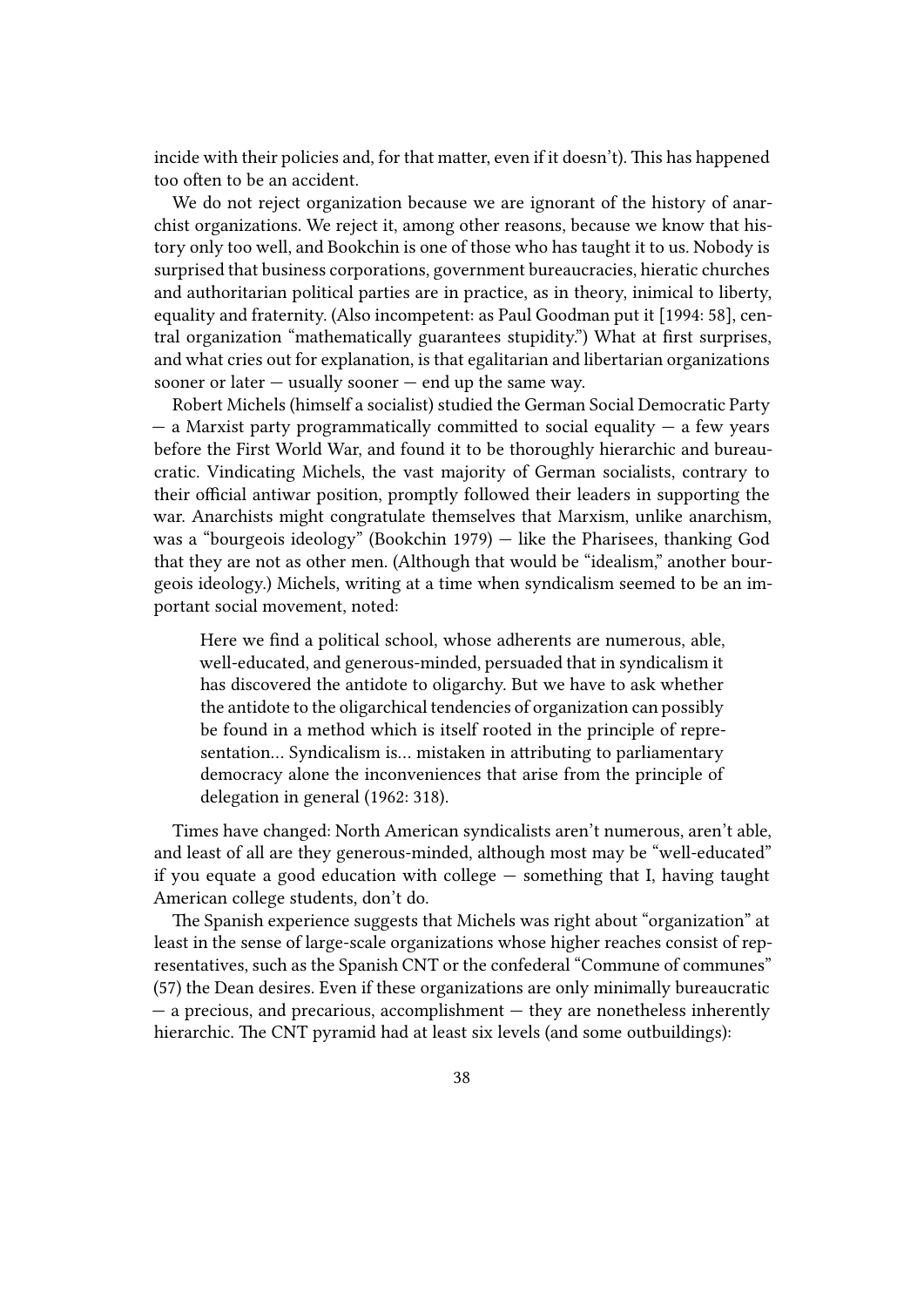incide with their policies and, for that matter, even if it doesn't). This has happened too often to be an accident.

We do not reject organization because we are ignorant of the history of anarchist organizations. We reject it, among other reasons, because we know that history only too well, and Bookchin is one of those who has taught it to us. Nobody is surprised that business corporations, government bureaucracies, hieratic churches and authoritarian political parties are in practice, as in theory, inimical to liberty, equality and fraternity. (Also incompetent: as Paul Goodman put it [1994: 58], central organization "mathematically guarantees stupidity.") What at first surprises, and what cries out for explanation, is that egalitarian and libertarian organizations sooner or later — usually sooner — end up the same way.

Robert Michels (himself a socialist) studied the German Social Democratic Party — a Marxist party programmatically committed to social equality — a few years before the First World War, and found it to be thoroughly hierarchic and bureaucratic. Vindicating Michels, the vast majority of German socialists, contrary to their official antiwar position, promptly followed their leaders in supporting the war. Anarchists might congratulate themselves that Marxism, unlike anarchism, was a "bourgeois ideology" (Bookchin 1979) — like the Pharisees, thanking God that they are not as other men. (Although that would be "idealism," another bourgeois ideology.) Michels, writing at a time when syndicalism seemed to be an important social movement, noted:

> Here we find a political school, whose adherents are numerous, able, well-educated, and generous-minded, persuaded that in syndicalism it has discovered the antidote to oligarchy. But we have to ask whether the antidote to the oligarchical tendencies of organization can possibly be found in a method which is itself rooted in the principle of representation… Syndicalism is… mistaken in attributing to parliamentary democracy alone the inconveniences that arise from the principle of delegation in general (1962: 318).

Times have changed: North American syndicalists aren't numerous, aren't able, and least of all are they generous-minded, although most may be "well-educated" if you equate a good education with college — something that I, having taught American college students, don't do.

The Spanish experience suggests that Michels was right about "organization" at least in the sense of large-scale organizations whose higher reaches consist of representatives, such as the Spanish CNT or the confederal "Commune of communes" (57) the Dean desires. Even if these organizations are only minimally bureaucratic — a precious, and precarious, accomplishment — they are nonetheless inherently hierarchic. The CNT pyramid had at least six levels (and some outbuildings):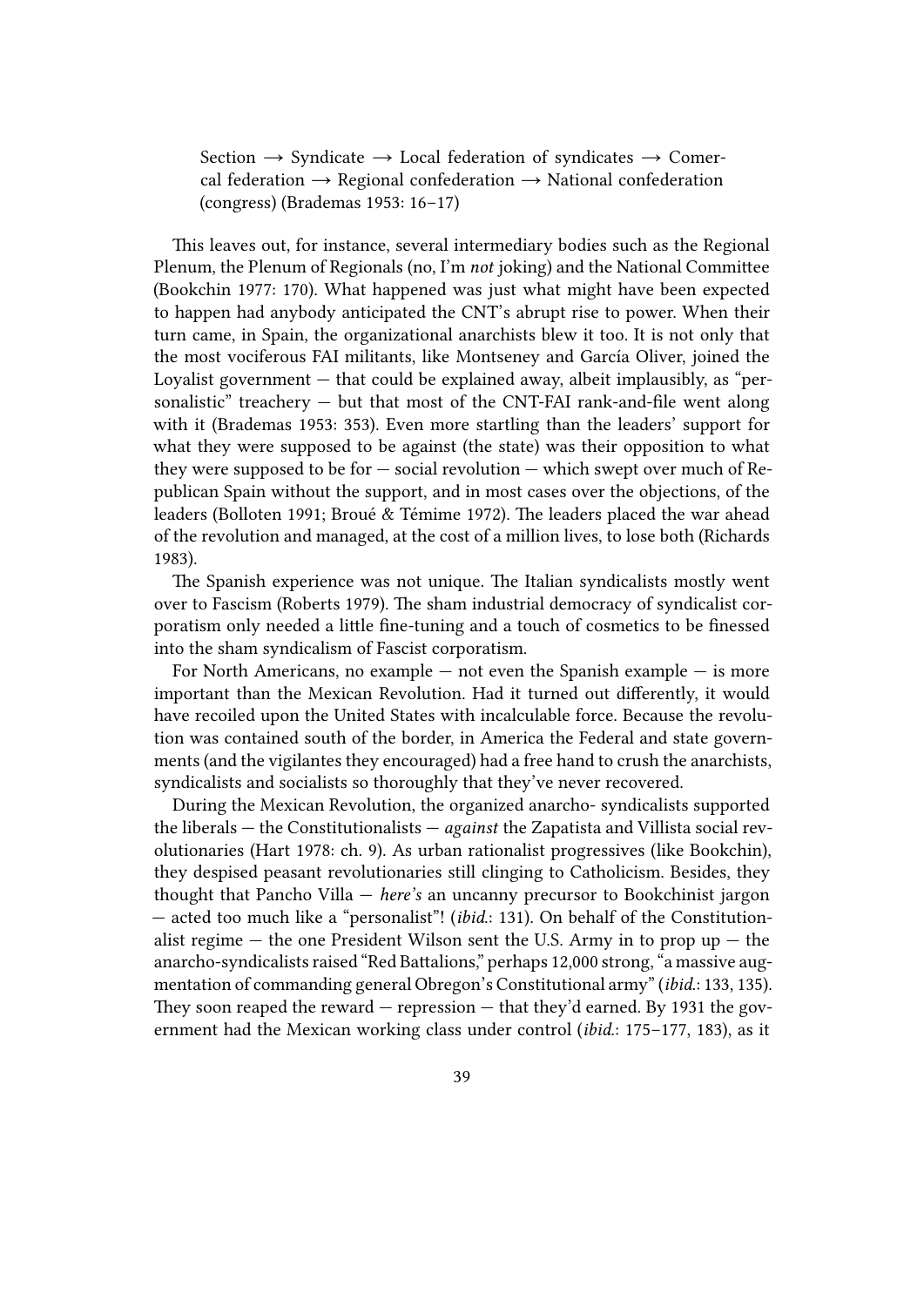Section → Syndicate → Local federation of syndicates → Comercal federation → Regional confederation → National confederation (congress) (Brademas 1953: 16–17)

This leaves out, for instance, several intermediary bodies such as the Regional Plenum, the Plenum of Regionals (no, I'm *not* joking) and the National Committee (Bookchin 1977: 170). What happened was just what might have been expected to happen had anybody anticipated the CNT's abrupt rise to power. When their turn came, in Spain, the organizational anarchists blew it too. It is not only that the most vociferous FAI militants, like Montseney and García Oliver, joined the Loyalist government — that could be explained away, albeit implausibly, as "personalistic" treachery — but that most of the CNT-FAI rank-and-file went along with it (Brademas 1953: 353). Even more startling than the leaders' support for what they were supposed to be against (the state) was their opposition to what they were supposed to be for — social revolution — which swept over much of Republican Spain without the support, and in most cases over the objections, of the leaders (Bolloten 1991; Broué & Témime 1972). The leaders placed the war ahead of the revolution and managed, at the cost of a million lives, to lose both (Richards 1983).

The Spanish experience was not unique. The Italian syndicalists mostly went over to Fascism (Roberts 1979). The sham industrial democracy of syndicalist corporatism only needed a little fine-tuning and a touch of cosmetics to be finessed into the sham syndicalism of Fascist corporatism.

For North Americans, no example — not even the Spanish example — is more important than the Mexican Revolution. Had it turned out differently, it would have recoiled upon the United States with incalculable force. Because the revolution was contained south of the border, in America the Federal and state governments (and the vigilantes they encouraged) had a free hand to crush the anarchists, syndicalists and socialists so thoroughly that they've never recovered.

During the Mexican Revolution, the organized anarcho- syndicalists supported the liberals — the Constitutionalists — *against* the Zapatista and Villista social revolutionaries (Hart 1978: ch. 9). As urban rationalist progressives (like Bookchin), they despised peasant revolutionaries still clinging to Catholicism. Besides, they thought that Pancho Villa — *here's* an uncanny precursor to Bookchinist jargon — acted too much like a "personalist"! (*ibid.*: 131). On behalf of the Constitutionalist regime — the one President Wilson sent the U.S. Army in to prop up — the anarcho-syndicalists raised "Red Battalions," perhaps 12,000 strong, "a massive augmentation of commanding general Obregon's Constitutional army" (*ibid.*: 133, 135). They soon reaped the reward — repression — that they'd earned. By 1931 the government had the Mexican working class under control (*ibid.*: 175–177, 183), as it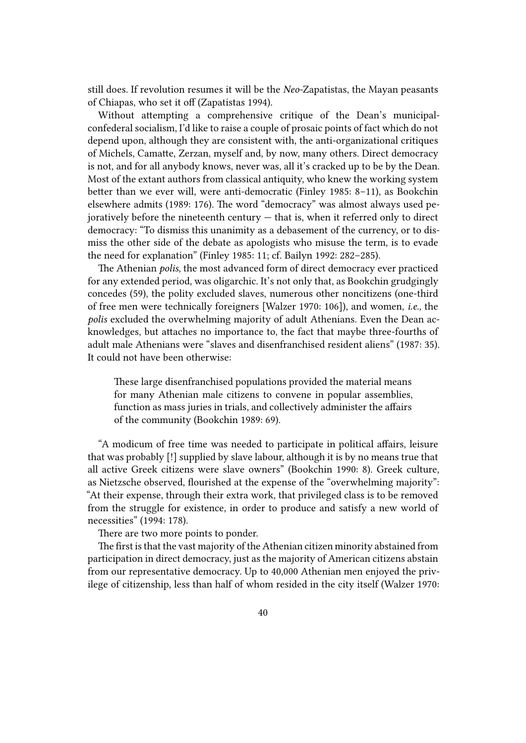still does. If revolution resumes it will be the *Neo*-Zapatistas, the Mayan peasants of Chiapas, who set it off (Zapatistas 1994).

Without attempting a comprehensive critique of the Dean's municipal-confederal socialism, I'd like to raise a couple of prosaic points of fact which do not depend upon, although they are consistent with, the anti-organizational critiques of Michels, Camatte, Zerzan, myself and, by now, many others. Direct democracy is not, and for all anybody knows, never was, all it's cracked up to be by the Dean. Most of the extant authors from classical antiquity, who knew the working system better than we ever will, were anti-democratic (Finley 1985: 8–11), as Bookchin elsewhere admits (1989: 176). The word "democracy" was almost always used pejoratively before the nineteenth century — that is, when it referred only to direct democracy: "To dismiss this unanimity as a debasement of the currency, or to dismiss the other side of the debate as apologists who misuse the term, is to evade the need for explanation" (Finley 1985: 11; cf. Bailyn 1992: 282–285).

The Athenian *polis*, the most advanced form of direct democracy ever practiced for any extended period, was oligarchic. It's not only that, as Bookchin grudgingly concedes (59), the polity excluded slaves, numerous other noncitizens (one-third of free men were technically foreigners [Walzer 1970: 106]), and women, *i.e.,* the *polis* excluded the overwhelming majority of adult Athenians. Even the Dean acknowledges, but attaches no importance to, the fact that maybe three-fourths of adult male Athenians were "slaves and disenfranchised resident aliens" (1987: 35). It could not have been otherwise:

> These large disenfranchised populations provided the material means for many Athenian male citizens to convene in popular assemblies, function as mass juries in trials, and collectively administer the affairs of the community (Bookchin 1989: 69).

"A modicum of free time was needed to participate in political affairs, leisure that was probably [!] supplied by slave labour, although it is by no means true that all active Greek citizens were slave owners" (Bookchin 1990: 8). Greek culture, as Nietzsche observed, flourished at the expense of the "overwhelming majority": "At their expense, through their extra work, that privileged class is to be removed from the struggle for existence, in order to produce and satisfy a new world of necessities" (1994: 178).

There are two more points to ponder.

The first is that the vast majority of the Athenian citizen minority abstained from participation in direct democracy, just as the majority of American citizens abstain from our representative democracy. Up to 40,000 Athenian men enjoyed the privilege of citizenship, less than half of whom resided in the city itself (Walzer 1970: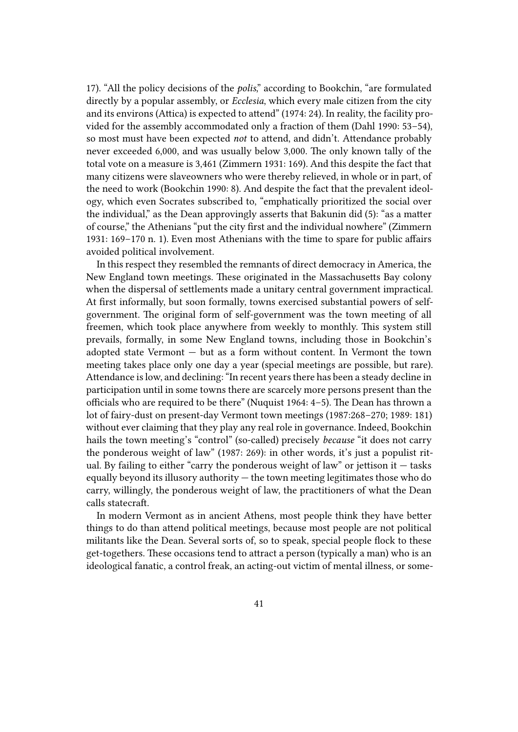17). "All the policy decisions of the *polis*," according to Bookchin, "are formulated directly by a popular assembly, or *Ecclesia*, which every male citizen from the city and its environs (Attica) is expected to attend" (1974: 24). In reality, the facility provided for the assembly accommodated only a fraction of them (Dahl 1990: 53–54), so most must have been expected *not* to attend, and didn't. Attendance probably never exceeded 6,000, and was usually below 3,000. The only known tally of the total vote on a measure is 3,461 (Zimmern 1931: 169). And this despite the fact that many citizens were slaveowners who were thereby relieved, in whole or in part, of the need to work (Bookchin 1990: 8). And despite the fact that the prevalent ideology, which even Socrates subscribed to, "emphatically prioritized the social over the individual," as the Dean approvingly asserts that Bakunin did (5): "as a matter of course," the Athenians "put the city first and the individual nowhere" (Zimmern 1931: 169–170 n. 1). Even most Athenians with the time to spare for public affairs avoided political involvement.

In this respect they resembled the remnants of direct democracy in America, the New England town meetings. These originated in the Massachusetts Bay colony when the dispersal of settlements made a unitary central government impractical. At first informally, but soon formally, towns exercised substantial powers of self-government. The original form of self-government was the town meeting of all freemen, which took place anywhere from weekly to monthly. This system still prevails, formally, in some New England towns, including those in Bookchin's adopted state Vermont — but as a form without content. In Vermont the town meeting takes place only one day a year (special meetings are possible, but rare). Attendance is low, and declining: "In recent years there has been a steady decline in participation until in some towns there are scarcely more persons present than the officials who are required to be there" (Nuquist 1964: 4–5). The Dean has thrown a lot of fairy-dust on present-day Vermont town meetings (1987:268–270; 1989: 181) without ever claiming that they play any real role in governance. Indeed, Bookchin hails the town meeting's "control" (so-called) precisely *because* "it does not carry the ponderous weight of law" (1987: 269): in other words, it's just a populist ritual. By failing to either "carry the ponderous weight of law" or jettison it — tasks equally beyond its illusory authority — the town meeting legitimates those who do carry, willingly, the ponderous weight of law, the practitioners of what the Dean calls statecraft.

In modern Vermont as in ancient Athens, most people think they have better things to do than attend political meetings, because most people are not political militants like the Dean. Several sorts of, so to speak, special people flock to these get-togethers. These occasions tend to attract a person (typically a man) who is an ideological fanatic, a control freak, an acting-out victim of mental illness, or some-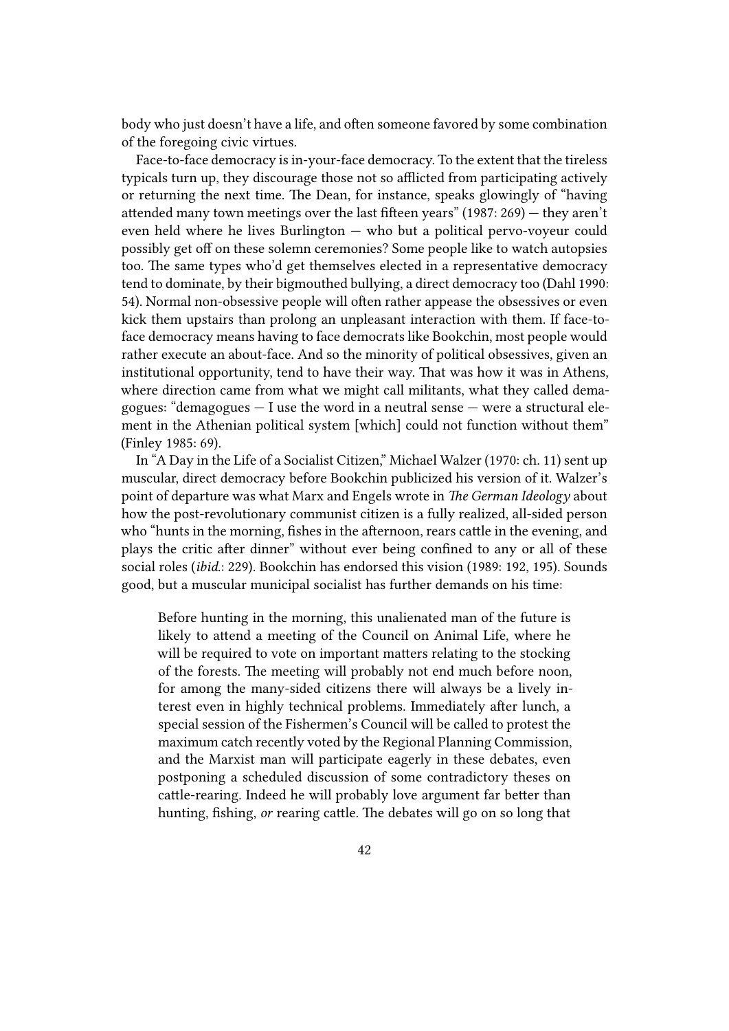body who just doesn't have a life, and often someone favored by some combination of the foregoing civic virtues.

Face-to-face democracy is in-your-face democracy. To the extent that the tireless typicals turn up, they discourage those not so afflicted from participating actively or returning the next time. The Dean, for instance, speaks glowingly of "having attended many town meetings over the last fifteen years" (1987: 269) — they aren't even held where he lives Burlington — who but a political pervo-voyeur could possibly get off on these solemn ceremonies? Some people like to watch autopsies too. The same types who'd get themselves elected in a representative democracy tend to dominate, by their bigmouthed bullying, a direct democracy too (Dahl 1990: 54). Normal non-obsessive people will often rather appease the obsessives or even kick them upstairs than prolong an unpleasant interaction with them. If face-to-face democracy means having to face democrats like Bookchin, most people would rather execute an about-face. And so the minority of political obsessives, given an institutional opportunity, tend to have their way. That was how it was in Athens, where direction came from what we might call militants, what they called demagogues: "demagogues — I use the word in a neutral sense — were a structural element in the Athenian political system [which] could not function without them" (Finley 1985: 69).

In "A Day in the Life of a Socialist Citizen," Michael Walzer (1970: ch. 11) sent up muscular, direct democracy before Bookchin publicized his version of it. Walzer's point of departure was what Marx and Engels wrote in *The German Ideology* about how the post-revolutionary communist citizen is a fully realized, all-sided person who "hunts in the morning, fishes in the afternoon, rears cattle in the evening, and plays the critic after dinner" without ever being confined to any or all of these social roles (*ibid.*: 229). Bookchin has endorsed this vision (1989: 192, 195). Sounds good, but a muscular municipal socialist has further demands on his time:

> Before hunting in the morning, this unalienated man of the future is likely to attend a meeting of the Council on Animal Life, where he will be required to vote on important matters relating to the stocking of the forests. The meeting will probably not end much before noon, for among the many-sided citizens there will always be a lively interest even in highly technical problems. Immediately after lunch, a special session of the Fishermen's Council will be called to protest the maximum catch recently voted by the Regional Planning Commission, and the Marxist man will participate eagerly in these debates, even postponing a scheduled discussion of some contradictory theses on cattle-rearing. Indeed he will probably love argument far better than hunting, fishing, *or* rearing cattle. The debates will go on so long that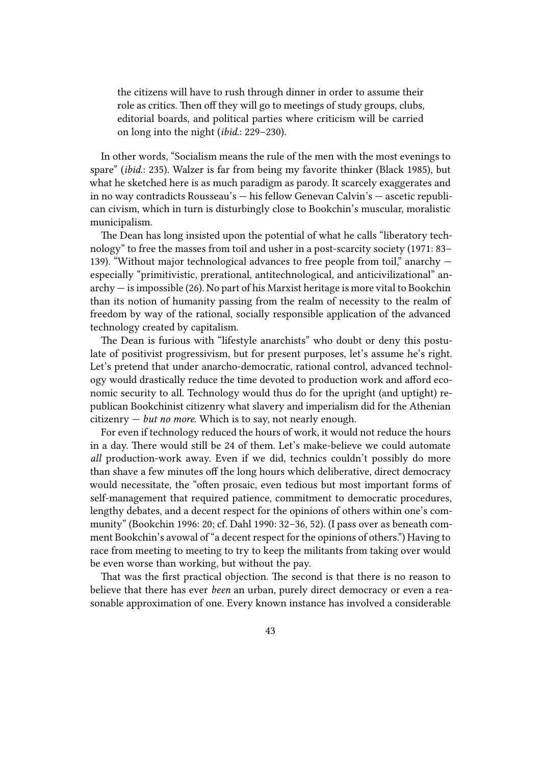> the citizens will have to rush through dinner in order to assume their role as critics. Then off they will go to meetings of study groups, clubs, editorial boards, and political parties where criticism will be carried on long into the night (*ibid.*: 229–230).

In other words, "Socialism means the rule of the men with the most evenings to spare" (*ibid.*: 235). Walzer is far from being my favorite thinker (Black 1985), but what he sketched here is as much paradigm as parody. It scarcely exaggerates and in no way contradicts Rousseau's — his fellow Genevan Calvin's — ascetic republican civism, which in turn is disturbingly close to Bookchin's muscular, moralistic municipalism.

The Dean has long insisted upon the potential of what he calls "liberatory technology" to free the masses from toil and usher in a post-scarcity society (1971: 83–139). "Without major technological advances to free people from toil," anarchy — especially "primitivistic, prerational, antitechnological, and anticivilizational" anarchy — is impossible (26). No part of his Marxist heritage is more vital to Bookchin than its notion of humanity passing from the realm of necessity to the realm of freedom by way of the rational, socially responsible application of the advanced technology created by capitalism.

The Dean is furious with "lifestyle anarchists" who doubt or deny this postulate of positivist progressivism, but for present purposes, let's assume he's right. Let's pretend that under anarcho-democratic, rational control, advanced technology would drastically reduce the time devoted to production work and afford economic security to all. Technology would thus do for the upright (and uptight) republican Bookchinist citizenry what slavery and imperialism did for the Athenian citizenry — *but no more*. Which is to say, not nearly enough.

For even if technology reduced the hours of work, it would not reduce the hours in a day. There would still be 24 of them. Let's make-believe we could automate *all* production-work away. Even if we did, technics couldn't possibly do more than shave a few minutes off the long hours which deliberative, direct democracy would necessitate, the "often prosaic, even tedious but most important forms of self-management that required patience, commitment to democratic procedures, lengthy debates, and a decent respect for the opinions of others within one's community" (Bookchin 1996: 20; cf. Dahl 1990: 32–36, 52). (I pass over as beneath comment Bookchin's avowal of "a decent respect for the opinions of others.") Having to race from meeting to meeting to try to keep the militants from taking over would be even worse than working, but without the pay.

That was the first practical objection. The second is that there is no reason to believe that there has ever *been* an urban, purely direct democracy or even a reasonable approximation of one. Every known instance has involved a considerable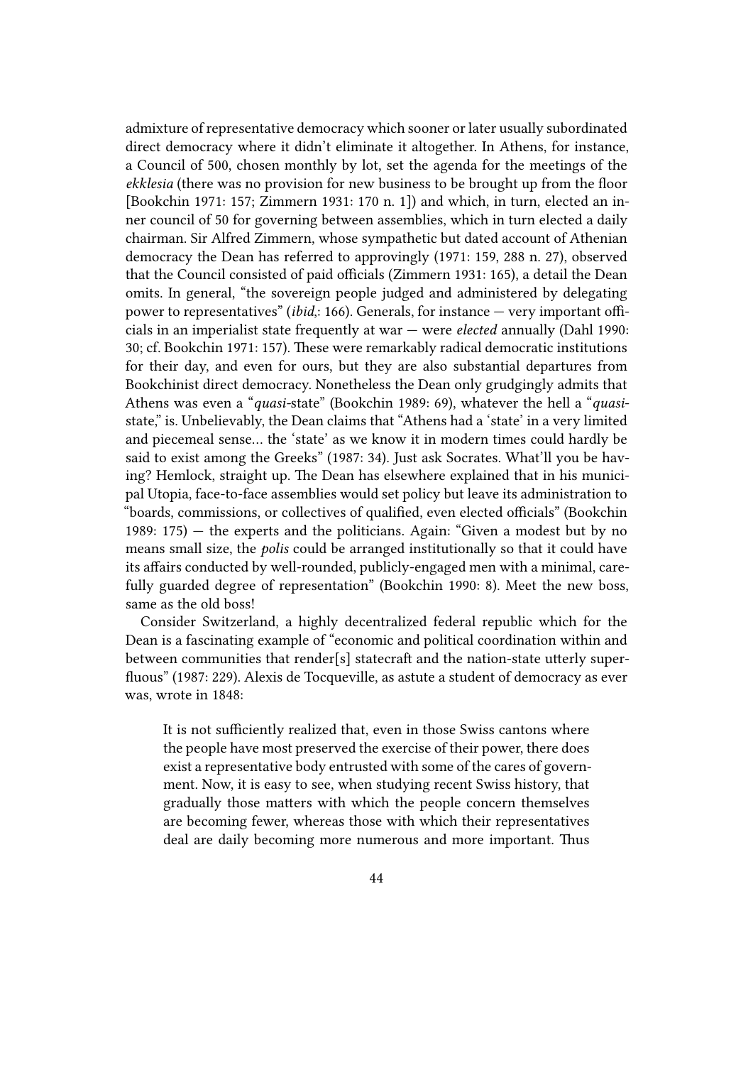admixture of representative democracy which sooner or later usually subordinated direct democracy where it didn't eliminate it altogether. In Athens, for instance, a Council of 500, chosen monthly by lot, set the agenda for the meetings of the *ekklesia* (there was no provision for new business to be brought up from the floor [Bookchin 1971: 157; Zimmern 1931: 170 n. 1]) and which, in turn, elected an inner council of 50 for governing between assemblies, which in turn elected a daily chairman. Sir Alfred Zimmern, whose sympathetic but dated account of Athenian democracy the Dean has referred to approvingly (1971: 159, 288 n. 27), observed that the Council consisted of paid officials (Zimmern 1931: 165), a detail the Dean omits. In general, "the sovereign people judged and administered by delegating power to representatives" (*ibid*,: 166). Generals, for instance — very important officials in an imperialist state frequently at war — were *elected* annually (Dahl 1990: 30; cf. Bookchin 1971: 157). These were remarkably radical democratic institutions for their day, and even for ours, but they are also substantial departures from Bookchinist direct democracy. Nonetheless the Dean only grudgingly admits that Athens was even a "*quasi*-state" (Bookchin 1989: 69), whatever the hell a "*quasi*-state," is. Unbelievably, the Dean claims that "Athens had a 'state' in a very limited and piecemeal sense… the 'state' as we know it in modern times could hardly be said to exist among the Greeks" (1987: 34). Just ask Socrates. What'll you be having? Hemlock, straight up. The Dean has elsewhere explained that in his municipal Utopia, face-to-face assemblies would set policy but leave its administration to "boards, commissions, or collectives of qualified, even elected officials" (Bookchin 1989: 175) — the experts and the politicians. Again: "Given a modest but by no means small size, the *polis* could be arranged institutionally so that it could have its affairs conducted by well-rounded, publicly-engaged men with a minimal, carefully guarded degree of representation" (Bookchin 1990: 8). Meet the new boss, same as the old boss!

Consider Switzerland, a highly decentralized federal republic which for the Dean is a fascinating example of "economic and political coordination within and between communities that render[s] statecraft and the nation-state utterly superfluous" (1987: 229). Alexis de Tocqueville, as astute a student of democracy as ever was, wrote in 1848:

> It is not sufficiently realized that, even in those Swiss cantons where the people have most preserved the exercise of their power, there does exist a representative body entrusted with some of the cares of government. Now, it is easy to see, when studying recent Swiss history, that gradually those matters with which the people concern themselves are becoming fewer, whereas those with which their representatives deal are daily becoming more numerous and more important. Thus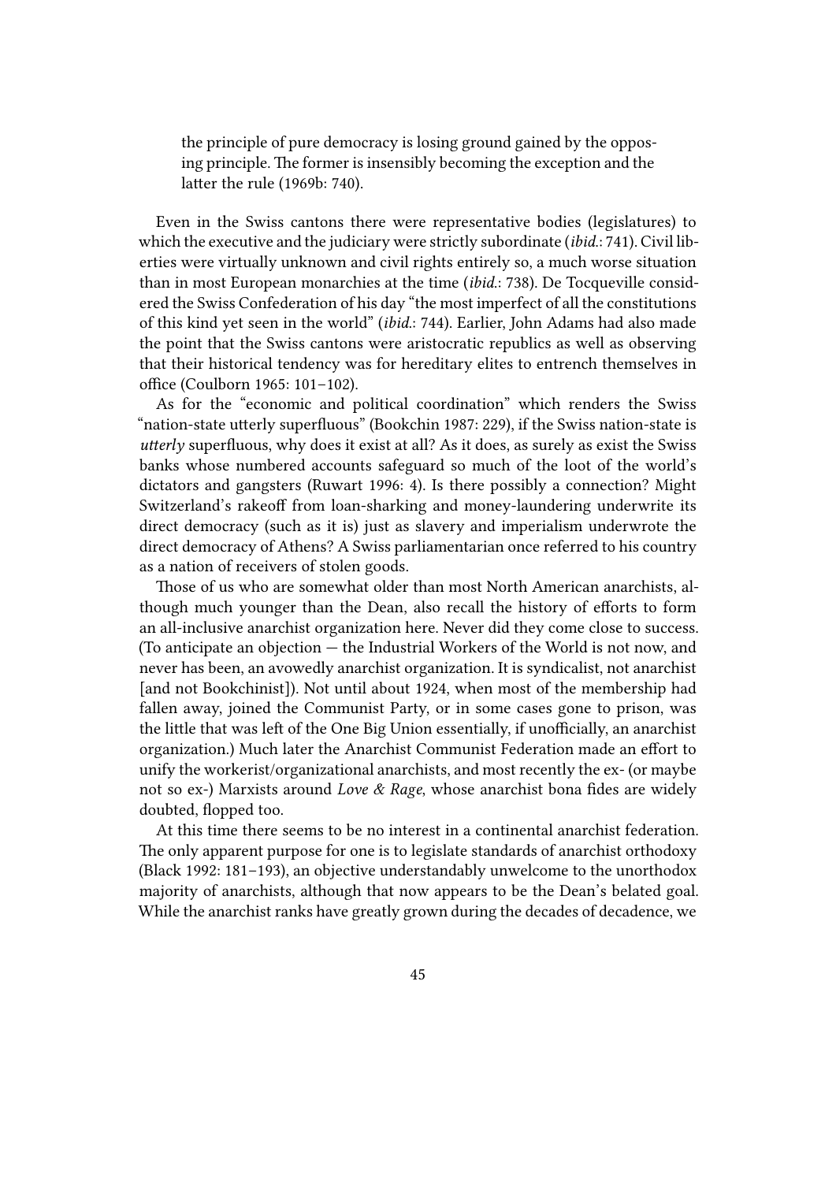> the principle of pure democracy is losing ground gained by the opposing principle. The former is insensibly becoming the exception and the latter the rule (1969b: 740).

Even in the Swiss cantons there were representative bodies (legislatures) to which the executive and the judiciary were strictly subordinate (*ibid.*: 741). Civil liberties were virtually unknown and civil rights entirely so, a much worse situation than in most European monarchies at the time (*ibid.*: 738). De Tocqueville considered the Swiss Confederation of his day "the most imperfect of all the constitutions of this kind yet seen in the world" (*ibid.*: 744). Earlier, John Adams had also made the point that the Swiss cantons were aristocratic republics as well as observing that their historical tendency was for hereditary elites to entrench themselves in office (Coulborn 1965: 101–102).

As for the "economic and political coordination" which renders the Swiss "nation-state utterly superfluous" (Bookchin 1987: 229), if the Swiss nation-state is *utterly* superfluous, why does it exist at all? As it does, as surely as exist the Swiss banks whose numbered accounts safeguard so much of the loot of the world's dictators and gangsters (Ruwart 1996: 4). Is there possibly a connection? Might Switzerland's rakeoff from loan-sharking and money-laundering underwrite its direct democracy (such as it is) just as slavery and imperialism underwrote the direct democracy of Athens? A Swiss parliamentarian once referred to his country as a nation of receivers of stolen goods.

Those of us who are somewhat older than most North American anarchists, although much younger than the Dean, also recall the history of efforts to form an all-inclusive anarchist organization here. Never did they come close to success. (To anticipate an objection — the Industrial Workers of the World is not now, and never has been, an avowedly anarchist organization. It is syndicalist, not anarchist [and not Bookchinist]). Not until about 1924, when most of the membership had fallen away, joined the Communist Party, or in some cases gone to prison, was the little that was left of the One Big Union essentially, if unofficially, an anarchist organization.) Much later the Anarchist Communist Federation made an effort to unify the workerist/organizational anarchists, and most recently the ex- (or maybe not so ex-) Marxists around *Love & Rage*, whose anarchist bona fides are widely doubted, flopped too.

At this time there seems to be no interest in a continental anarchist federation. The only apparent purpose for one is to legislate standards of anarchist orthodoxy (Black 1992: 181–193), an objective understandably unwelcome to the unorthodox majority of anarchists, although that now appears to be the Dean's belated goal. While the anarchist ranks have greatly grown during the decades of decadence, we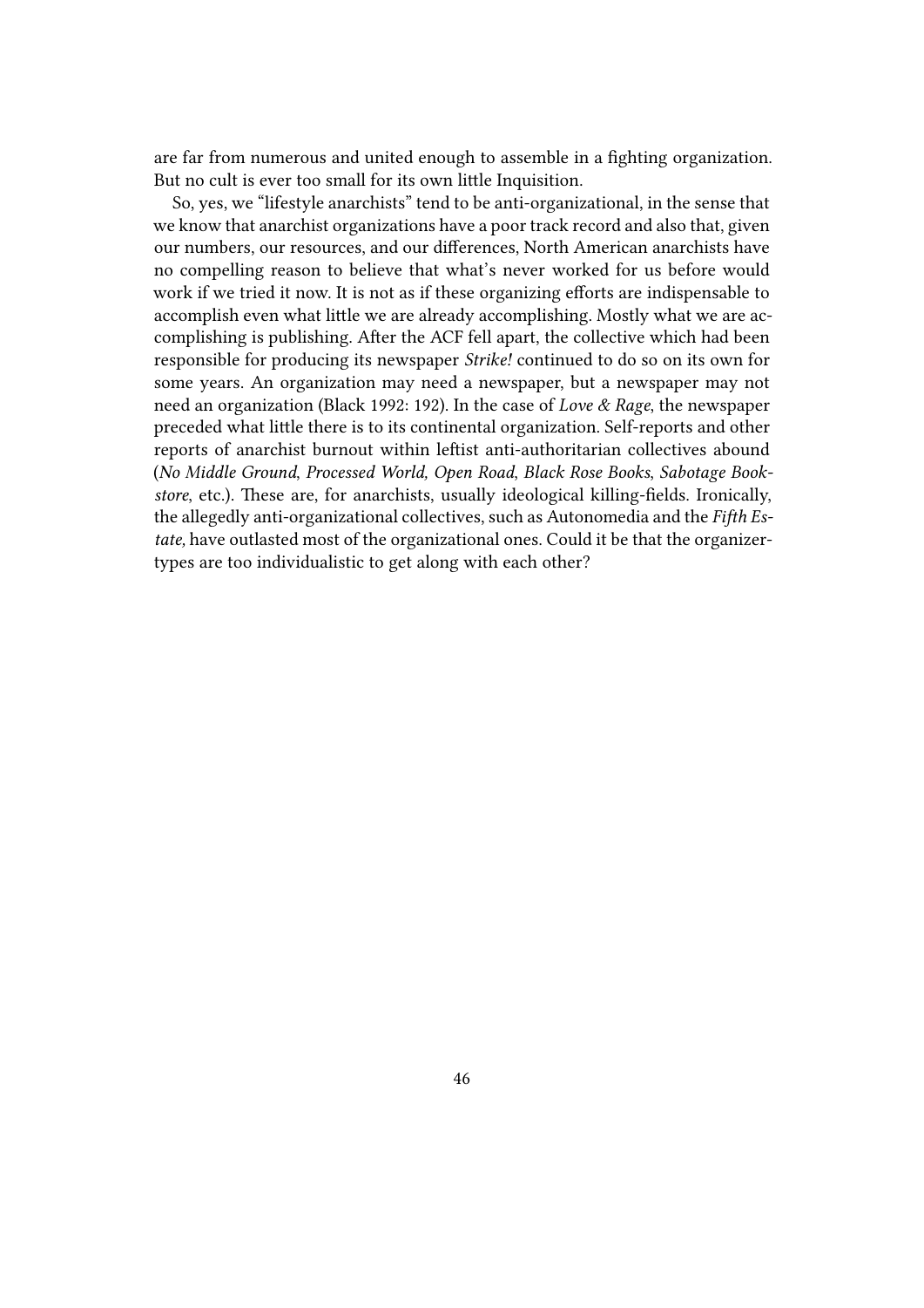are far from numerous and united enough to assemble in a fighting organization. But no cult is ever too small for its own little Inquisition.

So, yes, we "lifestyle anarchists" tend to be anti-organizational, in the sense that we know that anarchist organizations have a poor track record and also that, given our numbers, our resources, and our differences, North American anarchists have no compelling reason to believe that what's never worked for us before would work if we tried it now. It is not as if these organizing efforts are indispensable to accomplish even what little we are already accomplishing. Mostly what we are accomplishing is publishing. After the ACF fell apart, the collective which had been responsible for producing its newspaper *Strike!* continued to do so on its own for some years. An organization may need a newspaper, but a newspaper may not need an organization (Black 1992: 192). In the case of *Love & Rage*, the newspaper preceded what little there is to its continental organization. Self-reports and other reports of anarchist burnout within leftist anti-authoritarian collectives abound (*No Middle Ground*, *Processed World*, *Open Road*, *Black Rose Books*, *Sabotage Bookstore*, etc.). These are, for anarchists, usually ideological killing-fields. Ironically, the allegedly anti-organizational collectives, such as Autonomedia and the *Fifth Estate,* have outlasted most of the organizational ones. Could it be that the organizer-types are too individualistic to get along with each other?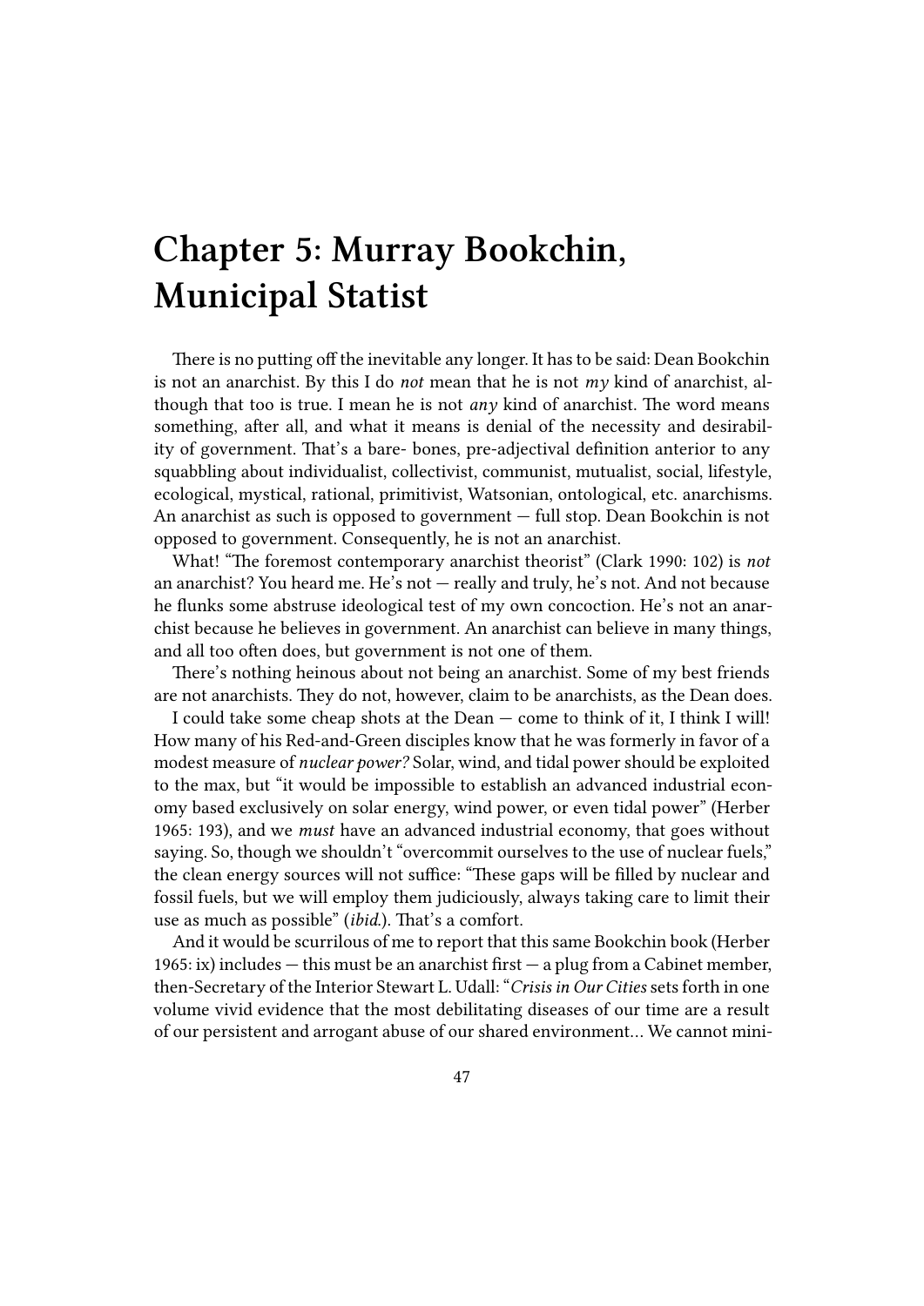# Chapter 5: Murray Bookchin, Municipal Statist

There is no putting off the inevitable any longer. It has to be said: Dean Bookchin is not an anarchist. By this I do *not* mean that he is not *my* kind of anarchist, although that too is true. I mean he is not *any* kind of anarchist. The word means something, after all, and what it means is denial of the necessity and desirability of government. That's a bare- bones, pre-adjectival definition anterior to any squabbling about individualist, collectivist, communist, mutualist, social, lifestyle, ecological, mystical, rational, primitivist, Watsonian, ontological, etc. anarchisms. An anarchist as such is opposed to government — full stop. Dean Bookchin is not opposed to government. Consequently, he is not an anarchist.

What! "The foremost contemporary anarchist theorist" (Clark 1990: 102) is *not* an anarchist? You heard me. He's not — really and truly, he's not. And not because he flunks some abstruse ideological test of my own concoction. He's not an anarchist because he believes in government. An anarchist can believe in many things, and all too often does, but government is not one of them.

There's nothing heinous about not being an anarchist. Some of my best friends are not anarchists. They do not, however, claim to be anarchists, as the Dean does.

I could take some cheap shots at the Dean — come to think of it, I think I will! How many of his Red-and-Green disciples know that he was formerly in favor of a modest measure of *nuclear power?* Solar, wind, and tidal power should be exploited to the max, but "it would be impossible to establish an advanced industrial economy based exclusively on solar energy, wind power, or even tidal power" (Herber 1965: 193), and we *must* have an advanced industrial economy, that goes without saying. So, though we shouldn't "overcommit ourselves to the use of nuclear fuels," the clean energy sources will not suffice: "These gaps will be filled by nuclear and fossil fuels, but we will employ them judiciously, always taking care to limit their use as much as possible" (*ibid.*). That's a comfort.

And it would be scurrilous of me to report that this same Bookchin book (Herber 1965: ix) includes — this must be an anarchist first — a plug from a Cabinet member, then-Secretary of the Interior Stewart L. Udall: "*Crisis in Our Cities* sets forth in one volume vivid evidence that the most debilitating diseases of our time are a result of our persistent and arrogant abuse of our shared environment… We cannot mini-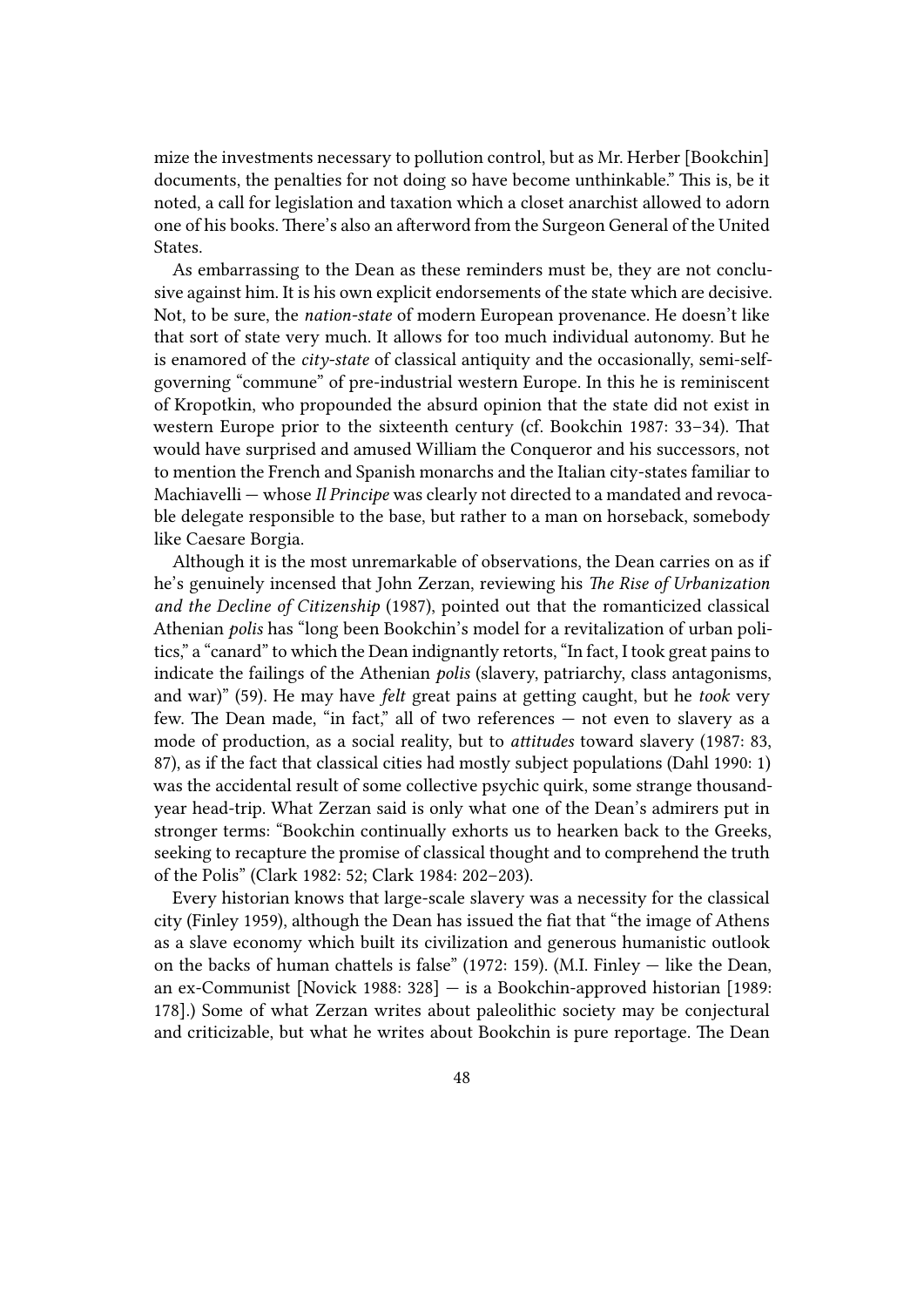mize the investments necessary to pollution control, but as Mr. Herber [Bookchin] documents, the penalties for not doing so have become unthinkable." This is, be it noted, a call for legislation and taxation which a closet anarchist allowed to adorn one of his books. There's also an afterword from the Surgeon General of the United States.

As embarrassing to the Dean as these reminders must be, they are not conclusive against him. It is his own explicit endorsements of the state which are decisive. Not, to be sure, the *nation-state* of modern European provenance. He doesn't like that sort of state very much. It allows for too much individual autonomy. But he is enamored of the *city-state* of classical antiquity and the occasionally, semi-self-governing "commune" of pre-industrial western Europe. In this he is reminiscent of Kropotkin, who propounded the absurd opinion that the state did not exist in western Europe prior to the sixteenth century (cf. Bookchin 1987: 33–34). That would have surprised and amused William the Conqueror and his successors, not to mention the French and Spanish monarchs and the Italian city-states familiar to Machiavelli — whose *Il Principe* was clearly not directed to a mandated and revocable delegate responsible to the base, but rather to a man on horseback, somebody like Caesare Borgia.

Although it is the most unremarkable of observations, the Dean carries on as if he's genuinely incensed that John Zerzan, reviewing his *The Rise of Urbanization and the Decline of Citizenship* (1987), pointed out that the romanticized classical Athenian *polis* has "long been Bookchin's model for a revitalization of urban politics," a "canard" to which the Dean indignantly retorts, "In fact, I took great pains to indicate the failings of the Athenian *polis* (slavery, patriarchy, class antagonisms, and war)" (59). He may have *felt* great pains at getting caught, but he *took* very few. The Dean made, "in fact," all of two references — not even to slavery as a mode of production, as a social reality, but to *attitudes* toward slavery (1987: 83, 87), as if the fact that classical cities had mostly subject populations (Dahl 1990: 1) was the accidental result of some collective psychic quirk, some strange thousand-year head-trip. What Zerzan said is only what one of the Dean's admirers put in stronger terms: "Bookchin continually exhorts us to hearken back to the Greeks, seeking to recapture the promise of classical thought and to comprehend the truth of the Polis" (Clark 1982: 52; Clark 1984: 202–203).

Every historian knows that large-scale slavery was a necessity for the classical city (Finley 1959), although the Dean has issued the fiat that "the image of Athens as a slave economy which built its civilization and generous humanistic outlook on the backs of human chattels is false" (1972: 159). (M.I. Finley — like the Dean, an ex-Communist [Novick 1988: 328] — is a Bookchin-approved historian [1989: 178].) Some of what Zerzan writes about paleolithic society may be conjectural and criticizable, but what he writes about Bookchin is pure reportage. The Dean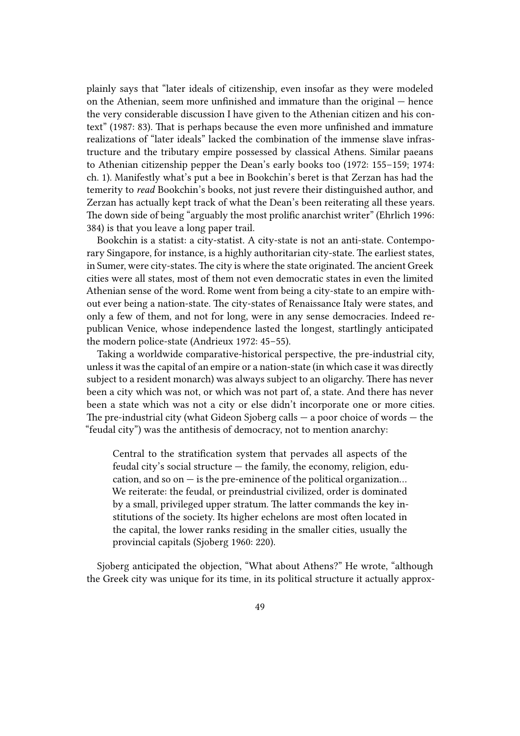plainly says that "later ideals of citizenship, even insofar as they were modeled on the Athenian, seem more unfinished and immature than the original — hence the very considerable discussion I have given to the Athenian citizen and his context" (1987: 83). That is perhaps because the even more unfinished and immature realizations of "later ideals" lacked the combination of the immense slave infrastructure and the tributary empire possessed by classical Athens. Similar paeans to Athenian citizenship pepper the Dean's early books too (1972: 155–159; 1974: ch. 1). Manifestly what's put a bee in Bookchin's beret is that Zerzan has had the temerity to *read* Bookchin's books, not just revere their distinguished author, and Zerzan has actually kept track of what the Dean's been reiterating all these years. The down side of being "arguably the most prolific anarchist writer" (Ehrlich 1996: 384) is that you leave a long paper trail.

Bookchin is a statist: a city-statist. A city-state is not an anti-state. Contemporary Singapore, for instance, is a highly authoritarian city-state. The earliest states, in Sumer, were city-states. The city is where the state originated. The ancient Greek cities were all states, most of them not even democratic states in even the limited Athenian sense of the word. Rome went from being a city-state to an empire without ever being a nation-state. The city-states of Renaissance Italy were states, and only a few of them, and not for long, were in any sense democracies. Indeed republican Venice, whose independence lasted the longest, startlingly anticipated the modern police-state (Andrieux 1972: 45–55).

Taking a worldwide comparative-historical perspective, the pre-industrial city, unless it was the capital of an empire or a nation-state (in which case it was directly subject to a resident monarch) was always subject to an oligarchy. There has never been a city which was not, or which was not part of, a state. And there has never been a state which was not a city or else didn't incorporate one or more cities. The pre-industrial city (what Gideon Sjoberg calls — a poor choice of words — the "feudal city") was the antithesis of democracy, not to mention anarchy:

> Central to the stratification system that pervades all aspects of the feudal city's social structure — the family, the economy, religion, education, and so on — is the pre-eminence of the political organization… We reiterate: the feudal, or preindustrial civilized, order is dominated by a small, privileged upper stratum. The latter commands the key institutions of the society. Its higher echelons are most often located in the capital, the lower ranks residing in the smaller cities, usually the provincial capitals (Sjoberg 1960: 220).

Sjoberg anticipated the objection, "What about Athens?" He wrote, "although the Greek city was unique for its time, in its political structure it actually approx-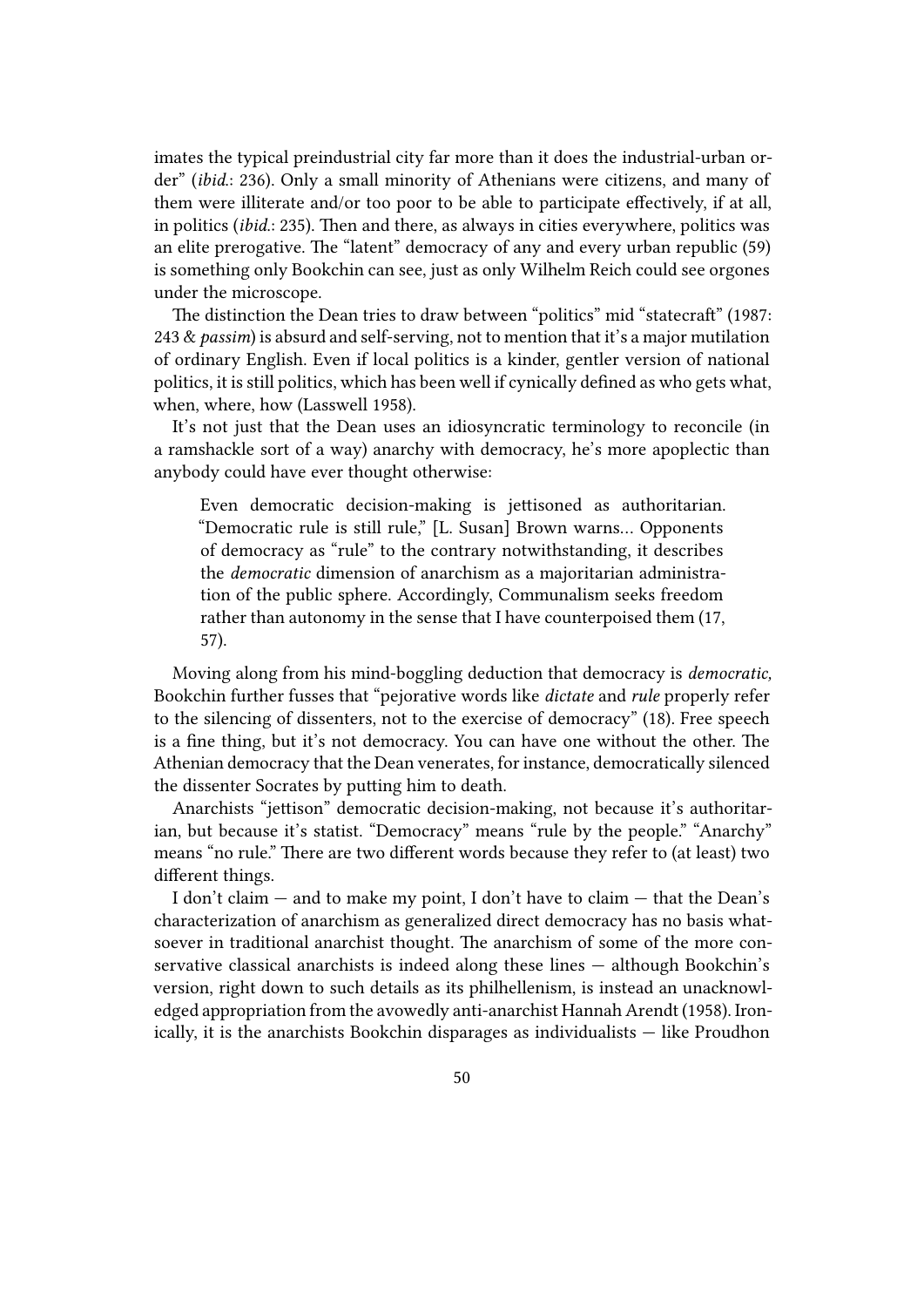imates the typical preindustrial city far more than it does the industrial-urban order" (*ibid.*: 236). Only a small minority of Athenians were citizens, and many of them were illiterate and/or too poor to be able to participate effectively, if at all, in politics (*ibid.*: 235). Then and there, as always in cities everywhere, politics was an elite prerogative. The "latent" democracy of any and every urban republic (59) is something only Bookchin can see, just as only Wilhelm Reich could see orgones under the microscope.

The distinction the Dean tries to draw between "politics" mid "statecraft" (1987: 243 & *passim*) is absurd and self-serving, not to mention that it's a major mutilation of ordinary English. Even if local politics is a kinder, gentler version of national politics, it is still politics, which has been well if cynically defined as who gets what, when, where, how (Lasswell 1958).

It's not just that the Dean uses an idiosyncratic terminology to reconcile (in a ramshackle sort of a way) anarchy with democracy, he's more apoplectic than anybody could have ever thought otherwise:

> Even democratic decision-making is jettisoned as authoritarian. "Democratic rule is still rule," [L. Susan] Brown warns… Opponents of democracy as "rule" to the contrary notwithstanding, it describes the *democratic* dimension of anarchism as a majoritarian administration of the public sphere. Accordingly, Communalism seeks freedom rather than autonomy in the sense that I have counterpoised them (17, 57).

Moving along from his mind-boggling deduction that democracy is *democratic,* Bookchin further fusses that "pejorative words like *dictate* and *rule* properly refer to the silencing of dissenters, not to the exercise of democracy" (18). Free speech is a fine thing, but it's not democracy. You can have one without the other. The Athenian democracy that the Dean venerates, for instance, democratically silenced the dissenter Socrates by putting him to death.

Anarchists "jettison" democratic decision-making, not because it's authoritarian, but because it's statist. "Democracy" means "rule by the people." "Anarchy" means "no rule." There are two different words because they refer to (at least) two different things.

I don't claim — and to make my point, I don't have to claim — that the Dean's characterization of anarchism as generalized direct democracy has no basis whatsoever in traditional anarchist thought. The anarchism of some of the more conservative classical anarchists is indeed along these lines — although Bookchin's version, right down to such details as its philhellenism, is instead an unacknowledged appropriation from the avowedly anti-anarchist Hannah Arendt (1958). Ironically, it is the anarchists Bookchin disparages as individualists — like Proudhon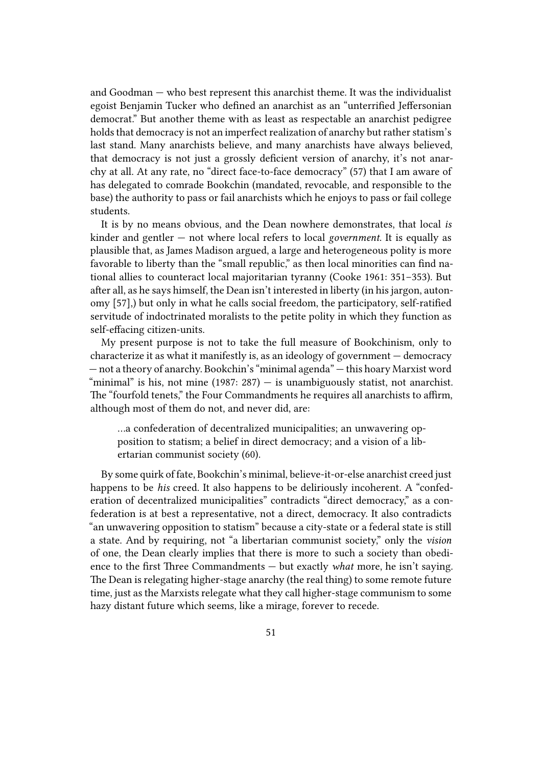and Goodman — who best represent this anarchist theme. It was the individualist egoist Benjamin Tucker who defined an anarchist as an "unterrified Jeffersonian democrat." But another theme with as least as respectable an anarchist pedigree holds that democracy is not an imperfect realization of anarchy but rather statism's last stand. Many anarchists believe, and many anarchists have always believed, that democracy is not just a grossly deficient version of anarchy, it's not anarchy at all. At any rate, no "direct face-to-face democracy" (57) that I am aware of has delegated to comrade Bookchin (mandated, revocable, and responsible to the base) the authority to pass or fail anarchists which he enjoys to pass or fail college students.

It is by no means obvious, and the Dean nowhere demonstrates, that local *is* kinder and gentler — not where local refers to local *government*. It is equally as plausible that, as James Madison argued, a large and heterogeneous polity is more favorable to liberty than the "small republic," as then local minorities can find national allies to counteract local majoritarian tyranny (Cooke 1961: 351–353). But after all, as he says himself, the Dean isn't interested in liberty (in his jargon, autonomy [57],) but only in what he calls social freedom, the participatory, self-ratified servitude of indoctrinated moralists to the petite polity in which they function as self-effacing citizen-units.

My present purpose is not to take the full measure of Bookchinism, only to characterize it as what it manifestly is, as an ideology of government — democracy — not a theory of anarchy. Bookchin's "minimal agenda" — this hoary Marxist word "minimal" is his, not mine (1987: 287) — is unambiguously statist, not anarchist. The "fourfold tenets," the Four Commandments he requires all anarchists to affirm, although most of them do not, and never did, are:

> …a confederation of decentralized municipalities; an unwavering opposition to statism; a belief in direct democracy; and a vision of a libertarian communist society (60).

By some quirk of fate, Bookchin's minimal, believe-it-or-else anarchist creed just happens to be *his* creed. It also happens to be deliriously incoherent. A "confederation of decentralized municipalities" contradicts "direct democracy," as a confederation is at best a representative, not a direct, democracy. It also contradicts "an unwavering opposition to statism" because a city-state or a federal state is still a state. And by requiring, not "a libertarian communist society," only the *vision* of one, the Dean clearly implies that there is more to such a society than obedience to the first Three Commandments — but exactly *what* more, he isn't saying. The Dean is relegating higher-stage anarchy (the real thing) to some remote future time, just as the Marxists relegate what they call higher-stage communism to some hazy distant future which seems, like a mirage, forever to recede.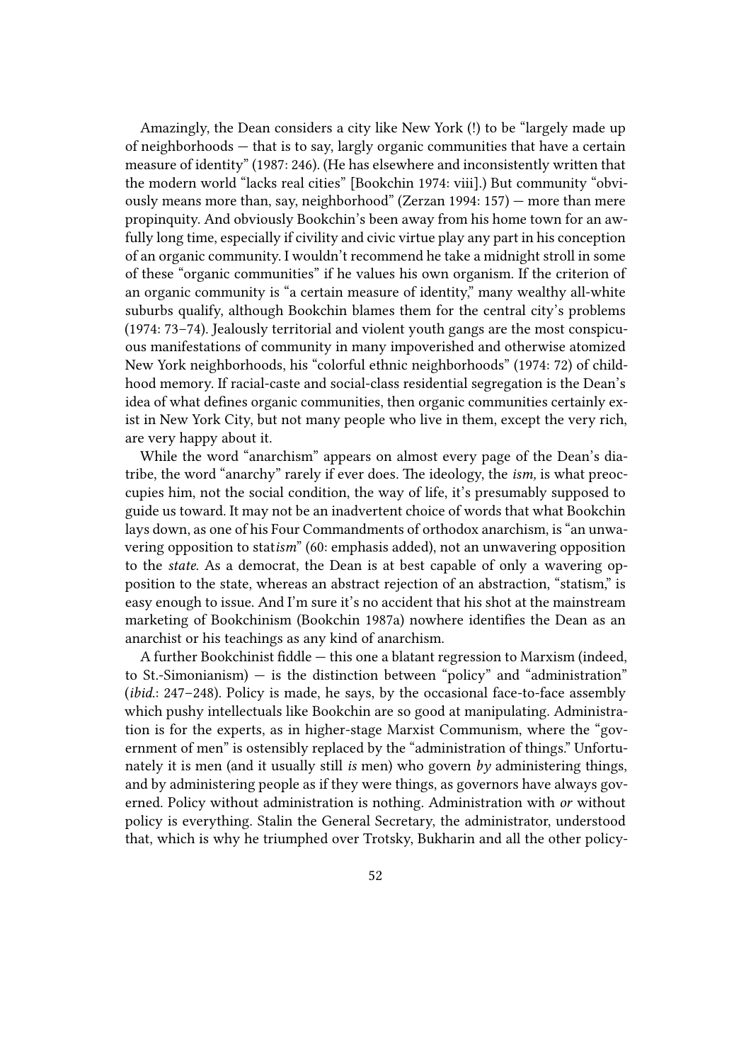Amazingly, the Dean considers a city like New York (!) to be "largely made up of neighborhoods — that is to say, largly organic communities that have a certain measure of identity" (1987: 246). (He has elsewhere and inconsistently written that the modern world "lacks real cities" [Bookchin 1974: viii].) But community "obviously means more than, say, neighborhood" (Zerzan 1994: 157) — more than mere propinquity. And obviously Bookchin's been away from his home town for an awfully long time, especially if civility and civic virtue play any part in his conception of an organic community. I wouldn't recommend he take a midnight stroll in some of these "organic communities" if he values his own organism. If the criterion of an organic community is "a certain measure of identity," many wealthy all-white suburbs qualify, although Bookchin blames them for the central city's problems (1974: 73–74). Jealously territorial and violent youth gangs are the most conspicuous manifestations of community in many impoverished and otherwise atomized New York neighborhoods, his "colorful ethnic neighborhoods" (1974: 72) of childhood memory. If racial-caste and social-class residential segregation is the Dean's idea of what defines organic communities, then organic communities certainly exist in New York City, but not many people who live in them, except the very rich, are very happy about it.

While the word "anarchism" appears on almost every page of the Dean's diatribe, the word "anarchy" rarely if ever does. The ideology, the *ism,* is what preoccupies him, not the social condition, the way of life, it's presumably supposed to guide us toward. It may not be an inadvertent choice of words that what Bookchin lays down, as one of his Four Commandments of orthodox anarchism, is "an unwavering opposition to stat*ism*" (60: emphasis added), not an unwavering opposition to the *state.* As a democrat, the Dean is at best capable of only a wavering opposition to the state, whereas an abstract rejection of an abstraction, "statism," is easy enough to issue. And I'm sure it's no accident that his shot at the mainstream marketing of Bookchinism (Bookchin 1987a) nowhere identifies the Dean as an anarchist or his teachings as any kind of anarchism.

A further Bookchinist fiddle — this one a blatant regression to Marxism (indeed, to St.-Simonianism) — is the distinction between "policy" and "administration" (*ibid.*: 247–248). Policy is made, he says, by the occasional face-to-face assembly which pushy intellectuals like Bookchin are so good at manipulating. Administration is for the experts, as in higher-stage Marxist Communism, where the "government of men" is ostensibly replaced by the "administration of things." Unfortunately it is men (and it usually still *is* men) who govern *by* administering things, and by administering people as if they were things, as governors have always governed. Policy without administration is nothing. Administration with *or* without policy is everything. Stalin the General Secretary, the administrator, understood that, which is why he triumphed over Trotsky, Bukharin and all the other policy-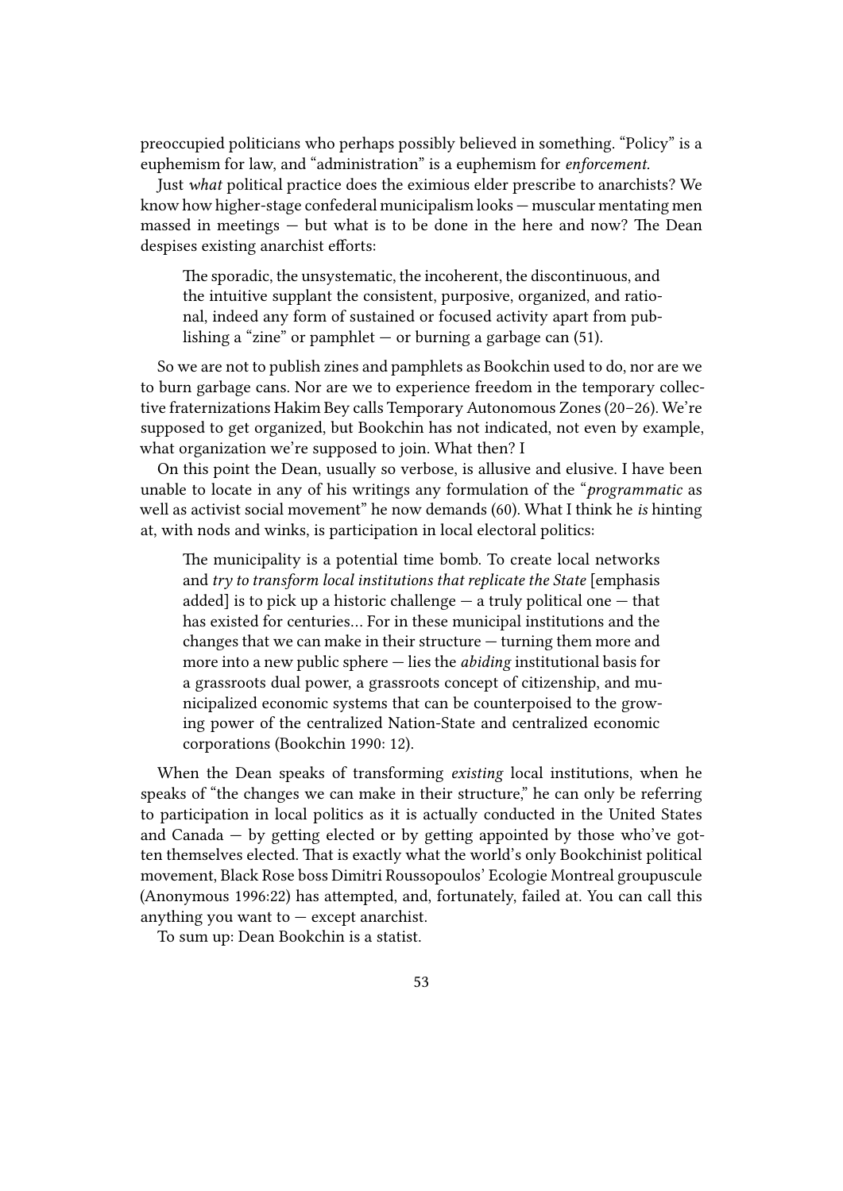preoccupied politicians who perhaps possibly believed in something. "Policy" is a euphemism for law, and "administration" is a euphemism for *enforcement.*

Just *what* political practice does the eximious elder prescribe to anarchists? We know how higher-stage confederal municipalism looks — muscular mentating men massed in meetings — but what is to be done in the here and now? The Dean despises existing anarchist efforts:

> The sporadic, the unsystematic, the incoherent, the discontinuous, and the intuitive supplant the consistent, purposive, organized, and rational, indeed any form of sustained or focused activity apart from publishing a "zine" or pamphlet — or burning a garbage can (51).

So we are not to publish zines and pamphlets as Bookchin used to do, nor are we to burn garbage cans. Nor are we to experience freedom in the temporary collective fraternizations Hakim Bey calls Temporary Autonomous Zones (20–26). We're supposed to get organized, but Bookchin has not indicated, not even by example, what organization we're supposed to join. What then? I

On this point the Dean, usually so verbose, is allusive and elusive. I have been unable to locate in any of his writings any formulation of the "*programmatic* as well as activist social movement" he now demands (60). What I think he *is* hinting at, with nods and winks, is participation in local electoral politics:

> The municipality is a potential time bomb. To create local networks and *try to transform local institutions that replicate the State* [emphasis added] is to pick up a historic challenge — a truly political one — that has existed for centuries… For in these municipal institutions and the changes that we can make in their structure — turning them more and more into a new public sphere — lies the *abiding* institutional basis for a grassroots dual power, a grassroots concept of citizenship, and municipalized economic systems that can be counterpoised to the growing power of the centralized Nation-State and centralized economic corporations (Bookchin 1990: 12).

When the Dean speaks of transforming *existing* local institutions, when he speaks of "the changes we can make in their structure," he can only be referring to participation in local politics as it is actually conducted in the United States and Canada — by getting elected or by getting appointed by those who've gotten themselves elected. That is exactly what the world's only Bookchinist political movement, Black Rose boss Dimitri Roussopoulos' Ecologie Montreal groupuscule (Anonymous 1996:22) has attempted, and, fortunately, failed at. You can call this anything you want to — except anarchist.

To sum up: Dean Bookchin is a statist.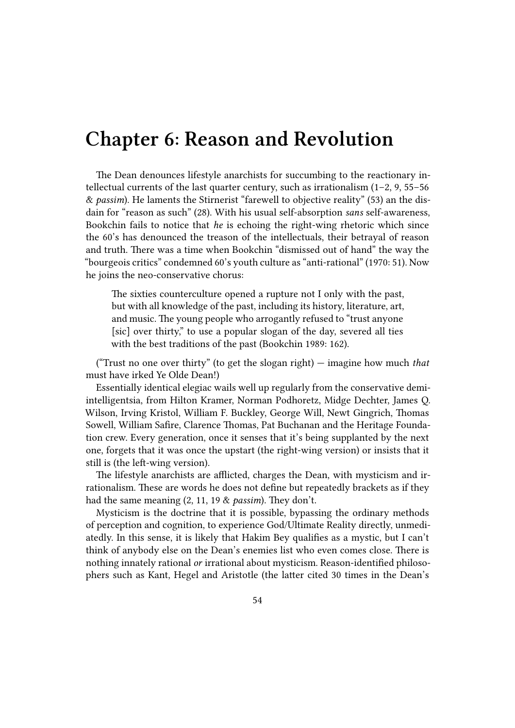# Chapter 6: Reason and Revolution

The Dean denounces lifestyle anarchists for succumbing to the reactionary intellectual currents of the last quarter century, such as irrationalism (1–2, 9, 55–56 & *passim*). He laments the Stirnerist "farewell to objective reality" (53) an the disdain for "reason as such" (28). With his usual self-absorption *sans* self-awareness, Bookchin fails to notice that *he* is echoing the right-wing rhetoric which since the 60's has denounced the treason of the intellectuals, their betrayal of reason and truth. There was a time when Bookchin "dismissed out of hand" the way the "bourgeois critics" condemned 60's youth culture as "anti-rational" (1970: 51). Now he joins the neo-conservative chorus:

> The sixties counterculture opened a rupture not I only with the past, but with all knowledge of the past, including its history, literature, art, and music. The young people who arrogantly refused to "trust anyone [sic] over thirty," to use a popular slogan of the day, severed all ties with the best traditions of the past (Bookchin 1989: 162).

("Trust no one over thirty" (to get the slogan right) — imagine how much *that* must have irked Ye Olde Dean!)

Essentially identical elegiac wails well up regularly from the conservative demi-intelligentsia, from Hilton Kramer, Norman Podhoretz, Midge Dechter, James Q. Wilson, Irving Kristol, William F. Buckley, George Will, Newt Gingrich, Thomas Sowell, William Safire, Clarence Thomas, Pat Buchanan and the Heritage Foundation crew. Every generation, once it senses that it's being supplanted by the next one, forgets that it was once the upstart (the right-wing version) or insists that it still is (the left-wing version).

The lifestyle anarchists are afflicted, charges the Dean, with mysticism and irrationalism. These are words he does not define but repeatedly brackets as if they had the same meaning (2, 11, 19 & *passim*). They don't.

Mysticism is the doctrine that it is possible, bypassing the ordinary methods of perception and cognition, to experience God/Ultimate Reality directly, unmediatedly. In this sense, it is likely that Hakim Bey qualifies as a mystic, but I can't think of anybody else on the Dean's enemies list who even comes close. There is nothing innately rational *or* irrational about mysticism. Reason-identified philosophers such as Kant, Hegel and Aristotle (the latter cited 30 times in the Dean's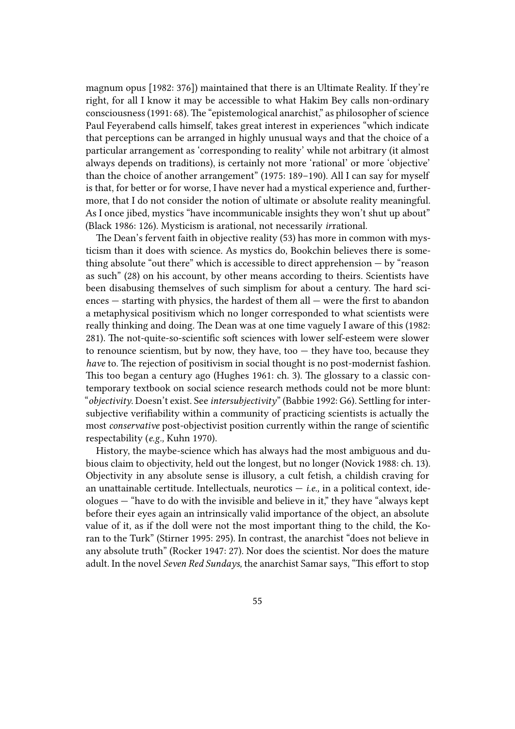magnum opus [1982: 376]) maintained that there is an Ultimate Reality. If they're right, for all I know it may be accessible to what Hakim Bey calls non-ordinary consciousness (1991: 68). The "epistemological anarchist," as philosopher of science Paul Feyerabend calls himself, takes great interest in experiences "which indicate that perceptions can be arranged in highly unusual ways and that the choice of a particular arrangement as 'corresponding to reality' while not arbitrary (it almost always depends on traditions), is certainly not more 'rational' or more 'objective' than the choice of another arrangement" (1975: 189–190). All I can say for myself is that, for better or for worse, I have never had a mystical experience and, furthermore, that I do not consider the notion of ultimate or absolute reality meaningful. As I once jibed, mystics "have incommunicable insights they won't shut up about" (Black 1986: 126). Mysticism is arational, not necessarily *ir*rational.

The Dean's fervent faith in objective reality (53) has more in common with mysticism than it does with science. As mystics do, Bookchin believes there is something absolute "out there" which is accessible to direct apprehension — by "reason as such" (28) on his account, by other means according to theirs. Scientists have been disabusing themselves of such simplism for about a century. The hard sciences — starting with physics, the hardest of them all — were the first to abandon a metaphysical positivism which no longer corresponded to what scientists were really thinking and doing. The Dean was at one time vaguely I aware of this (1982: 281). The not-quite-so-scientific soft sciences with lower self-esteem were slower to renounce scientism, but by now, they have, too — they have too, because they *have* to. The rejection of positivism in social thought is no post-modernist fashion. This too began a century ago (Hughes 1961: ch. 3). The glossary to a classic contemporary textbook on social science research methods could not be more blunt: "*objectivity.* Doesn't exist. See *intersubjectivity*" (Babbie 1992: G6). Settling for intersubjective verifiability within a community of practicing scientists is actually the most *conservative* post-objectivist position currently within the range of scientific respectability (*e.g.,* Kuhn 1970).

History, the maybe-science which has always had the most ambiguous and dubious claim to objectivity, held out the longest, but no longer (Novick 1988: ch. 13). Objectivity in any absolute sense is illusory, a cult fetish, a childish craving for an unattainable certitude. Intellectuals, neurotics — *i.e.,* in a political context, ideologues — "have to do with the invisible and believe in it," they have "always kept before their eyes again an intrinsically valid importance of the object, an absolute value of it, as if the doll were not the most important thing to the child, the Koran to the Turk" (Stirner 1995: 295). In contrast, the anarchist "does not believe in any absolute truth" (Rocker 1947: 27). Nor does the scientist. Nor does the mature adult. In the novel *Seven Red Sundays,* the anarchist Samar says, "This effort to stop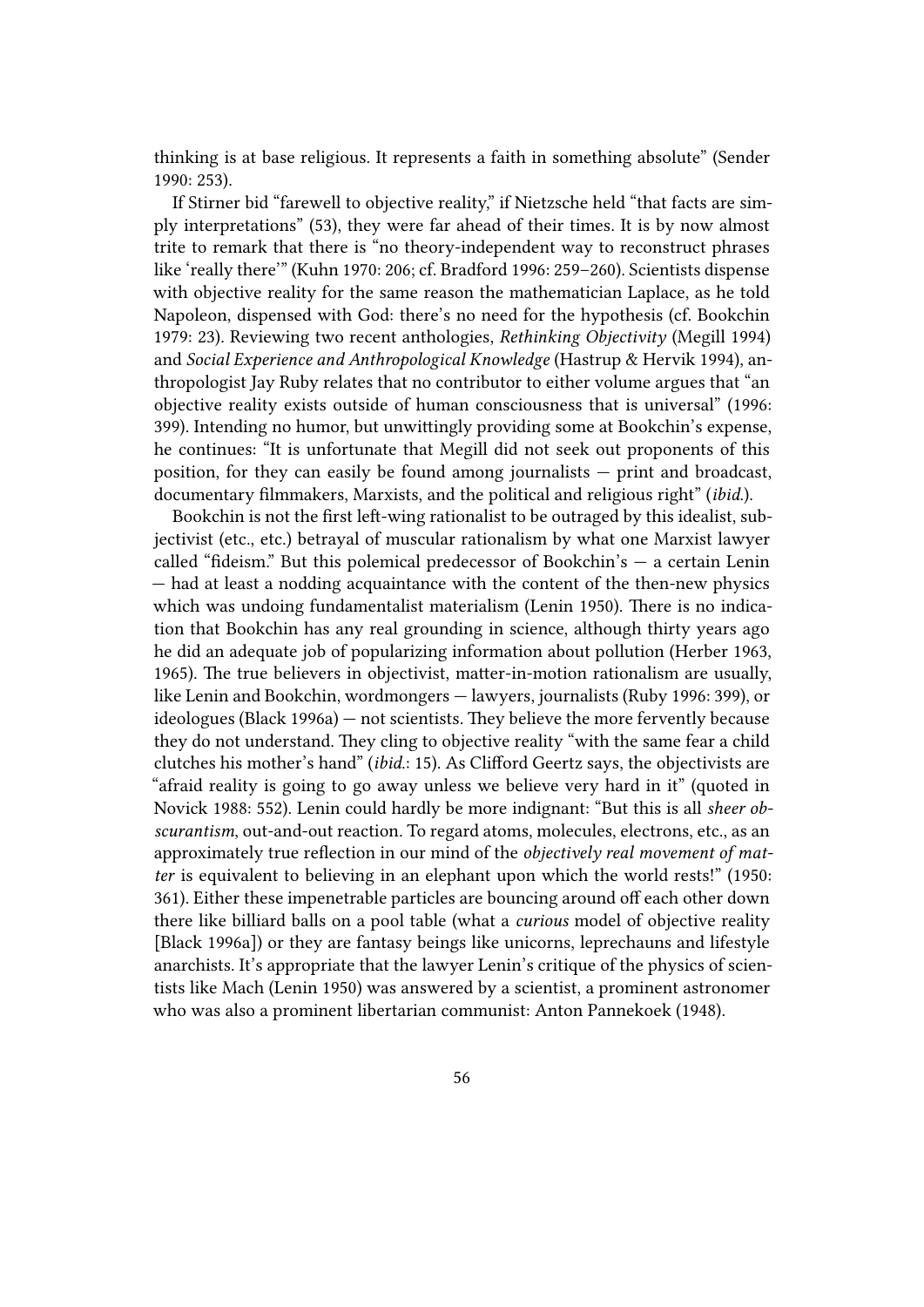thinking is at base religious. It represents a faith in something absolute" (Sender 1990: 253).

If Stirner bid "farewell to objective reality," if Nietzsche held "that facts are simply interpretations" (53), they were far ahead of their times. It is by now almost trite to remark that there is "no theory-independent way to reconstruct phrases like 'really there'" (Kuhn 1970: 206; cf. Bradford 1996: 259–260). Scientists dispense with objective reality for the same reason the mathematician Laplace, as he told Napoleon, dispensed with God: there's no need for the hypothesis (cf. Bookchin 1979: 23). Reviewing two recent anthologies, *Rethinking Objectivity* (Megill 1994) and *Social Experience and Anthropological Knowledge* (Hastrup & Hervik 1994), anthropologist Jay Ruby relates that no contributor to either volume argues that "an objective reality exists outside of human consciousness that is universal" (1996: 399). Intending no humor, but unwittingly providing some at Bookchin's expense, he continues: "It is unfortunate that Megill did not seek out proponents of this position, for they can easily be found among journalists — print and broadcast, documentary filmmakers, Marxists, and the political and religious right" (*ibid.*).

Bookchin is not the first left-wing rationalist to be outraged by this idealist, subjectivist (etc., etc.) betrayal of muscular rationalism by what one Marxist lawyer called "fideism." But this polemical predecessor of Bookchin's — a certain Lenin — had at least a nodding acquaintance with the content of the then-new physics which was undoing fundamentalist materialism (Lenin 1950). There is no indication that Bookchin has any real grounding in science, although thirty years ago he did an adequate job of popularizing information about pollution (Herber 1963, 1965). The true believers in objectivist, matter-in-motion rationalism are usually, like Lenin and Bookchin, wordmongers — lawyers, journalists (Ruby 1996: 399), or ideologues (Black 1996a) — not scientists. They believe the more fervently because they do not understand. They cling to objective reality "with the same fear a child clutches his mother's hand" (*ibid.*: 15). As Clifford Geertz says, the objectivists are "afraid reality is going to go away unless we believe very hard in it" (quoted in Novick 1988: 552). Lenin could hardly be more indignant: "But this is all *sheer obscurantism*, out-and-out reaction. To regard atoms, molecules, electrons, etc., as an approximately true reflection in our mind of the *objectively real movement of matter* is equivalent to believing in an elephant upon which the world rests!" (1950: 361). Either these impenetrable particles are bouncing around off each other down there like billiard balls on a pool table (what a *curious* model of objective reality [Black 1996a]) or they are fantasy beings like unicorns, leprechauns and lifestyle anarchists. It's appropriate that the lawyer Lenin's critique of the physics of scientists like Mach (Lenin 1950) was answered by a scientist, a prominent astronomer who was also a prominent libertarian communist: Anton Pannekoek (1948).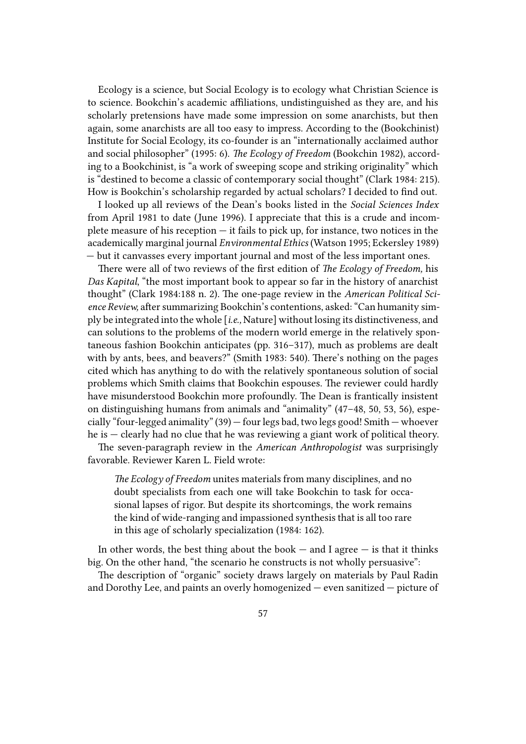Ecology is a science, but Social Ecology is to ecology what Christian Science is to science. Bookchin's academic affiliations, undistinguished as they are, and his scholarly pretensions have made some impression on some anarchists, but then again, some anarchists are all too easy to impress. According to the (Bookchinist) Institute for Social Ecology, its co-founder is an "internationally acclaimed author and social philosopher" (1995: 6). *The Ecology of Freedom* (Bookchin 1982), according to a Bookchinist, is "a work of sweeping scope and striking originality" which is "destined to become a classic of contemporary social thought" (Clark 1984: 215). How is Bookchin's scholarship regarded by actual scholars? I decided to find out.

I looked up all reviews of the Dean's books listed in the *Social Sciences Index* from April 1981 to date (June 1996). I appreciate that this is a crude and incomplete measure of his reception — it fails to pick up, for instance, two notices in the academically marginal journal *Environmental Ethics* (Watson 1995; Eckersley 1989) — but it canvasses every important journal and most of the less important ones.

There were all of two reviews of the first edition of *The Ecology of Freedom,* his *Das Kapital*, "the most important book to appear so far in the history of anarchist thought" (Clark 1984:188 n. 2). The one-page review in the *American Political Science Review,* after summarizing Bookchin's contentions, asked: "Can humanity simply be integrated into the whole [*i.e.,* Nature] without losing its distinctiveness, and can solutions to the problems of the modern world emerge in the relatively spontaneous fashion Bookchin anticipates (pp. 316–317), much as problems are dealt with by ants, bees, and beavers?" (Smith 1983: 540). There's nothing on the pages cited which has anything to do with the relatively spontaneous solution of social problems which Smith claims that Bookchin espouses. The reviewer could hardly have misunderstood Bookchin more profoundly. The Dean is frantically insistent on distinguishing humans from animals and "animality" (47–48, 50, 53, 56), especially "four-legged animality" (39) — four legs bad, two legs good! Smith — whoever he is — clearly had no clue that he was reviewing a giant work of political theory.

The seven-paragraph review in the *American Anthropologist* was surprisingly favorable. Reviewer Karen L. Field wrote:

> *The Ecology of Freedom* unites materials from many disciplines, and no doubt specialists from each one will take Bookchin to task for occasional lapses of rigor. But despite its shortcomings, the work remains the kind of wide-ranging and impassioned synthesis that is all too rare in this age of scholarly specialization (1984: 162).

In other words, the best thing about the book — and I agree — is that it thinks big. On the other hand, "the scenario he constructs is not wholly persuasive":

The description of "organic" society draws largely on materials by Paul Radin and Dorothy Lee, and paints an overly homogenized — even sanitized — picture of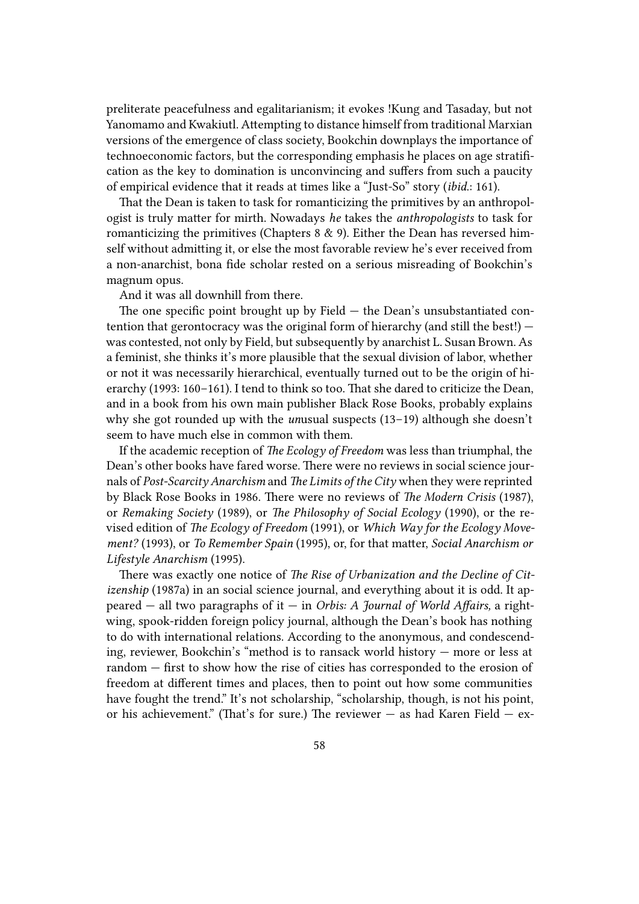preliterate peacefulness and egalitarianism; it evokes !Kung and Tasaday, but not Yanomamo and Kwakiutl. Attempting to distance himself from traditional Marxian versions of the emergence of class society, Bookchin downplays the importance of technoeconomic factors, but the corresponding emphasis he places on age stratification as the key to domination is unconvincing and suffers from such a paucity of empirical evidence that it reads at times like a "Just-So" story (*ibid.*: 161).

That the Dean is taken to task for romanticizing the primitives by an anthropologist is truly matter for mirth. Nowadays *he* takes the *anthropologists* to task for romanticizing the primitives (Chapters 8 & 9). Either the Dean has reversed himself without admitting it, or else the most favorable review he's ever received from a non-anarchist, bona fide scholar rested on a serious misreading of Bookchin's magnum opus.

And it was all downhill from there.

The one specific point brought up by Field — the Dean's unsubstantiated contention that gerontocracy was the original form of hierarchy (and still the best!) — was contested, not only by Field, but subsequently by anarchist L. Susan Brown. As a feminist, she thinks it's more plausible that the sexual division of labor, whether or not it was necessarily hierarchical, eventually turned out to be the origin of hierarchy (1993: 160–161). I tend to think so too. That she dared to criticize the Dean, and in a book from his own main publisher Black Rose Books, probably explains why she got rounded up with the *un*usual suspects (13–19) although she doesn't seem to have much else in common with them.

If the academic reception of *The Ecology of Freedom* was less than triumphal, the Dean's other books have fared worse. There were no reviews in social science journals of *Post-Scarcity Anarchism* and *The Limits of the City* when they were reprinted by Black Rose Books in 1986. There were no reviews of *The Modern Crisis* (1987), or *Remaking Society* (1989), or *The Philosophy of Social Ecology* (1990), or the revised edition of *The Ecology of Freedom* (1991), or *Which Way for the Ecology Movement?* (1993), or *To Remember Spain* (1995), or, for that matter, *Social Anarchism or Lifestyle Anarchism* (1995).

There was exactly one notice of *The Rise of Urbanization and the Decline of Citizenship* (1987a) in an social science journal, and everything about it is odd. It appeared — all two paragraphs of it — in *Orbis: A Journal of World Affairs,* a right-wing, spook-ridden foreign policy journal, although the Dean's book has nothing to do with international relations. According to the anonymous, and condescending, reviewer, Bookchin's "method is to ransack world history — more or less at random — first to show how the rise of cities has corresponded to the erosion of freedom at different times and places, then to point out how some communities have fought the trend." It's not scholarship, "scholarship, though, is not his point, or his achievement." (That's for sure.) The reviewer — as had Karen Field — ex-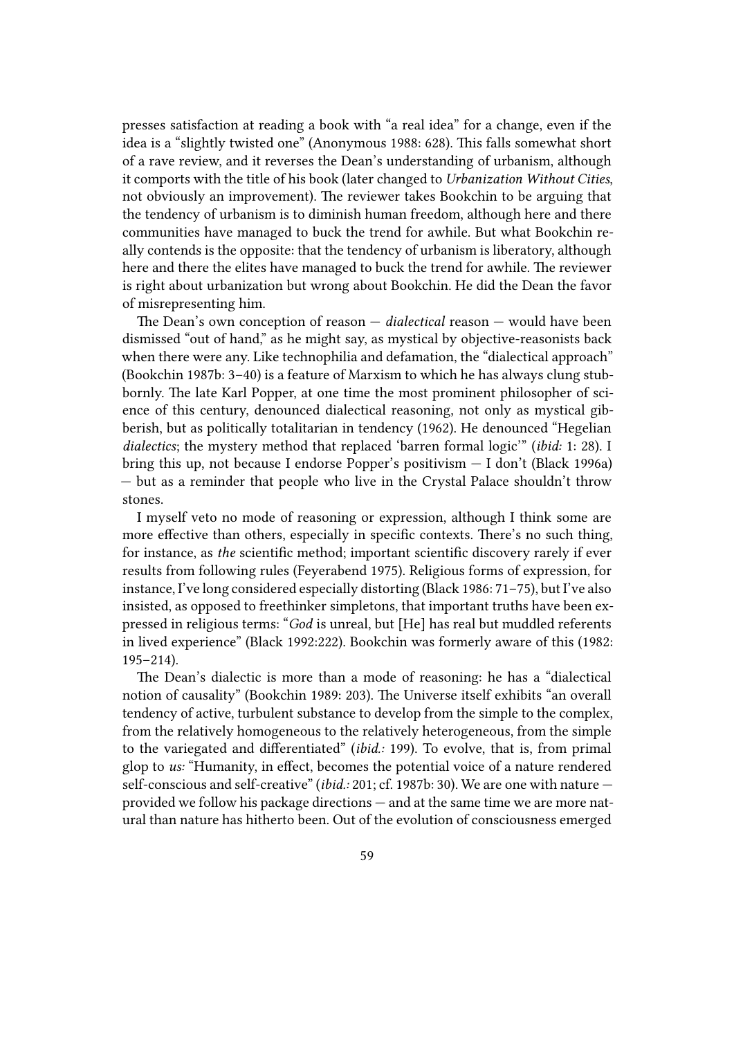presses satisfaction at reading a book with "a real idea" for a change, even if the idea is a "slightly twisted one" (Anonymous 1988: 628). This falls somewhat short of a rave review, and it reverses the Dean's understanding of urbanism, although it comports with the title of his book (later changed to *Urbanization Without Cities*, not obviously an improvement). The reviewer takes Bookchin to be arguing that the tendency of urbanism is to diminish human freedom, although here and there communities have managed to buck the trend for awhile. But what Bookchin really contends is the opposite: that the tendency of urbanism is liberatory, although here and there the elites have managed to buck the trend for awhile. The reviewer is right about urbanization but wrong about Bookchin. He did the Dean the favor of misrepresenting him.

The Dean's own conception of reason — *dialectical* reason — would have been dismissed "out of hand," as he might say, as mystical by objective-reasonists back when there were any. Like technophilia and defamation, the "dialectical approach" (Bookchin 1987b: 3–40) is a feature of Marxism to which he has always clung stubbornly. The late Karl Popper, at one time the most prominent philosopher of science of this century, denounced dialectical reasoning, not only as mystical gibberish, but as politically totalitarian in tendency (1962). He denounced "Hegelian *dialectics*; the mystery method that replaced 'barren formal logic'" (*ibid:* 1: 28). I bring this up, not because I endorse Popper's positivism — I don't (Black 1996a) — but as a reminder that people who live in the Crystal Palace shouldn't throw stones.

I myself veto no mode of reasoning or expression, although I think some are more effective than others, especially in specific contexts. There's no such thing, for instance, as *the* scientific method; important scientific discovery rarely if ever results from following rules (Feyerabend 1975). Religious forms of expression, for instance, I've long considered especially distorting (Black 1986: 71–75), but I've also insisted, as opposed to freethinker simpletons, that important truths have been expressed in religious terms: "*God* is unreal, but [He] has real but muddled referents in lived experience" (Black 1992:222). Bookchin was formerly aware of this (1982: 195–214).

The Dean's dialectic is more than a mode of reasoning: he has a "dialectical notion of causality" (Bookchin 1989: 203). The Universe itself exhibits "an overall tendency of active, turbulent substance to develop from the simple to the complex, from the relatively homogeneous to the relatively heterogeneous, from the simple to the variegated and differentiated" (*ibid.:* 199). To evolve, that is, from primal glop to *us:* "Humanity, in effect, becomes the potential voice of a nature rendered self-conscious and self-creative" (*ibid.:* 201; cf. 1987b: 30). We are one with nature — provided we follow his package directions — and at the same time we are more natural than nature has hitherto been. Out of the evolution of consciousness emerged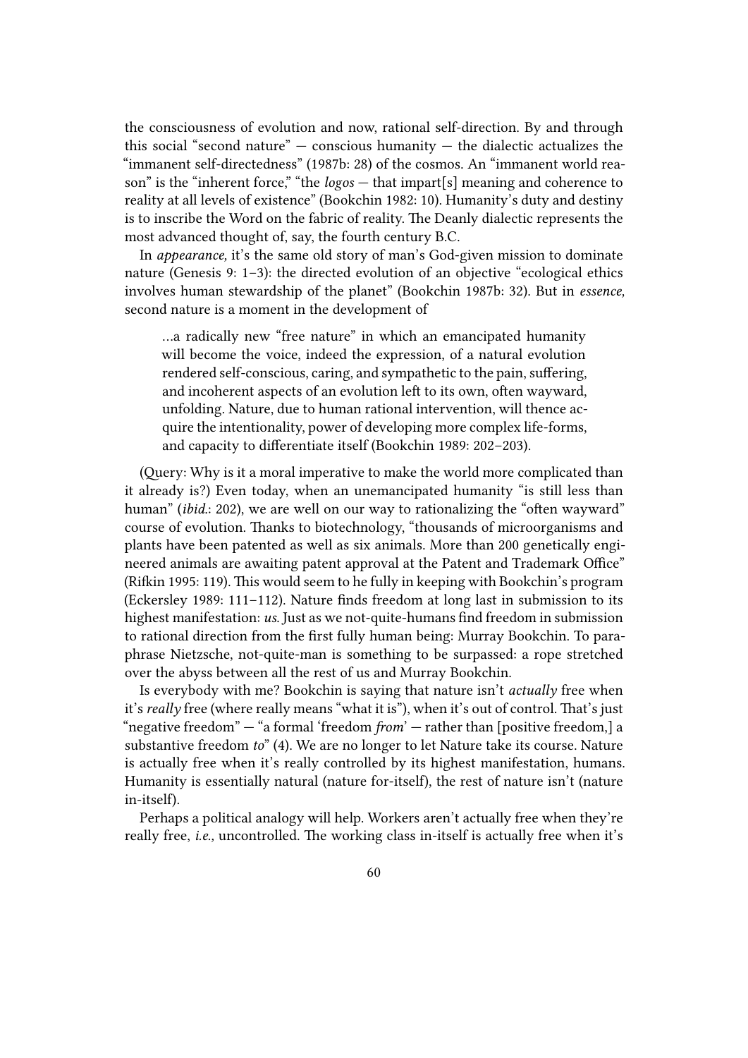the consciousness of evolution and now, rational self-direction. By and through this social "second nature" — conscious humanity — the dialectic actualizes the "immanent self-directedness" (1987b: 28) of the cosmos. An "immanent world reason" is the "inherent force," "the *logos* — that impart[s] meaning and coherence to reality at all levels of existence" (Bookchin 1982: 10). Humanity's duty and destiny is to inscribe the Word on the fabric of reality. The Deanly dialectic represents the most advanced thought of, say, the fourth century B.C.

In *appearance,* it's the same old story of man's God-given mission to dominate nature (Genesis 9: 1–3): the directed evolution of an objective "ecological ethics involves human stewardship of the planet" (Bookchin 1987b: 32). But in *essence,* second nature is a moment in the development of

> …a radically new "free nature" in which an emancipated humanity will become the voice, indeed the expression, of a natural evolution rendered self-conscious, caring, and sympathetic to the pain, suffering, and incoherent aspects of an evolution left to its own, often wayward, unfolding. Nature, due to human rational intervention, will thence acquire the intentionality, power of developing more complex life-forms, and capacity to differentiate itself (Bookchin 1989: 202–203).

(Query: Why is it a moral imperative to make the world more complicated than it already is?) Even today, when an unemancipated humanity "is still less than human" (*ibid.*: 202), we are well on our way to rationalizing the "often wayward" course of evolution. Thanks to biotechnology, "thousands of microorganisms and plants have been patented as well as six animals. More than 200 genetically engineered animals are awaiting patent approval at the Patent and Trademark Office" (Rifkin 1995: 119). This would seem to he fully in keeping with Bookchin's program (Eckersley 1989: 111–112). Nature finds freedom at long last in submission to its highest manifestation: *us.* Just as we not-quite-humans find freedom in submission to rational direction from the first fully human being: Murray Bookchin. To paraphrase Nietzsche, not-quite-man is something to be surpassed: a rope stretched over the abyss between all the rest of us and Murray Bookchin.

Is everybody with me? Bookchin is saying that nature isn't *actually* free when it's *really* free (where really means "what it is"), when it's out of control. That's just "negative freedom" — "a formal 'freedom *from*' — rather than [positive freedom,] a substantive freedom *to*" (4). We are no longer to let Nature take its course. Nature is actually free when it's really controlled by its highest manifestation, humans. Humanity is essentially natural (nature for-itself), the rest of nature isn't (nature in-itself).

Perhaps a political analogy will help. Workers aren't actually free when they're really free, *i.e.,* uncontrolled. The working class in-itself is actually free when it's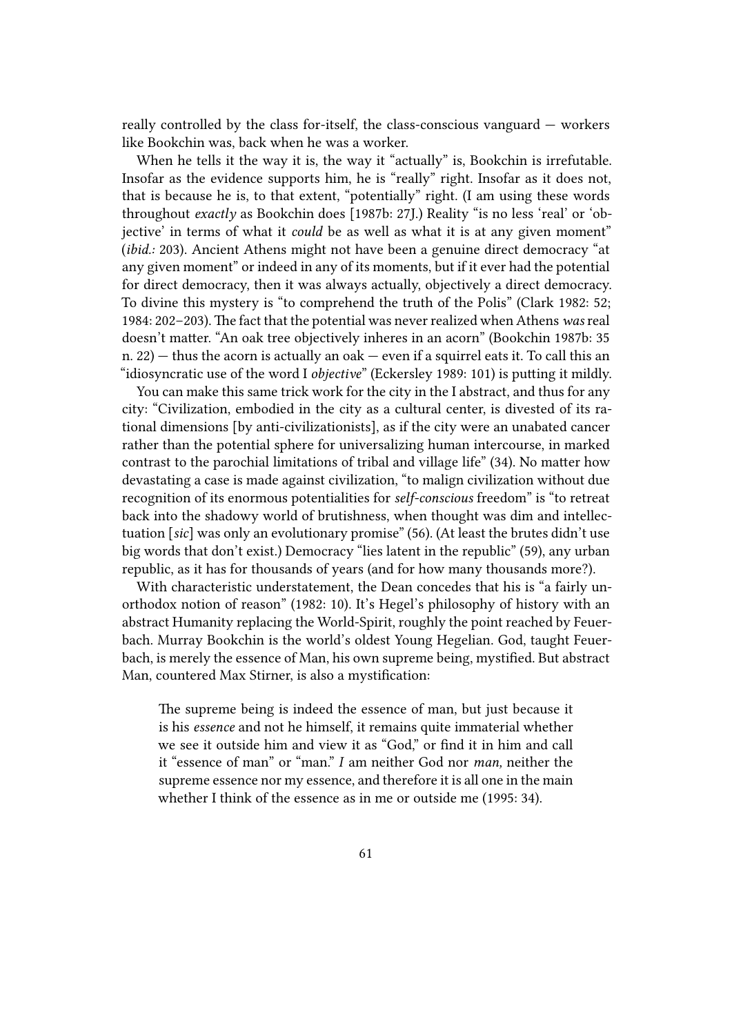really controlled by the class for-itself, the class-conscious vanguard — workers like Bookchin was, back when he was a worker.

When he tells it the way it is, the way it "actually" is, Bookchin is irrefutable. Insofar as the evidence supports him, he is "really" right. Insofar as it does not, that is because he is, to that extent, "potentially" right. (I am using these words throughout *exactly* as Bookchin does [1987b: 27J.) Reality "is no less 'real' or 'objective' in terms of what it *could* be as well as what it is at any given moment" (*ibid.:* 203). Ancient Athens might not have been a genuine direct democracy "at any given moment" or indeed in any of its moments, but if it ever had the potential for direct democracy, then it was always actually, objectively a direct democracy. To divine this mystery is "to comprehend the truth of the Polis" (Clark 1982: 52; 1984: 202–203). The fact that the potential was never realized when Athens *was* real doesn't matter. "An oak tree objectively inheres in an acorn" (Bookchin 1987b: 35 n. 22) — thus the acorn is actually an oak — even if a squirrel eats it. To call this an "idiosyncratic use of the word I *objective*" (Eckersley 1989: 101) is putting it mildly.

You can make this same trick work for the city in the I abstract, and thus for any city: "Civilization, embodied in the city as a cultural center, is divested of its rational dimensions [by anti-civilizationists], as if the city were an unabated cancer rather than the potential sphere for universalizing human intercourse, in marked contrast to the parochial limitations of tribal and village life" (34). No matter how devastating a case is made against civilization, "to malign civilization without due recognition of its enormous potentialities for *self-conscious* freedom" is "to retreat back into the shadowy world of brutishness, when thought was dim and intellectuation [*sic*] was only an evolutionary promise" (56). (At least the brutes didn't use big words that don't exist.) Democracy "lies latent in the republic" (59), any urban republic, as it has for thousands of years (and for how many thousands more?).

With characteristic understatement, the Dean concedes that his is "a fairly unorthodox notion of reason" (1982: 10). It's Hegel's philosophy of history with an abstract Humanity replacing the World-Spirit, roughly the point reached by Feuerbach. Murray Bookchin is the world's oldest Young Hegelian. God, taught Feuerbach, is merely the essence of Man, his own supreme being, mystified. But abstract Man, countered Max Stirner, is also a mystification:

> The supreme being is indeed the essence of man, but just because it is his *essence* and not he himself, it remains quite immaterial whether we see it outside him and view it as "God," or find it in him and call it "essence of man" or "man." *I* am neither God nor *man,* neither the supreme essence nor my essence, and therefore it is all one in the main whether I think of the essence as in me or outside me (1995: 34).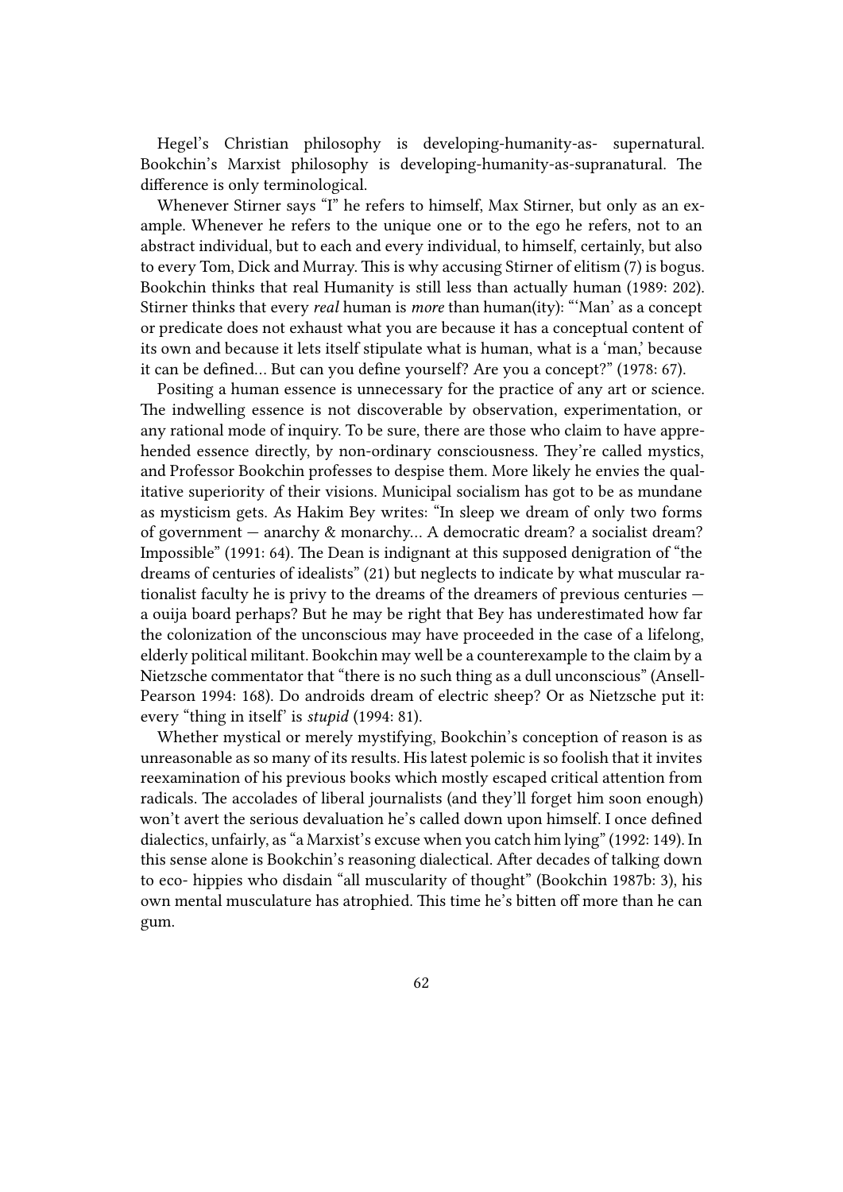Hegel's Christian philosophy is developing-humanity-as- supernatural. Bookchin's Marxist philosophy is developing-humanity-as-supranatural. The difference is only terminological.

Whenever Stirner says "I" he refers to himself, Max Stirner, but only as an example. Whenever he refers to the unique one or to the ego he refers, not to an abstract individual, but to each and every individual, to himself, certainly, but also to every Tom, Dick and Murray. This is why accusing Stirner of elitism (7) is bogus. Bookchin thinks that real Humanity is still less than actually human (1989: 202). Stirner thinks that every *real* human is *more* than human(ity): "'Man' as a concept or predicate does not exhaust what you are because it has a conceptual content of its own and because it lets itself stipulate what is human, what is a 'man,' because it can be defined… But can you define yourself? Are you a concept?" (1978: 67).

Positing a human essence is unnecessary for the practice of any art or science. The indwelling essence is not discoverable by observation, experimentation, or any rational mode of inquiry. To be sure, there are those who claim to have apprehended essence directly, by non-ordinary consciousness. They're called mystics, and Professor Bookchin professes to despise them. More likely he envies the qualitative superiority of their visions. Municipal socialism has got to be as mundane as mysticism gets. As Hakim Bey writes: "In sleep we dream of only two forms of government — anarchy & monarchy… A democratic dream? a socialist dream? Impossible" (1991: 64). The Dean is indignant at this supposed denigration of "the dreams of centuries of idealists" (21) but neglects to indicate by what muscular rationalist faculty he is privy to the dreams of the dreamers of previous centuries — a ouija board perhaps? But he may be right that Bey has underestimated how far the colonization of the unconscious may have proceeded in the case of a lifelong, elderly political militant. Bookchin may well be a counterexample to the claim by a Nietzsche commentator that "there is no such thing as a dull unconscious" (Ansell-Pearson 1994: 168). Do androids dream of electric sheep? Or as Nietzsche put it: every "thing in itself' is *stupid* (1994: 81).

Whether mystical or merely mystifying, Bookchin's conception of reason is as unreasonable as so many of its results. His latest polemic is so foolish that it invites reexamination of his previous books which mostly escaped critical attention from radicals. The accolades of liberal journalists (and they'll forget him soon enough) won't avert the serious devaluation he's called down upon himself. I once defined dialectics, unfairly, as "a Marxist's excuse when you catch him lying" (1992: 149). In this sense alone is Bookchin's reasoning dialectical. After decades of talking down to eco- hippies who disdain "all muscularity of thought" (Bookchin 1987b: 3), his own mental musculature has atrophied. This time he's bitten off more than he can gum.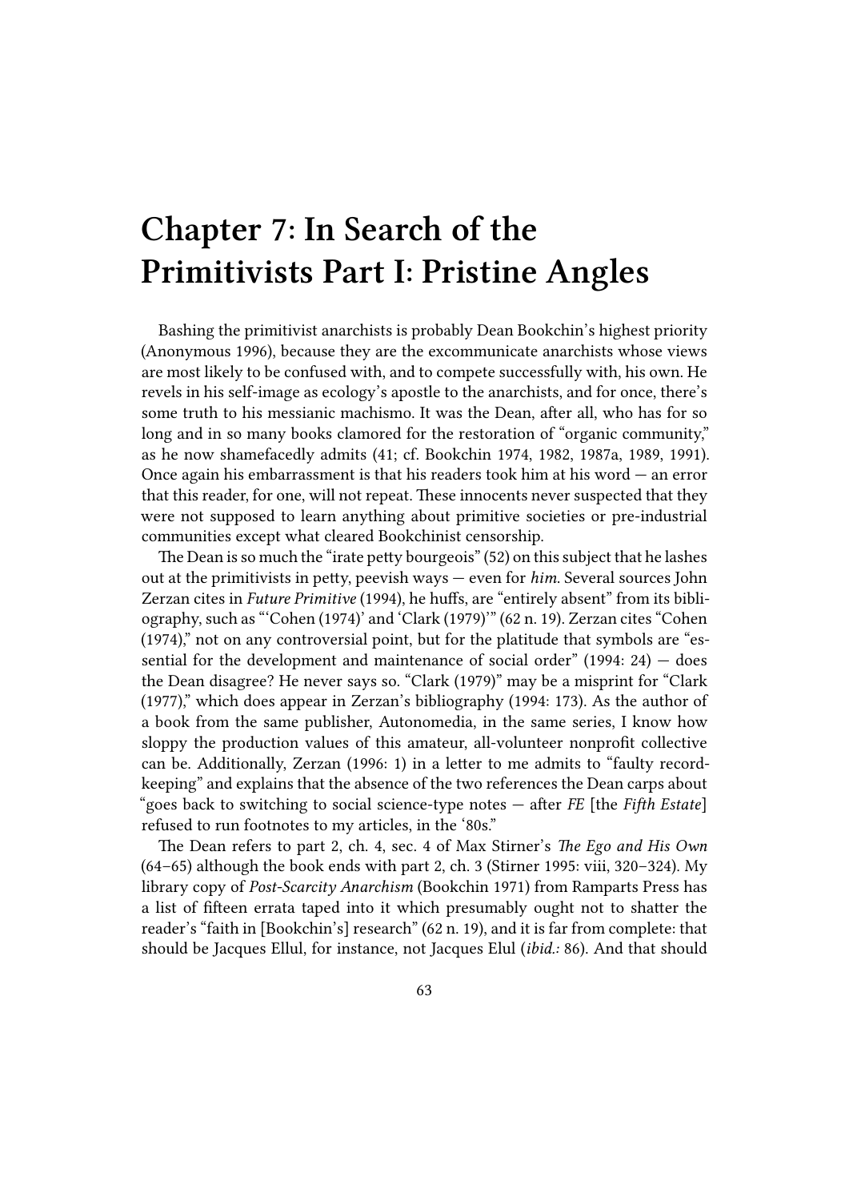# Chapter 7: In Search of the Primitivists Part I: Pristine Angles

Bashing the primitivist anarchists is probably Dean Bookchin's highest priority (Anonymous 1996), because they are the excommunicate anarchists whose views are most likely to be confused with, and to compete successfully with, his own. He revels in his self-image as ecology's apostle to the anarchists, and for once, there's some truth to his messianic machismo. It was the Dean, after all, who has for so long and in so many books clamored for the restoration of "organic community," as he now shamefacedly admits (41; cf. Bookchin 1974, 1982, 1987a, 1989, 1991). Once again his embarrassment is that his readers took him at his word — an error that this reader, for one, will not repeat. These innocents never suspected that they were not supposed to learn anything about primitive societies or pre-industrial communities except what cleared Bookchinist censorship.

The Dean is so much the "irate petty bourgeois" (52) on this subject that he lashes out at the primitivists in petty, peevish ways — even for *him*. Several sources John Zerzan cites in *Future Primitive* (1994), he huffs, are "entirely absent" from its bibliography, such as "'Cohen (1974)' and 'Clark (1979)'" (62 n. 19). Zerzan cites "Cohen (1974)," not on any controversial point, but for the platitude that symbols are "essential for the development and maintenance of social order" (1994: 24) — does the Dean disagree? He never says so. "Clark (1979)" may be a misprint for "Clark (1977)," which does appear in Zerzan's bibliography (1994: 173). As the author of a book from the same publisher, Autonomedia, in the same series, I know how sloppy the production values of this amateur, all-volunteer nonprofit collective can be. Additionally, Zerzan (1996: 1) in a letter to me admits to "faulty record-keeping" and explains that the absence of the two references the Dean carps about "goes back to switching to social science-type notes — after *FE* [the *Fifth Estate*] refused to run footnotes to my articles, in the '80s."

The Dean refers to part 2, ch. 4, sec. 4 of Max Stirner's *The Ego and His Own* (64–65) although the book ends with part 2, ch. 3 (Stirner 1995: viii, 320–324). My library copy of *Post-Scarcity Anarchism* (Bookchin 1971) from Ramparts Press has a list of fifteen errata taped into it which presumably ought not to shatter the reader's "faith in [Bookchin's] research" (62 n. 19), and it is far from complete: that should be Jacques Ellul, for instance, not Jacques Elul (*ibid.:* 86). And that should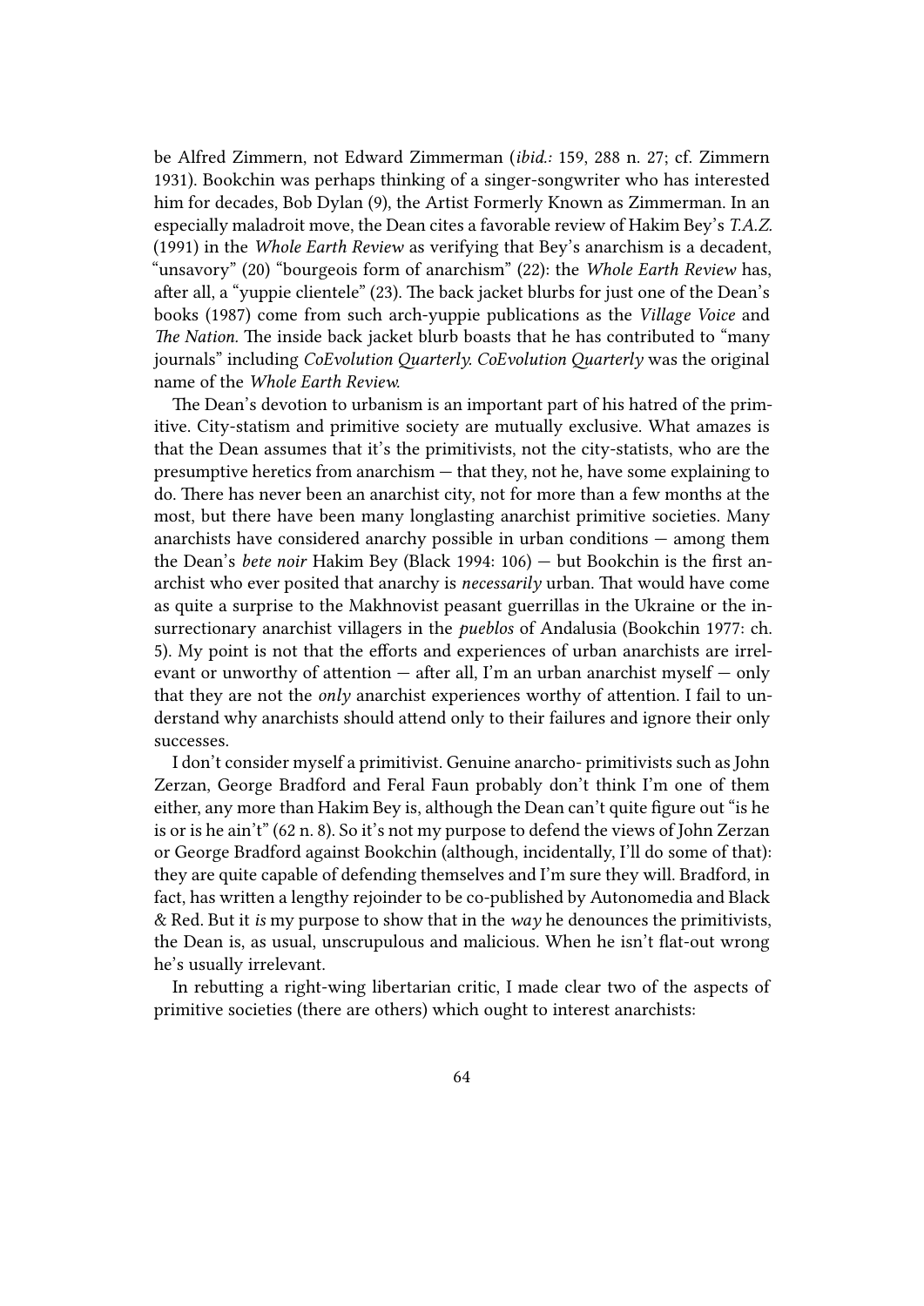be Alfred Zimmern, not Edward Zimmerman (*ibid.:* 159, 288 n. 27; cf. Zimmern 1931). Bookchin was perhaps thinking of a singer-songwriter who has interested him for decades, Bob Dylan (9), the Artist Formerly Known as Zimmerman. In an especially maladroit move, the Dean cites a favorable review of Hakim Bey's *T.A.Z.* (1991) in the *Whole Earth Review* as verifying that Bey's anarchism is a decadent, "unsavory" (20) "bourgeois form of anarchism" (22): the *Whole Earth Review* has, after all, a "yuppie clientele" (23). The back jacket blurbs for just one of the Dean's books (1987) come from such arch-yuppie publications as the *Village Voice* and *The Nation.* The inside back jacket blurb boasts that he has contributed to "many journals" including *CoEvolution Quarterly. CoEvolution Quarterly* was the original name of the *Whole Earth Review.*

The Dean's devotion to urbanism is an important part of his hatred of the primitive. City-statism and primitive society are mutually exclusive. What amazes is that the Dean assumes that it's the primitivists, not the city-statists, who are the presumptive heretics from anarchism — that they, not he, have some explaining to do. There has never been an anarchist city, not for more than a few months at the most, but there have been many longlasting anarchist primitive societies. Many anarchists have considered anarchy possible in urban conditions — among them the Dean's *bete noir* Hakim Bey (Black 1994: 106) — but Bookchin is the first anarchist who ever posited that anarchy is *necessarily* urban. That would have come as quite a surprise to the Makhnovist peasant guerrillas in the Ukraine or the insurrectionary anarchist villagers in the *pueblos* of Andalusia (Bookchin 1977: ch. 5). My point is not that the efforts and experiences of urban anarchists are irrelevant or unworthy of attention — after all, I'm an urban anarchist myself — only that they are not the *only* anarchist experiences worthy of attention. I fail to understand why anarchists should attend only to their failures and ignore their only successes.

I don't consider myself a primitivist. Genuine anarcho- primitivists such as John Zerzan, George Bradford and Feral Faun probably don't think I'm one of them either, any more than Hakim Bey is, although the Dean can't quite figure out "is he is or is he ain't" (62 n. 8). So it's not my purpose to defend the views of John Zerzan or George Bradford against Bookchin (although, incidentally, I'll do some of that): they are quite capable of defending themselves and I'm sure they will. Bradford, in fact, has written a lengthy rejoinder to be co-published by Autonomedia and Black & Red. But it *is* my purpose to show that in the *way* he denounces the primitivists, the Dean is, as usual, unscrupulous and malicious. When he isn't flat-out wrong he's usually irrelevant.

In rebutting a right-wing libertarian critic, I made clear two of the aspects of primitive societies (there are others) which ought to interest anarchists: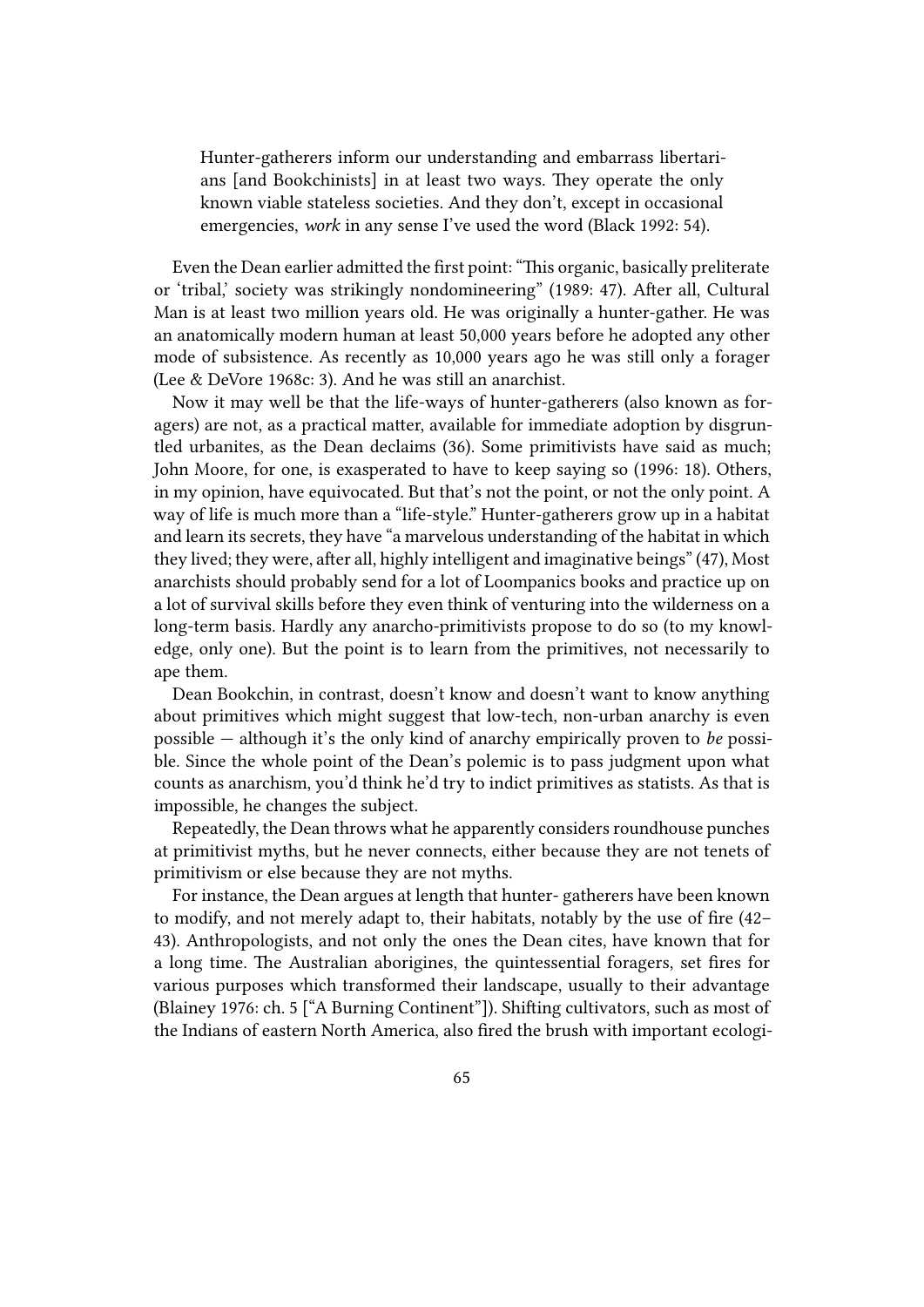> Hunter-gatherers inform our understanding and embarrass libertarians [and Bookchinists] in at least two ways. They operate the only known viable stateless societies. And they don't, except in occasional emergencies, *work* in any sense I've used the word (Black 1992: 54).

Even the Dean earlier admitted the first point: "This organic, basically preliterate or 'tribal,' society was strikingly nondomineering" (1989: 47). After all, Cultural Man is at least two million years old. He was originally a hunter-gather. He was an anatomically modern human at least 50,000 years before he adopted any other mode of subsistence. As recently as 10,000 years ago he was still only a forager (Lee & DeVore 1968c: 3). And he was still an anarchist.

Now it may well be that the life-ways of hunter-gatherers (also known as foragers) are not, as a practical matter, available for immediate adoption by disgruntled urbanites, as the Dean declaims (36). Some primitivists have said as much; John Moore, for one, is exasperated to have to keep saying so (1996: 18). Others, in my opinion, have equivocated. But that's not the point, or not the only point. A way of life is much more than a "life-style." Hunter-gatherers grow up in a habitat and learn its secrets, they have "a marvelous understanding of the habitat in which they lived; they were, after all, highly intelligent and imaginative beings" (47), Most anarchists should probably send for a lot of Loompanics books and practice up on a lot of survival skills before they even think of venturing into the wilderness on a long-term basis. Hardly any anarcho-primitivists propose to do so (to my knowledge, only one). But the point is to learn from the primitives, not necessarily to ape them.

Dean Bookchin, in contrast, doesn't know and doesn't want to know anything about primitives which might suggest that low-tech, non-urban anarchy is even possible — although it's the only kind of anarchy empirically proven to *be* possible. Since the whole point of the Dean's polemic is to pass judgment upon what counts as anarchism, you'd think he'd try to indict primitives as statists. As that is impossible, he changes the subject.

Repeatedly, the Dean throws what he apparently considers roundhouse punches at primitivist myths, but he never connects, either because they are not tenets of primitivism or else because they are not myths.

For instance, the Dean argues at length that hunter- gatherers have been known to modify, and not merely adapt to, their habitats, notably by the use of fire (42–43). Anthropologists, and not only the ones the Dean cites, have known that for a long time. The Australian aborigines, the quintessential foragers, set fires for various purposes which transformed their landscape, usually to their advantage (Blainey 1976: ch. 5 ["A Burning Continent"]). Shifting cultivators, such as most of the Indians of eastern North America, also fired the brush with important ecologi-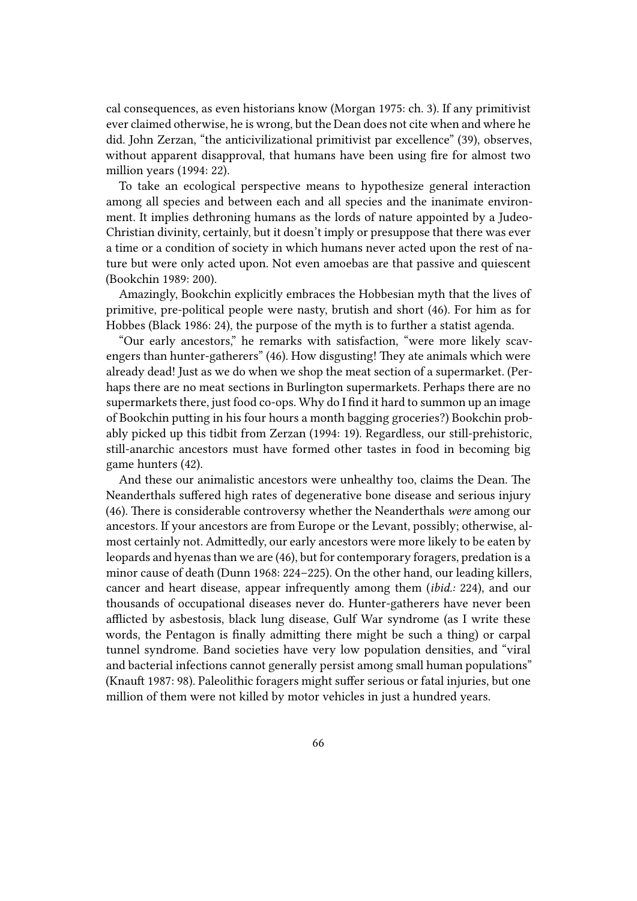cal consequences, as even historians know (Morgan 1975: ch. 3). If any primitivist ever claimed otherwise, he is wrong, but the Dean does not cite when and where he did. John Zerzan, "the anticivilizational primitivist par excellence" (39), observes, without apparent disapproval, that humans have been using fire for almost two million years (1994: 22).

To take an ecological perspective means to hypothesize general interaction among all species and between each and all species and the inanimate environment. It implies dethroning humans as the lords of nature appointed by a Judeo-Christian divinity, certainly, but it doesn't imply or presuppose that there was ever a time or a condition of society in which humans never acted upon the rest of nature but were only acted upon. Not even amoebas are that passive and quiescent (Bookchin 1989: 200).

Amazingly, Bookchin explicitly embraces the Hobbesian myth that the lives of primitive, pre-political people were nasty, brutish and short (46). For him as for Hobbes (Black 1986: 24), the purpose of the myth is to further a statist agenda.

"Our early ancestors," he remarks with satisfaction, "were more likely scavengers than hunter-gatherers" (46). How disgusting! They ate animals which were already dead! Just as we do when we shop the meat section of a supermarket. (Perhaps there are no meat sections in Burlington supermarkets. Perhaps there are no supermarkets there, just food co-ops. Why do I find it hard to summon up an image of Bookchin putting in his four hours a month bagging groceries?) Bookchin probably picked up this tidbit from Zerzan (1994: 19). Regardless, our still-prehistoric, still-anarchic ancestors must have formed other tastes in food in becoming big game hunters (42).

And these our animalistic ancestors were unhealthy too, claims the Dean. The Neanderthals suffered high rates of degenerative bone disease and serious injury (46). There is considerable controversy whether the Neanderthals *were* among our ancestors. If your ancestors are from Europe or the Levant, possibly; otherwise, almost certainly not. Admittedly, our early ancestors were more likely to be eaten by leopards and hyenas than we are (46), but for contemporary foragers, predation is a minor cause of death (Dunn 1968: 224–225). On the other hand, our leading killers, cancer and heart disease, appear infrequently among them (*ibid.:* 224), and our thousands of occupational diseases never do. Hunter-gatherers have never been afflicted by asbestosis, black lung disease, Gulf War syndrome (as I write these words, the Pentagon is finally admitting there might be such a thing) or carpal tunnel syndrome. Band societies have very low population densities, and "viral and bacterial infections cannot generally persist among small human populations" (Knauft 1987: 98). Paleolithic foragers might suffer serious or fatal injuries, but one million of them were not killed by motor vehicles in just a hundred years.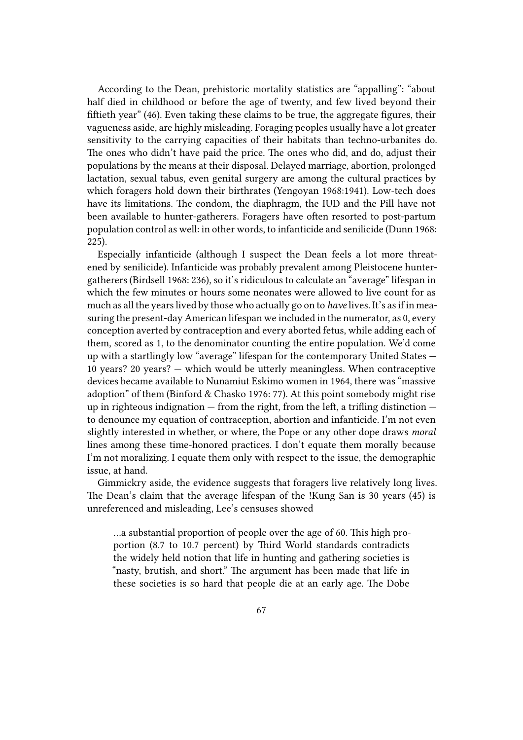According to the Dean, prehistoric mortality statistics are "appalling": "about half died in childhood or before the age of twenty, and few lived beyond their fiftieth year" (46). Even taking these claims to be true, the aggregate figures, their vagueness aside, are highly misleading. Foraging peoples usually have a lot greater sensitivity to the carrying capacities of their habitats than techno-urbanites do. The ones who didn't have paid the price. The ones who did, and do, adjust their populations by the means at their disposal. Delayed marriage, abortion, prolonged lactation, sexual tabus, even genital surgery are among the cultural practices by which foragers hold down their birthrates (Yengoyan 1968:1941). Low-tech does have its limitations. The condom, the diaphragm, the IUD and the Pill have not been available to hunter-gatherers. Foragers have often resorted to post-partum population control as well: in other words, to infanticide and senilicide (Dunn 1968: 225).

Especially infanticide (although I suspect the Dean feels a lot more threatened by senilicide). Infanticide was probably prevalent among Pleistocene hunter-gatherers (Birdsell 1968: 236), so it's ridiculous to calculate an "average" lifespan in which the few minutes or hours some neonates were allowed to live count for as much as all the years lived by those who actually go on to *have* lives. It's as if in measuring the present-day American lifespan we included in the numerator, as 0, every conception averted by contraception and every aborted fetus, while adding each of them, scored as 1, to the denominator counting the entire population. We'd come up with a startlingly low "average" lifespan for the contemporary United States — 10 years? 20 years? — which would be utterly meaningless. When contraceptive devices became available to Nunamiut Eskimo women in 1964, there was "massive adoption" of them (Binford & Chasko 1976: 77). At this point somebody might rise up in righteous indignation — from the right, from the left, a trifling distinction — to denounce my equation of contraception, abortion and infanticide. I'm not even slightly interested in whether, or where, the Pope or any other dope draws *moral* lines among these time-honored practices. I don't equate them morally because I'm not moralizing. I equate them only with respect to the issue, the demographic issue, at hand.

Gimmickry aside, the evidence suggests that foragers live relatively long lives. The Dean's claim that the average lifespan of the !Kung San is 30 years (45) is unreferenced and misleading, Lee's censuses showed

> …a substantial proportion of people over the age of 60. This high proportion (8.7 to 10.7 percent) by Third World standards contradicts the widely held notion that life in hunting and gathering societies is "nasty, brutish, and short." The argument has been made that life in these societies is so hard that people die at an early age. The Dobe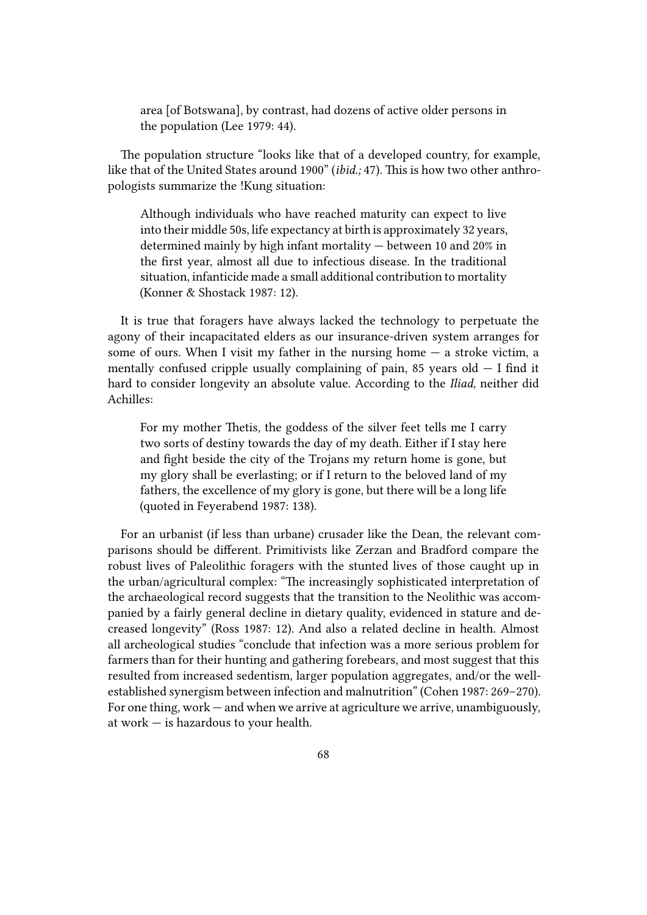> area [of Botswana], by contrast, had dozens of active older persons in the population (Lee 1979: 44).

The population structure "looks like that of a developed country, for example, like that of the United States around 1900" (*ibid.;* 47). This is how two other anthropologists summarize the !Kung situation:

> Although individuals who have reached maturity can expect to live into their middle 50s, life expectancy at birth is approximately 32 years, determined mainly by high infant mortality — between 10 and 20% in the first year, almost all due to infectious disease. In the traditional situation, infanticide made a small additional contribution to mortality (Konner & Shostack 1987: 12).

It is true that foragers have always lacked the technology to perpetuate the agony of their incapacitated elders as our insurance-driven system arranges for some of ours. When I visit my father in the nursing home — a stroke victim, a mentally confused cripple usually complaining of pain, 85 years old — I find it hard to consider longevity an absolute value. According to the *Iliad,* neither did Achilles:

> For my mother Thetis, the goddess of the silver feet tells me I carry two sorts of destiny towards the day of my death. Either if I stay here and fight beside the city of the Trojans my return home is gone, but my glory shall be everlasting; or if I return to the beloved land of my fathers, the excellence of my glory is gone, but there will be a long life (quoted in Feyerabend 1987: 138).

For an urbanist (if less than urbane) crusader like the Dean, the relevant comparisons should be different. Primitivists like Zerzan and Bradford compare the robust lives of Paleolithic foragers with the stunted lives of those caught up in the urban/agricultural complex: "The increasingly sophisticated interpretation of the archaeological record suggests that the transition to the Neolithic was accompanied by a fairly general decline in dietary quality, evidenced in stature and decreased longevity" (Ross 1987: 12). And also a related decline in health. Almost all archeological studies "conclude that infection was a more serious problem for farmers than for their hunting and gathering forebears, and most suggest that this resulted from increased sedentism, larger population aggregates, and/or the well-established synergism between infection and malnutrition" (Cohen 1987: 269–270). For one thing, work — and when we arrive at agriculture we arrive, unambiguously, at work — is hazardous to your health.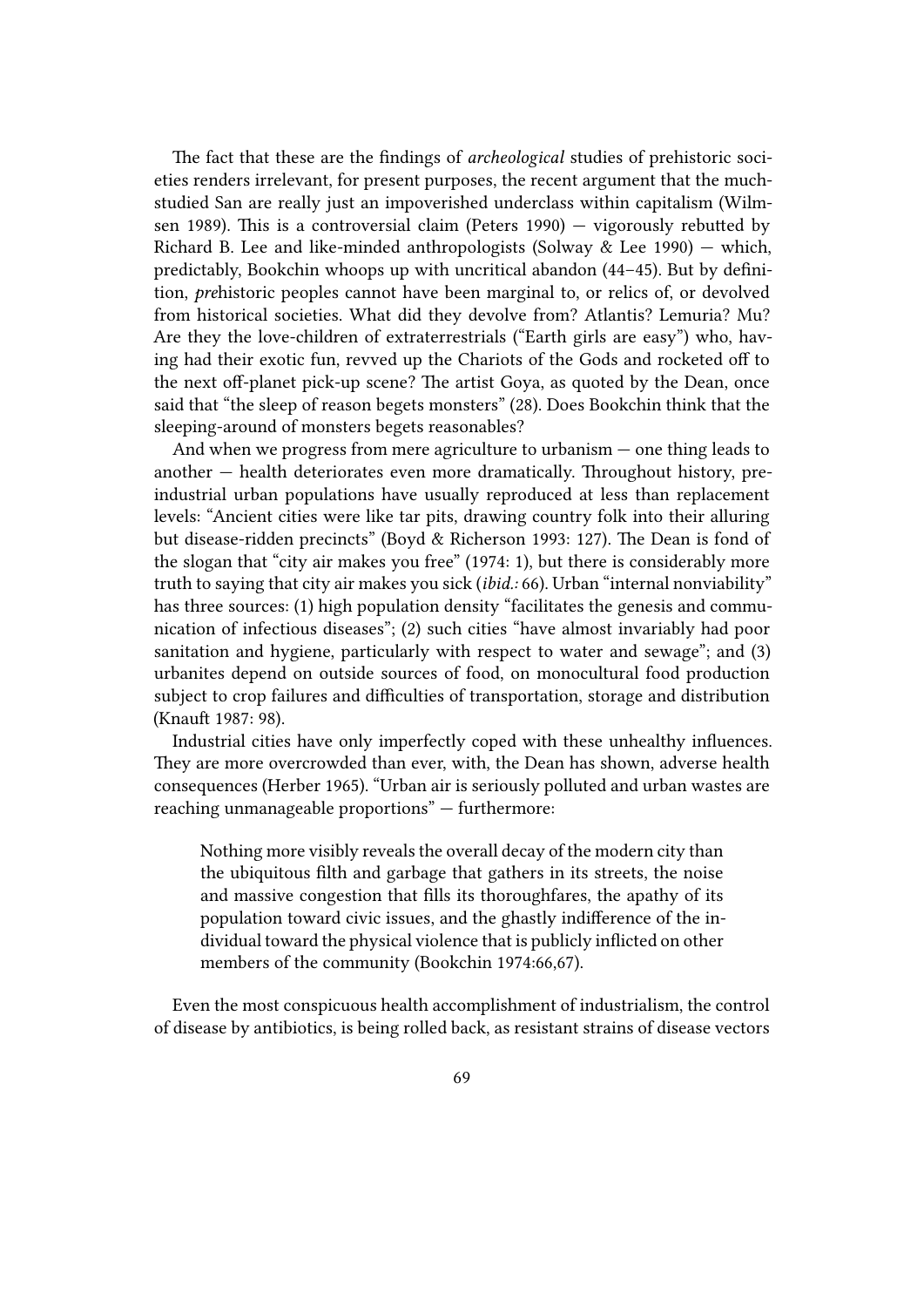The fact that these are the findings of *archeological* studies of prehistoric societies renders irrelevant, for present purposes, the recent argument that the much-studied San are really just an impoverished underclass within capitalism (Wilmsen 1989). This is a controversial claim (Peters 1990) — vigorously rebutted by Richard B. Lee and like-minded anthropologists (Solway & Lee 1990) — which, predictably, Bookchin whoops up with uncritical abandon (44–45). But by definition, *pre*historic peoples cannot have been marginal to, or relics of, or devolved from historical societies. What did they devolve from? Atlantis? Lemuria? Mu? Are they the love-children of extraterrestrials ("Earth girls are easy") who, having had their exotic fun, revved up the Chariots of the Gods and rocketed off to the next off-planet pick-up scene? The artist Goya, as quoted by the Dean, once said that "the sleep of reason begets monsters" (28). Does Bookchin think that the sleeping-around of monsters begets reasonables?

And when we progress from mere agriculture to urbanism — one thing leads to another — health deteriorates even more dramatically. Throughout history, pre-industrial urban populations have usually reproduced at less than replacement levels: "Ancient cities were like tar pits, drawing country folk into their alluring but disease-ridden precincts" (Boyd & Richerson 1993: 127). The Dean is fond of the slogan that "city air makes you free" (1974: 1), but there is considerably more truth to saying that city air makes you sick (*ibid.:* 66). Urban "internal nonviability" has three sources: (1) high population density "facilitates the genesis and communication of infectious diseases"; (2) such cities "have almost invariably had poor sanitation and hygiene, particularly with respect to water and sewage"; and (3) urbanites depend on outside sources of food, on monocultural food production subject to crop failures and difficulties of transportation, storage and distribution (Knauft 1987: 98).

Industrial cities have only imperfectly coped with these unhealthy influences. They are more overcrowded than ever, with, the Dean has shown, adverse health consequences (Herber 1965). "Urban air is seriously polluted and urban wastes are reaching unmanageable proportions" — furthermore:

> Nothing more visibly reveals the overall decay of the modern city than the ubiquitous filth and garbage that gathers in its streets, the noise and massive congestion that fills its thoroughfares, the apathy of its population toward civic issues, and the ghastly indifference of the individual toward the physical violence that is publicly inflicted on other members of the community (Bookchin 1974:66,67).

Even the most conspicuous health accomplishment of industrialism, the control of disease by antibiotics, is being rolled back, as resistant strains of disease vectors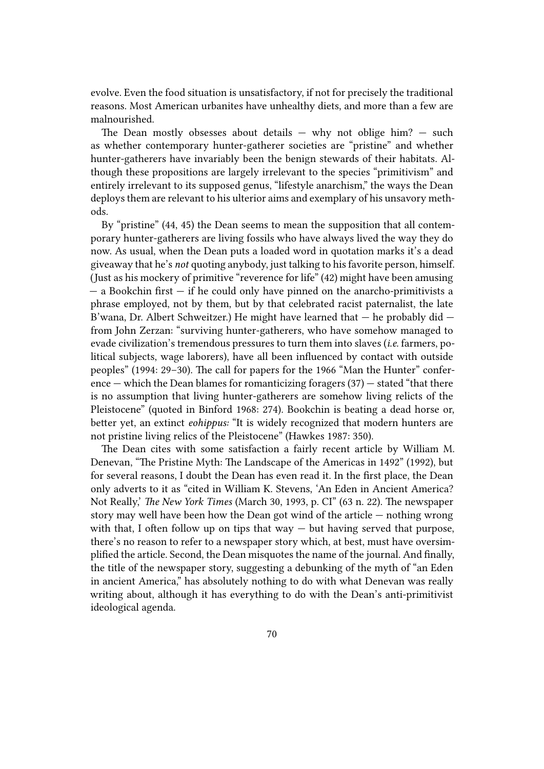evolve. Even the food situation is unsatisfactory, if not for precisely the traditional reasons. Most American urbanites have unhealthy diets, and more than a few are malnourished.

The Dean mostly obsesses about details — why not oblige him? — such as whether contemporary hunter-gatherer societies are "pristine" and whether hunter-gatherers have invariably been the benign stewards of their habitats. Although these propositions are largely irrelevant to the species "primitivism" and entirely irrelevant to its supposed genus, "lifestyle anarchism," the ways the Dean deploys them are relevant to his ulterior aims and exemplary of his unsavory methods.

By "pristine" (44, 45) the Dean seems to mean the supposition that all contemporary hunter-gatherers are living fossils who have always lived the way they do now. As usual, when the Dean puts a loaded word in quotation marks it's a dead giveaway that he's *not* quoting anybody, just talking to his favorite person, himself. (Just as his mockery of primitive "reverence for life" (42) might have been amusing — a Bookchin first — if he could only have pinned on the anarcho-primitivists a phrase employed, not by them, but by that celebrated racist paternalist, the late B'wana, Dr. Albert Schweitzer.) He might have learned that — he probably did — from John Zerzan: "surviving hunter-gatherers, who have somehow managed to evade civilization's tremendous pressures to turn them into slaves (*i.e.* farmers, political subjects, wage laborers), have all been influenced by contact with outside peoples" (1994: 29–30). The call for papers for the 1966 "Man the Hunter" conference — which the Dean blames for romanticizing foragers (37) — stated "that there is no assumption that living hunter-gatherers are somehow living relicts of the Pleistocene" (quoted in Binford 1968: 274). Bookchin is beating a dead horse or, better yet, an extinct *eohippus:* "It is widely recognized that modern hunters are not pristine living relics of the Pleistocene" (Hawkes 1987: 350).

The Dean cites with some satisfaction a fairly recent article by William M. Denevan, "The Pristine Myth: The Landscape of the Americas in 1492" (1992), but for several reasons, I doubt the Dean has even read it. In the first place, the Dean only adverts to it as "cited in William K. Stevens, 'An Eden in Ancient America? Not Really,' *The New York Times* (March 30, 1993, p. CI" (63 n. 22). The newspaper story may well have been how the Dean got wind of the article — nothing wrong with that, I often follow up on tips that way — but having served that purpose, there's no reason to refer to a newspaper story which, at best, must have oversimplified the article. Second, the Dean misquotes the name of the journal. And finally, the title of the newspaper story, suggesting a debunking of the myth of "an Eden in ancient America," has absolutely nothing to do with what Denevan was really writing about, although it has everything to do with the Dean's anti-primitivist ideological agenda.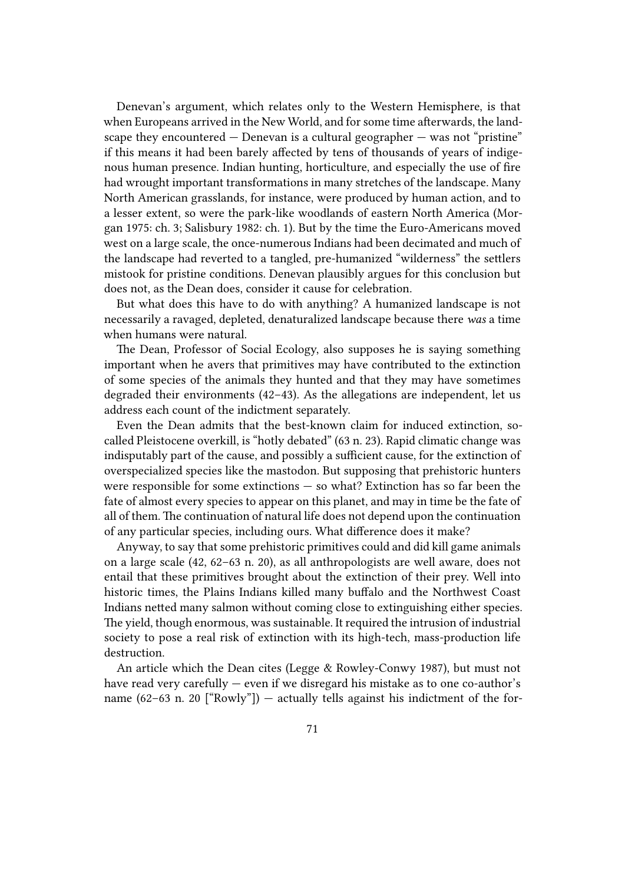Denevan's argument, which relates only to the Western Hemisphere, is that when Europeans arrived in the New World, and for some time afterwards, the landscape they encountered — Denevan is a cultural geographer — was not "pristine" if this means it had been barely affected by tens of thousands of years of indigenous human presence. Indian hunting, horticulture, and especially the use of fire had wrought important transformations in many stretches of the landscape. Many North American grasslands, for instance, were produced by human action, and to a lesser extent, so were the park-like woodlands of eastern North America (Morgan 1975: ch. 3; Salisbury 1982: ch. 1). But by the time the Euro-Americans moved west on a large scale, the once-numerous Indians had been decimated and much of the landscape had reverted to a tangled, pre-humanized "wilderness" the settlers mistook for pristine conditions. Denevan plausibly argues for this conclusion but does not, as the Dean does, consider it cause for celebration.

But what does this have to do with anything? A humanized landscape is not necessarily a ravaged, depleted, denaturalized landscape because there *was* a time when humans were natural.

The Dean, Professor of Social Ecology, also supposes he is saying something important when he avers that primitives may have contributed to the extinction of some species of the animals they hunted and that they may have sometimes degraded their environments (42–43). As the allegations are independent, let us address each count of the indictment separately.

Even the Dean admits that the best-known claim for induced extinction, so-called Pleistocene overkill, is "hotly debated" (63 n. 23). Rapid climatic change was indisputably part of the cause, and possibly a sufficient cause, for the extinction of overspecialized species like the mastodon. But supposing that prehistoric hunters were responsible for some extinctions — so what? Extinction has so far been the fate of almost every species to appear on this planet, and may in time be the fate of all of them. The continuation of natural life does not depend upon the continuation of any particular species, including ours. What difference does it make?

Anyway, to say that some prehistoric primitives could and did kill game animals on a large scale (42, 62–63 n. 20), as all anthropologists are well aware, does not entail that these primitives brought about the extinction of their prey. Well into historic times, the Plains Indians killed many buffalo and the Northwest Coast Indians netted many salmon without coming close to extinguishing either species. The yield, though enormous, was sustainable. It required the intrusion of industrial society to pose a real risk of extinction with its high-tech, mass-production life destruction.

An article which the Dean cites (Legge & Rowley-Conwy 1987), but must not have read very carefully — even if we disregard his mistake as to one co-author's name (62–63 n. 20 ["Rowly"]) — actually tells against his indictment of the for-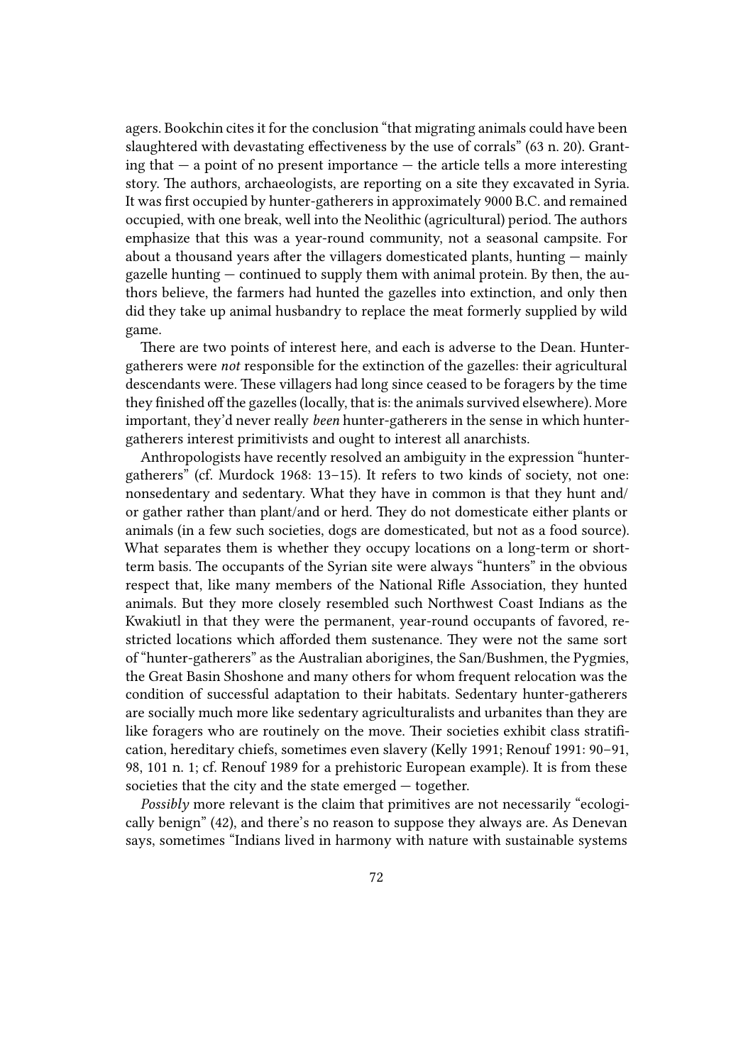agers. Bookchin cites it for the conclusion "that migrating animals could have been slaughtered with devastating effectiveness by the use of corrals" (63 n. 20). Granting that — a point of no present importance — the article tells a more interesting story. The authors, archaeologists, are reporting on a site they excavated in Syria. It was first occupied by hunter-gatherers in approximately 9000 B.C. and remained occupied, with one break, well into the Neolithic (agricultural) period. The authors emphasize that this was a year-round community, not a seasonal campsite. For about a thousand years after the villagers domesticated plants, hunting — mainly gazelle hunting — continued to supply them with animal protein. By then, the authors believe, the farmers had hunted the gazelles into extinction, and only then did they take up animal husbandry to replace the meat formerly supplied by wild game.

There are two points of interest here, and each is adverse to the Dean. Hunter-gatherers were *not* responsible for the extinction of the gazelles: their agricultural descendants were. These villagers had long since ceased to be foragers by the time they finished off the gazelles (locally, that is: the animals survived elsewhere). More important, they'd never really *been* hunter-gatherers in the sense in which hunter-gatherers interest primitivists and ought to interest all anarchists.

Anthropologists have recently resolved an ambiguity in the expression "hunter-gatherers" (cf. Murdock 1968: 13–15). It refers to two kinds of society, not one: nonsedentary and sedentary. What they have in common is that they hunt and/or gather rather than plant/and or herd. They do not domesticate either plants or animals (in a few such societies, dogs are domesticated, but not as a food source). What separates them is whether they occupy locations on a long-term or short-term basis. The occupants of the Syrian site were always "hunters" in the obvious respect that, like many members of the National Rifle Association, they hunted animals. But they more closely resembled such Northwest Coast Indians as the Kwakiutl in that they were the permanent, year-round occupants of favored, restricted locations which afforded them sustenance. They were not the same sort of "hunter-gatherers" as the Australian aborigines, the San/Bushmen, the Pygmies, the Great Basin Shoshone and many others for whom frequent relocation was the condition of successful adaptation to their habitats. Sedentary hunter-gatherers are socially much more like sedentary agriculturalists and urbanites than they are like foragers who are routinely on the move. Their societies exhibit class stratification, hereditary chiefs, sometimes even slavery (Kelly 1991; Renouf 1991: 90–91, 98, 101 n. 1; cf. Renouf 1989 for a prehistoric European example). It is from these societies that the city and the state emerged — together.

*Possibly* more relevant is the claim that primitives are not necessarily "ecologically benign" (42), and there's no reason to suppose they always are. As Denevan says, sometimes "Indians lived in harmony with nature with sustainable systems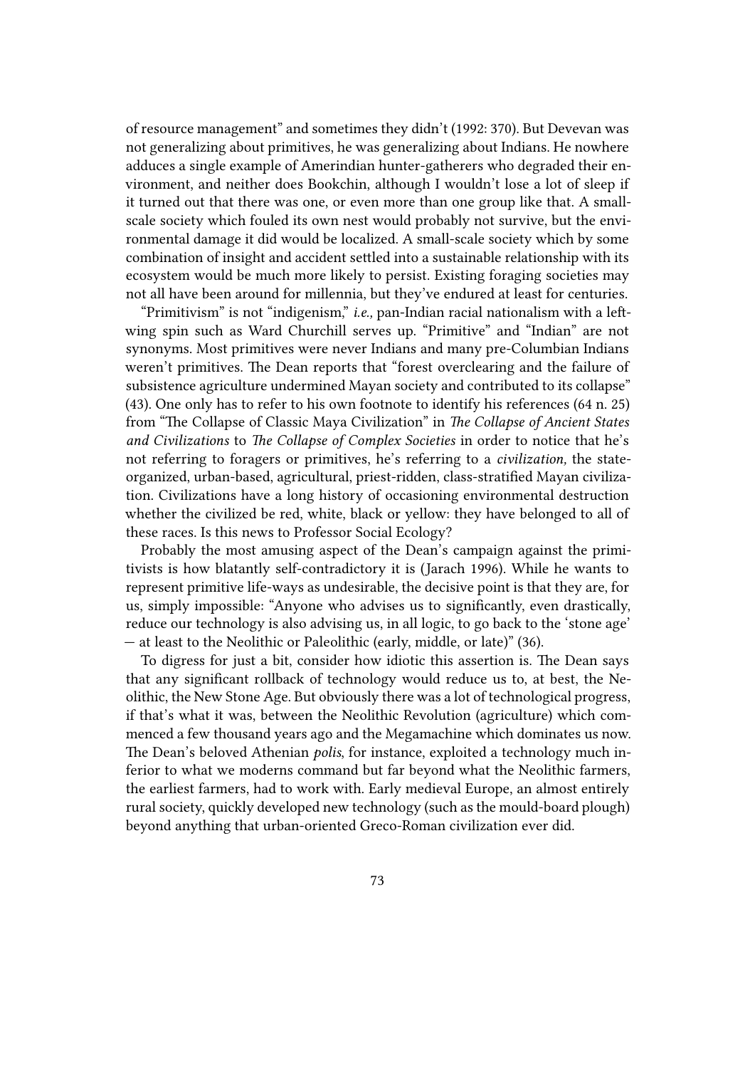of resource management" and sometimes they didn't (1992: 370). But Devevan was not generalizing about primitives, he was generalizing about Indians. He nowhere adduces a single example of Amerindian hunter-gatherers who degraded their environment, and neither does Bookchin, although I wouldn't lose a lot of sleep if it turned out that there was one, or even more than one group like that. A small-scale society which fouled its own nest would probably not survive, but the environmental damage it did would be localized. A small-scale society which by some combination of insight and accident settled into a sustainable relationship with its ecosystem would be much more likely to persist. Existing foraging societies may not all have been around for millennia, but they've endured at least for centuries.

"Primitivism" is not "indigenism," *i.e.,* pan-Indian racial nationalism with a left-wing spin such as Ward Churchill serves up. "Primitive" and "Indian" are not synonyms. Most primitives were never Indians and many pre-Columbian Indians weren't primitives. The Dean reports that "forest overclearing and the failure of subsistence agriculture undermined Mayan society and contributed to its collapse" (43). One only has to refer to his own footnote to identify his references (64 n. 25) from "The Collapse of Classic Maya Civilization" in *The Collapse of Ancient States and Civilizations* to *The Collapse of Complex Societies* in order to notice that he's not referring to foragers or primitives, he's referring to a *civilization,* the state-organized, urban-based, agricultural, priest-ridden, class-stratified Mayan civilization. Civilizations have a long history of occasioning environmental destruction whether the civilized be red, white, black or yellow: they have belonged to all of these races. Is this news to Professor Social Ecology?

Probably the most amusing aspect of the Dean's campaign against the primitivists is how blatantly self-contradictory it is (Jarach 1996). While he wants to represent primitive life-ways as undesirable, the decisive point is that they are, for us, simply impossible: "Anyone who advises us to significantly, even drastically, reduce our technology is also advising us, in all logic, to go back to the 'stone age' — at least to the Neolithic or Paleolithic (early, middle, or late)" (36).

To digress for just a bit, consider how idiotic this assertion is. The Dean says that any significant rollback of technology would reduce us to, at best, the Neolithic, the New Stone Age. But obviously there was a lot of technological progress, if that's what it was, between the Neolithic Revolution (agriculture) which commenced a few thousand years ago and the Megamachine which dominates us now. The Dean's beloved Athenian *polis*, for instance, exploited a technology much inferior to what we moderns command but far beyond what the Neolithic farmers, the earliest farmers, had to work with. Early medieval Europe, an almost entirely rural society, quickly developed new technology (such as the mould-board plough) beyond anything that urban-oriented Greco-Roman civilization ever did.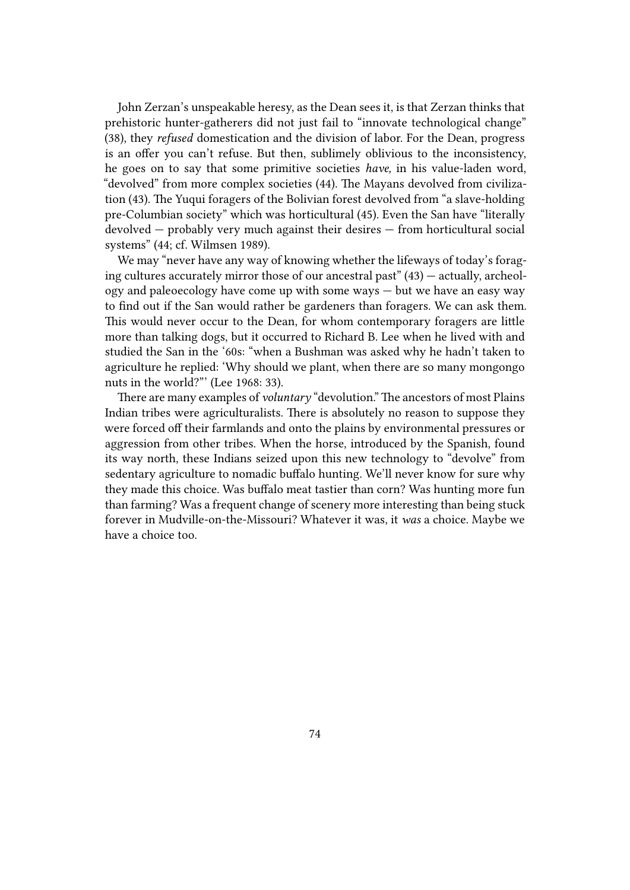John Zerzan's unspeakable heresy, as the Dean sees it, is that Zerzan thinks that prehistoric hunter-gatherers did not just fail to "innovate technological change" (38), they *refused* domestication and the division of labor. For the Dean, progress is an offer you can't refuse. But then, sublimely oblivious to the inconsistency, he goes on to say that some primitive societies *have,* in his value-laden word, "devolved" from more complex societies (44). The Mayans devolved from civilization (43). The Yuqui foragers of the Bolivian forest devolved from "a slave-holding pre-Columbian society" which was horticultural (45). Even the San have "literally devolved — probably very much against their desires — from horticultural social systems" (44; cf. Wilmsen 1989).

We may "never have any way of knowing whether the lifeways of today's foraging cultures accurately mirror those of our ancestral past" (43) — actually, archeology and paleoecology have come up with some ways — but we have an easy way to find out if the San would rather be gardeners than foragers. We can ask them. This would never occur to the Dean, for whom contemporary foragers are little more than talking dogs, but it occurred to Richard B. Lee when he lived with and studied the San in the '60s: "when a Bushman was asked why he hadn't taken to agriculture he replied: 'Why should we plant, when there are so many mongongo nuts in the world?"' (Lee 1968: 33).

There are many examples of *voluntary* "devolution." The ancestors of most Plains Indian tribes were agriculturalists. There is absolutely no reason to suppose they were forced off their farmlands and onto the plains by environmental pressures or aggression from other tribes. When the horse, introduced by the Spanish, found its way north, these Indians seized upon this new technology to "devolve" from sedentary agriculture to nomadic buffalo hunting. We'll never know for sure why they made this choice. Was buffalo meat tastier than corn? Was hunting more fun than farming? Was a frequent change of scenery more interesting than being stuck forever in Mudville-on-the-Missouri? Whatever it was, it *was* a choice. Maybe we have a choice too.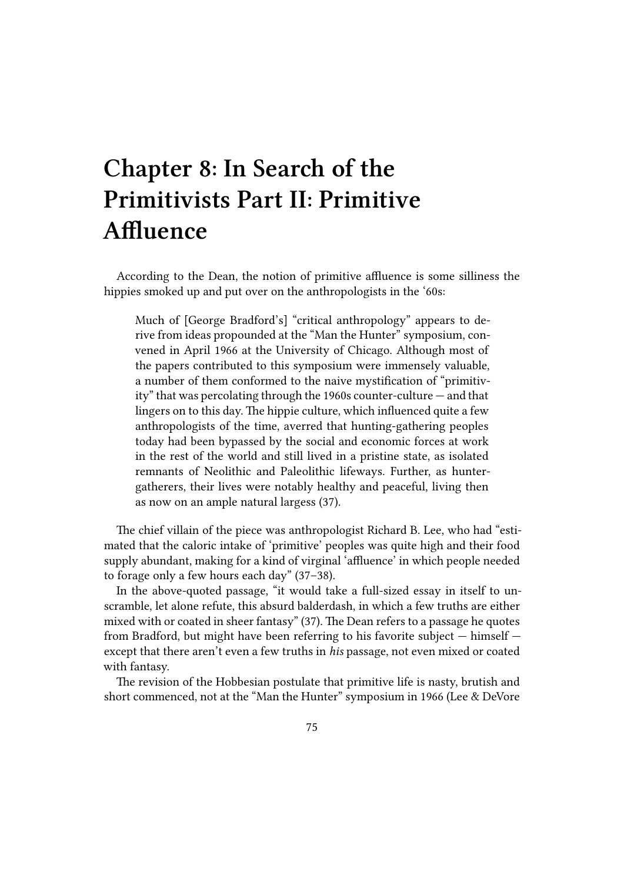# Chapter 8: In Search of the Primitivists Part II: Primitive Affluence

According to the Dean, the notion of primitive affluence is some silliness the hippies smoked up and put over on the anthropologists in the '60s:

> Much of [George Bradford's] "critical anthropology" appears to derive from ideas propounded at the "Man the Hunter" symposium, convened in April 1966 at the University of Chicago. Although most of the papers contributed to this symposium were immensely valuable, a number of them conformed to the naive mystification of "primitivity" that was percolating through the 1960s counter-culture — and that lingers on to this day. The hippie culture, which influenced quite a few anthropologists of the time, averred that hunting-gathering peoples today had been bypassed by the social and economic forces at work in the rest of the world and still lived in a pristine state, as isolated remnants of Neolithic and Paleolithic lifeways. Further, as hunter-gatherers, their lives were notably healthy and peaceful, living then as now on an ample natural largess (37).

The chief villain of the piece was anthropologist Richard B. Lee, who had "estimated that the caloric intake of 'primitive' peoples was quite high and their food supply abundant, making for a kind of virginal 'affluence' in which people needed to forage only a few hours each day" (37–38).

In the above-quoted passage, "it would take a full-sized essay in itself to unscramble, let alone refute, this absurd balderdash, in which a few truths are either mixed with or coated in sheer fantasy" (37). The Dean refers to a passage he quotes from Bradford, but might have been referring to his favorite subject — himself — except that there aren't even a few truths in *his* passage, not even mixed or coated with fantasy.

The revision of the Hobbesian postulate that primitive life is nasty, brutish and short commenced, not at the "Man the Hunter" symposium in 1966 (Lee & DeVore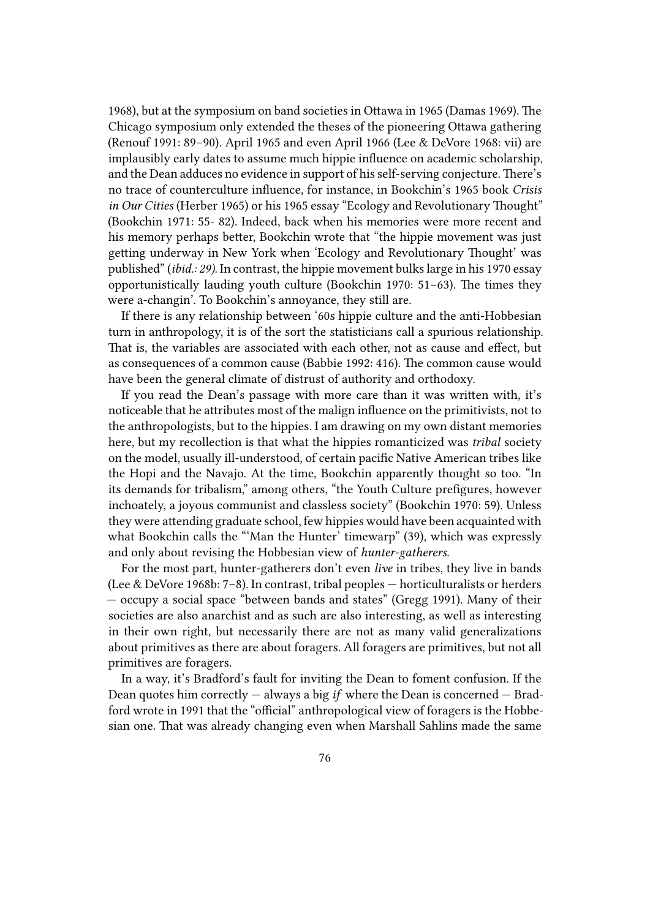1968), but at the symposium on band societies in Ottawa in 1965 (Damas 1969). The Chicago symposium only extended the theses of the pioneering Ottawa gathering (Renouf 1991: 89–90). April 1965 and even April 1966 (Lee & DeVore 1968: vii) are implausibly early dates to assume much hippie influence on academic scholarship, and the Dean adduces no evidence in support of his self-serving conjecture. There's no trace of counterculture influence, for instance, in Bookchin's 1965 book *Crisis in Our Cities* (Herber 1965) or his 1965 essay "Ecology and Revolutionary Thought" (Bookchin 1971: 55- 82). Indeed, back when his memories were more recent and his memory perhaps better, Bookchin wrote that "the hippie movement was just getting underway in New York when 'Ecology and Revolutionary Thought' was published" (*ibid.: 29).* In contrast, the hippie movement bulks large in his 1970 essay opportunistically lauding youth culture (Bookchin 1970: 51–63). The times they were a-changin'. To Bookchin's annoyance, they still are.

If there is any relationship between '60s hippie culture and the anti-Hobbesian turn in anthropology, it is of the sort the statisticians call a spurious relationship. That is, the variables are associated with each other, not as cause and effect, but as consequences of a common cause (Babbie 1992: 416). The common cause would have been the general climate of distrust of authority and orthodoxy.

If you read the Dean's passage with more care than it was written with, it's noticeable that he attributes most of the malign influence on the primitivists, not to the anthropologists, but to the hippies. I am drawing on my own distant memories here, but my recollection is that what the hippies romanticized was *tribal* society on the model, usually ill-understood, of certain pacific Native American tribes like the Hopi and the Navajo. At the time, Bookchin apparently thought so too. "In its demands for tribalism," among others, "the Youth Culture prefigures, however inchoately, a joyous communist and classless society" (Bookchin 1970: 59). Unless they were attending graduate school, few hippies would have been acquainted with what Bookchin calls the "'Man the Hunter' timewarp" (39), which was expressly and only about revising the Hobbesian view of *hunter-gatherers.*

For the most part, hunter-gatherers don't even *live* in tribes, they live in bands (Lee & DeVore 1968b: 7–8). In contrast, tribal peoples — horticulturalists or herders — occupy a social space "between bands and states" (Gregg 1991). Many of their societies are also anarchist and as such are also interesting, as well as interesting in their own right, but necessarily there are not as many valid generalizations about primitives as there are about foragers. All foragers are primitives, but not all primitives are foragers.

In a way, it's Bradford's fault for inviting the Dean to foment confusion. If the Dean quotes him correctly — always a big *if* where the Dean is concerned — Bradford wrote in 1991 that the "official" anthropological view of foragers is the Hobbesian one. That was already changing even when Marshall Sahlins made the same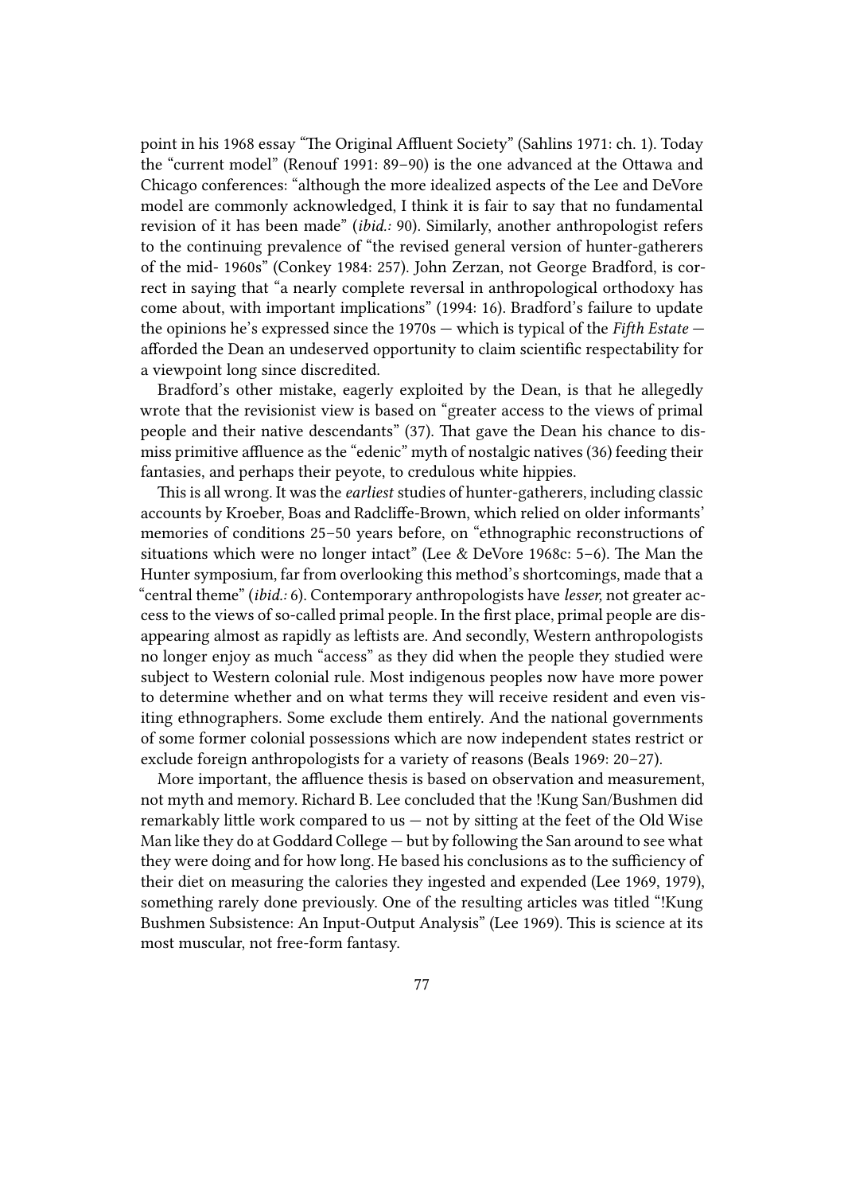point in his 1968 essay "The Original Affluent Society" (Sahlins 1971: ch. 1). Today the "current model" (Renouf 1991: 89–90) is the one advanced at the Ottawa and Chicago conferences: "although the more idealized aspects of the Lee and DeVore model are commonly acknowledged, I think it is fair to say that no fundamental revision of it has been made" (*ibid.:* 90). Similarly, another anthropologist refers to the continuing prevalence of "the revised general version of hunter-gatherers of the mid- 1960s" (Conkey 1984: 257). John Zerzan, not George Bradford, is correct in saying that "a nearly complete reversal in anthropological orthodoxy has come about, with important implications" (1994: 16). Bradford's failure to update the opinions he's expressed since the 1970s — which is typical of the *Fifth Estate* — afforded the Dean an undeserved opportunity to claim scientific respectability for a viewpoint long since discredited.

Bradford's other mistake, eagerly exploited by the Dean, is that he allegedly wrote that the revisionist view is based on "greater access to the views of primal people and their native descendants" (37). That gave the Dean his chance to dismiss primitive affluence as the "edenic" myth of nostalgic natives (36) feeding their fantasies, and perhaps their peyote, to credulous white hippies.

This is all wrong. It was the *earliest* studies of hunter-gatherers, including classic accounts by Kroeber, Boas and Radcliffe-Brown, which relied on older informants' memories of conditions 25–50 years before, on "ethnographic reconstructions of situations which were no longer intact" (Lee & DeVore 1968c: 5–6). The Man the Hunter symposium, far from overlooking this method's shortcomings, made that a "central theme" (*ibid.:* 6). Contemporary anthropologists have *lesser,* not greater access to the views of so-called primal people. In the first place, primal people are disappearing almost as rapidly as leftists are. And secondly, Western anthropologists no longer enjoy as much "access" as they did when the people they studied were subject to Western colonial rule. Most indigenous peoples now have more power to determine whether and on what terms they will receive resident and even visiting ethnographers. Some exclude them entirely. And the national governments of some former colonial possessions which are now independent states restrict or exclude foreign anthropologists for a variety of reasons (Beals 1969: 20–27).

More important, the affluence thesis is based on observation and measurement, not myth and memory. Richard B. Lee concluded that the !Kung San/Bushmen did remarkably little work compared to us — not by sitting at the feet of the Old Wise Man like they do at Goddard College — but by following the San around to see what they were doing and for how long. He based his conclusions as to the sufficiency of their diet on measuring the calories they ingested and expended (Lee 1969, 1979), something rarely done previously. One of the resulting articles was titled "!Kung Bushmen Subsistence: An Input-Output Analysis" (Lee 1969). This is science at its most muscular, not free-form fantasy.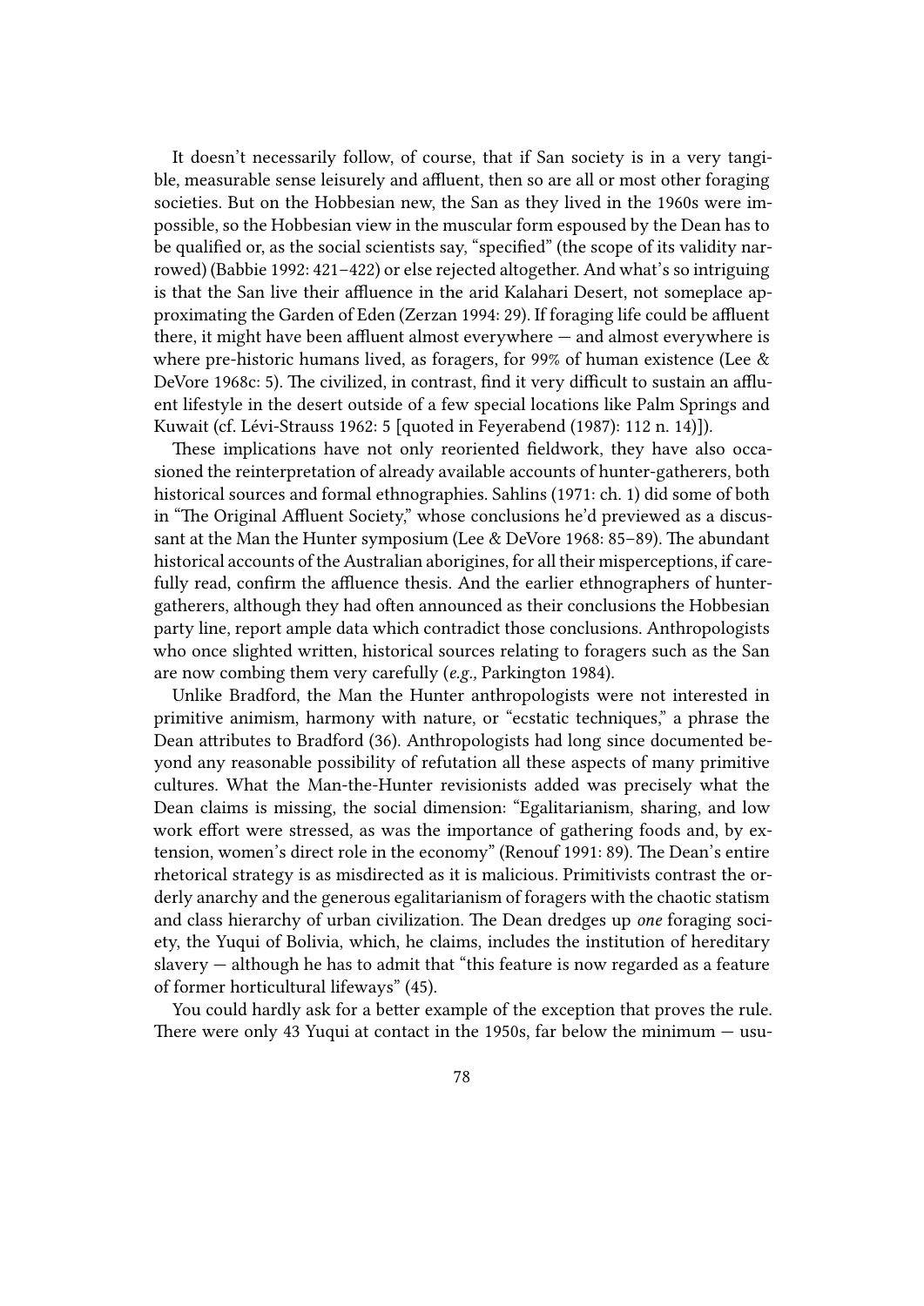It doesn't necessarily follow, of course, that if San society is in a very tangible, measurable sense leisurely and affluent, then so are all or most other foraging societies. But on the Hobbesian new, the San as they lived in the 1960s were impossible, so the Hobbesian view in the muscular form espoused by the Dean has to be qualified or, as the social scientists say, "specified" (the scope of its validity narrowed) (Babbie 1992: 421–422) or else rejected altogether. And what's so intriguing is that the San live their affluence in the arid Kalahari Desert, not someplace approximating the Garden of Eden (Zerzan 1994: 29). If foraging life could be affluent there, it might have been affluent almost everywhere — and almost everywhere is where pre-historic humans lived, as foragers, for 99% of human existence (Lee & DeVore 1968c: 5). The civilized, in contrast, find it very difficult to sustain an affluent lifestyle in the desert outside of a few special locations like Palm Springs and Kuwait (cf. Lévi-Strauss 1962: 5 [quoted in Feyerabend (1987): 112 n. 14]).

These implications have not only reoriented fieldwork, they have also occasioned the reinterpretation of already available accounts of hunter-gatherers, both historical sources and formal ethnographies. Sahlins (1971: ch. 1) did some of both in "The Original Affluent Society," whose conclusions he'd previewed as a discussant at the Man the Hunter symposium (Lee & DeVore 1968: 85–89). The abundant historical accounts of the Australian aborigines, for all their misperceptions, if carefully read, confirm the affluence thesis. And the earlier ethnographers of hunter-gatherers, although they had often announced as their conclusions the Hobbesian party line, report ample data which contradict those conclusions. Anthropologists who once slighted written, historical sources relating to foragers such as the San are now combing them very carefully (*e.g.,* Parkington 1984).

Unlike Bradford, the Man the Hunter anthropologists were not interested in primitive animism, harmony with nature, or "ecstatic techniques," a phrase the Dean attributes to Bradford (36). Anthropologists had long since documented beyond any reasonable possibility of refutation all these aspects of many primitive cultures. What the Man-the-Hunter revisionists added was precisely what the Dean claims is missing, the social dimension: "Egalitarianism, sharing, and low work effort were stressed, as was the importance of gathering foods and, by extension, women's direct role in the economy" (Renouf 1991: 89). The Dean's entire rhetorical strategy is as misdirected as it is malicious. Primitivists contrast the orderly anarchy and the generous egalitarianism of foragers with the chaotic statism and class hierarchy of urban civilization. The Dean dredges up *one* foraging society, the Yuqui of Bolivia, which, he claims, includes the institution of hereditary slavery — although he has to admit that "this feature is now regarded as a feature of former horticultural lifeways" (45).

You could hardly ask for a better example of the exception that proves the rule. There were only 43 Yuqui at contact in the 1950s, far below the minimum — usu-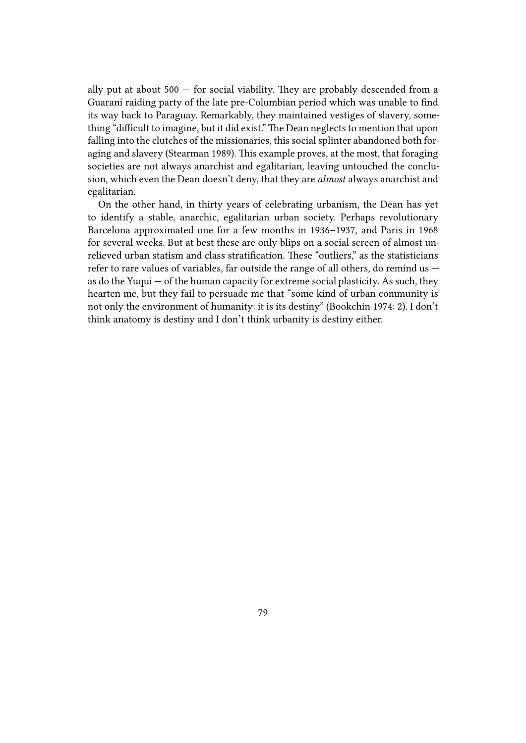ally put at about 500 — for social viability. They are probably descended from a Guaraní raiding party of the late pre-Columbian period which was unable to find its way back to Paraguay. Remarkably, they maintained vestiges of slavery, something "difficult to imagine, but it did exist." The Dean neglects to mention that upon falling into the clutches of the missionaries, this social splinter abandoned both foraging and slavery (Stearman 1989). This example proves, at the most, that foraging societies are not always anarchist and egalitarian, leaving untouched the conclusion, which even the Dean doesn't deny, that they are *almost* always anarchist and egalitarian.

On the other hand, in thirty years of celebrating urbanism, the Dean has yet to identify a stable, anarchic, egalitarian urban society. Perhaps revolutionary Barcelona approximated one for a few months in 1936–1937, and Paris in 1968 for several weeks. But at best these are only blips on a social screen of almost unrelieved urban statism and class stratification. These "outliers," as the statisticians refer to rare values of variables, far outside the range of all others, do remind us — as do the Yuqui — of the human capacity for extreme social plasticity. As such, they hearten me, but they fail to persuade me that "some kind of urban community is not only the environment of humanity: it is its destiny" (Bookchin 1974: 2). I don't think anatomy is destiny and I don't think urbanity is destiny either.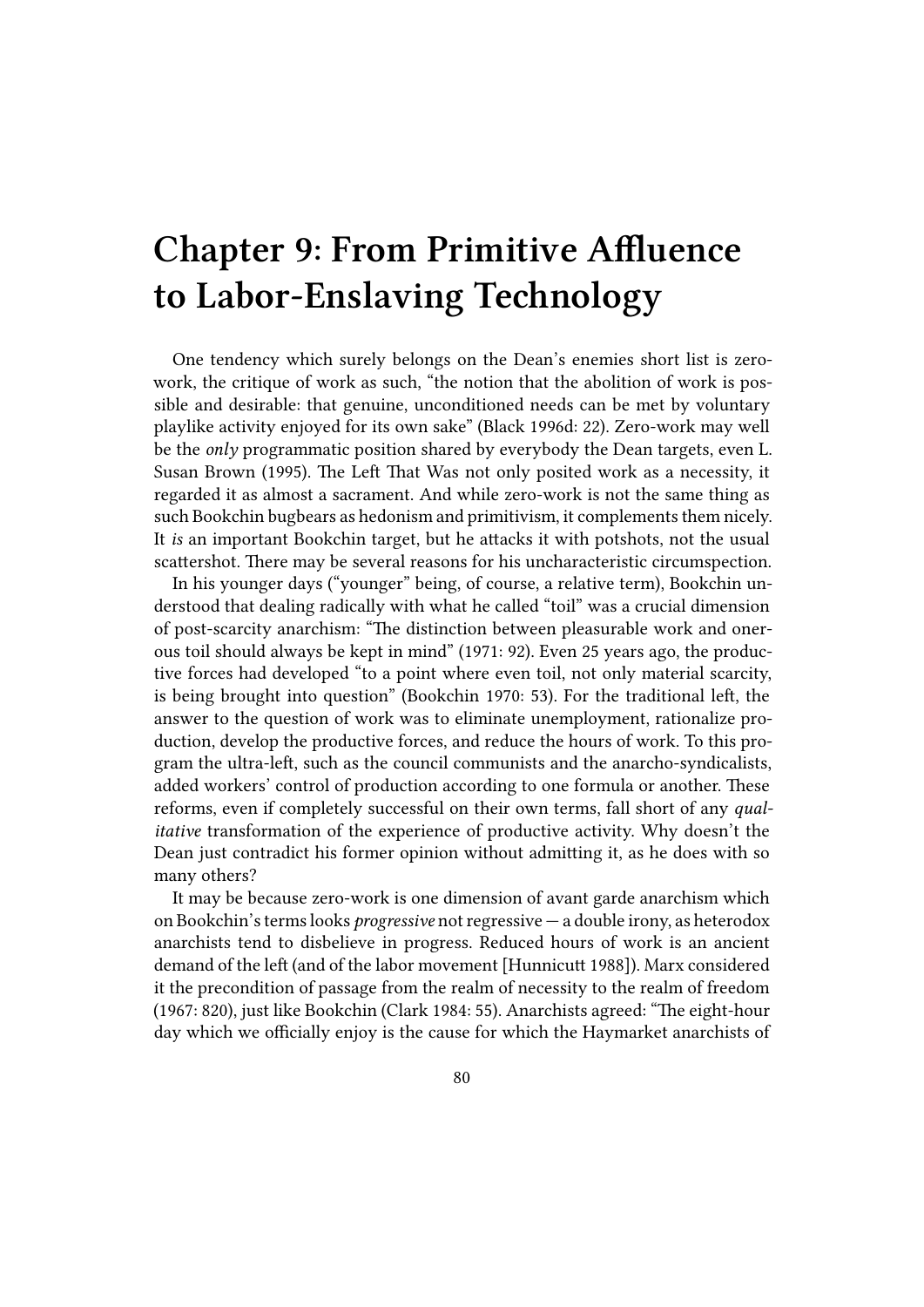# Chapter 9: From Primitive Affluence to Labor-Enslaving Technology

One tendency which surely belongs on the Dean's enemies short list is zero-work, the critique of work as such, "the notion that the abolition of work is possible and desirable: that genuine, unconditioned needs can be met by voluntary playlike activity enjoyed for its own sake" (Black 1996d: 22). Zero-work may well be the *only* programmatic position shared by everybody the Dean targets, even L. Susan Brown (1995). The Left That Was not only posited work as a necessity, it regarded it as almost a sacrament. And while zero-work is not the same thing as such Bookchin bugbears as hedonism and primitivism, it complements them nicely. It *is* an important Bookchin target, but he attacks it with potshots, not the usual scattershot. There may be several reasons for his uncharacteristic circumspection.

In his younger days ("younger" being, of course, a relative term), Bookchin understood that dealing radically with what he called "toil" was a crucial dimension of post-scarcity anarchism: "The distinction between pleasurable work and onerous toil should always be kept in mind" (1971: 92). Even 25 years ago, the productive forces had developed "to a point where even toil, not only material scarcity, is being brought into question" (Bookchin 1970: 53). For the traditional left, the answer to the question of work was to eliminate unemployment, rationalize production, develop the productive forces, and reduce the hours of work. To this program the ultra-left, such as the council communists and the anarcho-syndicalists, added workers' control of production according to one formula or another. These reforms, even if completely successful on their own terms, fall short of any *qualitative* transformation of the experience of productive activity. Why doesn't the Dean just contradict his former opinion without admitting it, as he does with so many others?

It may be because zero-work is one dimension of avant garde anarchism which on Bookchin's terms looks *progressive* not regressive — a double irony, as heterodox anarchists tend to disbelieve in progress. Reduced hours of work is an ancient demand of the left (and of the labor movement [Hunnicutt 1988]). Marx considered it the precondition of passage from the realm of necessity to the realm of freedom (1967: 820), just like Bookchin (Clark 1984: 55). Anarchists agreed: "The eight-hour day which we officially enjoy is the cause for which the Haymarket anarchists of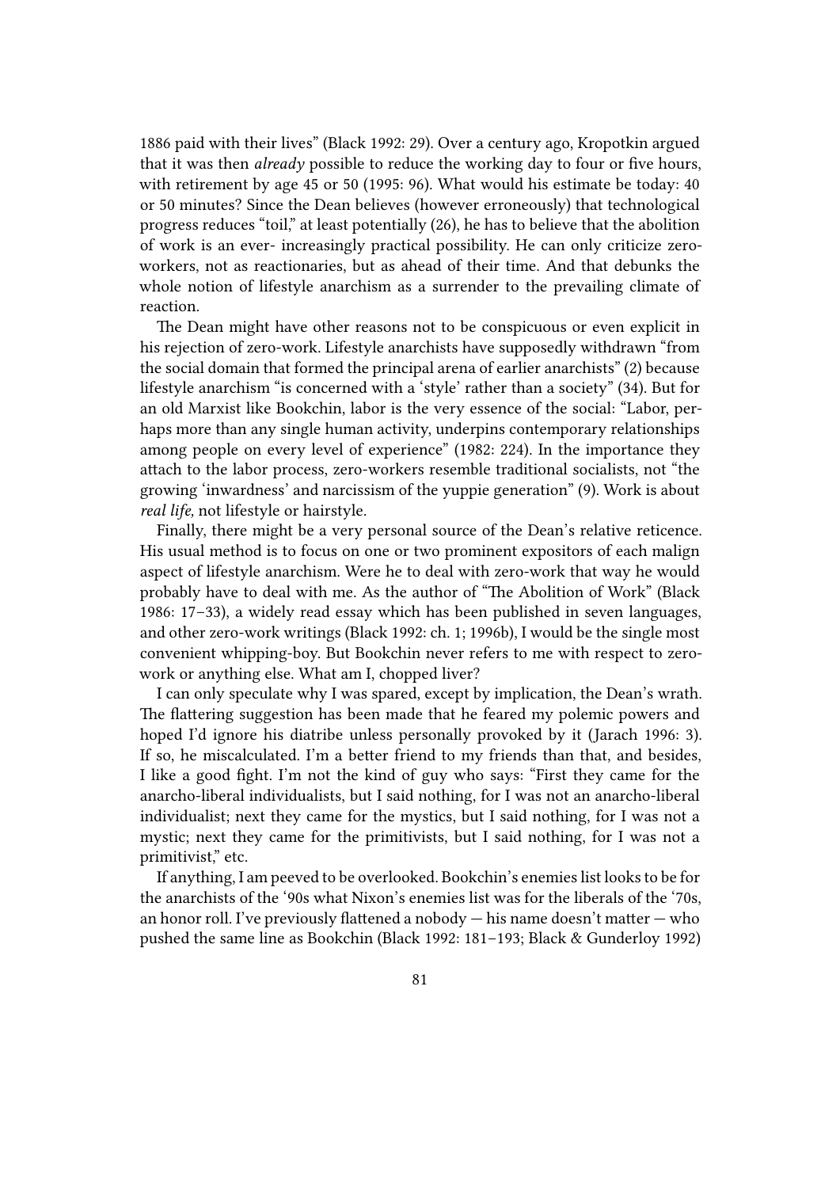1886 paid with their lives" (Black 1992: 29). Over a century ago, Kropotkin argued that it was then *already* possible to reduce the working day to four or five hours, with retirement by age 45 or 50 (1995: 96). What would his estimate be today: 40 or 50 minutes? Since the Dean believes (however erroneously) that technological progress reduces "toil," at least potentially (26), he has to believe that the abolition of work is an ever- increasingly practical possibility. He can only criticize zero-workers, not as reactionaries, but as ahead of their time. And that debunks the whole notion of lifestyle anarchism as a surrender to the prevailing climate of reaction.

The Dean might have other reasons not to be conspicuous or even explicit in his rejection of zero-work. Lifestyle anarchists have supposedly withdrawn "from the social domain that formed the principal arena of earlier anarchists" (2) because lifestyle anarchism "is concerned with a 'style' rather than a society" (34). But for an old Marxist like Bookchin, labor is the very essence of the social: "Labor, perhaps more than any single human activity, underpins contemporary relationships among people on every level of experience" (1982: 224). In the importance they attach to the labor process, zero-workers resemble traditional socialists, not "the growing 'inwardness' and narcissism of the yuppie generation" (9). Work is about *real life,* not lifestyle or hairstyle.

Finally, there might be a very personal source of the Dean's relative reticence. His usual method is to focus on one or two prominent expositors of each malign aspect of lifestyle anarchism. Were he to deal with zero-work that way he would probably have to deal with me. As the author of "The Abolition of Work" (Black 1986: 17–33), a widely read essay which has been published in seven languages, and other zero-work writings (Black 1992: ch. 1; 1996b), I would be the single most convenient whipping-boy. But Bookchin never refers to me with respect to zero-work or anything else. What am I, chopped liver?

I can only speculate why I was spared, except by implication, the Dean's wrath. The flattering suggestion has been made that he feared my polemic powers and hoped I'd ignore his diatribe unless personally provoked by it (Jarach 1996: 3). If so, he miscalculated. I'm a better friend to my friends than that, and besides, I like a good fight. I'm not the kind of guy who says: "First they came for the anarcho-liberal individualists, but I said nothing, for I was not an anarcho-liberal individualist; next they came for the mystics, but I said nothing, for I was not a mystic; next they came for the primitivists, but I said nothing, for I was not a primitivist," etc.

If anything, I am peeved to be overlooked. Bookchin's enemies list looks to be for the anarchists of the '90s what Nixon's enemies list was for the liberals of the '70s, an honor roll. I've previously flattened a nobody — his name doesn't matter — who pushed the same line as Bookchin (Black 1992: 181–193; Black & Gunderloy 1992)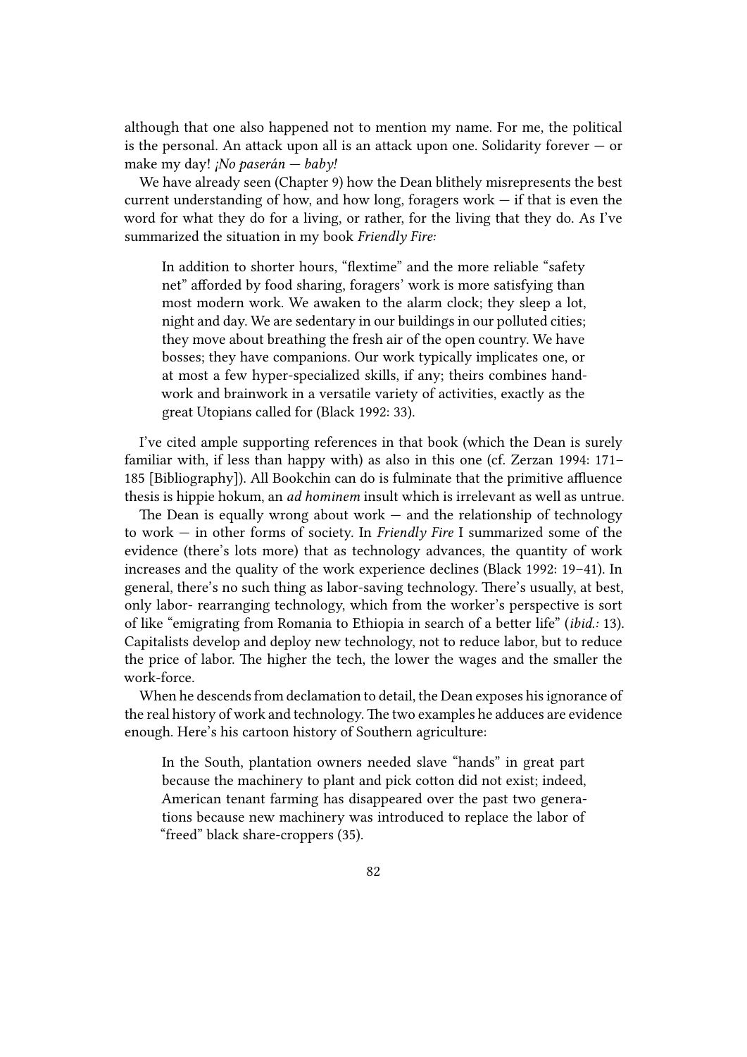although that one also happened not to mention my name. For me, the political is the personal. An attack upon all is an attack upon one. Solidarity forever — or make my day! *¡No paserán — baby!*

We have already seen (Chapter 9) how the Dean blithely misrepresents the best current understanding of how, and how long, foragers work — if that is even the word for what they do for a living, or rather, for the living that they do. As I've summarized the situation in my book *Friendly Fire:*

> In addition to shorter hours, "flextime" and the more reliable "safety net" afforded by food sharing, foragers' work is more satisfying than most modern work. We awaken to the alarm clock; they sleep a lot, night and day. We are sedentary in our buildings in our polluted cities; they move about breathing the fresh air of the open country. We have bosses; they have companions. Our work typically implicates one, or at most a few hyper-specialized skills, if any; theirs combines handwork and brainwork in a versatile variety of activities, exactly as the great Utopians called for (Black 1992: 33).

I've cited ample supporting references in that book (which the Dean is surely familiar with, if less than happy with) as also in this one (cf. Zerzan 1994: 171–185 [Bibliography]). All Bookchin can do is fulminate that the primitive affluence thesis is hippie hokum, an *ad hominem* insult which is irrelevant as well as untrue.

The Dean is equally wrong about work — and the relationship of technology to work — in other forms of society. In *Friendly Fire* I summarized some of the evidence (there's lots more) that as technology advances, the quantity of work increases and the quality of the work experience declines (Black 1992: 19–41). In general, there's no such thing as labor-saving technology. There's usually, at best, only labor- rearranging technology, which from the worker's perspective is sort of like "emigrating from Romania to Ethiopia in search of a better life" (*ibid.:* 13). Capitalists develop and deploy new technology, not to reduce labor, but to reduce the price of labor. The higher the tech, the lower the wages and the smaller the work-force.

When he descends from declamation to detail, the Dean exposes his ignorance of the real history of work and technology. The two examples he adduces are evidence enough. Here's his cartoon history of Southern agriculture:

> In the South, plantation owners needed slave "hands" in great part because the machinery to plant and pick cotton did not exist; indeed, American tenant farming has disappeared over the past two generations because new machinery was introduced to replace the labor of "freed" black share-croppers (35).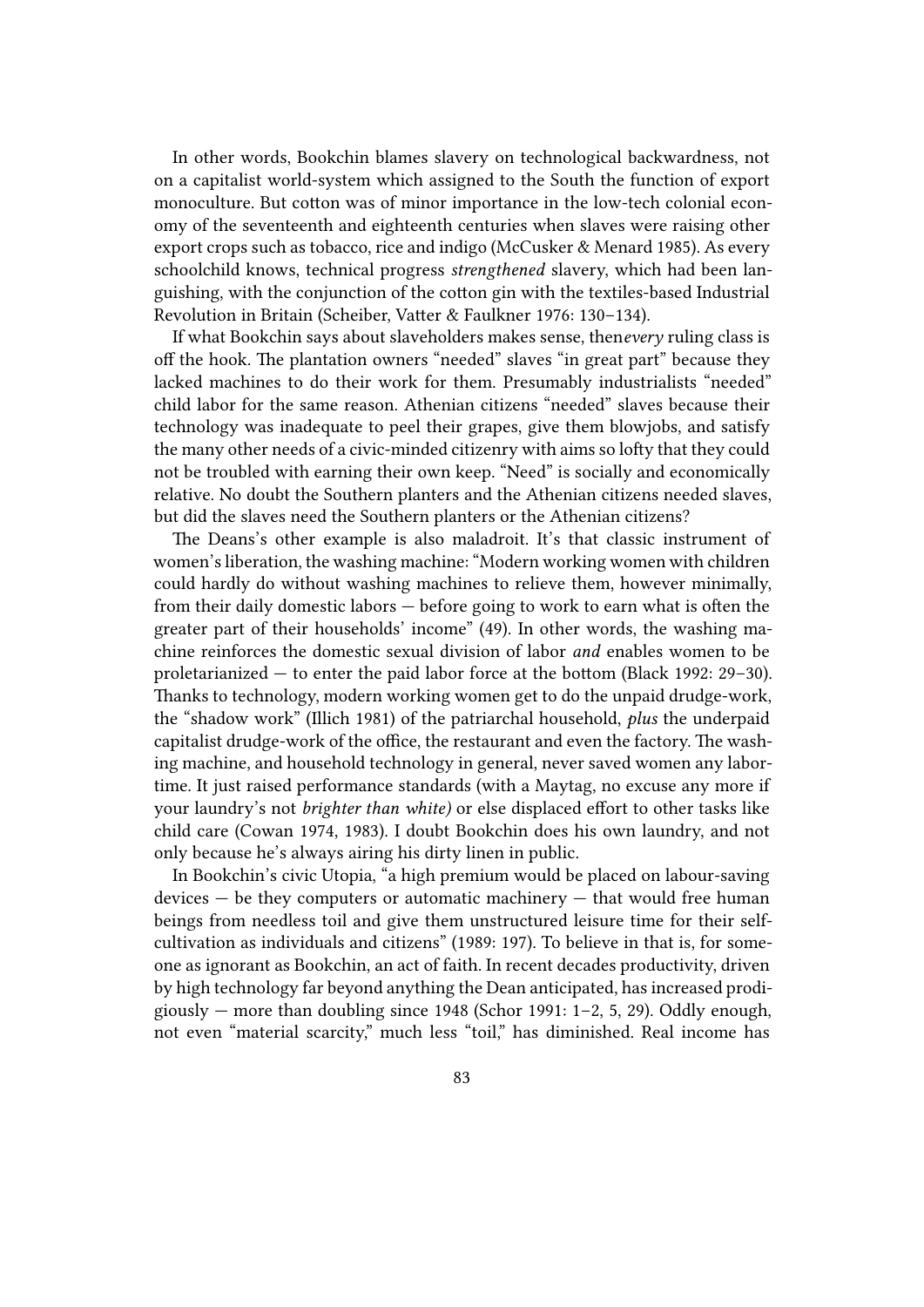In other words, Bookchin blames slavery on technological backwardness, not on a capitalist world-system which assigned to the South the function of export monoculture. But cotton was of minor importance in the low-tech colonial economy of the seventeenth and eighteenth centuries when slaves were raising other export crops such as tobacco, rice and indigo (McCusker & Menard 1985). As every schoolchild knows, technical progress *strengthened* slavery, which had been languishing, with the conjunction of the cotton gin with the textiles-based Industrial Revolution in Britain (Scheiber, Vatter & Faulkner 1976: 130–134).

If what Bookchin says about slaveholders makes sense, then*every* ruling class is off the hook. The plantation owners "needed" slaves "in great part" because they lacked machines to do their work for them. Presumably industrialists "needed" child labor for the same reason. Athenian citizens "needed" slaves because their technology was inadequate to peel their grapes, give them blowjobs, and satisfy the many other needs of a civic-minded citizenry with aims so lofty that they could not be troubled with earning their own keep. "Need" is socially and economically relative. No doubt the Southern planters and the Athenian citizens needed slaves, but did the slaves need the Southern planters or the Athenian citizens?

The Deans's other example is also maladroit. It's that classic instrument of women's liberation, the washing machine: "Modern working women with children could hardly do without washing machines to relieve them, however minimally, from their daily domestic labors — before going to work to earn what is often the greater part of their households' income" (49). In other words, the washing machine reinforces the domestic sexual division of labor *and* enables women to be proletarianized — to enter the paid labor force at the bottom (Black 1992: 29–30). Thanks to technology, modern working women get to do the unpaid drudge-work, the "shadow work" (Illich 1981) of the patriarchal household, *plus* the underpaid capitalist drudge-work of the office, the restaurant and even the factory. The washing machine, and household technology in general, never saved women any labortime. It just raised performance standards (with a Maytag, no excuse any more if your laundry's not *brighter than white)* or else displaced effort to other tasks like child care (Cowan 1974, 1983). I doubt Bookchin does his own laundry, and not only because he's always airing his dirty linen in public.

In Bookchin's civic Utopia, "a high premium would be placed on labour-saving devices — be they computers or automatic machinery — that would free human beings from needless toil and give them unstructured leisure time for their self-cultivation as individuals and citizens" (1989: 197). To believe in that is, for someone as ignorant as Bookchin, an act of faith. In recent decades productivity, driven by high technology far beyond anything the Dean anticipated, has increased prodigiously — more than doubling since 1948 (Schor 1991: 1–2, 5, 29). Oddly enough, not even "material scarcity," much less "toil," has diminished. Real income has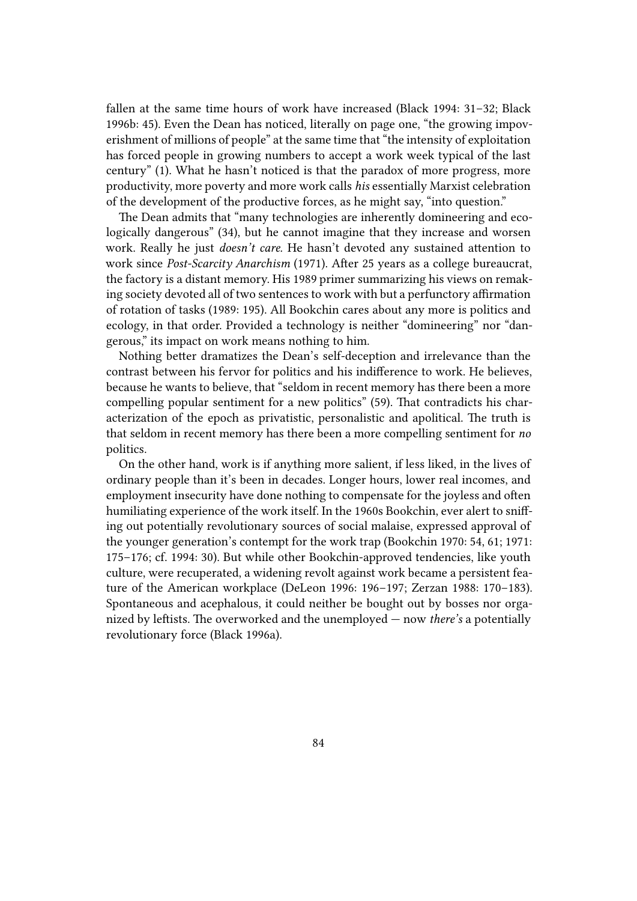fallen at the same time hours of work have increased (Black 1994: 31–32; Black 1996b: 45). Even the Dean has noticed, literally on page one, "the growing impoverishment of millions of people" at the same time that "the intensity of exploitation has forced people in growing numbers to accept a work week typical of the last century" (1). What he hasn't noticed is that the paradox of more progress, more productivity, more poverty and more work calls *his* essentially Marxist celebration of the development of the productive forces, as he might say, "into question."

The Dean admits that "many technologies are inherently domineering and ecologically dangerous" (34), but he cannot imagine that they increase and worsen work. Really he just *doesn't care.* He hasn't devoted any sustained attention to work since *Post-Scarcity Anarchism* (1971). After 25 years as a college bureaucrat, the factory is a distant memory. His 1989 primer summarizing his views on remaking society devoted all of two sentences to work with but a perfunctory affirmation of rotation of tasks (1989: 195). All Bookchin cares about any more is politics and ecology, in that order. Provided a technology is neither "domineering" nor "dangerous," its impact on work means nothing to him.

Nothing better dramatizes the Dean's self-deception and irrelevance than the contrast between his fervor for politics and his indifference to work. He believes, because he wants to believe, that "seldom in recent memory has there been a more compelling popular sentiment for a new politics" (59). That contradicts his characterization of the epoch as privatistic, personalistic and apolitical. The truth is that seldom in recent memory has there been a more compelling sentiment for *no* politics.

On the other hand, work is if anything more salient, if less liked, in the lives of ordinary people than it's been in decades. Longer hours, lower real incomes, and employment insecurity have done nothing to compensate for the joyless and often humiliating experience of the work itself. In the 1960s Bookchin, ever alert to sniffing out potentially revolutionary sources of social malaise, expressed approval of the younger generation's contempt for the work trap (Bookchin 1970: 54, 61; 1971: 175–176; cf. 1994: 30). But while other Bookchin-approved tendencies, like youth culture, were recuperated, a widening revolt against work became a persistent feature of the American workplace (DeLeon 1996: 196–197; Zerzan 1988: 170–183). Spontaneous and acephalous, it could neither be bought out by bosses nor organized by leftists. The overworked and the unemployed — now *there's* a potentially revolutionary force (Black 1996a).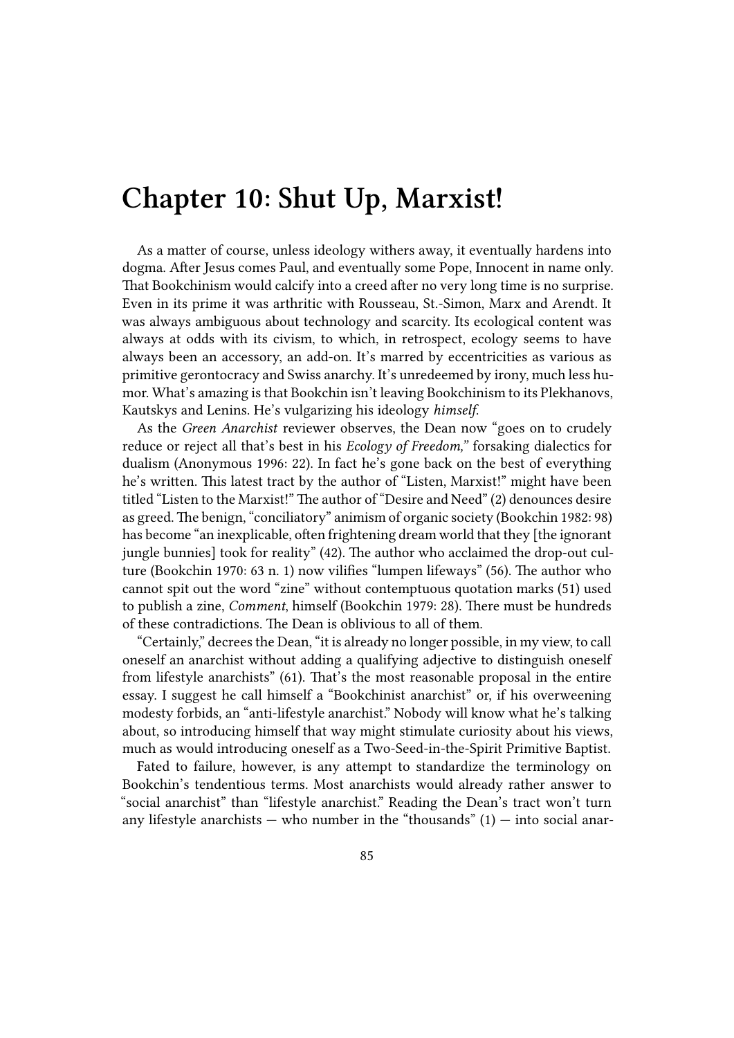# Chapter 10: Shut Up, Marxist!

As a matter of course, unless ideology withers away, it eventually hardens into dogma. After Jesus comes Paul, and eventually some Pope, Innocent in name only. That Bookchinism would calcify into a creed after no very long time is no surprise. Even in its prime it was arthritic with Rousseau, St.-Simon, Marx and Arendt. It was always ambiguous about technology and scarcity. Its ecological content was always at odds with its civism, to which, in retrospect, ecology seems to have always been an accessory, an add-on. It's marred by eccentricities as various as primitive gerontocracy and Swiss anarchy. It's unredeemed by irony, much less humor. What's amazing is that Bookchin isn't leaving Bookchinism to its Plekhanovs, Kautskys and Lenins. He's vulgarizing his ideology *himself.*

As the *Green Anarchist* reviewer observes, the Dean now "goes on to crudely reduce or reject all that's best in his *Ecology of Freedom,"* forsaking dialectics for dualism (Anonymous 1996: 22). In fact he's gone back on the best of everything he's written. This latest tract by the author of "Listen, Marxist!" might have been titled "Listen to the Marxist!" The author of "Desire and Need" (2) denounces desire as greed. The benign, "conciliatory" animism of organic society (Bookchin 1982: 98) has become "an inexplicable, often frightening dream world that they [the ignorant jungle bunnies] took for reality" (42). The author who acclaimed the drop-out culture (Bookchin 1970: 63 n. 1) now vilifies "lumpen lifeways" (56). The author who cannot spit out the word "zine" without contemptuous quotation marks (51) used to publish a zine, *Comment*, himself (Bookchin 1979: 28). There must be hundreds of these contradictions. The Dean is oblivious to all of them.

"Certainly," decrees the Dean, "it is already no longer possible, in my view, to call oneself an anarchist without adding a qualifying adjective to distinguish oneself from lifestyle anarchists" (61). That's the most reasonable proposal in the entire essay. I suggest he call himself a "Bookchinist anarchist" or, if his overweening modesty forbids, an "anti-lifestyle anarchist." Nobody will know what he's talking about, so introducing himself that way might stimulate curiosity about his views, much as would introducing oneself as a Two-Seed-in-the-Spirit Primitive Baptist.

Fated to failure, however, is any attempt to standardize the terminology on Bookchin's tendentious terms. Most anarchists would already rather answer to "social anarchist" than "lifestyle anarchist." Reading the Dean's tract won't turn any lifestyle anarchists — who number in the "thousands" (1) — into social anar-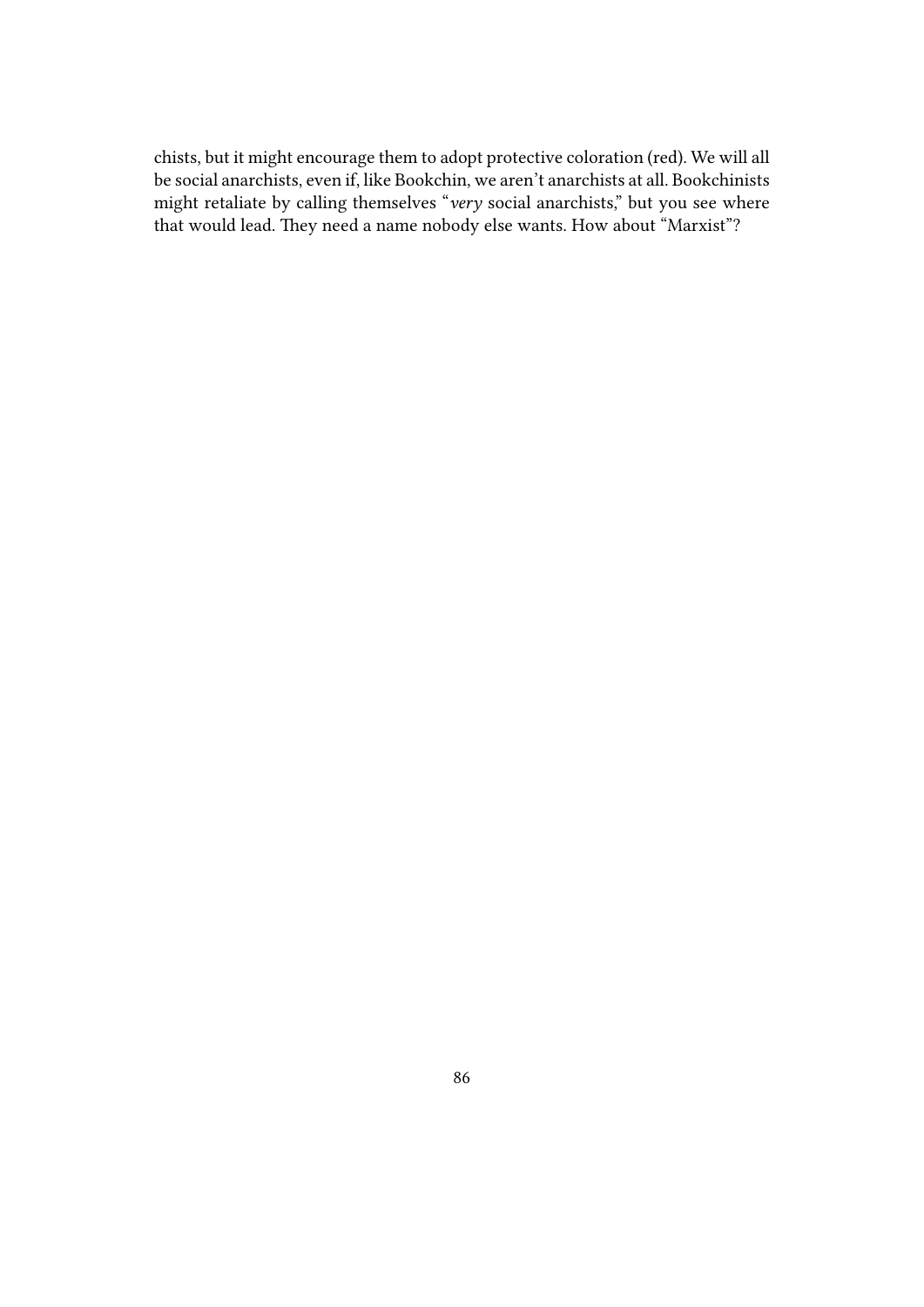chists, but it might encourage them to adopt protective coloration (red). We will all be social anarchists, even if, like Bookchin, we aren't anarchists at all. Bookchinists might retaliate by calling themselves "*very* social anarchists," but you see where that would lead. They need a name nobody else wants. How about "Marxist"?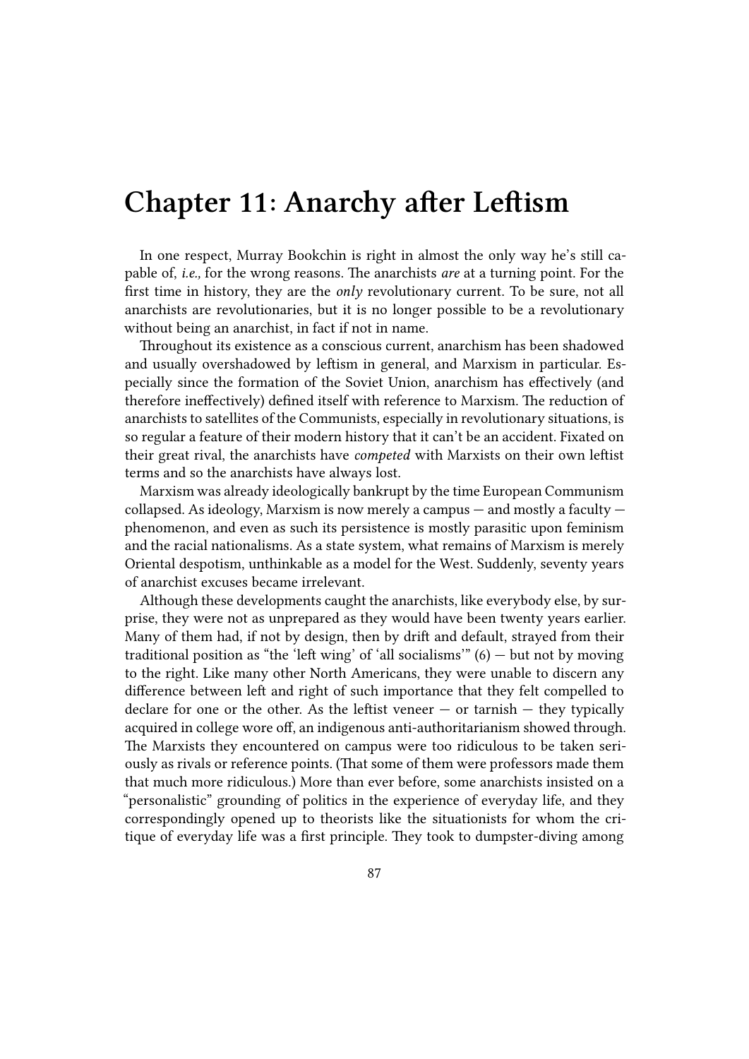# Chapter 11: Anarchy after Leftism

In one respect, Murray Bookchin is right in almost the only way he's still capable of, *i.e.,* for the wrong reasons. The anarchists *are* at a turning point. For the first time in history, they are the *only* revolutionary current. To be sure, not all anarchists are revolutionaries, but it is no longer possible to be a revolutionary without being an anarchist, in fact if not in name.

Throughout its existence as a conscious current, anarchism has been shadowed and usually overshadowed by leftism in general, and Marxism in particular. Especially since the formation of the Soviet Union, anarchism has effectively (and therefore ineffectively) defined itself with reference to Marxism. The reduction of anarchists to satellites of the Communists, especially in revolutionary situations, is so regular a feature of their modern history that it can't be an accident. Fixated on their great rival, the anarchists have *competed* with Marxists on their own leftist terms and so the anarchists have always lost.

Marxism was already ideologically bankrupt by the time European Communism collapsed. As ideology, Marxism is now merely a campus — and mostly a faculty — phenomenon, and even as such its persistence is mostly parasitic upon feminism and the racial nationalisms. As a state system, what remains of Marxism is merely Oriental despotism, unthinkable as a model for the West. Suddenly, seventy years of anarchist excuses became irrelevant.

Although these developments caught the anarchists, like everybody else, by surprise, they were not as unprepared as they would have been twenty years earlier. Many of them had, if not by design, then by drift and default, strayed from their traditional position as "the 'left wing' of 'all socialisms'" (6) — but not by moving to the right. Like many other North Americans, they were unable to discern any difference between left and right of such importance that they felt compelled to declare for one or the other. As the leftist veneer — or tarnish — they typically acquired in college wore off, an indigenous anti-authoritarianism showed through. The Marxists they encountered on campus were too ridiculous to be taken seriously as rivals or reference points. (That some of them were professors made them that much more ridiculous.) More than ever before, some anarchists insisted on a "personalistic" grounding of politics in the experience of everyday life, and they correspondingly opened up to theorists like the situationists for whom the critique of everyday life was a first principle. They took to dumpster-diving among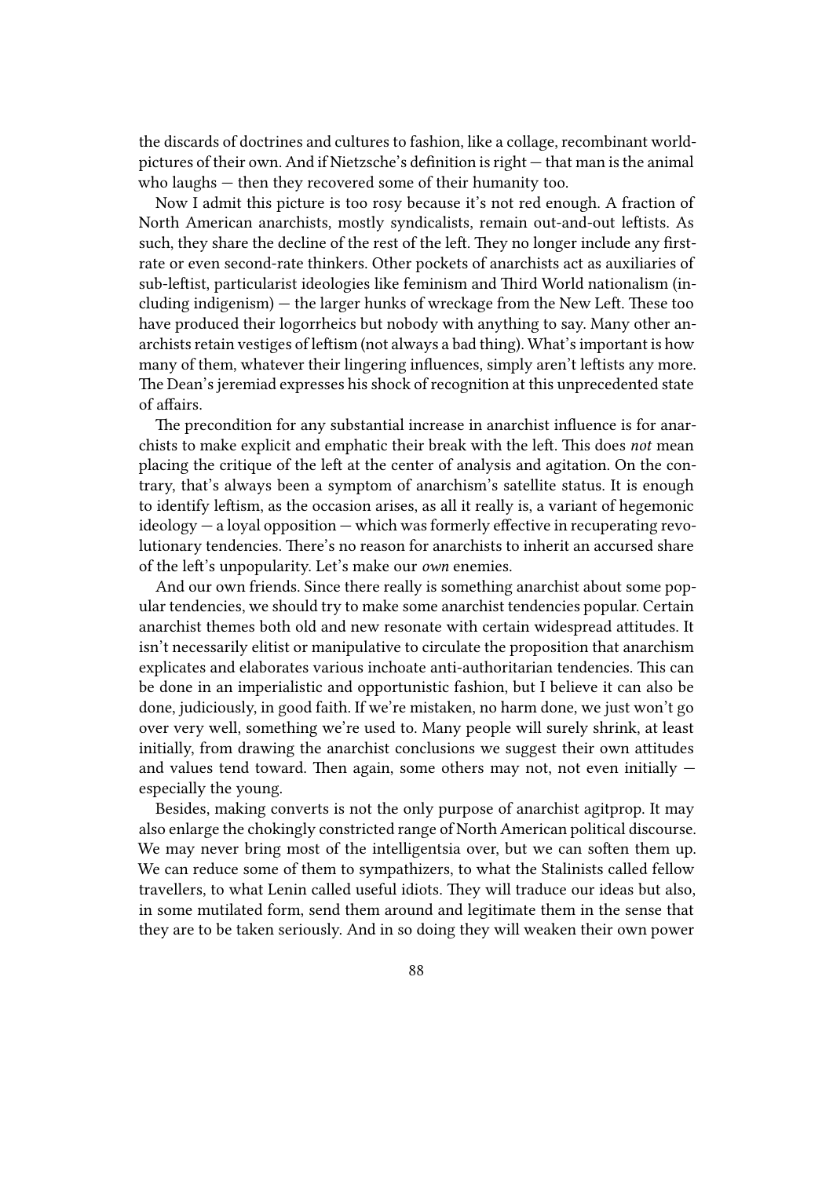the discards of doctrines and cultures to fashion, like a collage, recombinant world-pictures of their own. And if Nietzsche's definition is right — that man is the animal who laughs — then they recovered some of their humanity too.

Now I admit this picture is too rosy because it's not red enough. A fraction of North American anarchists, mostly syndicalists, remain out-and-out leftists. As such, they share the decline of the rest of the left. They no longer include any first-rate or even second-rate thinkers. Other pockets of anarchists act as auxiliaries of sub-leftist, particularist ideologies like feminism and Third World nationalism (including indigenism) — the larger hunks of wreckage from the New Left. These too have produced their logorrheics but nobody with anything to say. Many other anarchists retain vestiges of leftism (not always a bad thing). What's important is how many of them, whatever their lingering influences, simply aren't leftists any more. The Dean's jeremiad expresses his shock of recognition at this unprecedented state of affairs.

The precondition for any substantial increase in anarchist influence is for anarchists to make explicit and emphatic their break with the left. This does *not* mean placing the critique of the left at the center of analysis and agitation. On the contrary, that's always been a symptom of anarchism's satellite status. It is enough to identify leftism, as the occasion arises, as all it really is, a variant of hegemonic ideology — a loyal opposition — which was formerly effective in recuperating revolutionary tendencies. There's no reason for anarchists to inherit an accursed share of the left's unpopularity. Let's make our *own* enemies.

And our own friends. Since there really is something anarchist about some popular tendencies, we should try to make some anarchist tendencies popular. Certain anarchist themes both old and new resonate with certain widespread attitudes. It isn't necessarily elitist or manipulative to circulate the proposition that anarchism explicates and elaborates various inchoate anti-authoritarian tendencies. This can be done in an imperialistic and opportunistic fashion, but I believe it can also be done, judiciously, in good faith. If we're mistaken, no harm done, we just won't go over very well, something we're used to. Many people will surely shrink, at least initially, from drawing the anarchist conclusions we suggest their own attitudes and values tend toward. Then again, some others may not, not even initially — especially the young.

Besides, making converts is not the only purpose of anarchist agitprop. It may also enlarge the chokingly constricted range of North American political discourse. We may never bring most of the intelligentsia over, but we can soften them up. We can reduce some of them to sympathizers, to what the Stalinists called fellow travellers, to what Lenin called useful idiots. They will traduce our ideas but also, in some mutilated form, send them around and legitimate them in the sense that they are to be taken seriously. And in so doing they will weaken their own power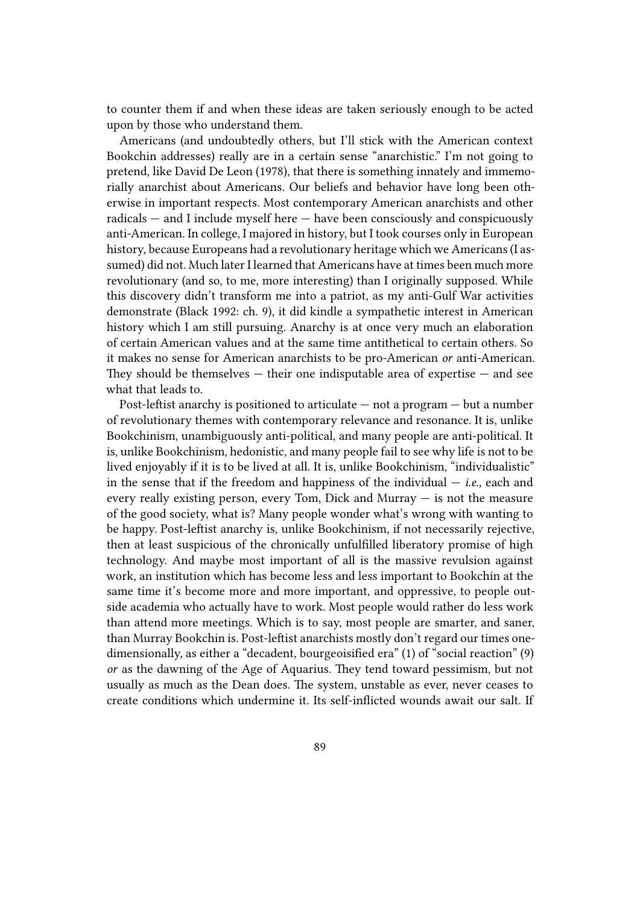to counter them if and when these ideas are taken seriously enough to be acted upon by those who understand them.

Americans (and undoubtedly others, but I'll stick with the American context Bookchin addresses) really are in a certain sense "anarchistic." I'm not going to pretend, like David De Leon (1978), that there is something innately and immemorially anarchist about Americans. Our beliefs and behavior have long been otherwise in important respects. Most contemporary American anarchists and other radicals — and I include myself here — have been consciously and conspicuously anti-American. In college, I majored in history, but I took courses only in European history, because Europeans had a revolutionary heritage which we Americans (I assumed) did not. Much later I learned that Americans have at times been much more revolutionary (and so, to me, more interesting) than I originally supposed. While this discovery didn't transform me into a patriot, as my anti-Gulf War activities demonstrate (Black 1992: ch. 9), it did kindle a sympathetic interest in American history which I am still pursuing. Anarchy is at once very much an elaboration of certain American values and at the same time antithetical to certain others. So it makes no sense for American anarchists to be pro-American *or* anti-American. They should be themselves — their one indisputable area of expertise — and see what that leads to.

Post-leftist anarchy is positioned to articulate — not a program — but a number of revolutionary themes with contemporary relevance and resonance. It is, unlike Bookchinism, unambiguously anti-political, and many people are anti-political. It is, unlike Bookchinism, hedonistic, and many people fail to see why life is not to be lived enjoyably if it is to be lived at all. It is, unlike Bookchinism, "individualistic" in the sense that if the freedom and happiness of the individual — *i.e.,* each and every really existing person, every Tom, Dick and Murray — is not the measure of the good society, what is? Many people wonder what's wrong with wanting to be happy. Post-leftist anarchy is, unlike Bookchinism, if not necessarily rejective, then at least suspicious of the chronically unfulfilled liberatory promise of high technology. And maybe most important of all is the massive revulsion against work, an institution which has become less and less important to Bookchin at the same time it's become more and more important, and oppressive, to people outside academia who actually have to work. Most people would rather do less work than attend more meetings. Which is to say, most people are smarter, and saner, than Murray Bookchin is. Post-leftist anarchists mostly don't regard our times one-dimensionally, as either a "decadent, bourgeoisified era" (1) of "social reaction" (9) *or* as the dawning of the Age of Aquarius. They tend toward pessimism, but not usually as much as the Dean does. The system, unstable as ever, never ceases to create conditions which undermine it. Its self-inflicted wounds await our salt. If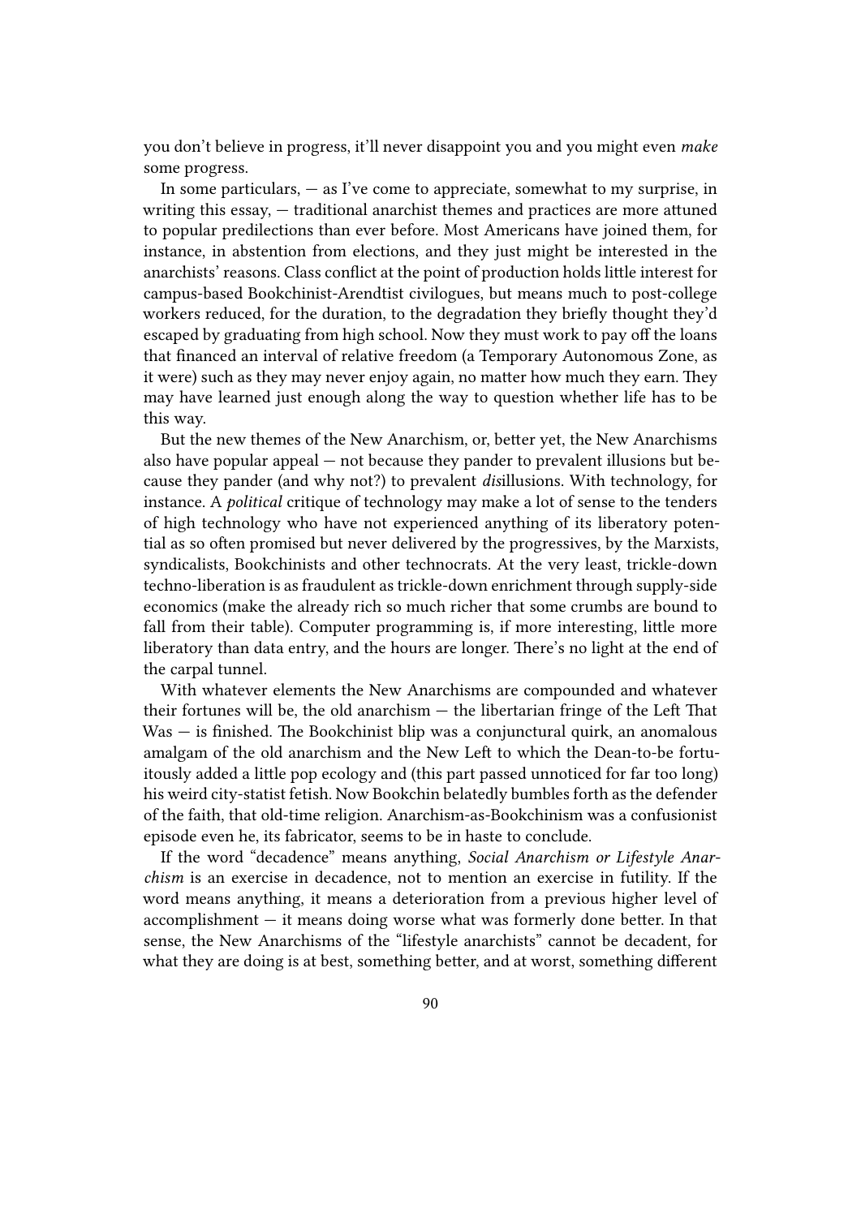you don't believe in progress, it'll never disappoint you and you might even *make* some progress.

In some particulars, — as I've come to appreciate, somewhat to my surprise, in writing this essay, — traditional anarchist themes and practices are more attuned to popular predilections than ever before. Most Americans have joined them, for instance, in abstention from elections, and they just might be interested in the anarchists' reasons. Class conflict at the point of production holds little interest for campus-based Bookchinist-Arendtist civilogues, but means much to post-college workers reduced, for the duration, to the degradation they briefly thought they'd escaped by graduating from high school. Now they must work to pay off the loans that financed an interval of relative freedom (a Temporary Autonomous Zone, as it were) such as they may never enjoy again, no matter how much they earn. They may have learned just enough along the way to question whether life has to be this way.

But the new themes of the New Anarchism, or, better yet, the New Anarchisms also have popular appeal — not because they pander to prevalent illusions but because they pander (and why not?) to prevalent *dis*illusions. With technology, for instance. A *political* critique of technology may make a lot of sense to the tenders of high technology who have not experienced anything of its liberatory potential as so often promised but never delivered by the progressives, by the Marxists, syndicalists, Bookchinists and other technocrats. At the very least, trickle-down techno-liberation is as fraudulent as trickle-down enrichment through supply-side economics (make the already rich so much richer that some crumbs are bound to fall from their table). Computer programming is, if more interesting, little more liberatory than data entry, and the hours are longer. There's no light at the end of the carpal tunnel.

With whatever elements the New Anarchisms are compounded and whatever their fortunes will be, the old anarchism — the libertarian fringe of the Left That Was — is finished. The Bookchinist blip was a conjunctural quirk, an anomalous amalgam of the old anarchism and the New Left to which the Dean-to-be fortuitously added a little pop ecology and (this part passed unnoticed for far too long) his weird city-statist fetish. Now Bookchin belatedly bumbles forth as the defender of the faith, that old-time religion. Anarchism-as-Bookchinism was a confusionist episode even he, its fabricator, seems to be in haste to conclude.

If the word "decadence" means anything, *Social Anarchism or Lifestyle Anarchism* is an exercise in decadence, not to mention an exercise in futility. If the word means anything, it means a deterioration from a previous higher level of accomplishment — it means doing worse what was formerly done better. In that sense, the New Anarchisms of the "lifestyle anarchists" cannot be decadent, for what they are doing is at best, something better, and at worst, something different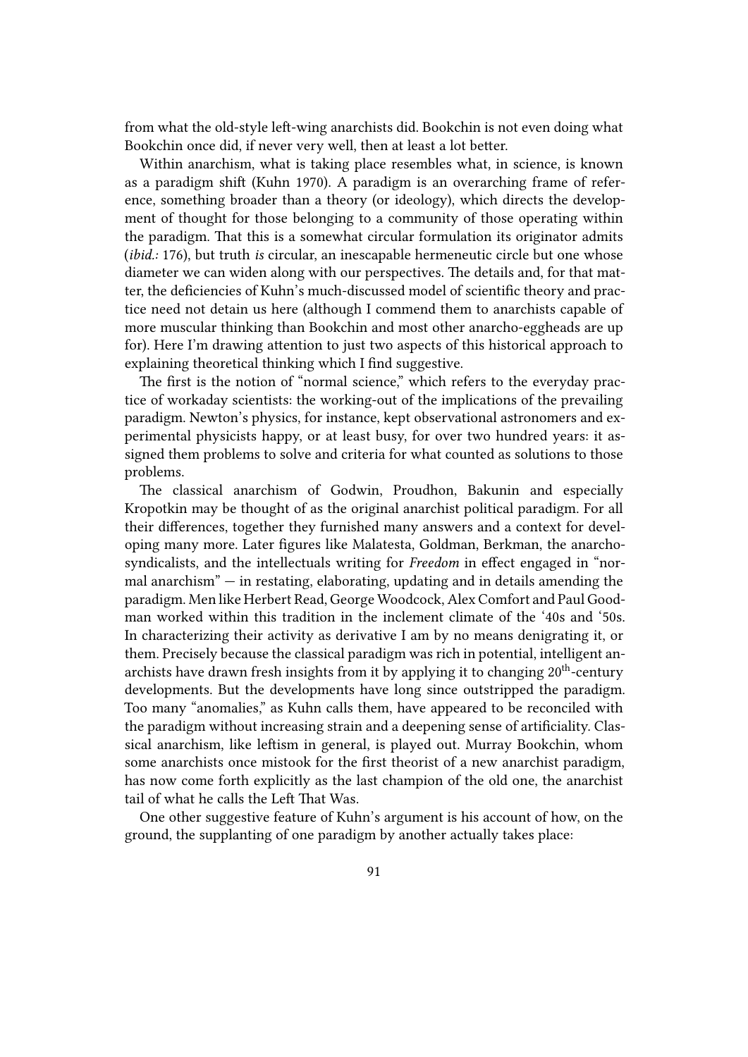from what the old-style left-wing anarchists did. Bookchin is not even doing what Bookchin once did, if never very well, then at least a lot better.

Within anarchism, what is taking place resembles what, in science, is known as a paradigm shift (Kuhn 1970). A paradigm is an overarching frame of reference, something broader than a theory (or ideology), which directs the development of thought for those belonging to a community of those operating within the paradigm. That this is a somewhat circular formulation its originator admits (*ibid.:* 176), but truth *is* circular, an inescapable hermeneutic circle but one whose diameter we can widen along with our perspectives. The details and, for that matter, the deficiencies of Kuhn's much-discussed model of scientific theory and practice need not detain us here (although I commend them to anarchists capable of more muscular thinking than Bookchin and most other anarcho-eggheads are up for). Here I'm drawing attention to just two aspects of this historical approach to explaining theoretical thinking which I find suggestive.

The first is the notion of "normal science," which refers to the everyday practice of workaday scientists: the working-out of the implications of the prevailing paradigm. Newton's physics, for instance, kept observational astronomers and experimental physicists happy, or at least busy, for over two hundred years: it assigned them problems to solve and criteria for what counted as solutions to those problems.

The classical anarchism of Godwin, Proudhon, Bakunin and especially Kropotkin may be thought of as the original anarchist political paradigm. For all their differences, together they furnished many answers and a context for developing many more. Later figures like Malatesta, Goldman, Berkman, the anarcho-syndicalists, and the intellectuals writing for *Freedom* in effect engaged in "normal anarchism" — in restating, elaborating, updating and in details amending the paradigm. Men like Herbert Read, George Woodcock, Alex Comfort and Paul Goodman worked within this tradition in the inclement climate of the '40s and '50s. In characterizing their activity as derivative I am by no means denigrating it, or them. Precisely because the classical paradigm was rich in potential, intelligent anarchists have drawn fresh insights from it by applying it to changing 20th-century developments. But the developments have long since outstripped the paradigm. Too many "anomalies," as Kuhn calls them, have appeared to be reconciled with the paradigm without increasing strain and a deepening sense of artificiality. Classical anarchism, like leftism in general, is played out. Murray Bookchin, whom some anarchists once mistook for the first theorist of a new anarchist paradigm, has now come forth explicitly as the last champion of the old one, the anarchist tail of what he calls the Left That Was.

One other suggestive feature of Kuhn's argument is his account of how, on the ground, the supplanting of one paradigm by another actually takes place: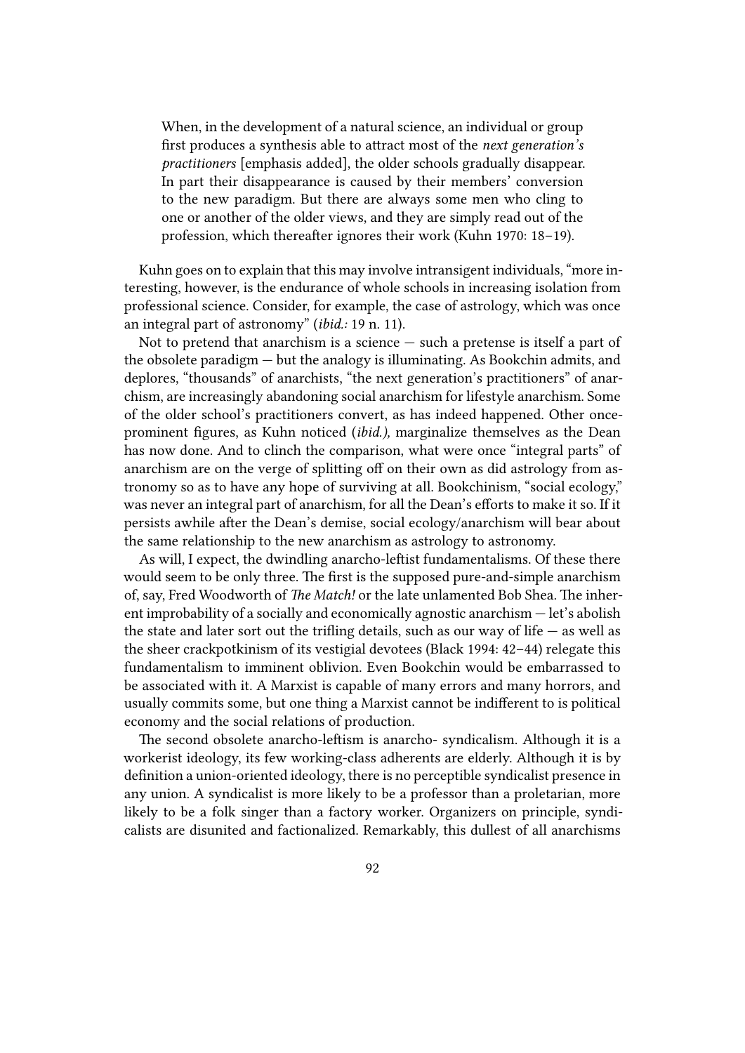> When, in the development of a natural science, an individual or group first produces a synthesis able to attract most of the *next generation's practitioners* [emphasis added], the older schools gradually disappear. In part their disappearance is caused by their members' conversion to the new paradigm. But there are always some men who cling to one or another of the older views, and they are simply read out of the profession, which thereafter ignores their work (Kuhn 1970: 18–19).

Kuhn goes on to explain that this may involve intransigent individuals, "more interesting, however, is the endurance of whole schools in increasing isolation from professional science. Consider, for example, the case of astrology, which was once an integral part of astronomy" (*ibid.:* 19 n. 11).

Not to pretend that anarchism is a science — such a pretense is itself a part of the obsolete paradigm — but the analogy is illuminating. As Bookchin admits, and deplores, "thousands" of anarchists, "the next generation's practitioners" of anarchism, are increasingly abandoning social anarchism for lifestyle anarchism. Some of the older school's practitioners convert, as has indeed happened. Other once-prominent figures, as Kuhn noticed (*ibid.),* marginalize themselves as the Dean has now done. And to clinch the comparison, what were once "integral parts" of anarchism are on the verge of splitting off on their own as did astrology from astronomy so as to have any hope of surviving at all. Bookchinism, "social ecology," was never an integral part of anarchism, for all the Dean's efforts to make it so. If it persists awhile after the Dean's demise, social ecology/anarchism will bear about the same relationship to the new anarchism as astrology to astronomy.

As will, I expect, the dwindling anarcho-leftist fundamentalisms. Of these there would seem to be only three. The first is the supposed pure-and-simple anarchism of, say, Fred Woodworth of *The Match!* or the late unlamented Bob Shea. The inherent improbability of a socially and economically agnostic anarchism — let's abolish the state and later sort out the trifling details, such as our way of life — as well as the sheer crackpotkinism of its vestigial devotees (Black 1994: 42–44) relegate this fundamentalism to imminent oblivion. Even Bookchin would be embarrassed to be associated with it. A Marxist is capable of many errors and many horrors, and usually commits some, but one thing a Marxist cannot be indifferent to is political economy and the social relations of production.

The second obsolete anarcho-leftism is anarcho- syndicalism. Although it is a workerist ideology, its few working-class adherents are elderly. Although it is by definition a union-oriented ideology, there is no perceptible syndicalist presence in any union. A syndicalist is more likely to be a professor than a proletarian, more likely to be a folk singer than a factory worker. Organizers on principle, syndicalists are disunited and factionalized. Remarkably, this dullest of all anarchisms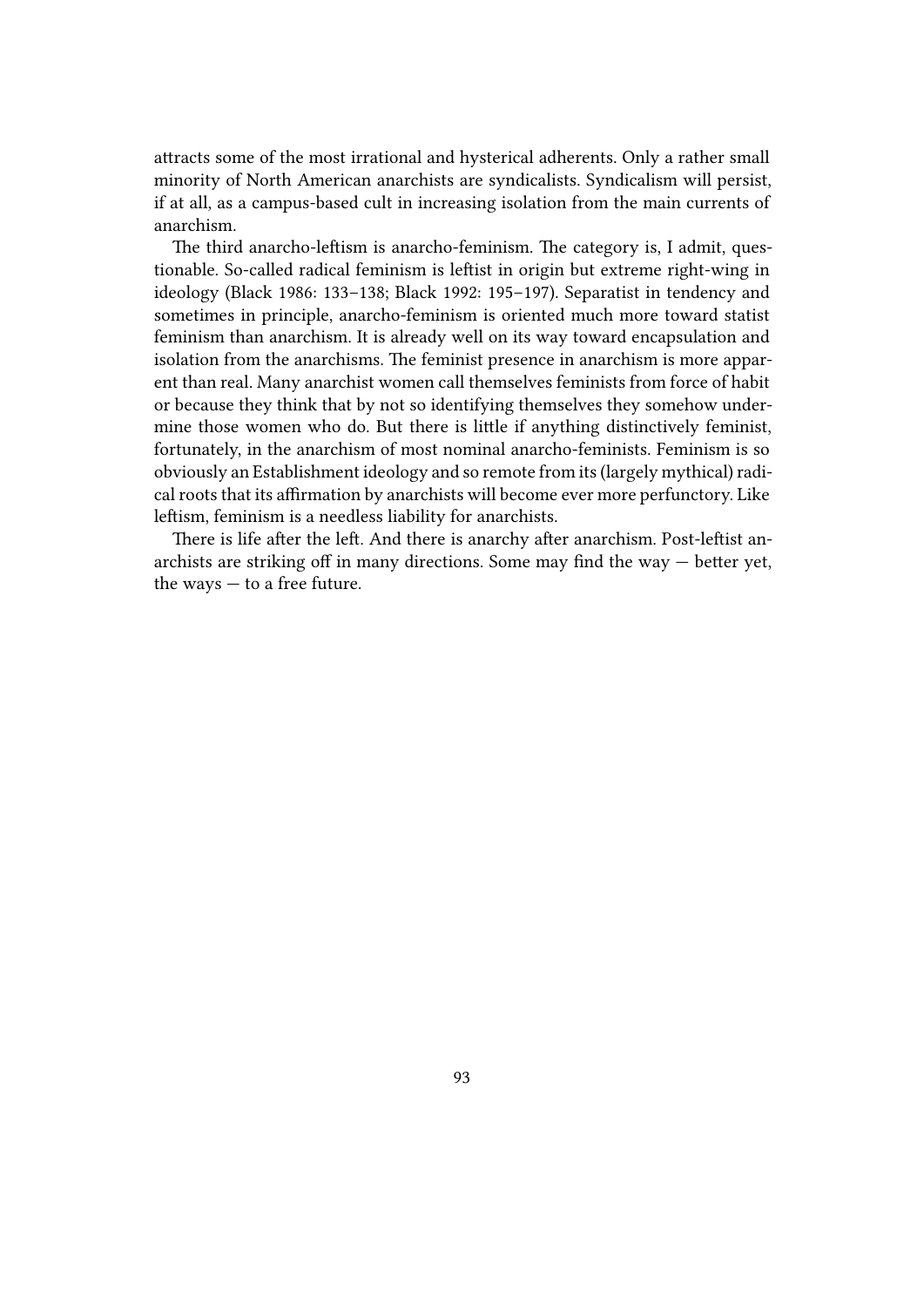attracts some of the most irrational and hysterical adherents. Only a rather small minority of North American anarchists are syndicalists. Syndicalism will persist, if at all, as a campus-based cult in increasing isolation from the main currents of anarchism.

The third anarcho-leftism is anarcho-feminism. The category is, I admit, questionable. So-called radical feminism is leftist in origin but extreme right-wing in ideology (Black 1986: 133–138; Black 1992: 195–197). Separatist in tendency and sometimes in principle, anarcho-feminism is oriented much more toward statist feminism than anarchism. It is already well on its way toward encapsulation and isolation from the anarchisms. The feminist presence in anarchism is more apparent than real. Many anarchist women call themselves feminists from force of habit or because they think that by not so identifying themselves they somehow undermine those women who do. But there is little if anything distinctively feminist, fortunately, in the anarchism of most nominal anarcho-feminists. Feminism is so obviously an Establishment ideology and so remote from its (largely mythical) radical roots that its affirmation by anarchists will become ever more perfunctory. Like leftism, feminism is a needless liability for anarchists.

There is life after the left. And there is anarchy after anarchism. Post-leftist anarchists are striking off in many directions. Some may find the way — better yet, the ways — to a free future.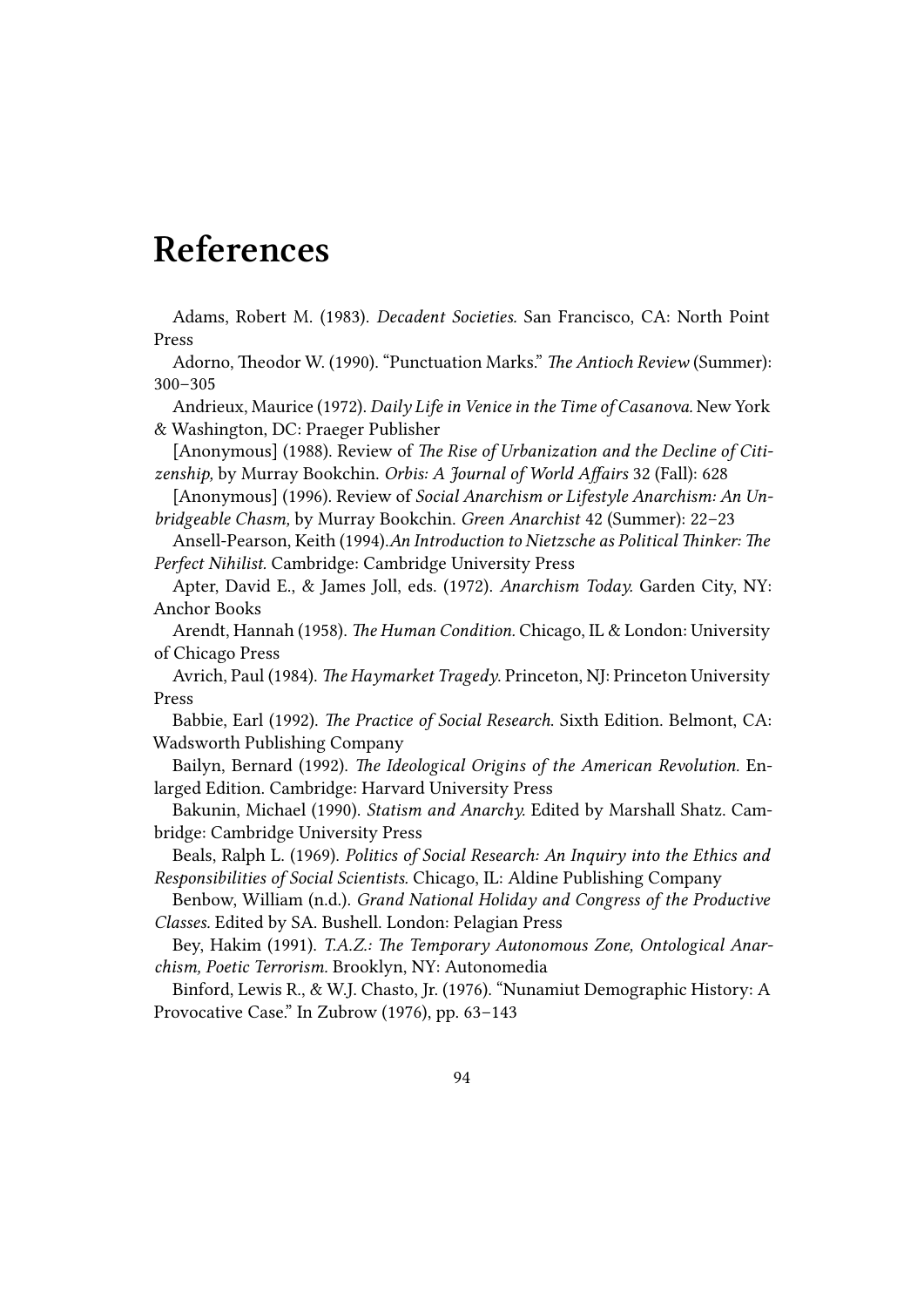# References

Adams, Robert M. (1983). *Decadent Societies.* San Francisco, CA: North Point Press

Adorno, Theodor W. (1990). "Punctuation Marks." *The Antioch Review* (Summer): 300–305

Andrieux, Maurice (1972). *Daily Life in Venice in the Time of Casanova.* New York & Washington, DC: Praeger Publisher

[Anonymous] (1988). Review of *The Rise of Urbanization and the Decline of Citizenship,* by Murray Bookchin. *Orbis: A Journal of World Affairs* 32 (Fall): 628

[Anonymous] (1996). Review of *Social Anarchism or Lifestyle Anarchism: An Unbridgeable Chasm,* by Murray Bookchin. *Green Anarchist* 42 (Summer): 22–23

Ansell-Pearson, Keith (1994).*An Introduction to Nietzsche as Political Thinker: The Perfect Nihilist.* Cambridge: Cambridge University Press

Apter, David E., & James Joll, eds. (1972). *Anarchism Today.* Garden City, NY: Anchor Books

Arendt, Hannah (1958). *The Human Condition.* Chicago, IL & London: University of Chicago Press

Avrich, Paul (1984). *The Haymarket Tragedy.* Princeton, NJ: Princeton University Press

Babbie, Earl (1992). *The Practice of Social Research*. Sixth Edition. Belmont, CA: Wadsworth Publishing Company

Bailyn, Bernard (1992). *The Ideological Origins of the American Revolution.* Enlarged Edition. Cambridge: Harvard University Press

Bakunin, Michael (1990). *Statism and Anarchy.* Edited by Marshall Shatz. Cambridge: Cambridge University Press

Beals, Ralph L. (1969). *Politics of Social Research: An Inquiry into the Ethics and Responsibilities of Social Scientists.* Chicago, IL: Aldine Publishing Company

Benbow, William (n.d.). *Grand National Holiday and Congress of the Productive Classes.* Edited by SA. Bushell. London: Pelagian Press

Bey, Hakim (1991). *T.A.Z.: The Temporary Autonomous Zone, Ontological Anarchism, Poetic Terrorism.* Brooklyn, NY: Autonomedia

Binford, Lewis R., & W.J. Chasto, Jr. (1976). "Nunamiut Demographic History: A Provocative Case." In Zubrow (1976), pp. 63–143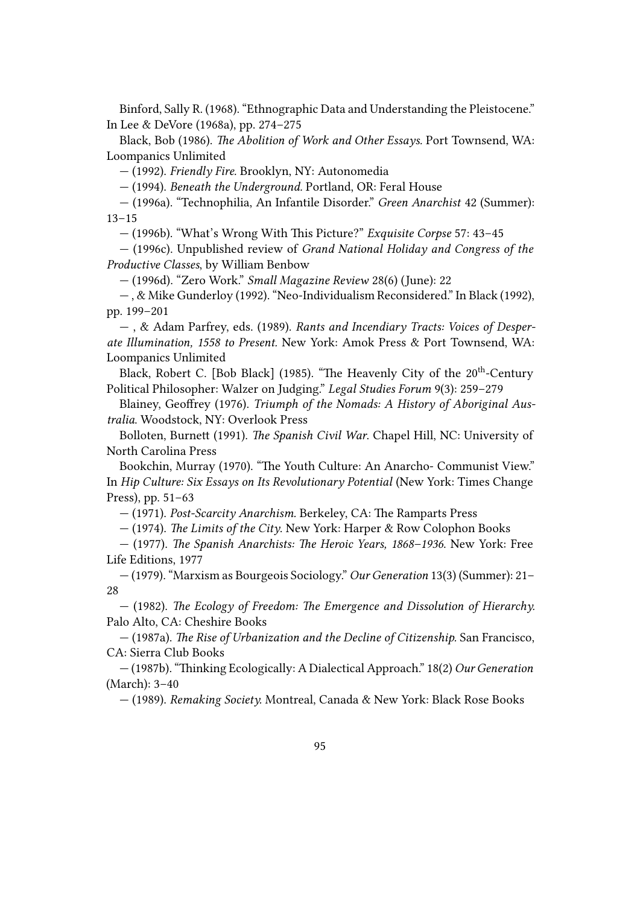Binford, Sally R. (1968). "Ethnographic Data and Understanding the Pleistocene." In Lee & DeVore (1968a), pp. 274–275

Black, Bob (1986). *The Abolition of Work and Other Essays*. Port Townsend, WA: Loompanics Unlimited

— (1992). *Friendly Fire*. Brooklyn, NY: Autonomedia

— (1994). *Beneath the Underground*. Portland, OR: Feral House

— (1996a). "Technophilia, An Infantile Disorder." *Green Anarchist* 42 (Summer): 13–15

— (1996b). "What's Wrong With This Picture?" *Exquisite Corpse* 57: 43–45

— (1996c). Unpublished review of *Grand National Holiday and Congress of the Productive Classes*, by William Benbow

— (1996d). "Zero Work." *Small Magazine Review* 28(6) (June): 22

— , & Mike Gunderloy (1992). "Neo-Individualism Reconsidered." In Black (1992), pp. 199–201

— , & Adam Parfrey, eds. (1989). *Rants and Incendiary Tracts: Voices of Desperate Illumination, 1558 to Present*. New York: Amok Press & Port Townsend, WA: Loompanics Unlimited

Black, Robert C. [Bob Black] (1985). "The Heavenly City of the 20th-Century Political Philosopher: Walzer on Judging." *Legal Studies Forum* 9(3): 259–279

Blainey, Geoffrey (1976). *Triumph of the Nomads: A History of Aboriginal Australia*. Woodstock, NY: Overlook Press

Bolloten, Burnett (1991). *The Spanish Civil War*. Chapel Hill, NC: University of North Carolina Press

Bookchin, Murray (1970). "The Youth Culture: An Anarcho- Communist View." In *Hip Culture: Six Essays on Its Revolutionary Potential* (New York: Times Change Press), pp. 51–63

— (1971). *Post-Scarcity Anarchism*. Berkeley, CA: The Ramparts Press

— (1974). *The Limits of the City*. New York: Harper & Row Colophon Books

— (1977). *The Spanish Anarchists: The Heroic Years, 1868–1936*. New York: Free Life Editions, 1977

— (1979). "Marxism as Bourgeois Sociology." *Our Generation* 13(3) (Summer): 21–28

— (1982). *The Ecology of Freedom: The Emergence and Dissolution of Hierarchy*. Palo Alto, CA: Cheshire Books

— (1987a). *The Rise of Urbanization and the Decline of Citizenship*. San Francisco, CA: Sierra Club Books

— (1987b). "Thinking Ecologically: A Dialectical Approach." 18(2) *Our Generation* (March): 3–40

— (1989). *Remaking Society*. Montreal, Canada & New York: Black Rose Books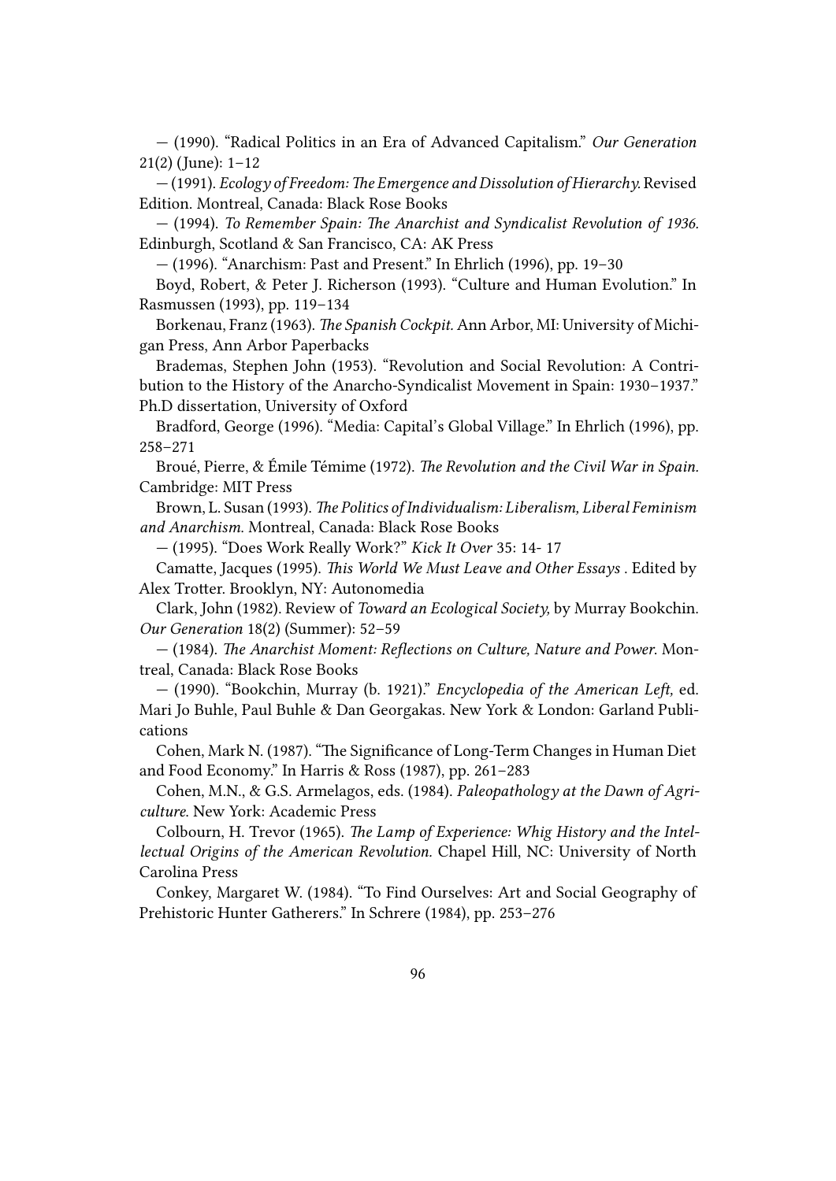— (1990). "Radical Politics in an Era of Advanced Capitalism." *Our Generation* 21(2) (June): 1–12

— (1991). *Ecology of Freedom: The Emergence and Dissolution of Hierarchy.* Revised Edition. Montreal, Canada: Black Rose Books

— (1994). *To Remember Spain: The Anarchist and Syndicalist Revolution of 1936.* Edinburgh, Scotland & San Francisco, CA: AK Press

— (1996). "Anarchism: Past and Present." In Ehrlich (1996), pp. 19–30

Boyd, Robert, & Peter J. Richerson (1993). "Culture and Human Evolution." In Rasmussen (1993), pp. 119–134

Borkenau, Franz (1963). *The Spanish Cockpit.* Ann Arbor, MI: University of Michigan Press, Ann Arbor Paperbacks

Brademas, Stephen John (1953). "Revolution and Social Revolution: A Contribution to the History of the Anarcho-Syndicalist Movement in Spain: 1930–1937." Ph.D dissertation, University of Oxford

Bradford, George (1996). "Media: Capital's Global Village." In Ehrlich (1996), pp. 258–271

Broué, Pierre, & Émile Témime (1972). *The Revolution and the Civil War in Spain.* Cambridge: MIT Press

Brown, L. Susan (1993). *The Politics of Individualism: Liberalism, Liberal Feminism and Anarchism.* Montreal, Canada: Black Rose Books

— (1995). "Does Work Really Work?" *Kick It Over* 35: 14- 17

Camatte, Jacques (1995). *This World We Must Leave and Other Essays* . Edited by Alex Trotter. Brooklyn, NY: Autonomedia

Clark, John (1982). Review of *Toward an Ecological Society,* by Murray Bookchin. *Our Generation* 18(2) (Summer): 52–59

— (1984). *The Anarchist Moment: Reflections on Culture, Nature and Power.* Montreal, Canada: Black Rose Books

— (1990). "Bookchin, Murray (b. 1921)." *Encyclopedia of the American Left,* ed. Mari Jo Buhle, Paul Buhle & Dan Georgakas. New York & London: Garland Publications

Cohen, Mark N. (1987). "The Significance of Long-Term Changes in Human Diet and Food Economy." In Harris & Ross (1987), pp. 261–283

Cohen, M.N., & G.S. Armelagos, eds. (1984). *Paleopathology at the Dawn of Agriculture.* New York: Academic Press

Colbourn, H. Trevor (1965). *The Lamp of Experience: Whig History and the Intellectual Origins of the American Revolution.* Chapel Hill, NC: University of North Carolina Press

Conkey, Margaret W. (1984). "To Find Ourselves: Art and Social Geography of Prehistoric Hunter Gatherers." In Schrere (1984), pp. 253–276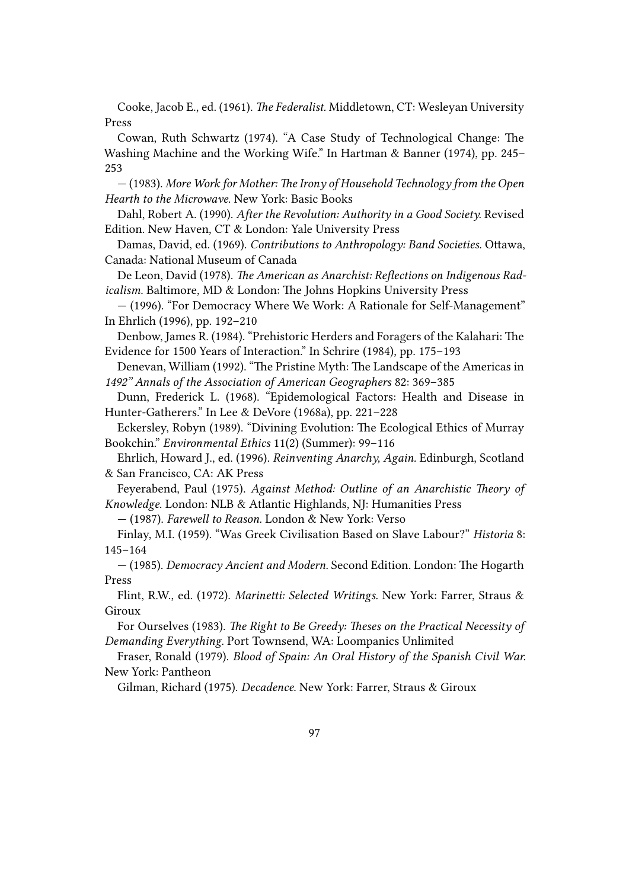Cooke, Jacob E., ed. (1961). *The Federalist.* Middletown, CT: Wesleyan University Press

Cowan, Ruth Schwartz (1974). "A Case Study of Technological Change: The Washing Machine and the Working Wife." In Hartman & Banner (1974), pp. 245–253

— (1983). *More Work for Mother: The Irony of Household Technology from the Open Hearth to the Microwave.* New York: Basic Books

Dahl, Robert A. (1990). *After the Revolution: Authority in a Good Society.* Revised Edition. New Haven, CT & London: Yale University Press

Damas, David, ed. (1969). *Contributions to Anthropology: Band Societies.* Ottawa, Canada: National Museum of Canada

De Leon, David (1978). *The American as Anarchist: Reflections on Indigenous Radicalism.* Baltimore, MD & London: The Johns Hopkins University Press

— (1996). "For Democracy Where We Work: A Rationale for Self-Management" In Ehrlich (1996), pp. 192–210

Denbow, James R. (1984). "Prehistoric Herders and Foragers of the Kalahari: The Evidence for 1500 Years of Interaction." In Schrire (1984), pp. 175–193

Denevan, William (1992). "The Pristine Myth: The Landscape of the Americas in *1492" Annals of the Association of American Geographers* 82: 369–385

Dunn, Frederick L. (1968). "Epidemological Factors: Health and Disease in Hunter-Gatherers." In Lee & DeVore (1968a), pp. 221–228

Eckersley, Robyn (1989). "Divining Evolution: The Ecological Ethics of Murray Bookchin." *Environmental Ethics* 11(2) (Summer): 99–116

Ehrlich, Howard J., ed. (1996). *Reinventing Anarchy, Again.* Edinburgh, Scotland & San Francisco, CA: AK Press

Feyerabend, Paul (1975). *Against Method: Outline of an Anarchistic Theory of Knowledge.* London: NLB & Atlantic Highlands, NJ: Humanities Press

— (1987). *Farewell to Reason.* London & New York: Verso

Finlay, M.I. (1959). "Was Greek Civilisation Based on Slave Labour?" *Historia* 8: 145–164

— (1985). *Democracy Ancient and Modern.* Second Edition. London: The Hogarth Press

Flint, R.W., ed. (1972). *Marinetti: Selected Writings.* New York: Farrer, Straus & Giroux

For Ourselves (1983). *The Right to Be Greedy: Theses on the Practical Necessity of Demanding Everything.* Port Townsend, WA: Loompanics Unlimited

Fraser, Ronald (1979). *Blood of Spain: An Oral History of the Spanish Civil War.* New York: Pantheon

Gilman, Richard (1975). *Decadence.* New York: Farrer, Straus & Giroux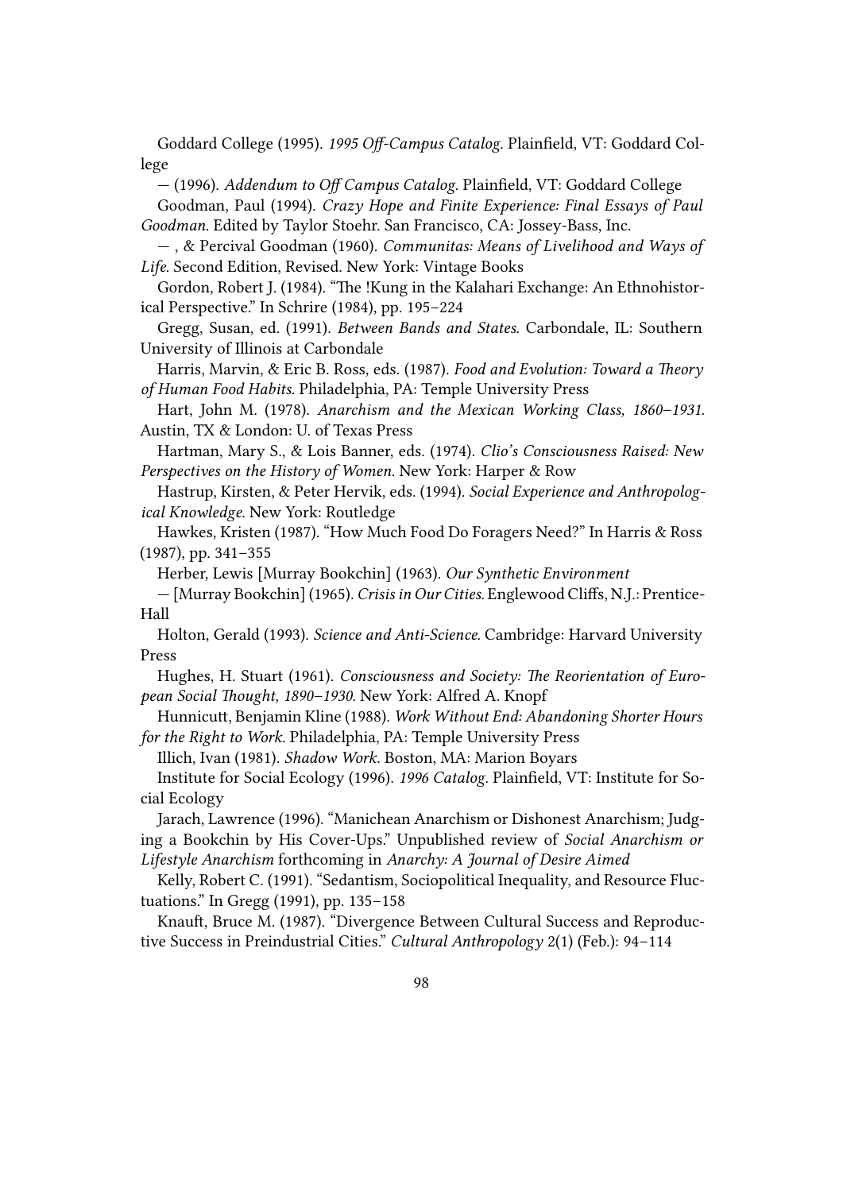Goddard College (1995). *1995 Off-Campus Catalog.* Plainfield, VT: Goddard College

— (1996). *Addendum to Off Campus Catalog.* Plainfield, VT: Goddard College

Goodman, Paul (1994). *Crazy Hope and Finite Experience: Final Essays of Paul Goodman.* Edited by Taylor Stoehr. San Francisco, CA: Jossey-Bass, Inc.

— , & Percival Goodman (1960). *Communitas: Means of Livelihood and Ways of Life.* Second Edition, Revised. New York: Vintage Books

Gordon, Robert J. (1984). "The !Kung in the Kalahari Exchange: An Ethnohistorical Perspective." In Schrire (1984), pp. 195–224

Gregg, Susan, ed. (1991). *Between Bands and States.* Carbondale, IL: Southern University of Illinois at Carbondale

Harris, Marvin, & Eric B. Ross, eds. (1987). *Food and Evolution: Toward a Theory of Human Food Habits.* Philadelphia, PA: Temple University Press

Hart, John M. (1978). *Anarchism and the Mexican Working Class, 1860–1931.* Austin, TX & London: U. of Texas Press

Hartman, Mary S., & Lois Banner, eds. (1974). *Clio's Consciousness Raised: New Perspectives on the History of Women.* New York: Harper & Row

Hastrup, Kirsten, & Peter Hervik, eds. (1994). *Social Experience and Anthropological Knowledge.* New York: Routledge

Hawkes, Kristen (1987). "How Much Food Do Foragers Need?" In Harris & Ross (1987), pp. 341–355

Herber, Lewis [Murray Bookchin] (1963). *Our Synthetic Environment*

— [Murray Bookchin] (1965). *Crisis in Our Cities.* Englewood Cliffs, N.J.: Prentice-Hall

Holton, Gerald (1993). *Science and Anti-Science.* Cambridge: Harvard University Press

Hughes, H. Stuart (1961). *Consciousness and Society: The Reorientation of European Social Thought, 1890–1930.* New York: Alfred A. Knopf

Hunnicutt, Benjamin Kline (1988). *Work Without End: Abandoning Shorter Hours for the Right to Work.* Philadelphia, PA: Temple University Press

Illich, Ivan (1981). *Shadow Work.* Boston, MA: Marion Boyars

Institute for Social Ecology (1996). *1996 Catalog.* Plainfield, VT: Institute for Social Ecology

Jarach, Lawrence (1996). "Manichean Anarchism or Dishonest Anarchism; Judging a Bookchin by His Cover-Ups." Unpublished review of *Social Anarchism or Lifestyle Anarchism* forthcoming in *Anarchy: A Journal of Desire Aimed*

Kelly, Robert C. (1991). "Sedantism, Sociopolitical Inequality, and Resource Fluctuations." In Gregg (1991), pp. 135–158

Knauft, Bruce M. (1987). "Divergence Between Cultural Success and Reproductive Success in Preindustrial Cities." *Cultural Anthropology* 2(1) (Feb.): 94–114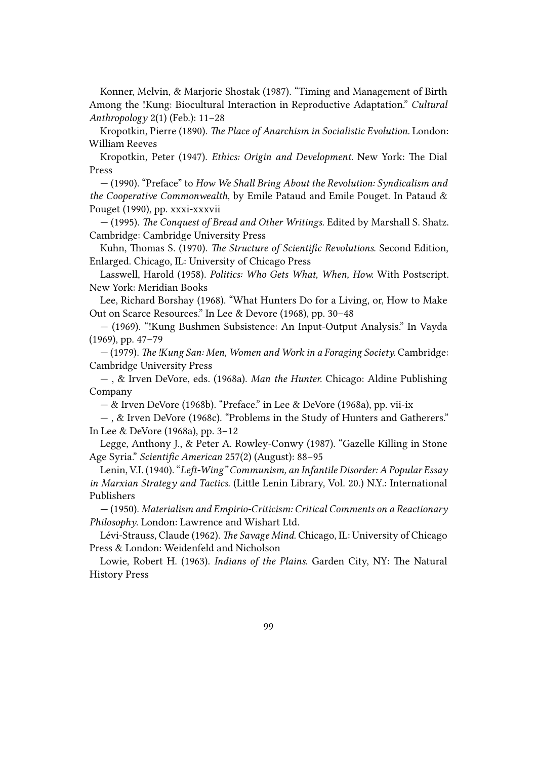Konner, Melvin, & Marjorie Shostak (1987). "Timing and Management of Birth Among the !Kung: Biocultural Interaction in Reproductive Adaptation." *Cultural Anthropology* 2(1) (Feb.): 11–28

Kropotkin, Pierre (1890). *The Place of Anarchism in Socialistic Evolution.* London: William Reeves

Kropotkin, Peter (1947). *Ethics: Origin and Development.* New York: The Dial Press

— (1990). "Preface" to *How We Shall Bring About the Revolution: Syndicalism and the Cooperative Commonwealth,* by Emile Pataud and Emile Pouget. In Pataud & Pouget (1990), pp. xxxi-xxxvii

— (1995). *The Conquest of Bread and Other Writings.* Edited by Marshall S. Shatz. Cambridge: Cambridge University Press

Kuhn, Thomas S. (1970). *The Structure of Scientific Revolutions.* Second Edition, Enlarged. Chicago, IL: University of Chicago Press

Lasswell, Harold (1958). *Politics: Who Gets What, When, How.* With Postscript. New York: Meridian Books

Lee, Richard Borshay (1968). "What Hunters Do for a Living, or, How to Make Out on Scarce Resources." In Lee & Devore (1968), pp. 30–48

— (1969). "!Kung Bushmen Subsistence: An Input-Output Analysis." In Vayda (1969), pp. 47–79

— (1979). *The !Kung San: Men, Women and Work in a Foraging Society.* Cambridge: Cambridge University Press

— , & Irven DeVore, eds. (1968a). *Man the Hunter.* Chicago: Aldine Publishing Company

— & Irven DeVore (1968b). "Preface." in Lee & DeVore (1968a), pp. vii-ix

— , & Irven DeVore (1968c). "Problems in the Study of Hunters and Gatherers." In Lee & DeVore (1968a), pp. 3–12

Legge, Anthony J., & Peter A. Rowley-Conwy (1987). "Gazelle Killing in Stone Age Syria." *Scientific American* 257(2) (August): 88–95

Lenin, V.I. (1940). *"Left-Wing" Communism, an Infantile Disorder: A Popular Essay in Marxian Strategy and Tactics.* (Little Lenin Library, Vol. 20.) N.Y.: International Publishers

— (1950). *Materialism and Empirio-Criticism: Critical Comments on a Reactionary Philosophy.* London: Lawrence and Wishart Ltd.

Lévi-Strauss, Claude (1962). *The Savage Mind.* Chicago, IL: University of Chicago Press & London: Weidenfeld and Nicholson

Lowie, Robert H. (1963). *Indians of the Plains.* Garden City, NY: The Natural History Press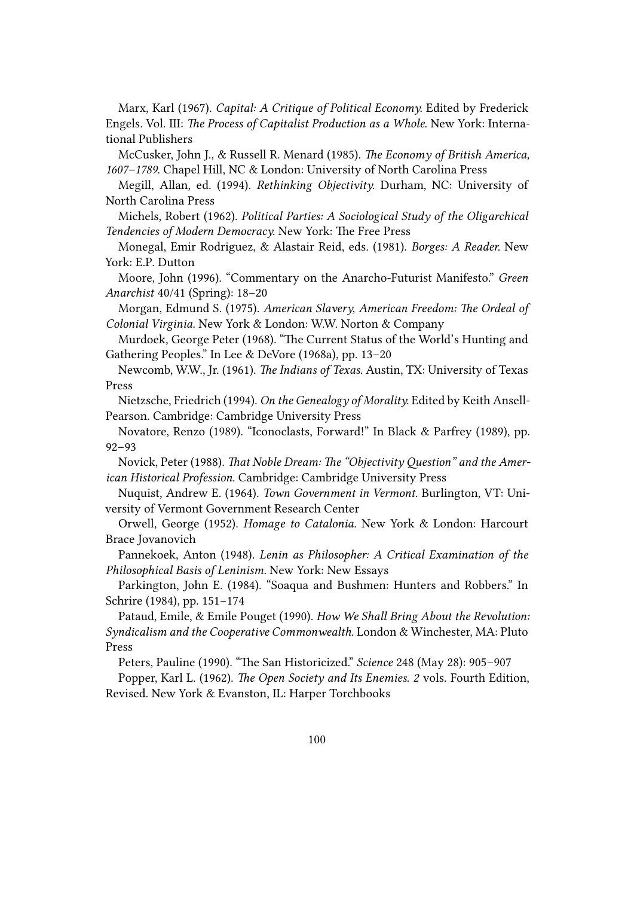Marx, Karl (1967). *Capital: A Critique of Political Economy.* Edited by Frederick Engels. Vol. III: *The Process of Capitalist Production as a Whole.* New York: International Publishers

McCusker, John J., & Russell R. Menard (1985). *The Economy of British America, 1607–1789.* Chapel Hill, NC & London: University of North Carolina Press

Megill, Allan, ed. (1994). *Rethinking Objectivity.* Durham, NC: University of North Carolina Press

Michels, Robert (1962). *Political Parties: A Sociological Study of the Oligarchical Tendencies of Modern Democracy.* New York: The Free Press

Monegal, Emir Rodriguez, & Alastair Reid, eds. (1981). *Borges: A Reader.* New York: E.P. Dutton

Moore, John (1996). "Commentary on the Anarcho-Futurist Manifesto." *Green Anarchist* 40/41 (Spring): 18–20

Morgan, Edmund S. (1975). *American Slavery, American Freedom: The Ordeal of Colonial Virginia.* New York & London: W.W. Norton & Company

Murdoek, George Peter (1968). "The Current Status of the World's Hunting and Gathering Peoples." In Lee & DeVore (1968a), pp. 13–20

Newcomb, W.W., Jr. (1961). *The Indians of Texas.* Austin, TX: University of Texas Press

Nietzsche, Friedrich (1994). *On the Genealogy of Morality.* Edited by Keith Ansell-Pearson. Cambridge: Cambridge University Press

Novatore, Renzo (1989). "Iconoclasts, Forward!" In Black & Parfrey (1989), pp. 92–93

Novick, Peter (1988). *That Noble Dream: The "Objectivity Question" and the American Historical Profession.* Cambridge: Cambridge University Press

Nuquist, Andrew E. (1964). *Town Government in Vermont.* Burlington, VT: University of Vermont Government Research Center

Orwell, George (1952). *Homage to Catalonia.* New York & London: Harcourt Brace Jovanovich

Pannekoek, Anton (1948). *Lenin as Philosopher: A Critical Examination of the Philosophical Basis of Leninism.* New York: New Essays

Parkington, John E. (1984). "Soaqua and Bushmen: Hunters and Robbers." In Schrire (1984), pp. 151–174

Pataud, Emile, & Emile Pouget (1990). *How We Shall Bring About the Revolution: Syndicalism and the Cooperative Commonwealth.* London & Winchester, MA: Pluto Press

Peters, Pauline (1990). "The San Historicized." *Science* 248 (May 28): 905–907

Popper, Karl L. (1962). *The Open Society and Its Enemies. 2* vols. Fourth Edition, Revised. New York & Evanston, IL: Harper Torchbooks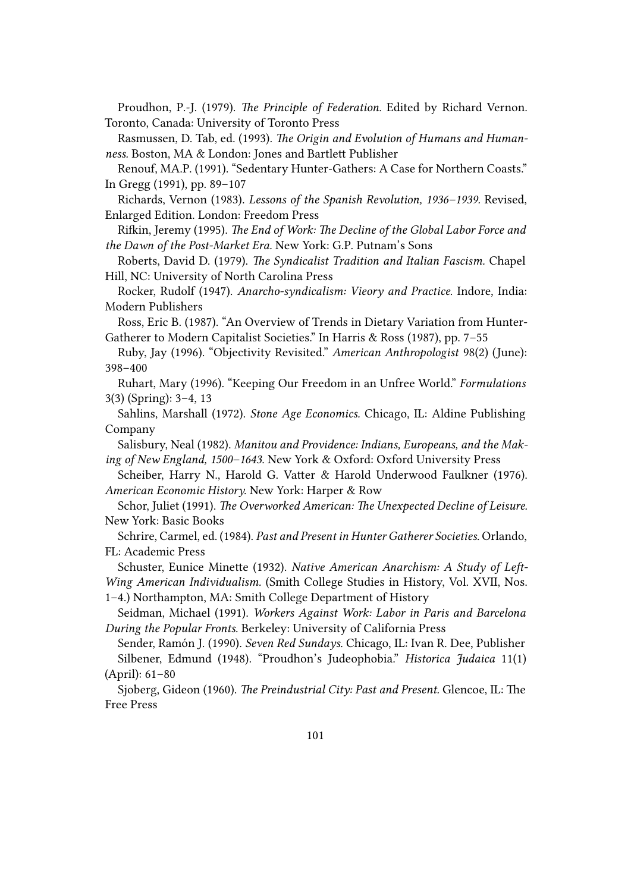Proudhon, P.-J. (1979). *The Principle of Federation.* Edited by Richard Vernon. Toronto, Canada: University of Toronto Press

Rasmussen, D. Tab, ed. (1993). *The Origin and Evolution of Humans and Humanness.* Boston, MA & London: Jones and Bartlett Publisher

Renouf, MA.P. (1991). "Sedentary Hunter-Gathers: A Case for Northern Coasts." In Gregg (1991), pp. 89–107

Richards, Vernon (1983). *Lessons of the Spanish Revolution, 1936–1939.* Revised, Enlarged Edition. London: Freedom Press

Rifkin, Jeremy (1995). *The End of Work: The Decline of the Global Labor Force and the Dawn of the Post-Market Era.* New York: G.P. Putnam's Sons

Roberts, David D. (1979). *The Syndicalist Tradition and Italian Fascism.* Chapel Hill, NC: University of North Carolina Press

Rocker, Rudolf (1947). *Anarcho-syndicalism: Vieory and Practice.* Indore, India: Modern Publishers

Ross, Eric B. (1987). "An Overview of Trends in Dietary Variation from Hunter-Gatherer to Modern Capitalist Societies." In Harris & Ross (1987), pp. 7–55

Ruby, Jay (1996). "Objectivity Revisited." *American Anthropologist* 98(2) (June): 398–400

Ruhart, Mary (1996). "Keeping Our Freedom in an Unfree World." *Formulations* 3(3) (Spring): 3–4, 13

Sahlins, Marshall (1972). *Stone Age Economics.* Chicago, IL: Aldine Publishing Company

Salisbury, Neal (1982). *Manitou and Providence: Indians, Europeans, and the Making of New England, 1500–1643.* New York & Oxford: Oxford University Press

Scheiber, Harry N., Harold G. Vatter & Harold Underwood Faulkner (1976). *American Economic History.* New York: Harper & Row

Schor, Juliet (1991). *The Overworked American: The Unexpected Decline of Leisure.* New York: Basic Books

Schrire, Carmel, ed. (1984). *Past and Present in Hunter Gatherer Societies.* Orlando, FL: Academic Press

Schuster, Eunice Minette (1932). *Native American Anarchism: A Study of Left-Wing American Individualism.* (Smith College Studies in History, Vol. XVII, Nos. 1–4.) Northampton, MA: Smith College Department of History

Seidman, Michael (1991). *Workers Against Work: Labor in Paris and Barcelona During the Popular Fronts.* Berkeley: University of California Press

Sender, Ramón J. (1990). *Seven Red Sundays.* Chicago, IL: Ivan R. Dee, Publisher

Silbener, Edmund (1948). "Proudhon's Judeophobia." *Historica Judaica* 11(1) (April): 61–80

Sjoberg, Gideon (1960). *The Preindustrial City: Past and Present.* Glencoe, IL: The Free Press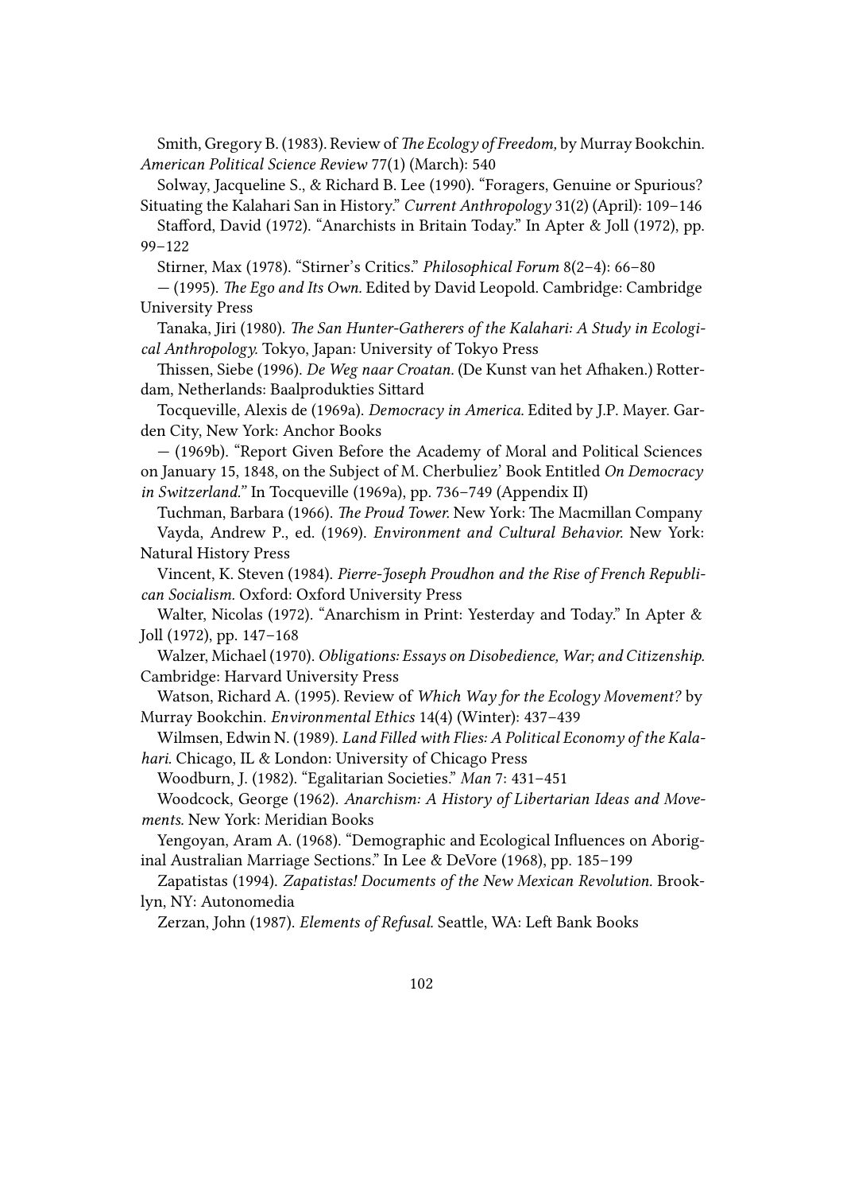Smith, Gregory B. (1983). Review of *The Ecology of Freedom,* by Murray Bookchin. *American Political Science Review* 77(1) (March): 540

Solway, Jacqueline S., & Richard B. Lee (1990). "Foragers, Genuine or Spurious? Situating the Kalahari San in History." *Current Anthropology* 31(2) (April): 109–146

Stafford, David (1972). "Anarchists in Britain Today." In Apter & Joll (1972), pp. 99–122

Stirner, Max (1978). "Stirner's Critics." *Philosophical Forum* 8(2–4): 66–80

— (1995). *The Ego and Its Own.* Edited by David Leopold. Cambridge: Cambridge University Press

Tanaka, Jiri (1980). *The San Hunter-Gatherers of the Kalahari: A Study in Ecological Anthropology.* Tokyo, Japan: University of Tokyo Press

Thissen, Siebe (1996). *De Weg naar Croatan.* (De Kunst van het Afhaken.) Rotterdam, Netherlands: Baalprodukties Sittard

Tocqueville, Alexis de (1969a). *Democracy in America.* Edited by J.P. Mayer. Garden City, New York: Anchor Books

— (1969b). "Report Given Before the Academy of Moral and Political Sciences on January 15, 1848, on the Subject of M. Cherbuliez' Book Entitled *On Democracy in Switzerland.*" In Tocqueville (1969a), pp. 736–749 (Appendix II)

Tuchman, Barbara (1966). *The Proud Tower.* New York: The Macmillan Company

Vayda, Andrew P., ed. (1969). *Environment and Cultural Behavior.* New York: Natural History Press

Vincent, K. Steven (1984). *Pierre-Joseph Proudhon and the Rise of French Republican Socialism.* Oxford: Oxford University Press

Walter, Nicolas (1972). "Anarchism in Print: Yesterday and Today." In Apter & Joll (1972), pp. 147–168

Walzer, Michael (1970). *Obligations: Essays on Disobedience, War; and Citizenship.* Cambridge: Harvard University Press

Watson, Richard A. (1995). Review of *Which Way for the Ecology Movement?* by Murray Bookchin. *Environmental Ethics* 14(4) (Winter): 437–439

Wilmsen, Edwin N. (1989). *Land Filled with Flies: A Political Economy of the Kalahari.* Chicago, IL & London: University of Chicago Press

Woodburn, J. (1982). "Egalitarian Societies." *Man* 7: 431–451

Woodcock, George (1962). *Anarchism: A History of Libertarian Ideas and Movements.* New York: Meridian Books

Yengoyan, Aram A. (1968). "Demographic and Ecological Influences on Aboriginal Australian Marriage Sections." In Lee & DeVore (1968), pp. 185–199

Zapatistas (1994). *Zapatistas! Documents of the New Mexican Revolution.* Brooklyn, NY: Autonomedia

Zerzan, John (1987). *Elements of Refusal.* Seattle, WA: Left Bank Books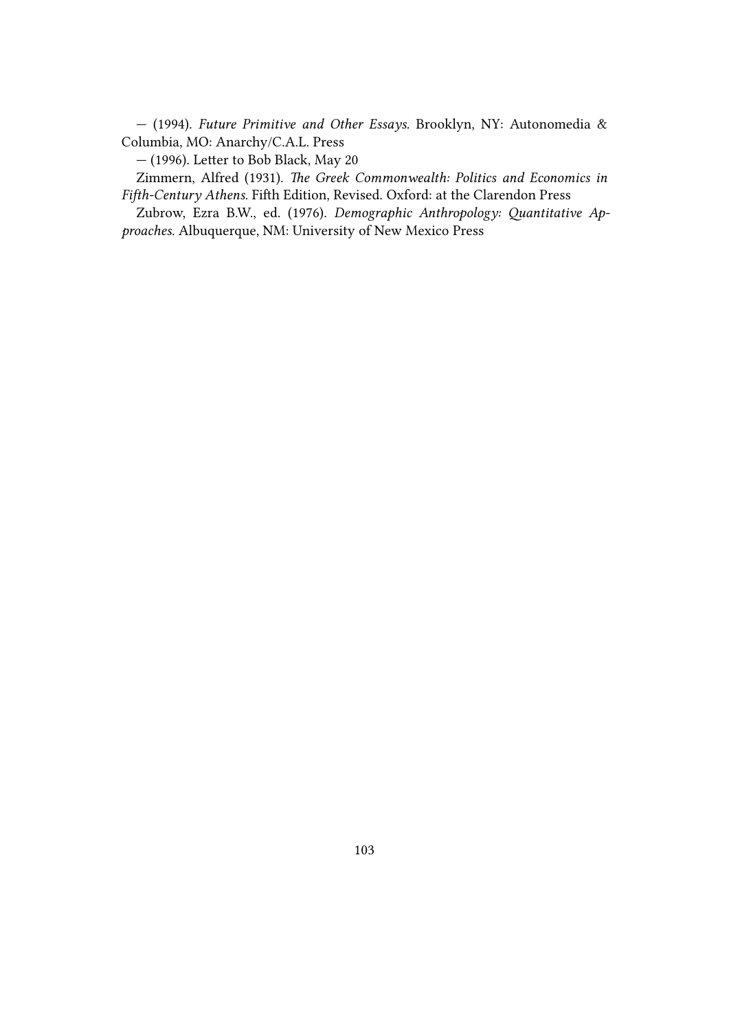— (1994). *Future Primitive and Other Essays.* Brooklyn, NY: Autonomedia & Columbia, MO: Anarchy/C.A.L. Press

— (1996). Letter to Bob Black, May 20

Zimmern, Alfred (1931). *The Greek Commonwealth: Politics and Economics in Fifth-Century Athens.* Fifth Edition, Revised. Oxford: at the Clarendon Press

Zubrow, Ezra B.W., ed. (1976). *Demographic Anthropology: Quantitative Approaches.* Albuquerque, NM: University of New Mexico Press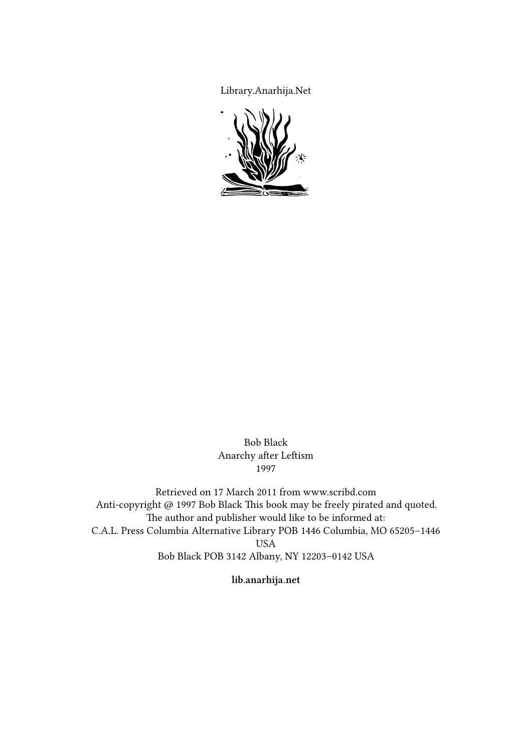Library.Anarhija.Net

Bob Black
Anarchy after Leftism
1997

Retrieved on 17 March 2011 from www.scribd.com
Anti-copyright @ 1997 Bob Black This book may be freely pirated and quoted.
The author and publisher would like to be informed at:
C.A.L. Press Columbia Alternative Library POB 1446 Columbia, MO 65205–1446
USA
Bob Black POB 3142 Albany, NY 12203–0142 USA

**lib.anarhija.net**